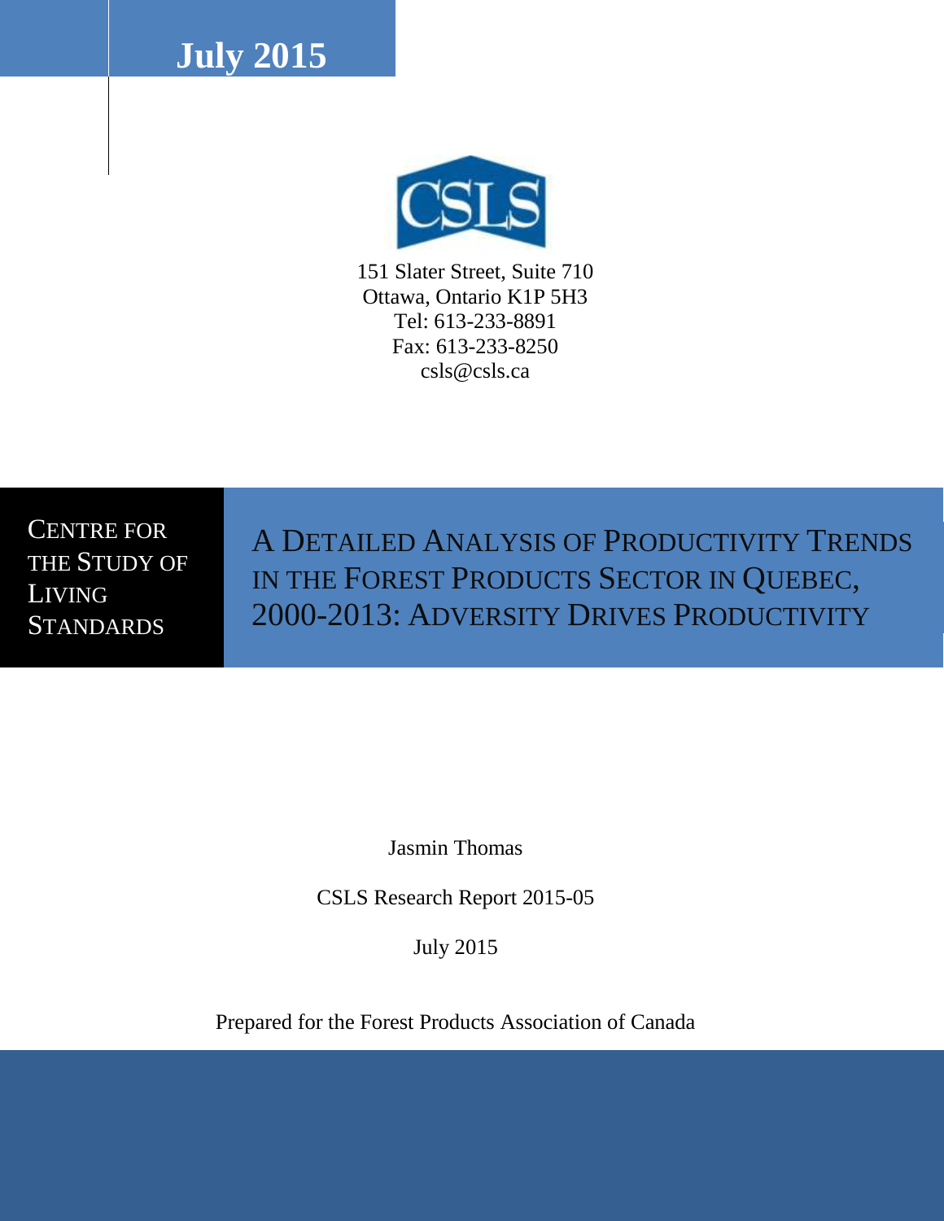**July 2015**

151 Slater Street, Suite 710
Ottawa, Ontario K1P 5H3
Tel: 613-233-8891
Fax: 613-233-8250
csls@csls.ca

CENTRE FOR THE STUDY OF LIVING STANDARDS

# A DETAILED ANALYSIS OF PRODUCTIVITY TRENDS IN THE FOREST PRODUCTS SECTOR IN QUEBEC, 2000-2013: ADVERSITY DRIVES PRODUCTIVITY

Jasmin Thomas

CSLS Research Report 2015-05

July 2015

Prepared for the Forest Products Association of Canada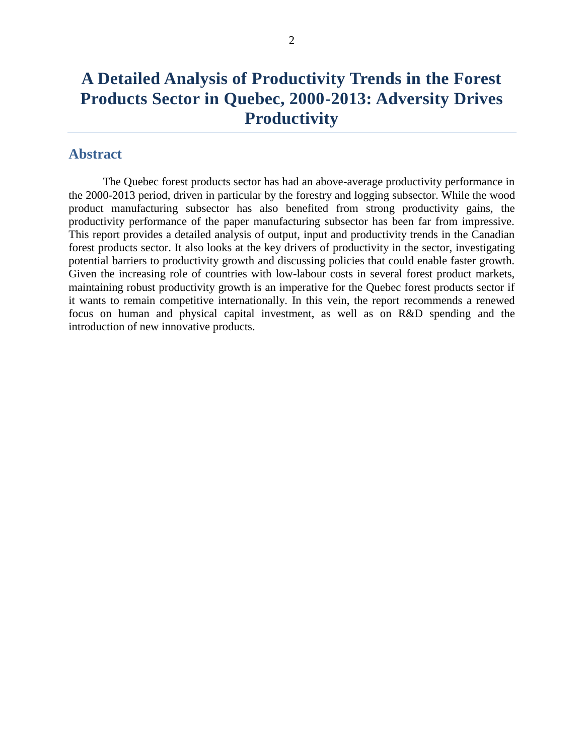# A Detailed Analysis of Productivity Trends in the Forest Products Sector in Quebec, 2000-2013: Adversity Drives Productivity

## Abstract

The Quebec forest products sector has had an above-average productivity performance in the 2000-2013 period, driven in particular by the forestry and logging subsector. While the wood product manufacturing subsector has also benefited from strong productivity gains, the productivity performance of the paper manufacturing subsector has been far from impressive. This report provides a detailed analysis of output, input and productivity trends in the Canadian forest products sector. It also looks at the key drivers of productivity in the sector, investigating potential barriers to productivity growth and discussing policies that could enable faster growth. Given the increasing role of countries with low-labour costs in several forest product markets, maintaining robust productivity growth is an imperative for the Quebec forest products sector if it wants to remain competitive internationally. In this vein, the report recommends a renewed focus on human and physical capital investment, as well as on R&D spending and the introduction of new innovative products.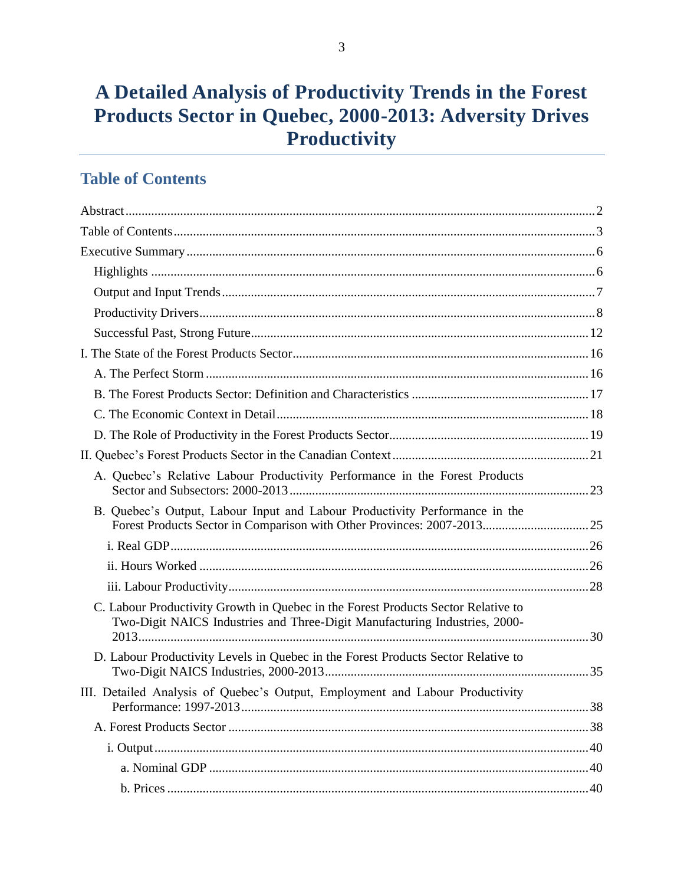# A Detailed Analysis of Productivity Trends in the Forest Products Sector in Quebec, 2000-2013: Adversity Drives Productivity

## Table of Contents

Abstract ..... 2

Table of Contents ..... 3

Executive Summary ..... 6

- Highlights ..... 6
- Output and Input Trends ..... 7
- Productivity Drivers ..... 8
- Successful Past, Strong Future ..... 12

I. The State of the Forest Products Sector ..... 16

- A. The Perfect Storm ..... 16
- B. The Forest Products Sector: Definition and Characteristics ..... 17
- C. The Economic Context in Detail ..... 18
- D. The Role of Productivity in the Forest Products Sector ..... 19

II. Quebec's Forest Products Sector in the Canadian Context ..... 21

- A. Quebec's Relative Labour Productivity Performance in the Forest Products Sector and Subsectors: 2000-2013 ..... 23
- B. Quebec's Output, Labour Input and Labour Productivity Performance in the Forest Products Sector in Comparison with Other Provinces: 2007-2013 ..... 25
  - i. Real GDP ..... 26
  - ii. Hours Worked ..... 26
  - iii. Labour Productivity ..... 28
- C. Labour Productivity Growth in Quebec in the Forest Products Sector Relative to Two-Digit NAICS Industries and Three-Digit Manufacturing Industries, 2000-2013 ..... 30
- D. Labour Productivity Levels in Quebec in the Forest Products Sector Relative to Two-Digit NAICS Industries, 2000-2013 ..... 35

III. Detailed Analysis of Quebec's Output, Employment and Labour Productivity Performance: 1997-2013 ..... 38

- A. Forest Products Sector ..... 38
  - i. Output ..... 40
    - a. Nominal GDP ..... 40
    - b. Prices ..... 40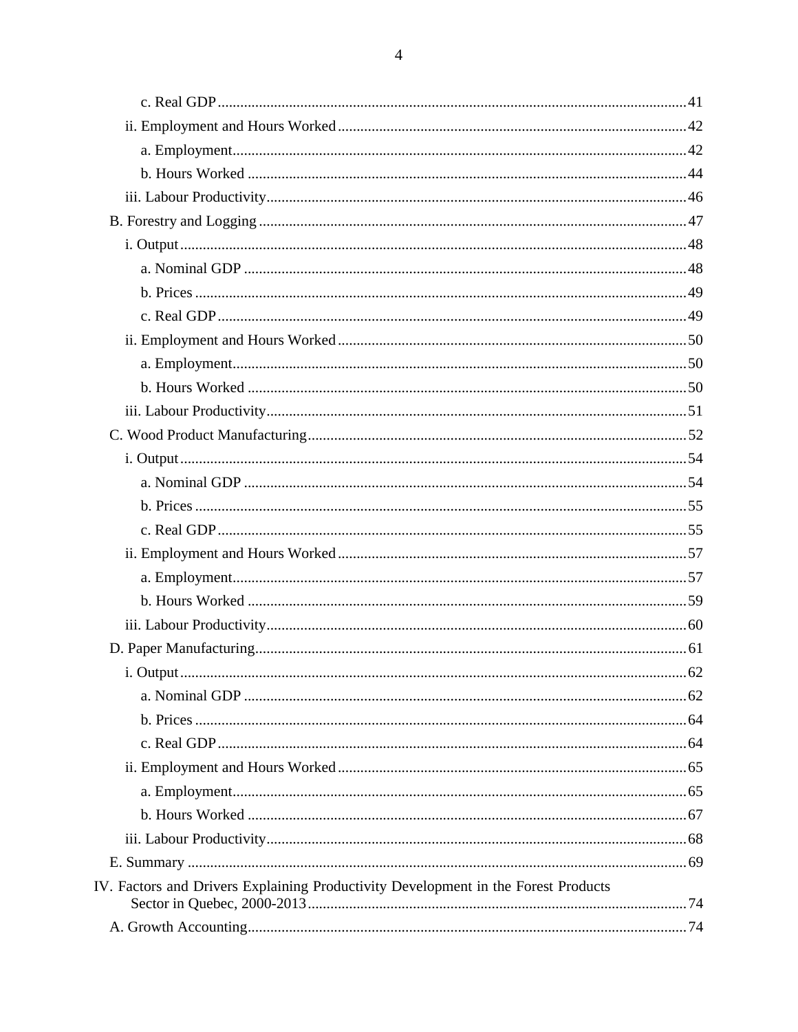c. Real GDP ........................................................................................................................41

ii. Employment and Hours Worked ............................................................................................42

a. Employment........................................................................................................................42

b. Hours Worked ....................................................................................................................44

iii. Labour Productivity...............................................................................................................46

B. Forestry and Logging ................................................................................................................47

i. Output......................................................................................................................................48

a. Nominal GDP .....................................................................................................................48

b. Prices ..................................................................................................................................49

c. Real GDP ............................................................................................................................49

ii. Employment and Hours Worked ............................................................................................50

a. Employment........................................................................................................................50

b. Hours Worked ....................................................................................................................50

iii. Labour Productivity...............................................................................................................51

C. Wood Product Manufacturing....................................................................................................52

i. Output......................................................................................................................................54

a. Nominal GDP .....................................................................................................................54

b. Prices ..................................................................................................................................55

c. Real GDP ............................................................................................................................55

ii. Employment and Hours Worked ............................................................................................57

a. Employment........................................................................................................................57

b. Hours Worked ....................................................................................................................59

iii. Labour Productivity...............................................................................................................60

D. Paper Manufacturing..................................................................................................................61

i. Output......................................................................................................................................62

a. Nominal GDP .....................................................................................................................62

b. Prices ..................................................................................................................................64

c. Real GDP ............................................................................................................................64

ii. Employment and Hours Worked ............................................................................................65

a. Employment........................................................................................................................65

b. Hours Worked ....................................................................................................................67

iii. Labour Productivity...............................................................................................................68

E. Summary ....................................................................................................................................69

IV. Factors and Drivers Explaining Productivity Development in the Forest Products Sector in Quebec, 2000-2013....................................................................................................74

A. Growth Accounting....................................................................................................................74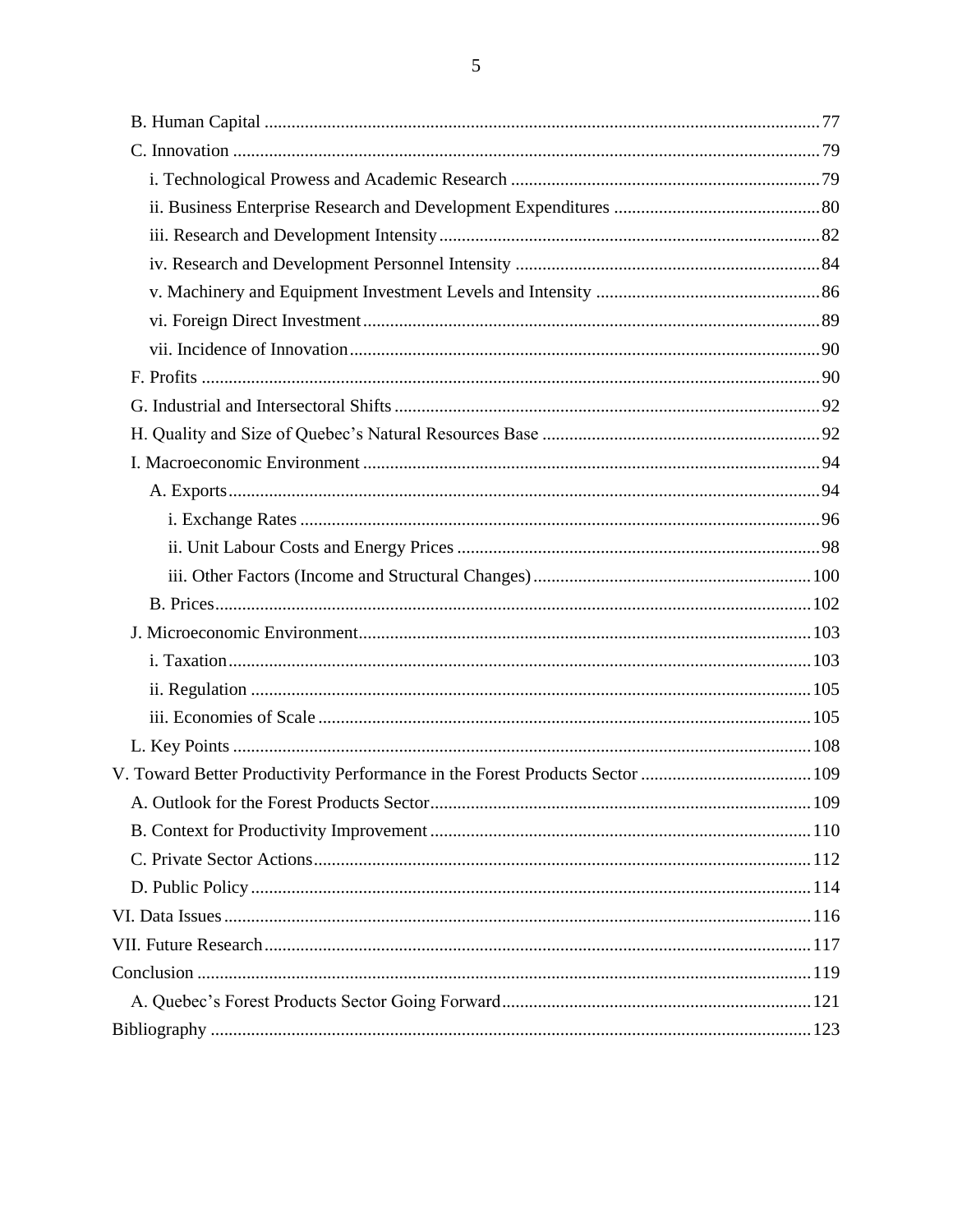B. Human Capital ........................................................................................................................... 77
C. Innovation .................................................................................................................................. 79
i. Technological Prowess and Academic Research ..................................................................... 79
ii. Business Enterprise Research and Development Expenditures .............................................. 80
iii. Research and Development Intensity .................................................................................... 82
iv. Research and Development Personnel Intensity .................................................................... 84
v. Machinery and Equipment Investment Levels and Intensity .................................................. 86
vi. Foreign Direct Investment ..................................................................................................... 89
vii. Incidence of Innovation ........................................................................................................ 90
F. Profits ......................................................................................................................................... 90
G. Industrial and Intersectoral Shifts .............................................................................................. 92
H. Quality and Size of Quebec's Natural Resources Base .............................................................. 92
I. Macroeconomic Environment ..................................................................................................... 94
A. Exports ................................................................................................................................... 94
i. Exchange Rates ................................................................................................................... 96
ii. Unit Labour Costs and Energy Prices ................................................................................. 98
iii. Other Factors (Income and Structural Changes) .............................................................. 100
B. Prices .................................................................................................................................... 102
J. Microeconomic Environment .................................................................................................... 103
i. Taxation ................................................................................................................................. 103
ii. Regulation ............................................................................................................................ 105
iii. Economies of Scale ............................................................................................................. 105
L. Key Points ................................................................................................................................ 108
V. Toward Better Productivity Performance in the Forest Products Sector ...................................... 109
A. Outlook for the Forest Products Sector .................................................................................... 109
B. Context for Productivity Improvement .................................................................................... 110
C. Private Sector Actions .............................................................................................................. 112
D. Public Policy ............................................................................................................................ 114
VI. Data Issues .................................................................................................................................. 116
VII. Future Research ......................................................................................................................... 117
Conclusion ........................................................................................................................................ 119
A. Quebec's Forest Products Sector Going Forward ..................................................................... 121
Bibliography ..................................................................................................................................... 123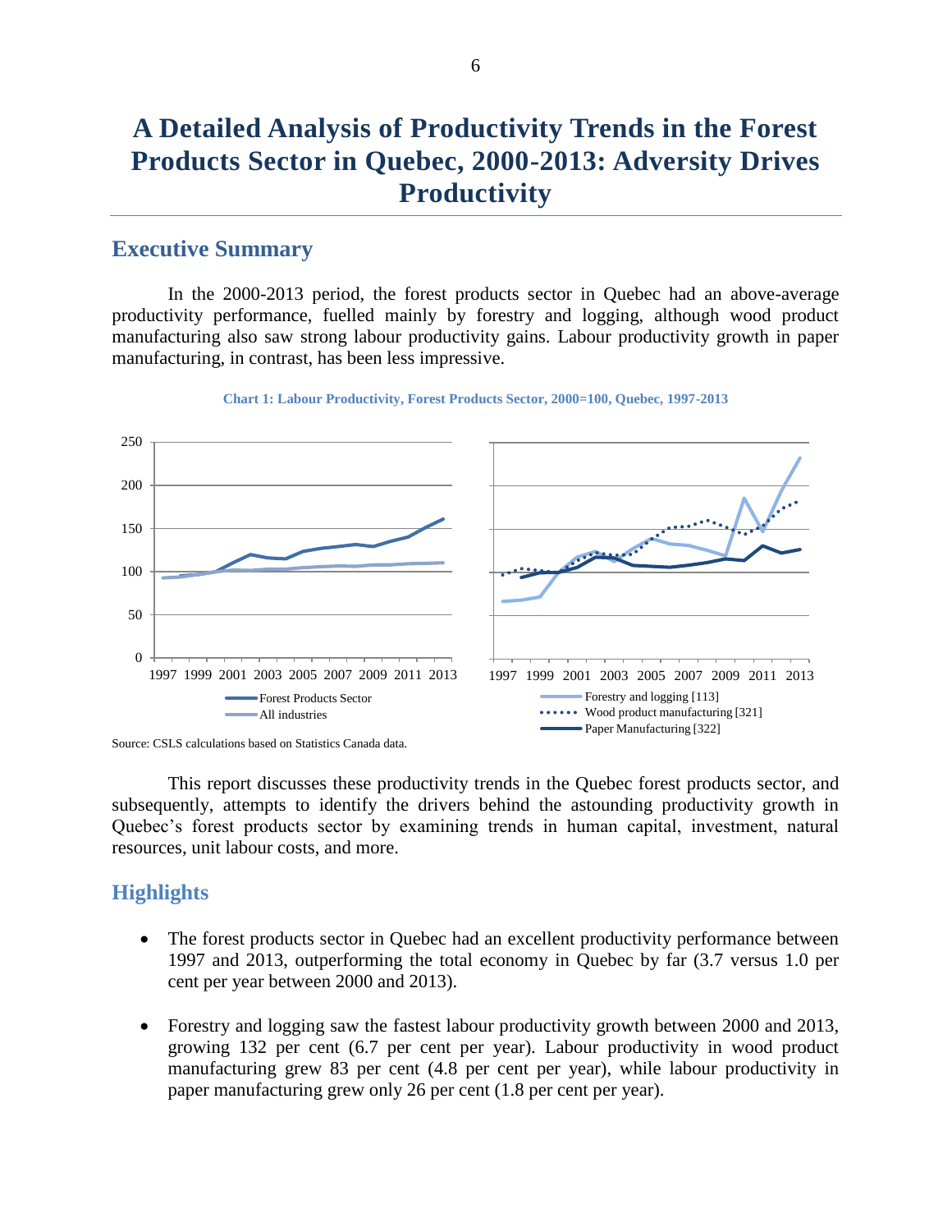# A Detailed Analysis of Productivity Trends in the Forest Products Sector in Quebec, 2000-2013: Adversity Drives Productivity

## Executive Summary

In the 2000-2013 period, the forest products sector in Quebec had an above-average productivity performance, fuelled mainly by forestry and logging, although wood product manufacturing also saw strong labour productivity gains. Labour productivity growth in paper manufacturing, in contrast, has been less impressive.

**Chart 1: Labour Productivity, Forest Products Sector, 2000=100, Quebec, 1997-2013**

Source: CSLS calculations based on Statistics Canada data.

This report discusses these productivity trends in the Quebec forest products sector, and subsequently, attempts to identify the drivers behind the astounding productivity growth in Quebec's forest products sector by examining trends in human capital, investment, natural resources, unit labour costs, and more.

## Highlights

- The forest products sector in Quebec had an excellent productivity performance between 1997 and 2013, outperforming the total economy in Quebec by far (3.7 versus 1.0 per cent per year between 2000 and 2013).

- Forestry and logging saw the fastest labour productivity growth between 2000 and 2013, growing 132 per cent (6.7 per cent per year). Labour productivity in wood product manufacturing grew 83 per cent (4.8 per cent per year), while labour productivity in paper manufacturing grew only 26 per cent (1.8 per cent per year).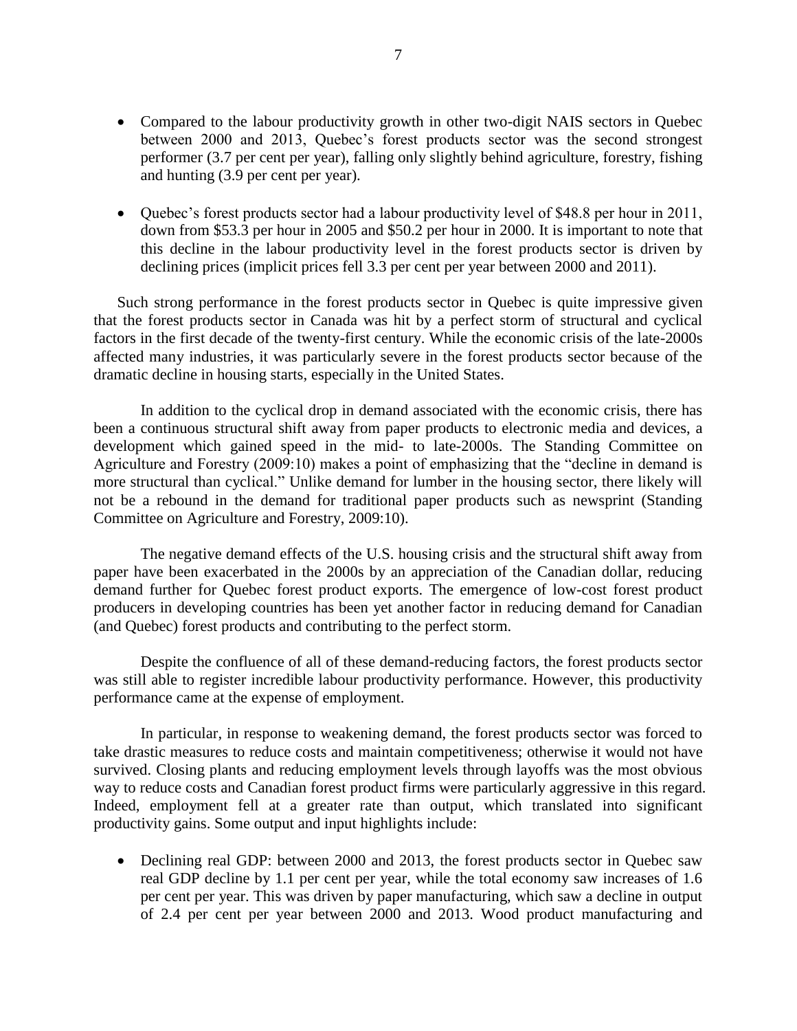- Compared to the labour productivity growth in other two-digit NAIS sectors in Quebec between 2000 and 2013, Quebec's forest products sector was the second strongest performer (3.7 per cent per year), falling only slightly behind agriculture, forestry, fishing and hunting (3.9 per cent per year).

- Quebec's forest products sector had a labour productivity level of $48.8 per hour in 2011, down from $53.3 per hour in 2005 and $50.2 per hour in 2000. It is important to note that this decline in the labour productivity level in the forest products sector is driven by declining prices (implicit prices fell 3.3 per cent per year between 2000 and 2011).

Such strong performance in the forest products sector in Quebec is quite impressive given that the forest products sector in Canada was hit by a perfect storm of structural and cyclical factors in the first decade of the twenty-first century. While the economic crisis of the late-2000s affected many industries, it was particularly severe in the forest products sector because of the dramatic decline in housing starts, especially in the United States.

In addition to the cyclical drop in demand associated with the economic crisis, there has been a continuous structural shift away from paper products to electronic media and devices, a development which gained speed in the mid- to late-2000s. The Standing Committee on Agriculture and Forestry (2009:10) makes a point of emphasizing that the "decline in demand is more structural than cyclical." Unlike demand for lumber in the housing sector, there likely will not be a rebound in the demand for traditional paper products such as newsprint (Standing Committee on Agriculture and Forestry, 2009:10).

The negative demand effects of the U.S. housing crisis and the structural shift away from paper have been exacerbated in the 2000s by an appreciation of the Canadian dollar, reducing demand further for Quebec forest product exports. The emergence of low-cost forest product producers in developing countries has been yet another factor in reducing demand for Canadian (and Quebec) forest products and contributing to the perfect storm.

Despite the confluence of all of these demand-reducing factors, the forest products sector was still able to register incredible labour productivity performance. However, this productivity performance came at the expense of employment.

In particular, in response to weakening demand, the forest products sector was forced to take drastic measures to reduce costs and maintain competitiveness; otherwise it would not have survived. Closing plants and reducing employment levels through layoffs was the most obvious way to reduce costs and Canadian forest product firms were particularly aggressive in this regard. Indeed, employment fell at a greater rate than output, which translated into significant productivity gains. Some output and input highlights include:

- Declining real GDP: between 2000 and 2013, the forest products sector in Quebec saw real GDP decline by 1.1 per cent per year, while the total economy saw increases of 1.6 per cent per year. This was driven by paper manufacturing, which saw a decline in output of 2.4 per cent per year between 2000 and 2013. Wood product manufacturing and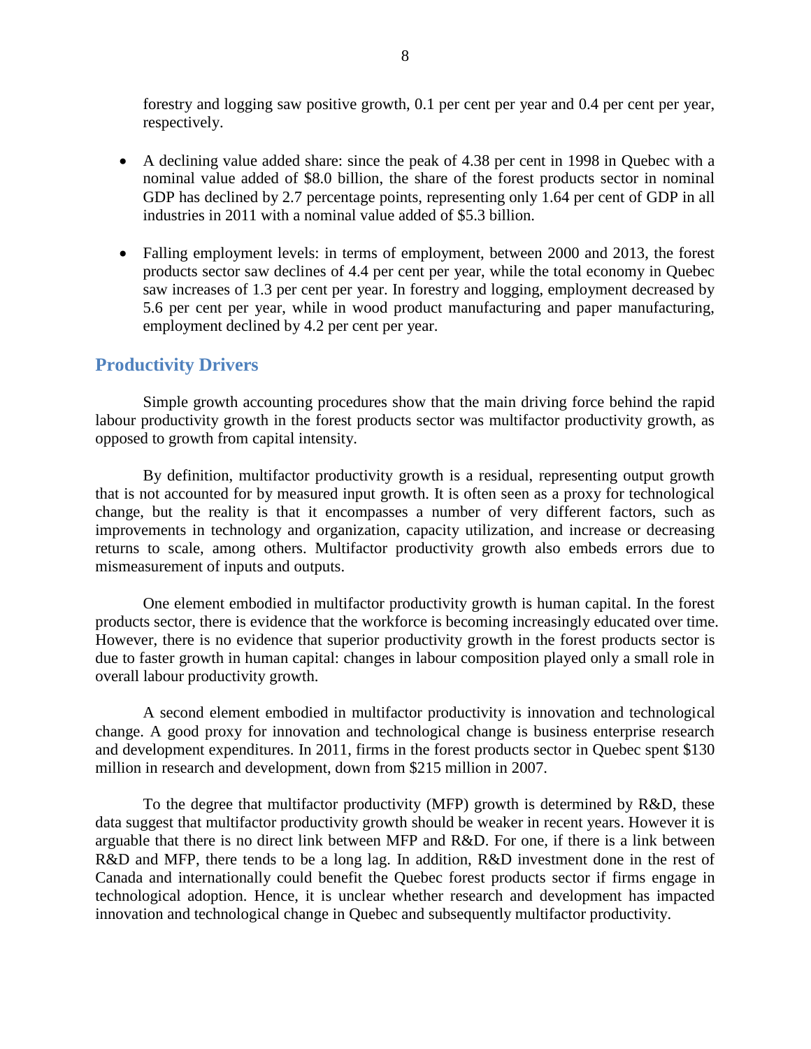forestry and logging saw positive growth, 0.1 per cent per year and 0.4 per cent per year, respectively.

- A declining value added share: since the peak of 4.38 per cent in 1998 in Quebec with a nominal value added of $8.0 billion, the share of the forest products sector in nominal GDP has declined by 2.7 percentage points, representing only 1.64 per cent of GDP in all industries in 2011 with a nominal value added of $5.3 billion.

- Falling employment levels: in terms of employment, between 2000 and 2013, the forest products sector saw declines of 4.4 per cent per year, while the total economy in Quebec saw increases of 1.3 per cent per year. In forestry and logging, employment decreased by 5.6 per cent per year, while in wood product manufacturing and paper manufacturing, employment declined by 4.2 per cent per year.

## Productivity Drivers

Simple growth accounting procedures show that the main driving force behind the rapid labour productivity growth in the forest products sector was multifactor productivity growth, as opposed to growth from capital intensity.

By definition, multifactor productivity growth is a residual, representing output growth that is not accounted for by measured input growth. It is often seen as a proxy for technological change, but the reality is that it encompasses a number of very different factors, such as improvements in technology and organization, capacity utilization, and increase or decreasing returns to scale, among others. Multifactor productivity growth also embeds errors due to mismeasurement of inputs and outputs.

One element embodied in multifactor productivity growth is human capital. In the forest products sector, there is evidence that the workforce is becoming increasingly educated over time. However, there is no evidence that superior productivity growth in the forest products sector is due to faster growth in human capital: changes in labour composition played only a small role in overall labour productivity growth.

A second element embodied in multifactor productivity is innovation and technological change. A good proxy for innovation and technological change is business enterprise research and development expenditures. In 2011, firms in the forest products sector in Quebec spent $130 million in research and development, down from $215 million in 2007.

To the degree that multifactor productivity (MFP) growth is determined by R&D, these data suggest that multifactor productivity growth should be weaker in recent years. However it is arguable that there is no direct link between MFP and R&D. For one, if there is a link between R&D and MFP, there tends to be a long lag. In addition, R&D investment done in the rest of Canada and internationally could benefit the Quebec forest products sector if firms engage in technological adoption. Hence, it is unclear whether research and development has impacted innovation and technological change in Quebec and subsequently multifactor productivity.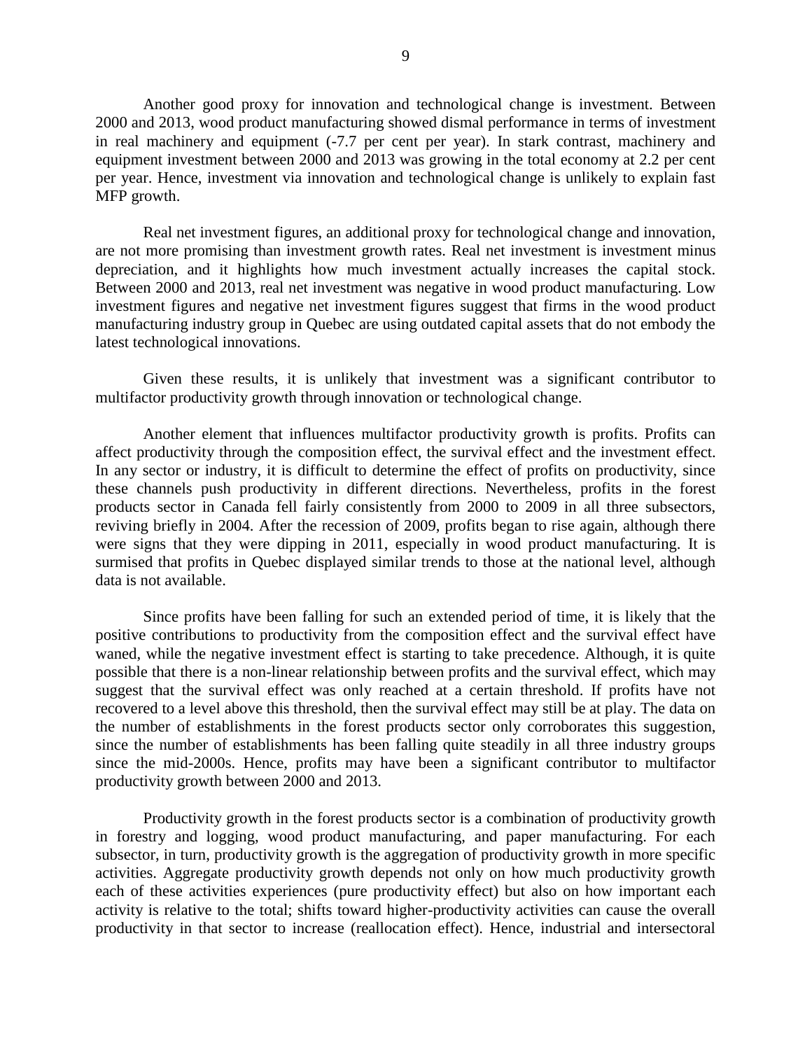Another good proxy for innovation and technological change is investment. Between 2000 and 2013, wood product manufacturing showed dismal performance in terms of investment in real machinery and equipment (-7.7 per cent per year). In stark contrast, machinery and equipment investment between 2000 and 2013 was growing in the total economy at 2.2 per cent per year. Hence, investment via innovation and technological change is unlikely to explain fast MFP growth.

Real net investment figures, an additional proxy for technological change and innovation, are not more promising than investment growth rates. Real net investment is investment minus depreciation, and it highlights how much investment actually increases the capital stock. Between 2000 and 2013, real net investment was negative in wood product manufacturing. Low investment figures and negative net investment figures suggest that firms in the wood product manufacturing industry group in Quebec are using outdated capital assets that do not embody the latest technological innovations.

Given these results, it is unlikely that investment was a significant contributor to multifactor productivity growth through innovation or technological change.

Another element that influences multifactor productivity growth is profits. Profits can affect productivity through the composition effect, the survival effect and the investment effect. In any sector or industry, it is difficult to determine the effect of profits on productivity, since these channels push productivity in different directions. Nevertheless, profits in the forest products sector in Canada fell fairly consistently from 2000 to 2009 in all three subsectors, reviving briefly in 2004. After the recession of 2009, profits began to rise again, although there were signs that they were dipping in 2011, especially in wood product manufacturing. It is surmised that profits in Quebec displayed similar trends to those at the national level, although data is not available.

Since profits have been falling for such an extended period of time, it is likely that the positive contributions to productivity from the composition effect and the survival effect have waned, while the negative investment effect is starting to take precedence. Although, it is quite possible that there is a non-linear relationship between profits and the survival effect, which may suggest that the survival effect was only reached at a certain threshold. If profits have not recovered to a level above this threshold, then the survival effect may still be at play. The data on the number of establishments in the forest products sector only corroborates this suggestion, since the number of establishments has been falling quite steadily in all three industry groups since the mid-2000s. Hence, profits may have been a significant contributor to multifactor productivity growth between 2000 and 2013.

Productivity growth in the forest products sector is a combination of productivity growth in forestry and logging, wood product manufacturing, and paper manufacturing. For each subsector, in turn, productivity growth is the aggregation of productivity growth in more specific activities. Aggregate productivity growth depends not only on how much productivity growth each of these activities experiences (pure productivity effect) but also on how important each activity is relative to the total; shifts toward higher-productivity activities can cause the overall productivity in that sector to increase (reallocation effect). Hence, industrial and intersectoral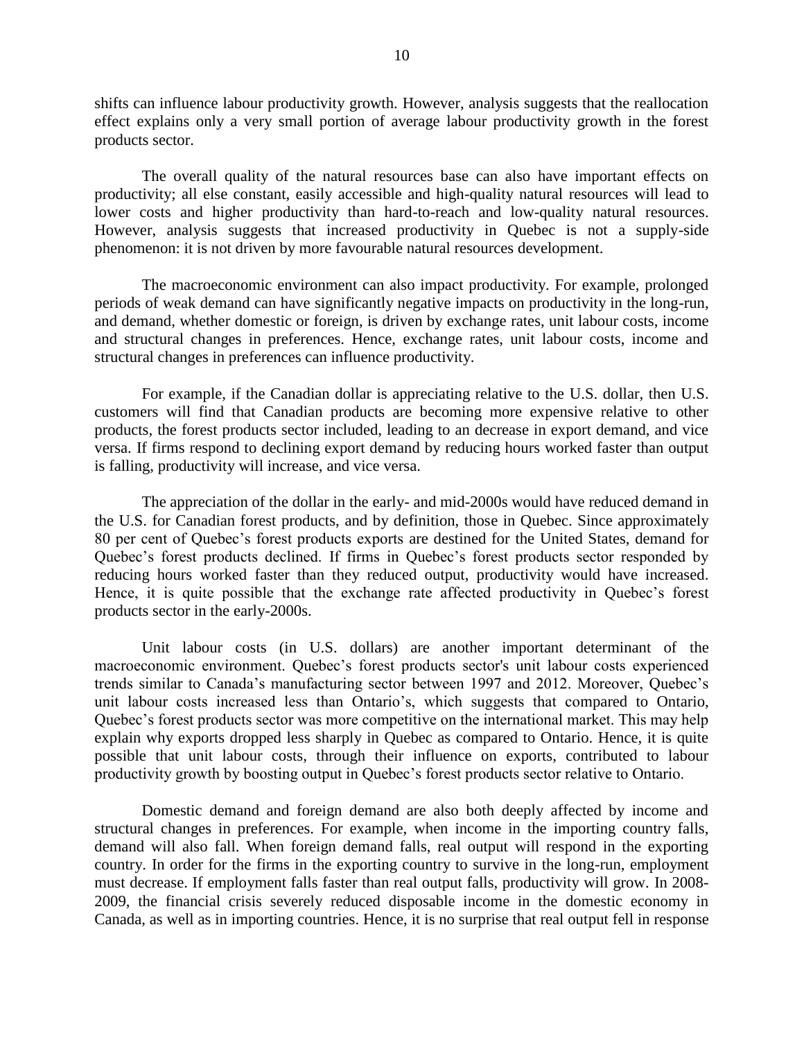shifts can influence labour productivity growth. However, analysis suggests that the reallocation effect explains only a very small portion of average labour productivity growth in the forest products sector.

The overall quality of the natural resources base can also have important effects on productivity; all else constant, easily accessible and high-quality natural resources will lead to lower costs and higher productivity than hard-to-reach and low-quality natural resources. However, analysis suggests that increased productivity in Quebec is not a supply-side phenomenon: it is not driven by more favourable natural resources development.

The macroeconomic environment can also impact productivity. For example, prolonged periods of weak demand can have significantly negative impacts on productivity in the long-run, and demand, whether domestic or foreign, is driven by exchange rates, unit labour costs, income and structural changes in preferences. Hence, exchange rates, unit labour costs, income and structural changes in preferences can influence productivity.

For example, if the Canadian dollar is appreciating relative to the U.S. dollar, then U.S. customers will find that Canadian products are becoming more expensive relative to other products, the forest products sector included, leading to an decrease in export demand, and vice versa. If firms respond to declining export demand by reducing hours worked faster than output is falling, productivity will increase, and vice versa.

The appreciation of the dollar in the early- and mid-2000s would have reduced demand in the U.S. for Canadian forest products, and by definition, those in Quebec. Since approximately 80 per cent of Quebec's forest products exports are destined for the United States, demand for Quebec's forest products declined. If firms in Quebec's forest products sector responded by reducing hours worked faster than they reduced output, productivity would have increased. Hence, it is quite possible that the exchange rate affected productivity in Quebec's forest products sector in the early-2000s.

Unit labour costs (in U.S. dollars) are another important determinant of the macroeconomic environment. Quebec's forest products sector's unit labour costs experienced trends similar to Canada's manufacturing sector between 1997 and 2012. Moreover, Quebec's unit labour costs increased less than Ontario's, which suggests that compared to Ontario, Quebec's forest products sector was more competitive on the international market. This may help explain why exports dropped less sharply in Quebec as compared to Ontario. Hence, it is quite possible that unit labour costs, through their influence on exports, contributed to labour productivity growth by boosting output in Quebec's forest products sector relative to Ontario.

Domestic demand and foreign demand are also both deeply affected by income and structural changes in preferences. For example, when income in the importing country falls, demand will also fall. When foreign demand falls, real output will respond in the exporting country. In order for the firms in the exporting country to survive in the long-run, employment must decrease. If employment falls faster than real output falls, productivity will grow. In 2008-2009, the financial crisis severely reduced disposable income in the domestic economy in Canada, as well as in importing countries. Hence, it is no surprise that real output fell in response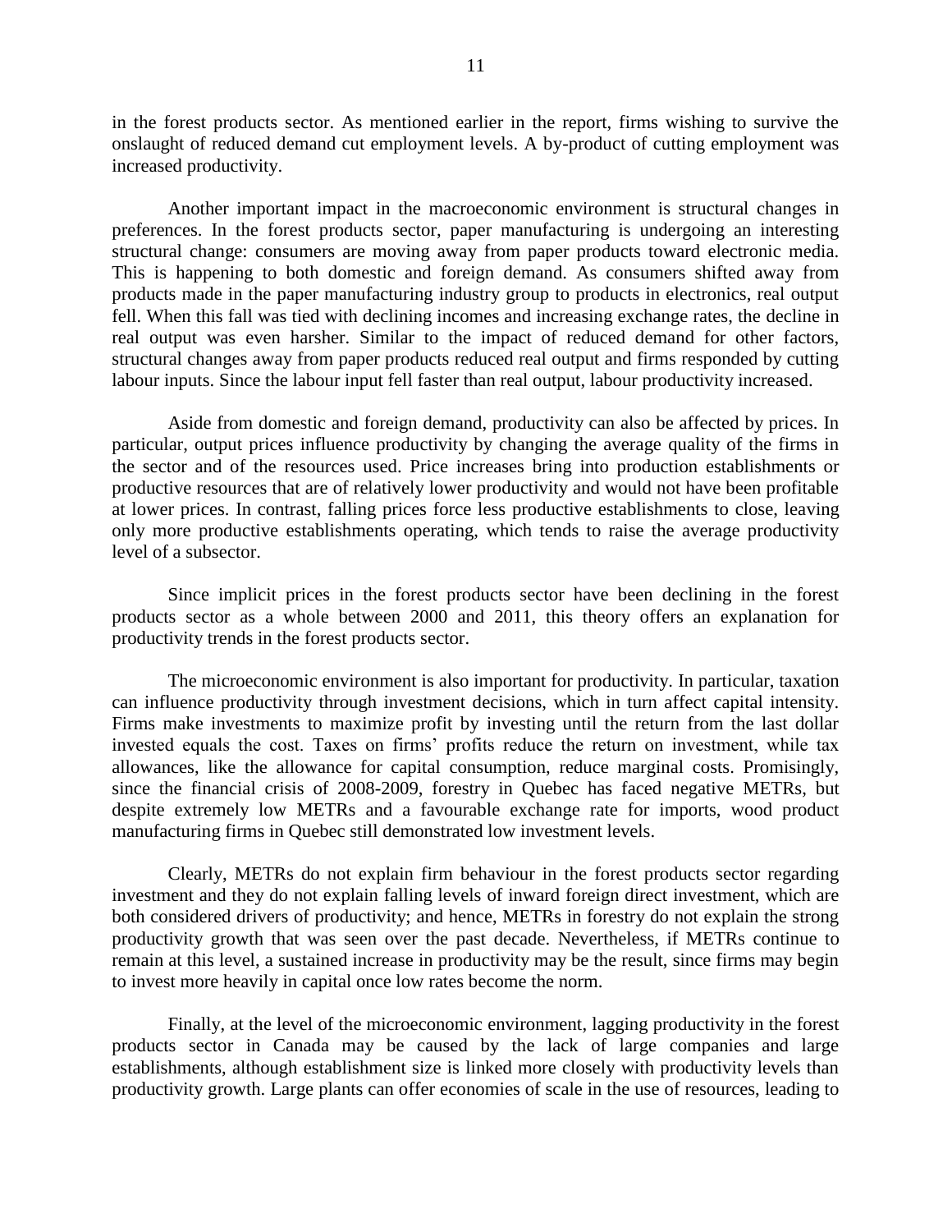in the forest products sector. As mentioned earlier in the report, firms wishing to survive the onslaught of reduced demand cut employment levels. A by-product of cutting employment was increased productivity.

Another important impact in the macroeconomic environment is structural changes in preferences. In the forest products sector, paper manufacturing is undergoing an interesting structural change: consumers are moving away from paper products toward electronic media. This is happening to both domestic and foreign demand. As consumers shifted away from products made in the paper manufacturing industry group to products in electronics, real output fell. When this fall was tied with declining incomes and increasing exchange rates, the decline in real output was even harsher. Similar to the impact of reduced demand for other factors, structural changes away from paper products reduced real output and firms responded by cutting labour inputs. Since the labour input fell faster than real output, labour productivity increased.

Aside from domestic and foreign demand, productivity can also be affected by prices. In particular, output prices influence productivity by changing the average quality of the firms in the sector and of the resources used. Price increases bring into production establishments or productive resources that are of relatively lower productivity and would not have been profitable at lower prices. In contrast, falling prices force less productive establishments to close, leaving only more productive establishments operating, which tends to raise the average productivity level of a subsector.

Since implicit prices in the forest products sector have been declining in the forest products sector as a whole between 2000 and 2011, this theory offers an explanation for productivity trends in the forest products sector.

The microeconomic environment is also important for productivity. In particular, taxation can influence productivity through investment decisions, which in turn affect capital intensity. Firms make investments to maximize profit by investing until the return from the last dollar invested equals the cost. Taxes on firms' profits reduce the return on investment, while tax allowances, like the allowance for capital consumption, reduce marginal costs. Promisingly, since the financial crisis of 2008-2009, forestry in Quebec has faced negative METRs, but despite extremely low METRs and a favourable exchange rate for imports, wood product manufacturing firms in Quebec still demonstrated low investment levels.

Clearly, METRs do not explain firm behaviour in the forest products sector regarding investment and they do not explain falling levels of inward foreign direct investment, which are both considered drivers of productivity; and hence, METRs in forestry do not explain the strong productivity growth that was seen over the past decade. Nevertheless, if METRs continue to remain at this level, a sustained increase in productivity may be the result, since firms may begin to invest more heavily in capital once low rates become the norm.

Finally, at the level of the microeconomic environment, lagging productivity in the forest products sector in Canada may be caused by the lack of large companies and large establishments, although establishment size is linked more closely with productivity levels than productivity growth. Large plants can offer economies of scale in the use of resources, leading to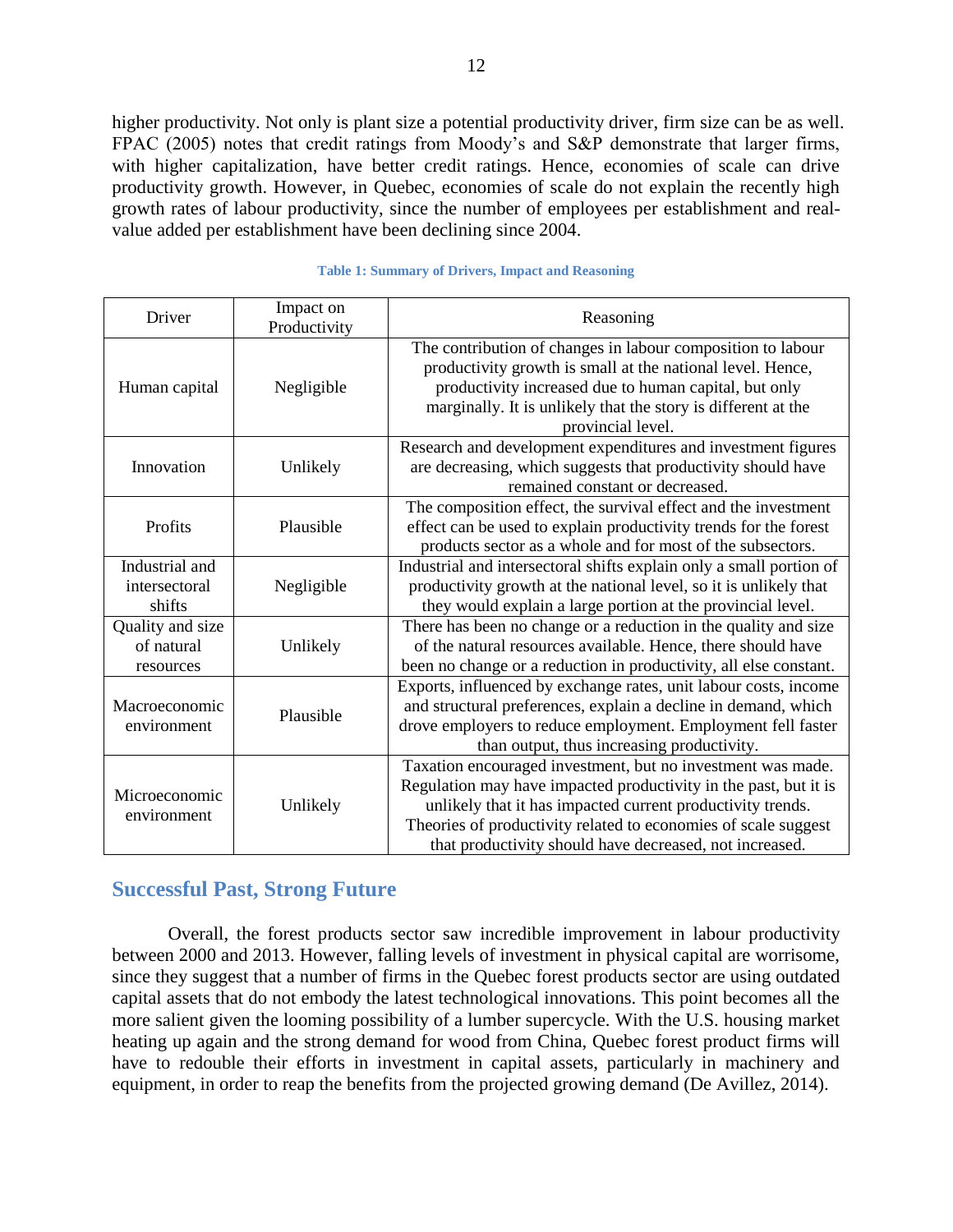higher productivity. Not only is plant size a potential productivity driver, firm size can be as well. FPAC (2005) notes that credit ratings from Moody's and S&P demonstrate that larger firms, with higher capitalization, have better credit ratings. Hence, economies of scale can drive productivity growth. However, in Quebec, economies of scale do not explain the recently high growth rates of labour productivity, since the number of employees per establishment and real-value added per establishment have been declining since 2004.

**Table 1: Summary of Drivers, Impact and Reasoning**

| Driver | Impact on Productivity | Reasoning |
|---|---|---|
| Human capital | Negligible | The contribution of changes in labour composition to labour productivity growth is small at the national level. Hence, productivity increased due to human capital, but only marginally. It is unlikely that the story is different at the provincial level. |
| Innovation | Unlikely | Research and development expenditures and investment figures are decreasing, which suggests that productivity should have remained constant or decreased. |
| Profits | Plausible | The composition effect, the survival effect and the investment effect can be used to explain productivity trends for the forest products sector as a whole and for most of the subsectors. |
| Industrial and intersectoral shifts | Negligible | Industrial and intersectoral shifts explain only a small portion of productivity growth at the national level, so it is unlikely that they would explain a large portion at the provincial level. |
| Quality and size of natural resources | Unlikely | There has been no change or a reduction in the quality and size of the natural resources available. Hence, there should have been no change or a reduction in productivity, all else constant. |
| Macroeconomic environment | Plausible | Exports, influenced by exchange rates, unit labour costs, income and structural preferences, explain a decline in demand, which drove employers to reduce employment. Employment fell faster than output, thus increasing productivity. |
| Microeconomic environment | Unlikely | Taxation encouraged investment, but no investment was made. Regulation may have impacted productivity in the past, but it is unlikely that it has impacted current productivity trends. Theories of productivity related to economies of scale suggest that productivity should have decreased, not increased. |

## Successful Past, Strong Future

Overall, the forest products sector saw incredible improvement in labour productivity between 2000 and 2013. However, falling levels of investment in physical capital are worrisome, since they suggest that a number of firms in the Quebec forest products sector are using outdated capital assets that do not embody the latest technological innovations. This point becomes all the more salient given the looming possibility of a lumber supercycle. With the U.S. housing market heating up again and the strong demand for wood from China, Quebec forest product firms will have to redouble their efforts in investment in capital assets, particularly in machinery and equipment, in order to reap the benefits from the projected growing demand (De Avillez, 2014).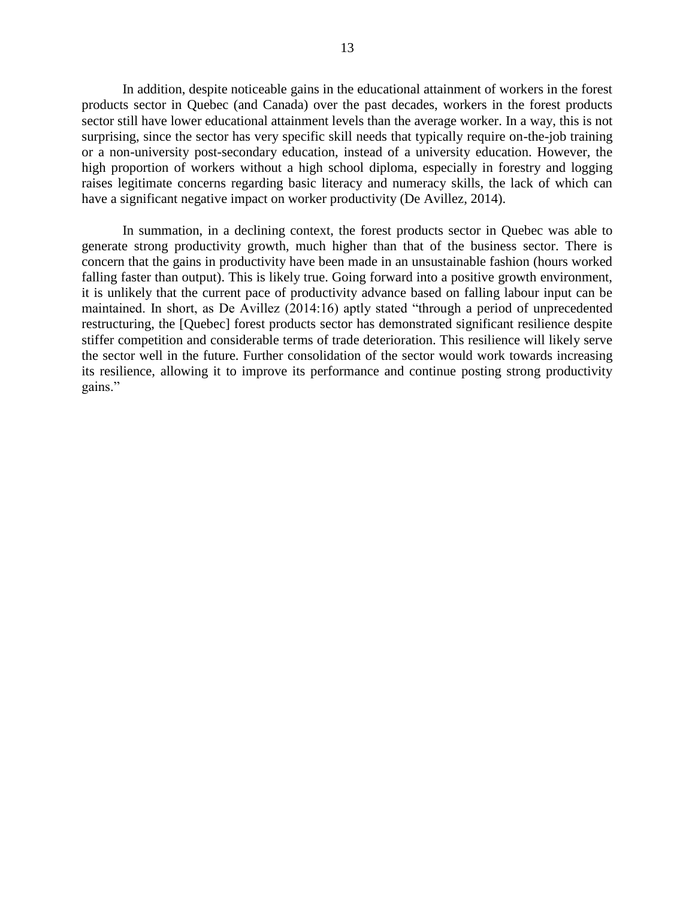In addition, despite noticeable gains in the educational attainment of workers in the forest products sector in Quebec (and Canada) over the past decades, workers in the forest products sector still have lower educational attainment levels than the average worker. In a way, this is not surprising, since the sector has very specific skill needs that typically require on-the-job training or a non-university post-secondary education, instead of a university education. However, the high proportion of workers without a high school diploma, especially in forestry and logging raises legitimate concerns regarding basic literacy and numeracy skills, the lack of which can have a significant negative impact on worker productivity (De Avillez, 2014).

In summation, in a declining context, the forest products sector in Quebec was able to generate strong productivity growth, much higher than that of the business sector. There is concern that the gains in productivity have been made in an unsustainable fashion (hours worked falling faster than output). This is likely true. Going forward into a positive growth environment, it is unlikely that the current pace of productivity advance based on falling labour input can be maintained. In short, as De Avillez (2014:16) aptly stated "through a period of unprecedented restructuring, the [Quebec] forest products sector has demonstrated significant resilience despite stiffer competition and considerable terms of trade deterioration. This resilience will likely serve the sector well in the future. Further consolidation of the sector would work towards increasing its resilience, allowing it to improve its performance and continue posting strong productivity gains."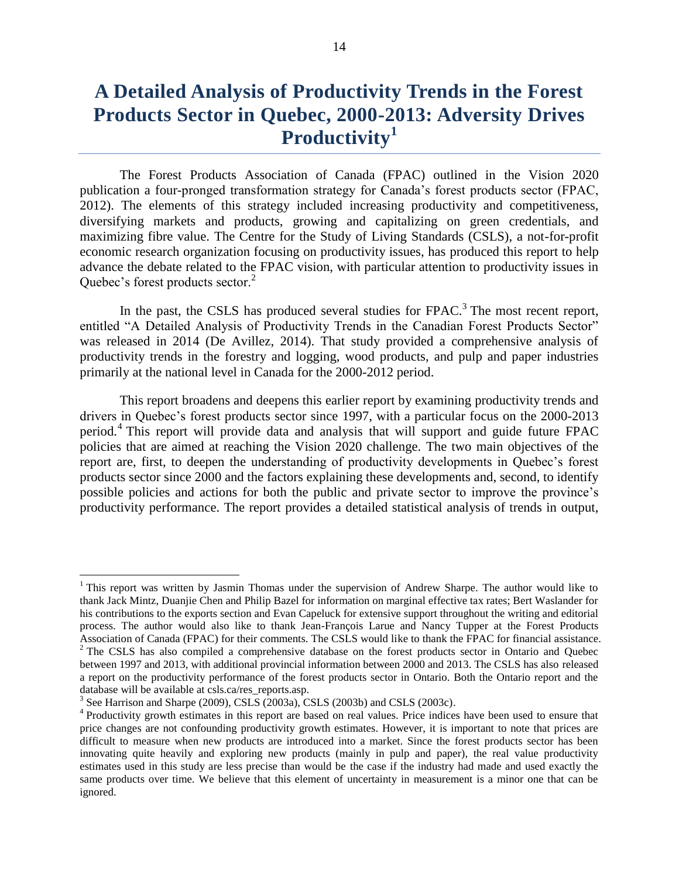# A Detailed Analysis of Productivity Trends in the Forest Products Sector in Quebec, 2000-2013: Adversity Drives Productivity[1]

The Forest Products Association of Canada (FPAC) outlined in the Vision 2020 publication a four-pronged transformation strategy for Canada's forest products sector (FPAC, 2012). The elements of this strategy included increasing productivity and competitiveness, diversifying markets and products, growing and capitalizing on green credentials, and maximizing fibre value. The Centre for the Study of Living Standards (CSLS), a not-for-profit economic research organization focusing on productivity issues, has produced this report to help advance the debate related to the FPAC vision, with particular attention to productivity issues in Quebec's forest products sector.[2]

In the past, the CSLS has produced several studies for FPAC.[3] The most recent report, entitled "A Detailed Analysis of Productivity Trends in the Canadian Forest Products Sector" was released in 2014 (De Avillez, 2014). That study provided a comprehensive analysis of productivity trends in the forestry and logging, wood products, and pulp and paper industries primarily at the national level in Canada for the 2000-2012 period.

This report broadens and deepens this earlier report by examining productivity trends and drivers in Quebec's forest products sector since 1997, with a particular focus on the 2000-2013 period.[4] This report will provide data and analysis that will support and guide future FPAC policies that are aimed at reaching the Vision 2020 challenge. The two main objectives of the report are, first, to deepen the understanding of productivity developments in Quebec's forest products sector since 2000 and the factors explaining these developments and, second, to identify possible policies and actions for both the public and private sector to improve the province's productivity performance. The report provides a detailed statistical analysis of trends in output,

---

[1] This report was written by Jasmin Thomas under the supervision of Andrew Sharpe. The author would like to thank Jack Mintz, Duanjie Chen and Philip Bazel for information on marginal effective tax rates; Bert Waslander for his contributions to the exports section and Evan Capeluck for extensive support throughout the writing and editorial process. The author would also like to thank Jean-François Larue and Nancy Tupper at the Forest Products Association of Canada (FPAC) for their comments. The CSLS would like to thank the FPAC for financial assistance.

[2] The CSLS has also compiled a comprehensive database on the forest products sector in Ontario and Quebec between 1997 and 2013, with additional provincial information between 2000 and 2013. The CSLS has also released a report on the productivity performance of the forest products sector in Ontario. Both the Ontario report and the database will be available at csls.ca/res_reports.asp.

[3] See Harrison and Sharpe (2009), CSLS (2003a), CSLS (2003b) and CSLS (2003c).

[4] Productivity growth estimates in this report are based on real values. Price indices have been used to ensure that price changes are not confounding productivity growth estimates. However, it is important to note that prices are difficult to measure when new products are introduced into a market. Since the forest products sector has been innovating quite heavily and exploring new products (mainly in pulp and paper), the real value productivity estimates used in this study are less precise than would be the case if the industry had made and used exactly the same products over time. We believe that this element of uncertainty in measurement is a minor one that can be ignored.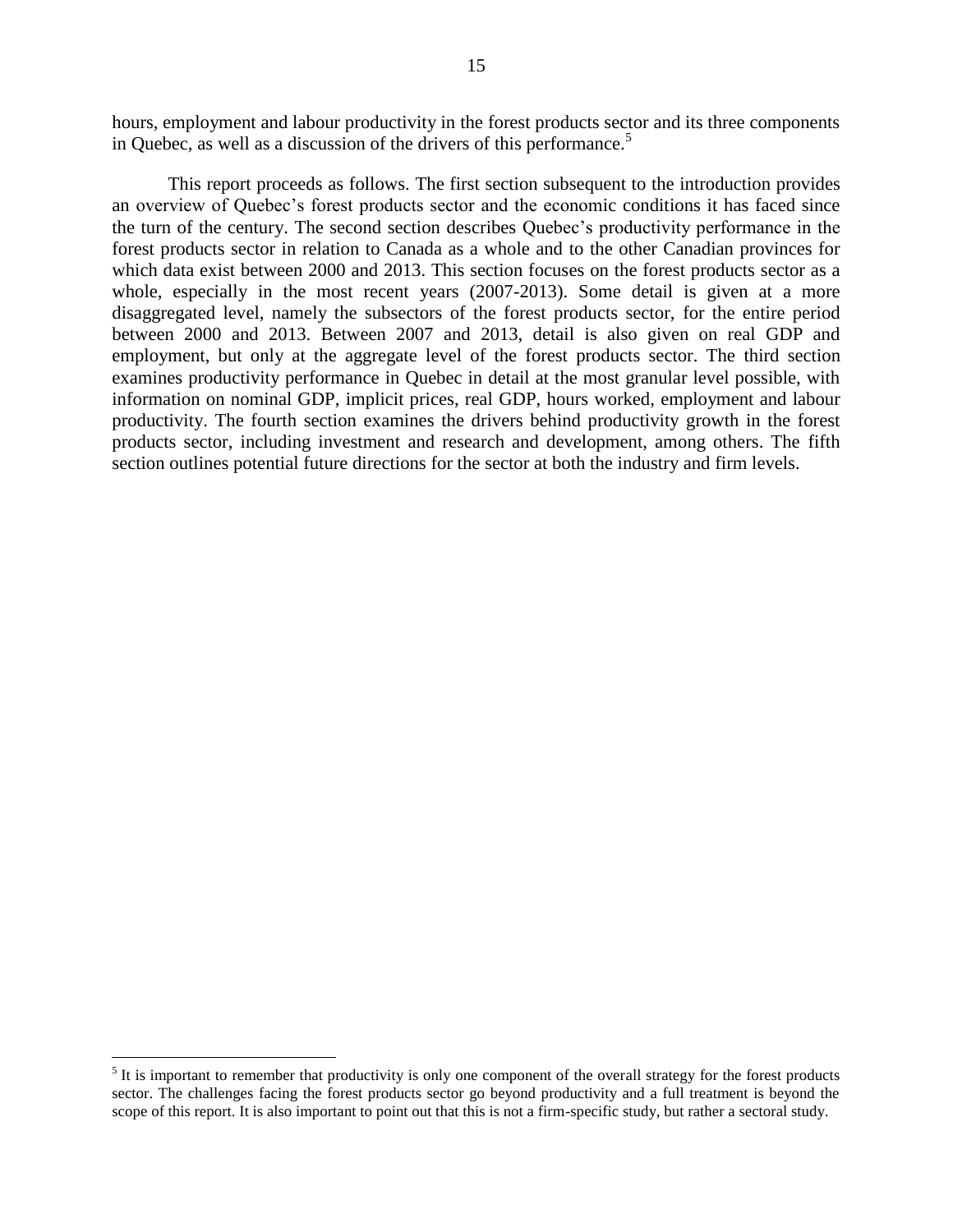hours, employment and labour productivity in the forest products sector and its three components in Quebec, as well as a discussion of the drivers of this performance.[5]

This report proceeds as follows. The first section subsequent to the introduction provides an overview of Quebec's forest products sector and the economic conditions it has faced since the turn of the century. The second section describes Quebec's productivity performance in the forest products sector in relation to Canada as a whole and to the other Canadian provinces for which data exist between 2000 and 2013. This section focuses on the forest products sector as a whole, especially in the most recent years (2007-2013). Some detail is given at a more disaggregated level, namely the subsectors of the forest products sector, for the entire period between 2000 and 2013. Between 2007 and 2013, detail is also given on real GDP and employment, but only at the aggregate level of the forest products sector. The third section examines productivity performance in Quebec in detail at the most granular level possible, with information on nominal GDP, implicit prices, real GDP, hours worked, employment and labour productivity. The fourth section examines the drivers behind productivity growth in the forest products sector, including investment and research and development, among others. The fifth section outlines potential future directions for the sector at both the industry and firm levels.

[5] It is important to remember that productivity is only one component of the overall strategy for the forest products sector. The challenges facing the forest products sector go beyond productivity and a full treatment is beyond the scope of this report. It is also important to point out that this is not a firm-specific study, but rather a sectoral study.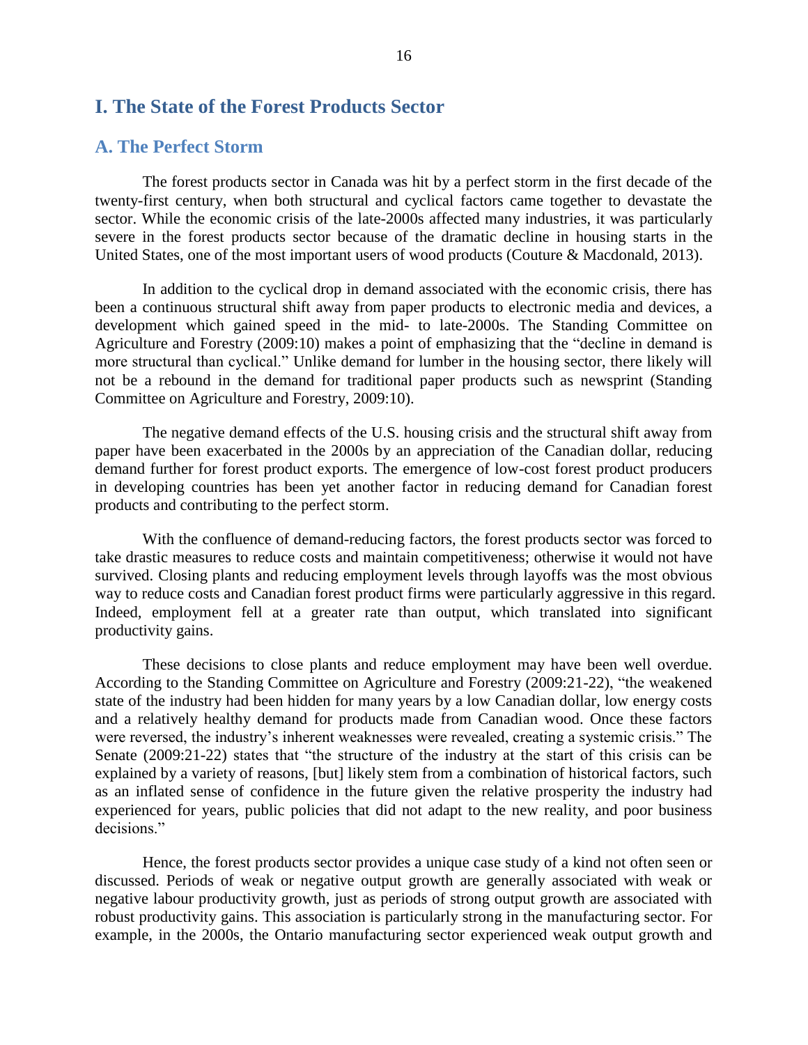# I. The State of the Forest Products Sector

## A. The Perfect Storm

The forest products sector in Canada was hit by a perfect storm in the first decade of the twenty-first century, when both structural and cyclical factors came together to devastate the sector. While the economic crisis of the late-2000s affected many industries, it was particularly severe in the forest products sector because of the dramatic decline in housing starts in the United States, one of the most important users of wood products (Couture & Macdonald, 2013).

In addition to the cyclical drop in demand associated with the economic crisis, there has been a continuous structural shift away from paper products to electronic media and devices, a development which gained speed in the mid- to late-2000s. The Standing Committee on Agriculture and Forestry (2009:10) makes a point of emphasizing that the "decline in demand is more structural than cyclical." Unlike demand for lumber in the housing sector, there likely will not be a rebound in the demand for traditional paper products such as newsprint (Standing Committee on Agriculture and Forestry, 2009:10).

The negative demand effects of the U.S. housing crisis and the structural shift away from paper have been exacerbated in the 2000s by an appreciation of the Canadian dollar, reducing demand further for forest product exports. The emergence of low-cost forest product producers in developing countries has been yet another factor in reducing demand for Canadian forest products and contributing to the perfect storm.

With the confluence of demand-reducing factors, the forest products sector was forced to take drastic measures to reduce costs and maintain competitiveness; otherwise it would not have survived. Closing plants and reducing employment levels through layoffs was the most obvious way to reduce costs and Canadian forest product firms were particularly aggressive in this regard. Indeed, employment fell at a greater rate than output, which translated into significant productivity gains.

These decisions to close plants and reduce employment may have been well overdue. According to the Standing Committee on Agriculture and Forestry (2009:21-22), "the weakened state of the industry had been hidden for many years by a low Canadian dollar, low energy costs and a relatively healthy demand for products made from Canadian wood. Once these factors were reversed, the industry's inherent weaknesses were revealed, creating a systemic crisis." The Senate (2009:21-22) states that "the structure of the industry at the start of this crisis can be explained by a variety of reasons, [but] likely stem from a combination of historical factors, such as an inflated sense of confidence in the future given the relative prosperity the industry had experienced for years, public policies that did not adapt to the new reality, and poor business decisions."

Hence, the forest products sector provides a unique case study of a kind not often seen or discussed. Periods of weak or negative output growth are generally associated with weak or negative labour productivity growth, just as periods of strong output growth are associated with robust productivity gains. This association is particularly strong in the manufacturing sector. For example, in the 2000s, the Ontario manufacturing sector experienced weak output growth and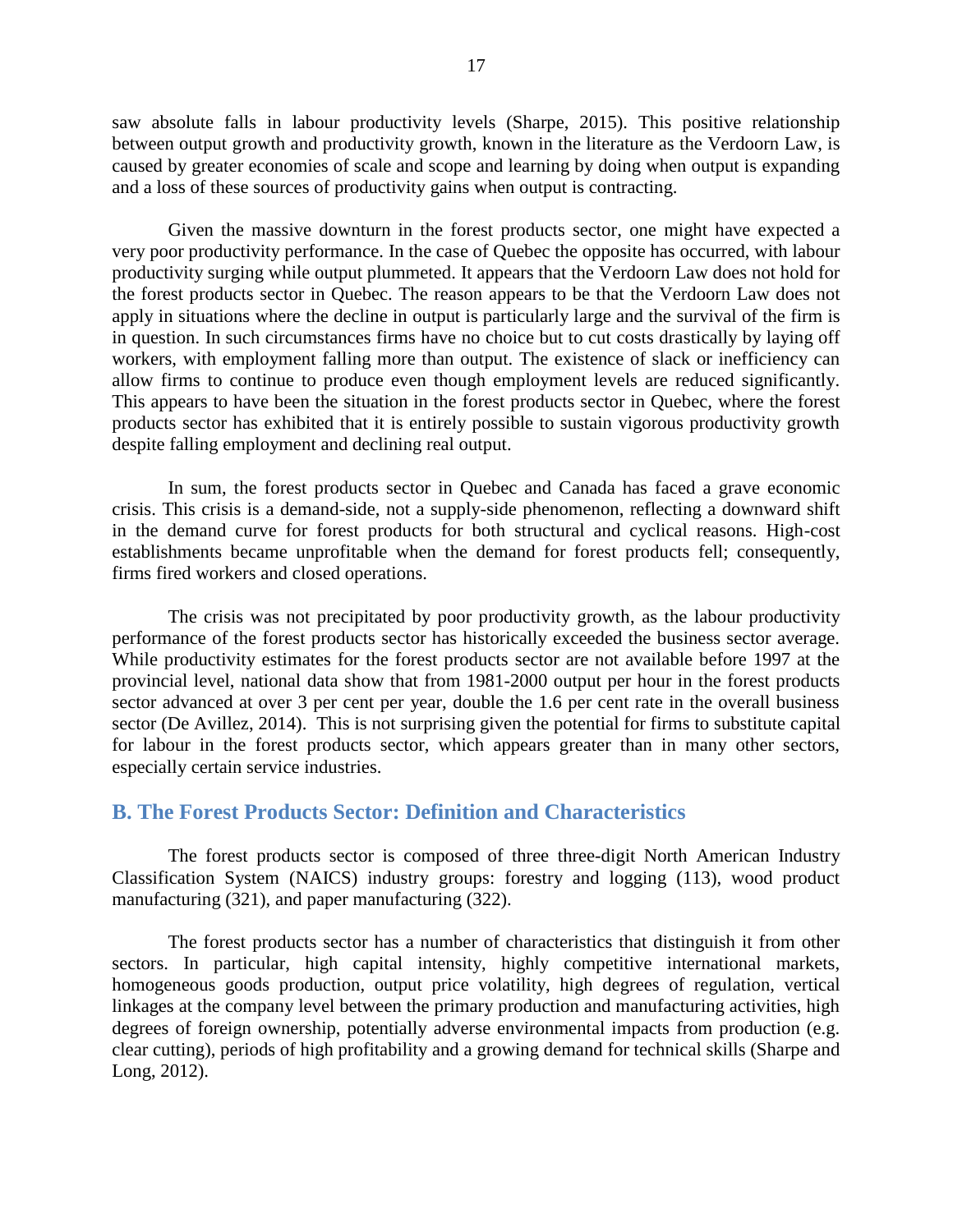saw absolute falls in labour productivity levels (Sharpe, 2015). This positive relationship between output growth and productivity growth, known in the literature as the Verdoorn Law, is caused by greater economies of scale and scope and learning by doing when output is expanding and a loss of these sources of productivity gains when output is contracting.

Given the massive downturn in the forest products sector, one might have expected a very poor productivity performance. In the case of Quebec the opposite has occurred, with labour productivity surging while output plummeted. It appears that the Verdoorn Law does not hold for the forest products sector in Quebec. The reason appears to be that the Verdoorn Law does not apply in situations where the decline in output is particularly large and the survival of the firm is in question. In such circumstances firms have no choice but to cut costs drastically by laying off workers, with employment falling more than output. The existence of slack or inefficiency can allow firms to continue to produce even though employment levels are reduced significantly. This appears to have been the situation in the forest products sector in Quebec, where the forest products sector has exhibited that it is entirely possible to sustain vigorous productivity growth despite falling employment and declining real output.

In sum, the forest products sector in Quebec and Canada has faced a grave economic crisis. This crisis is a demand-side, not a supply-side phenomenon, reflecting a downward shift in the demand curve for forest products for both structural and cyclical reasons. High-cost establishments became unprofitable when the demand for forest products fell; consequently, firms fired workers and closed operations.

The crisis was not precipitated by poor productivity growth, as the labour productivity performance of the forest products sector has historically exceeded the business sector average. While productivity estimates for the forest products sector are not available before 1997 at the provincial level, national data show that from 1981-2000 output per hour in the forest products sector advanced at over 3 per cent per year, double the 1.6 per cent rate in the overall business sector (De Avillez, 2014). This is not surprising given the potential for firms to substitute capital for labour in the forest products sector, which appears greater than in many other sectors, especially certain service industries.

## B. The Forest Products Sector: Definition and Characteristics

The forest products sector is composed of three three-digit North American Industry Classification System (NAICS) industry groups: forestry and logging (113), wood product manufacturing (321), and paper manufacturing (322).

The forest products sector has a number of characteristics that distinguish it from other sectors. In particular, high capital intensity, highly competitive international markets, homogeneous goods production, output price volatility, high degrees of regulation, vertical linkages at the company level between the primary production and manufacturing activities, high degrees of foreign ownership, potentially adverse environmental impacts from production (e.g. clear cutting), periods of high profitability and a growing demand for technical skills (Sharpe and Long, 2012).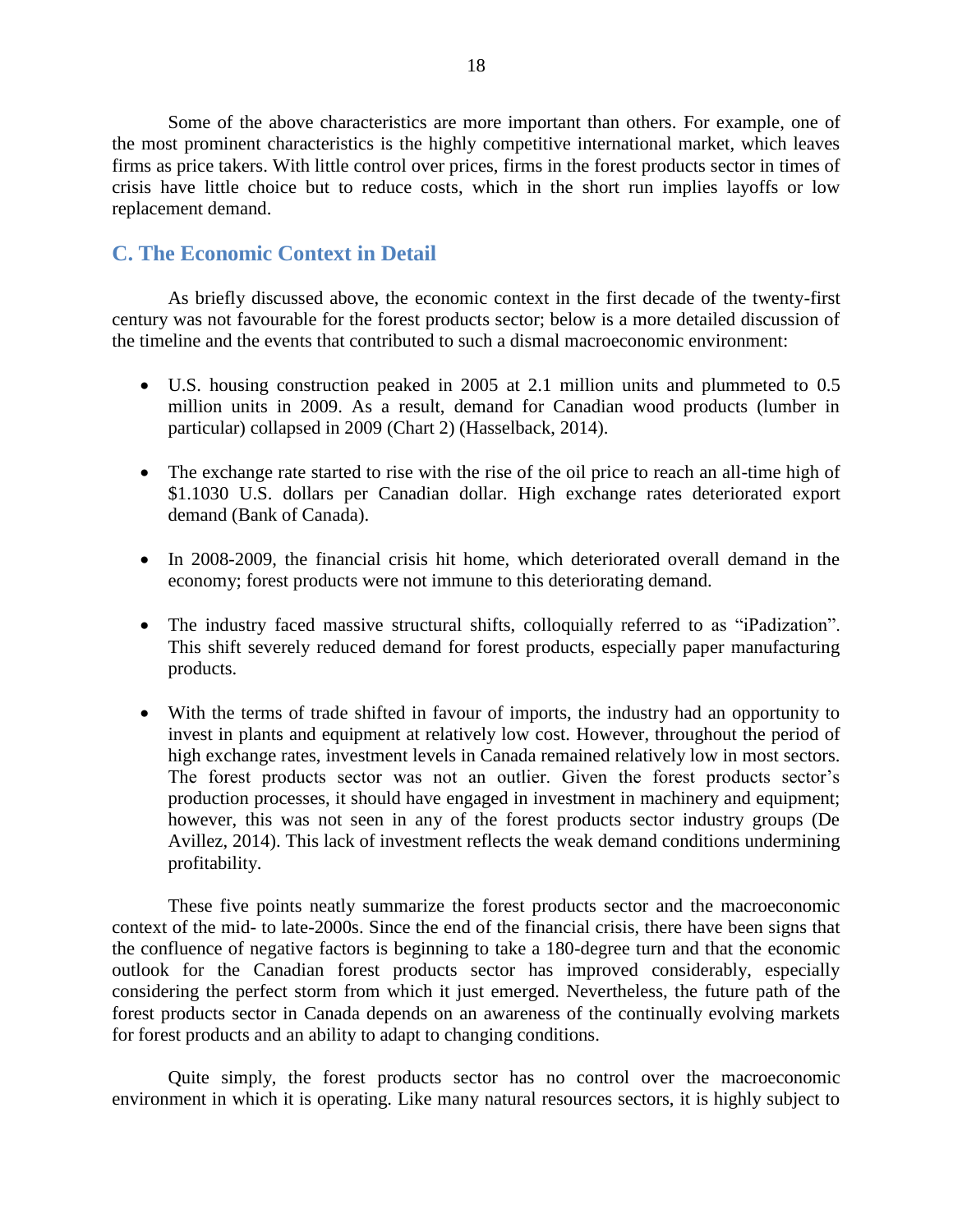Some of the above characteristics are more important than others. For example, one of the most prominent characteristics is the highly competitive international market, which leaves firms as price takers. With little control over prices, firms in the forest products sector in times of crisis have little choice but to reduce costs, which in the short run implies layoffs or low replacement demand.

## C. The Economic Context in Detail

As briefly discussed above, the economic context in the first decade of the twenty-first century was not favourable for the forest products sector; below is a more detailed discussion of the timeline and the events that contributed to such a dismal macroeconomic environment:

- U.S. housing construction peaked in 2005 at 2.1 million units and plummeted to 0.5 million units in 2009. As a result, demand for Canadian wood products (lumber in particular) collapsed in 2009 (Chart 2) (Hasselback, 2014).

- The exchange rate started to rise with the rise of the oil price to reach an all-time high of $1.1030 U.S. dollars per Canadian dollar. High exchange rates deteriorated export demand (Bank of Canada).

- In 2008-2009, the financial crisis hit home, which deteriorated overall demand in the economy; forest products were not immune to this deteriorating demand.

- The industry faced massive structural shifts, colloquially referred to as "iPadization". This shift severely reduced demand for forest products, especially paper manufacturing products.

- With the terms of trade shifted in favour of imports, the industry had an opportunity to invest in plants and equipment at relatively low cost. However, throughout the period of high exchange rates, investment levels in Canada remained relatively low in most sectors. The forest products sector was not an outlier. Given the forest products sector's production processes, it should have engaged in investment in machinery and equipment; however, this was not seen in any of the forest products sector industry groups (De Avillez, 2014). This lack of investment reflects the weak demand conditions undermining profitability.

These five points neatly summarize the forest products sector and the macroeconomic context of the mid- to late-2000s. Since the end of the financial crisis, there have been signs that the confluence of negative factors is beginning to take a 180-degree turn and that the economic outlook for the Canadian forest products sector has improved considerably, especially considering the perfect storm from which it just emerged. Nevertheless, the future path of the forest products sector in Canada depends on an awareness of the continually evolving markets for forest products and an ability to adapt to changing conditions.

Quite simply, the forest products sector has no control over the macroeconomic environment in which it is operating. Like many natural resources sectors, it is highly subject to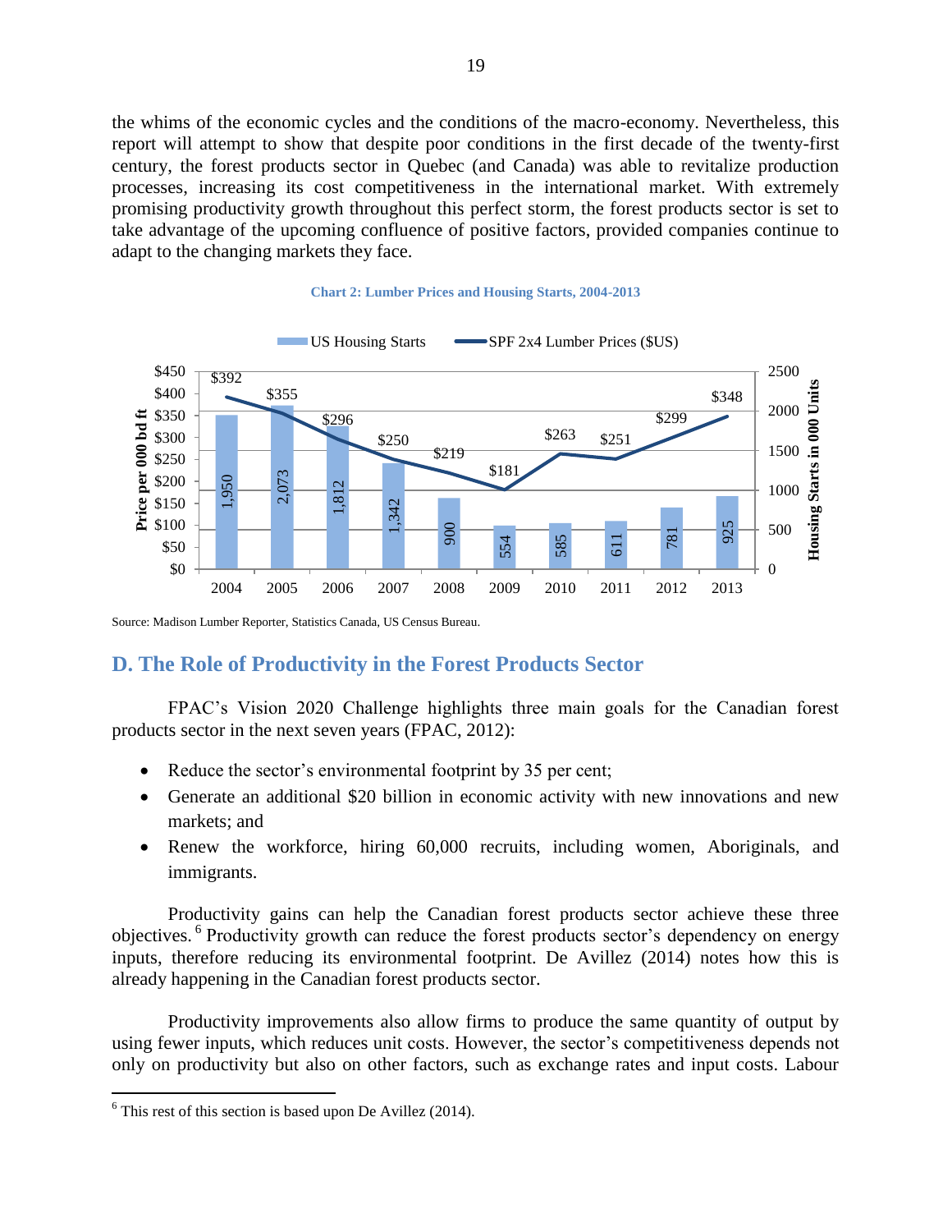the whims of the economic cycles and the conditions of the macro-economy. Nevertheless, this report will attempt to show that despite poor conditions in the first decade of the twenty-first century, the forest products sector in Quebec (and Canada) was able to revitalize production processes, increasing its cost competitiveness in the international market. With extremely promising productivity growth throughout this perfect storm, the forest products sector is set to take advantage of the upcoming confluence of positive factors, provided companies continue to adapt to the changing markets they face.

**Chart 2: Lumber Prices and Housing Starts, 2004-2013**

| Year | US Housing Starts (000 Units) | SPF 2x4 Lumber Prices ($US per 000 bd ft) |
|---|---|---|
| 2004 | 1,950 | $392 |
| 2005 | 2,073 | $355 |
| 2006 | 1,812 | $296 |
| 2007 | 1,342 | $250 |
| 2008 | 900 | $219 |
| 2009 | 554 | $181 |
| 2010 | 585 | $263 |
| 2011 | 611 | $251 |
| 2012 | 781 | $299 |
| 2013 | 925 | $348 |

Source: Madison Lumber Reporter, Statistics Canada, US Census Bureau.

## D. The Role of Productivity in the Forest Products Sector

FPAC's Vision 2020 Challenge highlights three main goals for the Canadian forest products sector in the next seven years (FPAC, 2012):

- Reduce the sector's environmental footprint by 35 per cent;
- Generate an additional $20 billion in economic activity with new innovations and new markets; and
- Renew the workforce, hiring 60,000 recruits, including women, Aboriginals, and immigrants.

Productivity gains can help the Canadian forest products sector achieve these three objectives.[6] Productivity growth can reduce the forest products sector's dependency on energy inputs, therefore reducing its environmental footprint. De Avillez (2014) notes how this is already happening in the Canadian forest products sector.

Productivity improvements also allow firms to produce the same quantity of output by using fewer inputs, which reduces unit costs. However, the sector's competitiveness depends not only on productivity but also on other factors, such as exchange rates and input costs. Labour

[6] This rest of this section is based upon De Avillez (2014).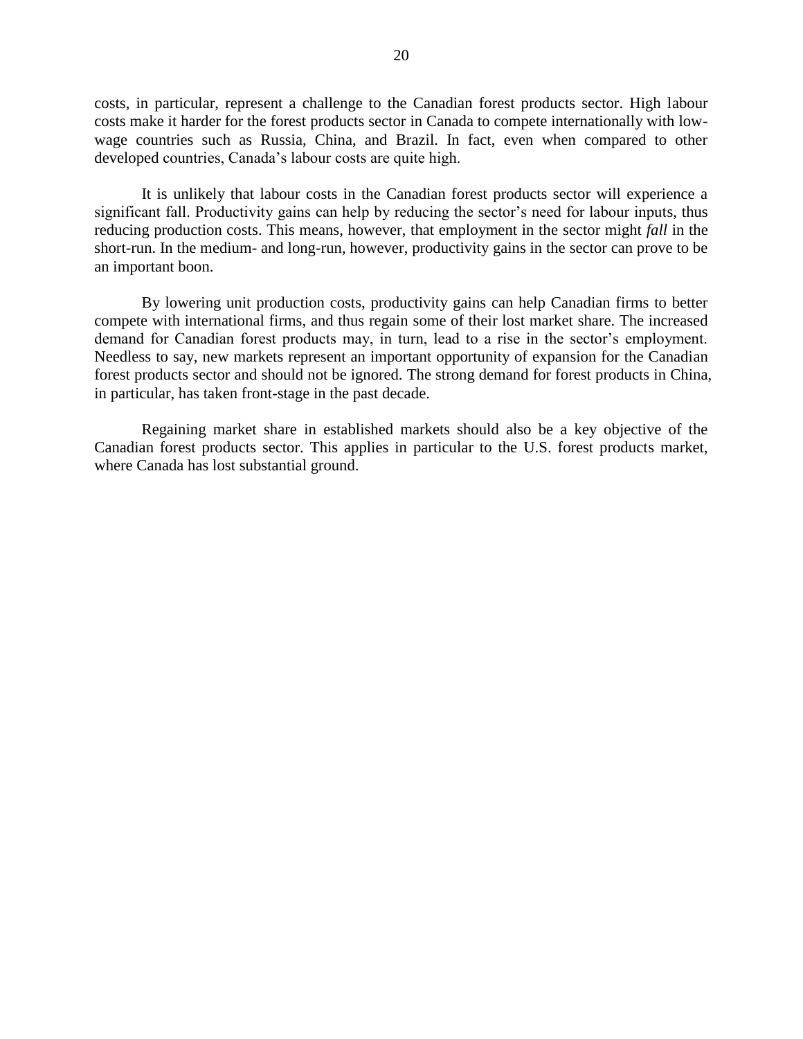costs, in particular, represent a challenge to the Canadian forest products sector. High labour costs make it harder for the forest products sector in Canada to compete internationally with low-wage countries such as Russia, China, and Brazil. In fact, even when compared to other developed countries, Canada's labour costs are quite high.

It is unlikely that labour costs in the Canadian forest products sector will experience a significant fall. Productivity gains can help by reducing the sector's need for labour inputs, thus reducing production costs. This means, however, that employment in the sector might *fall* in the short-run. In the medium- and long-run, however, productivity gains in the sector can prove to be an important boon.

By lowering unit production costs, productivity gains can help Canadian firms to better compete with international firms, and thus regain some of their lost market share. The increased demand for Canadian forest products may, in turn, lead to a rise in the sector's employment. Needless to say, new markets represent an important opportunity of expansion for the Canadian forest products sector and should not be ignored. The strong demand for forest products in China, in particular, has taken front-stage in the past decade.

Regaining market share in established markets should also be a key objective of the Canadian forest products sector. This applies in particular to the U.S. forest products market, where Canada has lost substantial ground.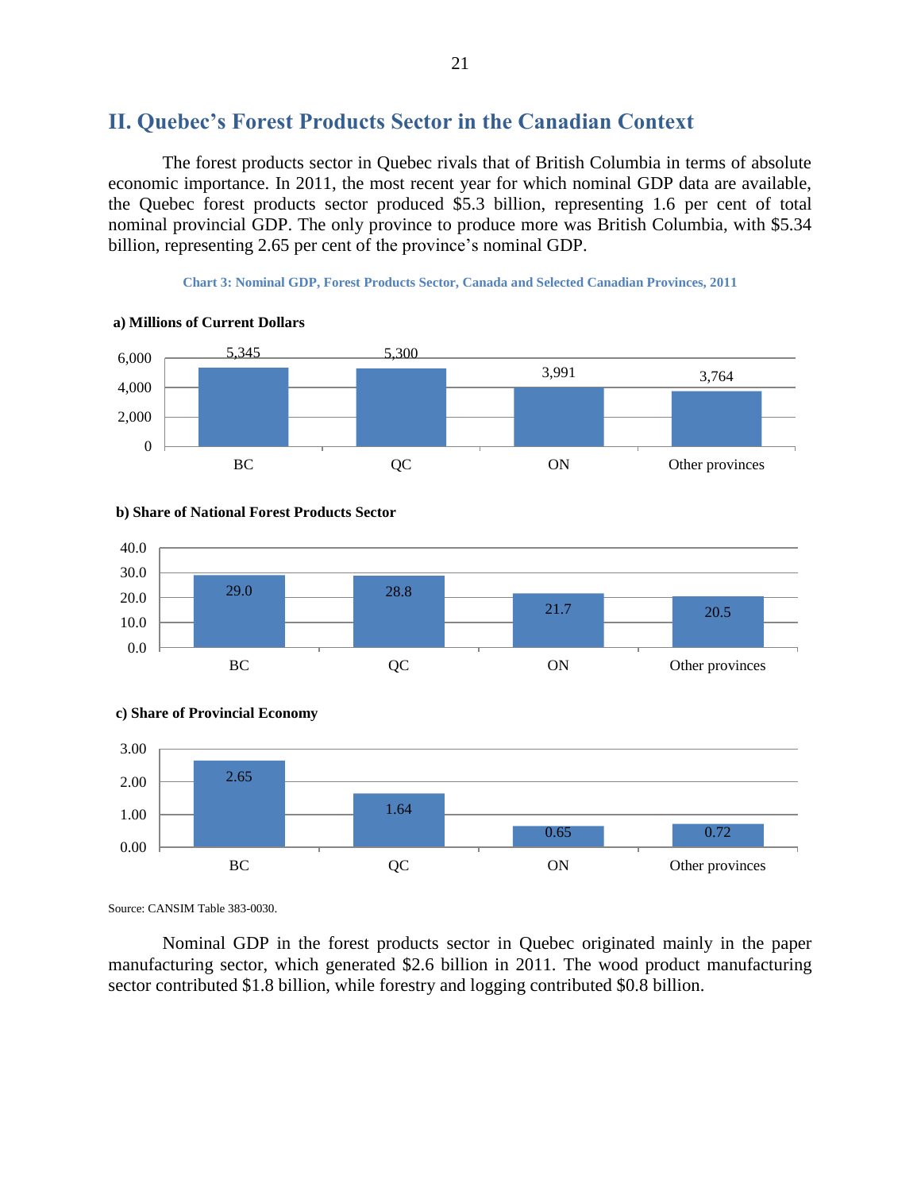## II. Quebec's Forest Products Sector in the Canadian Context

The forest products sector in Quebec rivals that of British Columbia in terms of absolute economic importance. In 2011, the most recent year for which nominal GDP data are available, the Quebec forest products sector produced $5.3 billion, representing 1.6 per cent of total nominal provincial GDP. The only province to produce more was British Columbia, with $5.34 billion, representing 2.65 per cent of the province's nominal GDP.

**Chart 3: Nominal GDP, Forest Products Sector, Canada and Selected Canadian Provinces, 2011**

**a) Millions of Current Dollars**

| BC | QC | ON | Other provinces |
|---|---|---|---|
| 5,345 | 5,300 | 3,991 | 3,764 |

**b) Share of National Forest Products Sector**

| BC | QC | ON | Other provinces |
|---|---|---|---|
| 29.0 | 28.8 | 21.7 | 20.5 |

**c) Share of Provincial Economy**

| BC | QC | ON | Other provinces |
|---|---|---|---|
| 2.65 | 1.64 | 0.65 | 0.72 |

Source: CANSIM Table 383-0030.

Nominal GDP in the forest products sector in Quebec originated mainly in the paper manufacturing sector, which generated $2.6 billion in 2011. The wood product manufacturing sector contributed $1.8 billion, while forestry and logging contributed $0.8 billion.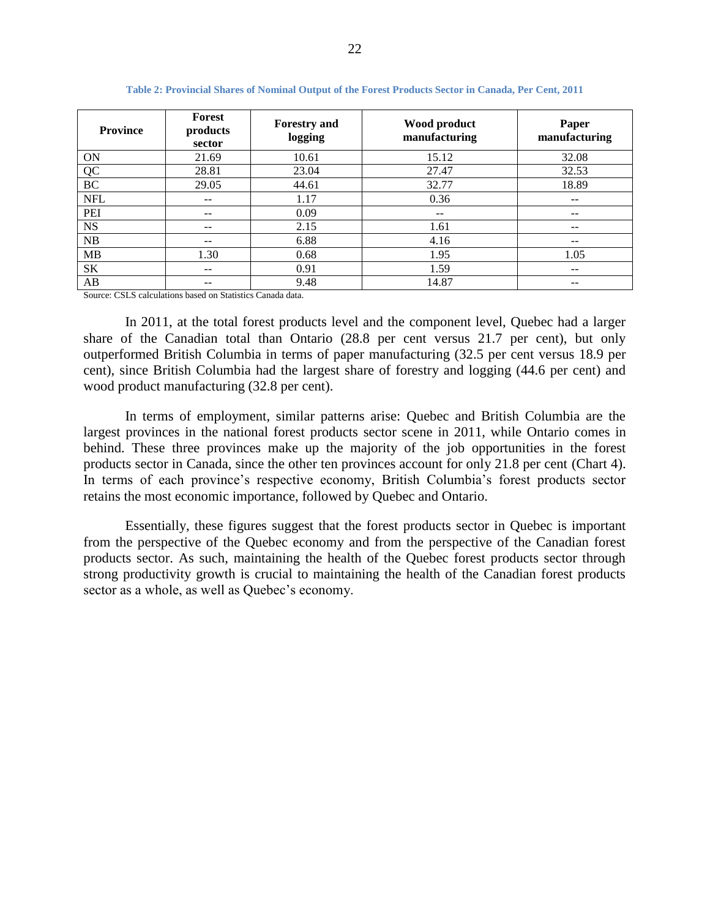**Table 2: Provincial Shares of Nominal Output of the Forest Products Sector in Canada, Per Cent, 2011**

| Province | Forest products sector | Forestry and logging | Wood product manufacturing | Paper manufacturing |
|---|---|---|---|---|
| ON | 21.69 | 10.61 | 15.12 | 32.08 |
| QC | 28.81 | 23.04 | 27.47 | 32.53 |
| BC | 29.05 | 44.61 | 32.77 | 18.89 |
| NFL | -- | 1.17 | 0.36 | -- |
| PEI | -- | 0.09 | -- | -- |
| NS | -- | 2.15 | 1.61 | -- |
| NB | -- | 6.88 | 4.16 | -- |
| MB | 1.30 | 0.68 | 1.95 | 1.05 |
| SK | -- | 0.91 | 1.59 | -- |
| AB | -- | 9.48 | 14.87 | -- |

Source: CSLS calculations based on Statistics Canada data.

In 2011, at the total forest products level and the component level, Quebec had a larger share of the Canadian total than Ontario (28.8 per cent versus 21.7 per cent), but only outperformed British Columbia in terms of paper manufacturing (32.5 per cent versus 18.9 per cent), since British Columbia had the largest share of forestry and logging (44.6 per cent) and wood product manufacturing (32.8 per cent).

In terms of employment, similar patterns arise: Quebec and British Columbia are the largest provinces in the national forest products sector scene in 2011, while Ontario comes in behind. These three provinces make up the majority of the job opportunities in the forest products sector in Canada, since the other ten provinces account for only 21.8 per cent (Chart 4). In terms of each province's respective economy, British Columbia's forest products sector retains the most economic importance, followed by Quebec and Ontario.

Essentially, these figures suggest that the forest products sector in Quebec is important from the perspective of the Quebec economy and from the perspective of the Canadian forest products sector. As such, maintaining the health of the Quebec forest products sector through strong productivity growth is crucial to maintaining the health of the Canadian forest products sector as a whole, as well as Quebec's economy.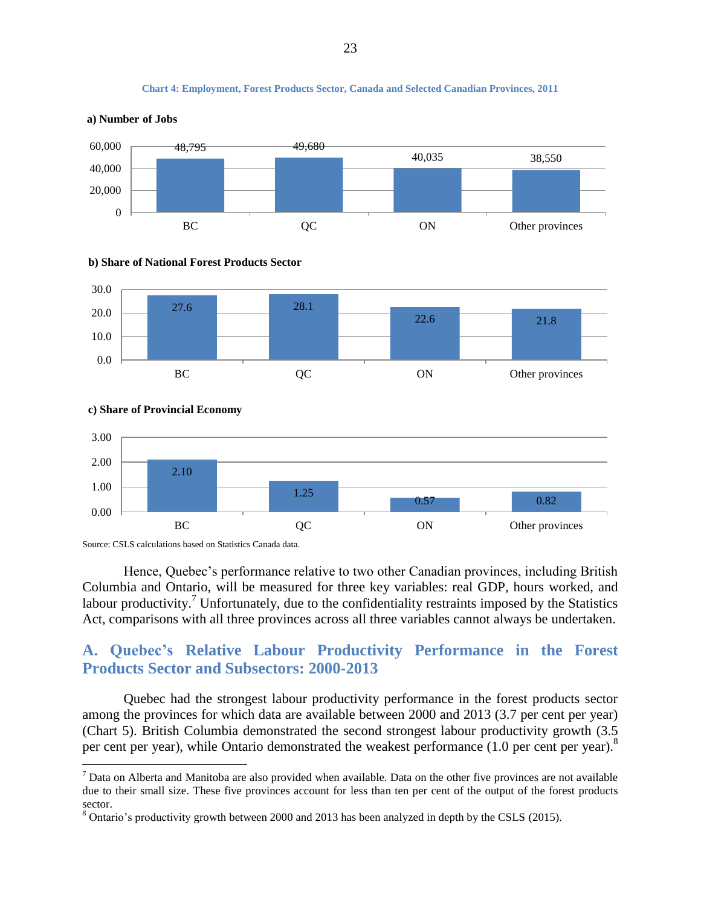**Chart 4: Employment, Forest Products Sector, Canada and Selected Canadian Provinces, 2011**

**a) Number of Jobs**

| | BC | QC | ON | Other provinces |
|---|---|---|---|---|
| Number of Jobs | 48,795 | 49,680 | 40,035 | 38,550 |

**b) Share of National Forest Products Sector**

| | BC | QC | ON | Other provinces |
|---|---|---|---|---|
| Share of National Forest Products Sector | 27.6 | 28.1 | 22.6 | 21.8 |

**c) Share of Provincial Economy**

| | BC | QC | ON | Other provinces |
|---|---|---|---|---|
| Share of Provincial Economy | 2.10 | 1.25 | 0.57 | 0.82 |

Source: CSLS calculations based on Statistics Canada data.

Hence, Quebec's performance relative to two other Canadian provinces, including British Columbia and Ontario, will be measured for three key variables: real GDP, hours worked, and labour productivity.[7] Unfortunately, due to the confidentiality restraints imposed by the Statistics Act, comparisons with all three provinces across all three variables cannot always be undertaken.

## A. Quebec's Relative Labour Productivity Performance in the Forest Products Sector and Subsectors: 2000-2013

Quebec had the strongest labour productivity performance in the forest products sector among the provinces for which data are available between 2000 and 2013 (3.7 per cent per year) (Chart 5). British Columbia demonstrated the second strongest labour productivity growth (3.5 per cent per year), while Ontario demonstrated the weakest performance (1.0 per cent per year).[8]

---

[7] Data on Alberta and Manitoba are also provided when available. Data on the other five provinces are not available due to their small size. These five provinces account for less than ten per cent of the output of the forest products sector.

[8] Ontario's productivity growth between 2000 and 2013 has been analyzed in depth by the CSLS (2015).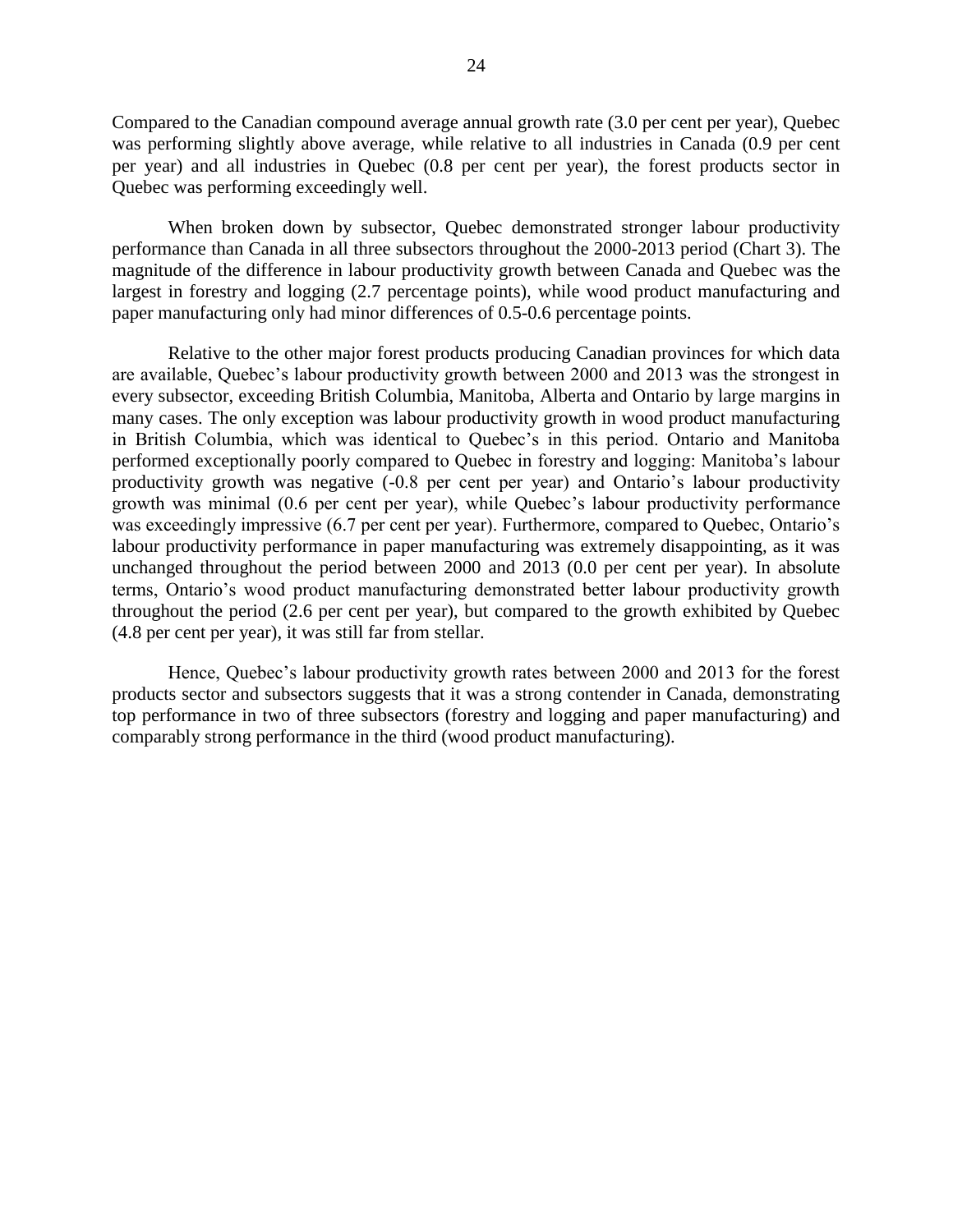Compared to the Canadian compound average annual growth rate (3.0 per cent per year), Quebec was performing slightly above average, while relative to all industries in Canada (0.9 per cent per year) and all industries in Quebec (0.8 per cent per year), the forest products sector in Quebec was performing exceedingly well.

When broken down by subsector, Quebec demonstrated stronger labour productivity performance than Canada in all three subsectors throughout the 2000-2013 period (Chart 3). The magnitude of the difference in labour productivity growth between Canada and Quebec was the largest in forestry and logging (2.7 percentage points), while wood product manufacturing and paper manufacturing only had minor differences of 0.5-0.6 percentage points.

Relative to the other major forest products producing Canadian provinces for which data are available, Quebec's labour productivity growth between 2000 and 2013 was the strongest in every subsector, exceeding British Columbia, Manitoba, Alberta and Ontario by large margins in many cases. The only exception was labour productivity growth in wood product manufacturing in British Columbia, which was identical to Quebec's in this period. Ontario and Manitoba performed exceptionally poorly compared to Quebec in forestry and logging: Manitoba's labour productivity growth was negative (-0.8 per cent per year) and Ontario's labour productivity growth was minimal (0.6 per cent per year), while Quebec's labour productivity performance was exceedingly impressive (6.7 per cent per year). Furthermore, compared to Quebec, Ontario's labour productivity performance in paper manufacturing was extremely disappointing, as it was unchanged throughout the period between 2000 and 2013 (0.0 per cent per year). In absolute terms, Ontario's wood product manufacturing demonstrated better labour productivity growth throughout the period (2.6 per cent per year), but compared to the growth exhibited by Quebec (4.8 per cent per year), it was still far from stellar.

Hence, Quebec's labour productivity growth rates between 2000 and 2013 for the forest products sector and subsectors suggests that it was a strong contender in Canada, demonstrating top performance in two of three subsectors (forestry and logging and paper manufacturing) and comparably strong performance in the third (wood product manufacturing).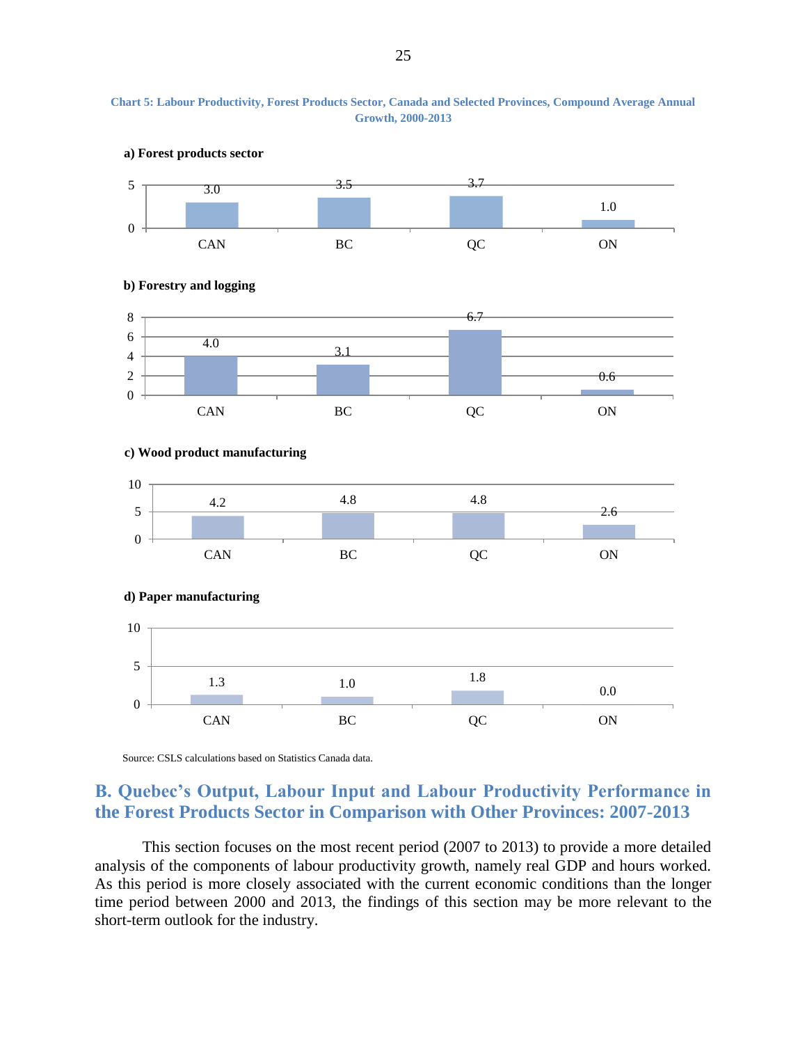**Chart 5: Labour Productivity, Forest Products Sector, Canada and Selected Provinces, Compound Average Annual Growth, 2000-2013**

**a) Forest products sector**

| | CAN | BC | QC | ON |
|---|---|---|---|---|
| Growth | 3.0 | 3.5 | 3.7 | 1.0 |

**b) Forestry and logging**

| | CAN | BC | QC | ON |
|---|---|---|---|---|
| Growth | 4.0 | 3.1 | 6.7 | 0.6 |

**c) Wood product manufacturing**

| | CAN | BC | QC | ON |
|---|---|---|---|---|
| Growth | 4.2 | 4.8 | 4.8 | 2.6 |

**d) Paper manufacturing**

| | CAN | BC | QC | ON |
|---|---|---|---|---|
| Growth | 1.3 | 1.0 | 1.8 | 0.0 |

Source: CSLS calculations based on Statistics Canada data.

## B. Quebec's Output, Labour Input and Labour Productivity Performance in the Forest Products Sector in Comparison with Other Provinces: 2007-2013

This section focuses on the most recent period (2007 to 2013) to provide a more detailed analysis of the components of labour productivity growth, namely real GDP and hours worked. As this period is more closely associated with the current economic conditions than the longer time period between 2000 and 2013, the findings of this section may be more relevant to the short-term outlook for the industry.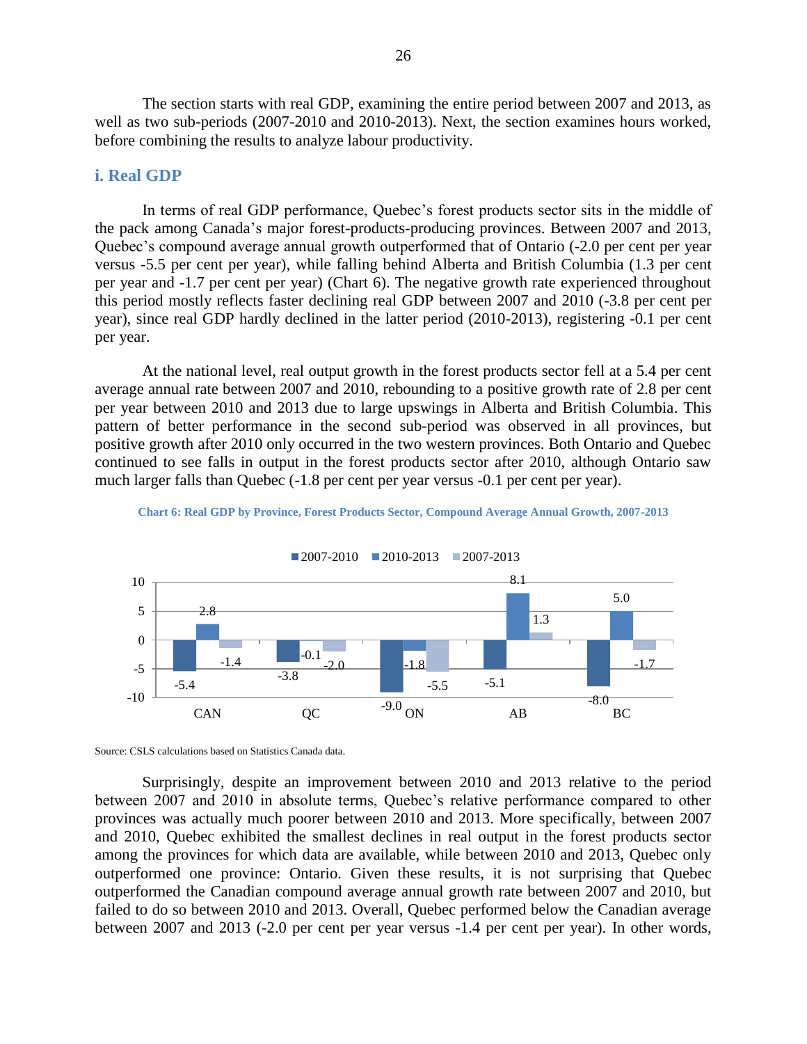The section starts with real GDP, examining the entire period between 2007 and 2013, as well as two sub-periods (2007-2010 and 2010-2013). Next, the section examines hours worked, before combining the results to analyze labour productivity.

### i. Real GDP

In terms of real GDP performance, Quebec's forest products sector sits in the middle of the pack among Canada's major forest-products-producing provinces. Between 2007 and 2013, Quebec's compound average annual growth outperformed that of Ontario (-2.0 per cent per year versus -5.5 per cent per year), while falling behind Alberta and British Columbia (1.3 per cent per year and -1.7 per cent per year) (Chart 6). The negative growth rate experienced throughout this period mostly reflects faster declining real GDP between 2007 and 2010 (-3.8 per cent per year), since real GDP hardly declined in the latter period (2010-2013), registering -0.1 per cent per year.

At the national level, real output growth in the forest products sector fell at a 5.4 per cent average annual rate between 2007 and 2010, rebounding to a positive growth rate of 2.8 per cent per year between 2010 and 2013 due to large upswings in Alberta and British Columbia. This pattern of better performance in the second sub-period was observed in all provinces, but positive growth after 2010 only occurred in the two western provinces. Both Ontario and Quebec continued to see falls in output in the forest products sector after 2010, although Ontario saw much larger falls than Quebec (-1.8 per cent per year versus -0.1 per cent per year).

**Chart 6: Real GDP by Province, Forest Products Sector, Compound Average Annual Growth, 2007-2013**

| | 2007-2010 | 2010-2013 | 2007-2013 |
|---|---|---|---|
| CAN | -5.4 | 2.8 | -1.4 |
| QC | -3.8 | -0.1 | -2.0 |
| ON | -9.0 | -1.8 | -5.5 |
| AB | -5.1 | 8.1 | 1.3 |
| BC | -8.0 | 5.0 | -1.7 |

Source: CSLS calculations based on Statistics Canada data.

Surprisingly, despite an improvement between 2010 and 2013 relative to the period between 2007 and 2010 in absolute terms, Quebec's relative performance compared to other provinces was actually much poorer between 2010 and 2013. More specifically, between 2007 and 2010, Quebec exhibited the smallest declines in real output in the forest products sector among the provinces for which data are available, while between 2010 and 2013, Quebec only outperformed one province: Ontario. Given these results, it is not surprising that Quebec outperformed the Canadian compound average annual growth rate between 2007 and 2010, but failed to do so between 2010 and 2013. Overall, Quebec performed below the Canadian average between 2007 and 2013 (-2.0 per cent per year versus -1.4 per cent per year). In other words,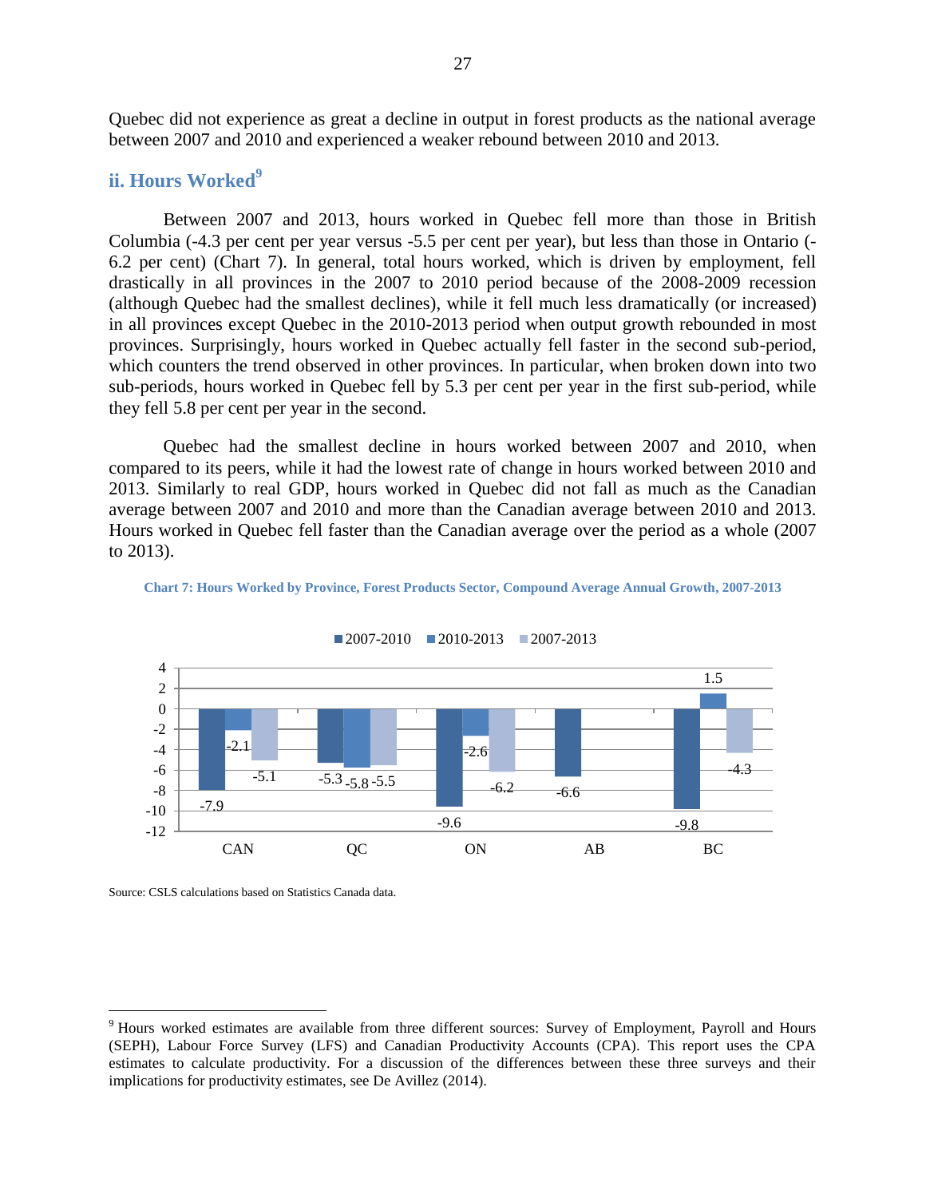Quebec did not experience as great a decline in output in forest products as the national average between 2007 and 2010 and experienced a weaker rebound between 2010 and 2013.

### ii. Hours Worked[9]

Between 2007 and 2013, hours worked in Quebec fell more than those in British Columbia (-4.3 per cent per year versus -5.5 per cent per year), but less than those in Ontario (-6.2 per cent) (Chart 7). In general, total hours worked, which is driven by employment, fell drastically in all provinces in the 2007 to 2010 period because of the 2008-2009 recession (although Quebec had the smallest declines), while it fell much less dramatically (or increased) in all provinces except Quebec in the 2010-2013 period when output growth rebounded in most provinces. Surprisingly, hours worked in Quebec actually fell faster in the second sub-period, which counters the trend observed in other provinces. In particular, when broken down into two sub-periods, hours worked in Quebec fell by 5.3 per cent per year in the first sub-period, while they fell 5.8 per cent per year in the second.

Quebec had the smallest decline in hours worked between 2007 and 2010, when compared to its peers, while it had the lowest rate of change in hours worked between 2010 and 2013. Similarly to real GDP, hours worked in Quebec did not fall as much as the Canadian average between 2007 and 2010 and more than the Canadian average between 2010 and 2013. Hours worked in Quebec fell faster than the Canadian average over the period as a whole (2007 to 2013).

**Chart 7: Hours Worked by Province, Forest Products Sector, Compound Average Annual Growth, 2007-2013**

| | 2007-2010 | 2010-2013 | 2007-2013 |
|---|---|---|---|
| CAN | -7.9 | -2.1 | -5.1 |
| QC | -5.3 | -5.8 | -5.5 |
| ON | -9.6 | -2.6 | -6.2 |
| AB | -6.6 | | |
| BC | -9.8 | 1.5 | -4.3 |

Source: CSLS calculations based on Statistics Canada data.

[9] Hours worked estimates are available from three different sources: Survey of Employment, Payroll and Hours (SEPH), Labour Force Survey (LFS) and Canadian Productivity Accounts (CPA). This report uses the CPA estimates to calculate productivity. For a discussion of the differences between these three surveys and their implications for productivity estimates, see De Avillez (2014).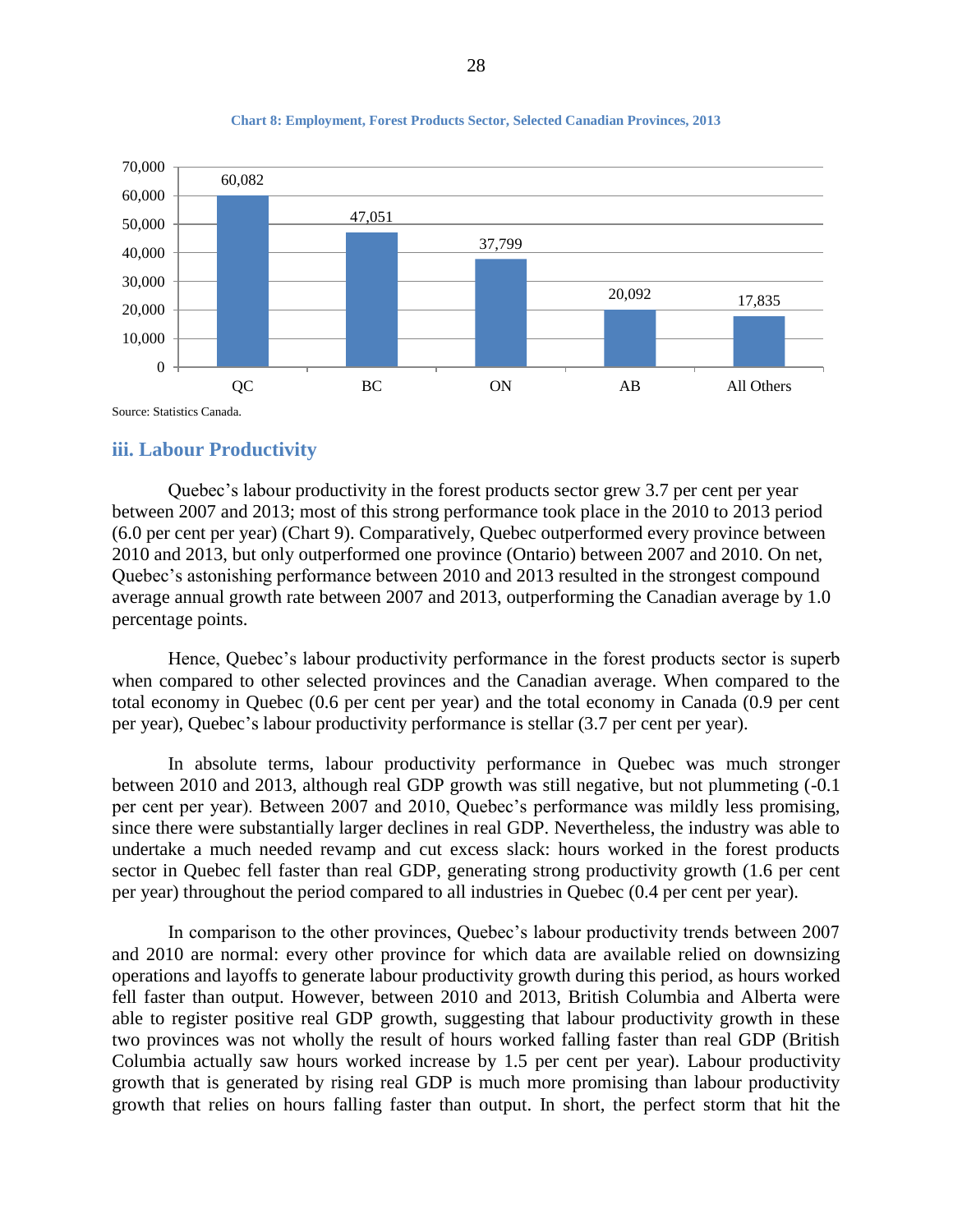**Chart 8: Employment, Forest Products Sector, Selected Canadian Provinces, 2013**

| Province | Employment |
|---|---|
| QC | 60,082 |
| BC | 47,051 |
| ON | 37,799 |
| AB | 20,092 |
| All Others | 17,835 |

Source: Statistics Canada.

### iii. Labour Productivity

Quebec's labour productivity in the forest products sector grew 3.7 per cent per year between 2007 and 2013; most of this strong performance took place in the 2010 to 2013 period (6.0 per cent per year) (Chart 9). Comparatively, Quebec outperformed every province between 2010 and 2013, but only outperformed one province (Ontario) between 2007 and 2010. On net, Quebec's astonishing performance between 2010 and 2013 resulted in the strongest compound average annual growth rate between 2007 and 2013, outperforming the Canadian average by 1.0 percentage points.

Hence, Quebec's labour productivity performance in the forest products sector is superb when compared to other selected provinces and the Canadian average. When compared to the total economy in Quebec (0.6 per cent per year) and the total economy in Canada (0.9 per cent per year), Quebec's labour productivity performance is stellar (3.7 per cent per year).

In absolute terms, labour productivity performance in Quebec was much stronger between 2010 and 2013, although real GDP growth was still negative, but not plummeting (-0.1 per cent per year). Between 2007 and 2010, Quebec's performance was mildly less promising, since there were substantially larger declines in real GDP. Nevertheless, the industry was able to undertake a much needed revamp and cut excess slack: hours worked in the forest products sector in Quebec fell faster than real GDP, generating strong productivity growth (1.6 per cent per year) throughout the period compared to all industries in Quebec (0.4 per cent per year).

In comparison to the other provinces, Quebec's labour productivity trends between 2007 and 2010 are normal: every other province for which data are available relied on downsizing operations and layoffs to generate labour productivity growth during this period, as hours worked fell faster than output. However, between 2010 and 2013, British Columbia and Alberta were able to register positive real GDP growth, suggesting that labour productivity growth in these two provinces was not wholly the result of hours worked falling faster than real GDP (British Columbia actually saw hours worked increase by 1.5 per cent per year). Labour productivity growth that is generated by rising real GDP is much more promising than labour productivity growth that relies on hours falling faster than output. In short, the perfect storm that hit the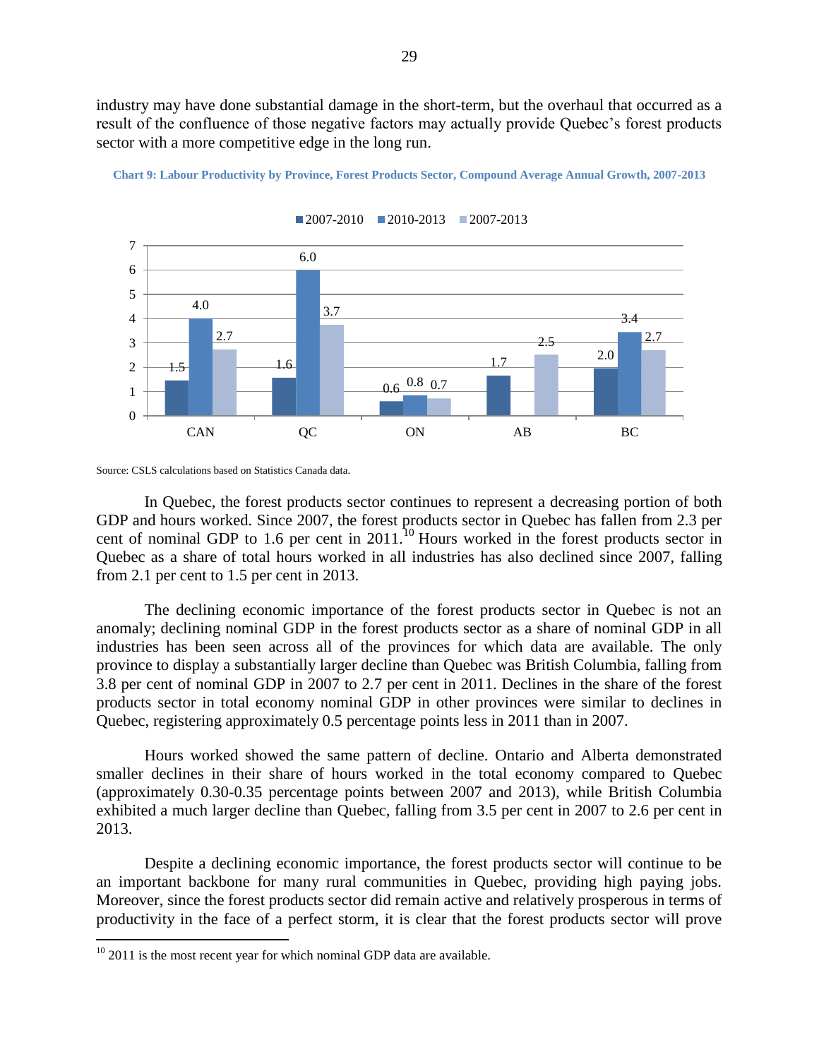industry may have done substantial damage in the short-term, but the overhaul that occurred as a result of the confluence of those negative factors may actually provide Quebec's forest products sector with a more competitive edge in the long run.

**Chart 9: Labour Productivity by Province, Forest Products Sector, Compound Average Annual Growth, 2007-2013**

| | 2007-2010 | 2010-2013 | 2007-2013 |
|---|---|---|---|
| CAN | 1.5 | 4.0 | 2.7 |
| QC | 1.6 | 6.0 | 3.7 |
| ON | 0.6 | 0.8 | 0.7 |
| AB | 1.7 | | 2.5 |
| BC | 2.0 | 3.4 | 2.7 |

Source: CSLS calculations based on Statistics Canada data.

In Quebec, the forest products sector continues to represent a decreasing portion of both GDP and hours worked. Since 2007, the forest products sector in Quebec has fallen from 2.3 per cent of nominal GDP to 1.6 per cent in 2011.[10] Hours worked in the forest products sector in Quebec as a share of total hours worked in all industries has also declined since 2007, falling from 2.1 per cent to 1.5 per cent in 2013.

The declining economic importance of the forest products sector in Quebec is not an anomaly; declining nominal GDP in the forest products sector as a share of nominal GDP in all industries has been seen across all of the provinces for which data are available. The only province to display a substantially larger decline than Quebec was British Columbia, falling from 3.8 per cent of nominal GDP in 2007 to 2.7 per cent in 2011. Declines in the share of the forest products sector in total economy nominal GDP in other provinces were similar to declines in Quebec, registering approximately 0.5 percentage points less in 2011 than in 2007.

Hours worked showed the same pattern of decline. Ontario and Alberta demonstrated smaller declines in their share of hours worked in the total economy compared to Quebec (approximately 0.30-0.35 percentage points between 2007 and 2013), while British Columbia exhibited a much larger decline than Quebec, falling from 3.5 per cent in 2007 to 2.6 per cent in 2013.

Despite a declining economic importance, the forest products sector will continue to be an important backbone for many rural communities in Quebec, providing high paying jobs. Moreover, since the forest products sector did remain active and relatively prosperous in terms of productivity in the face of a perfect storm, it is clear that the forest products sector will prove

[10] 2011 is the most recent year for which nominal GDP data are available.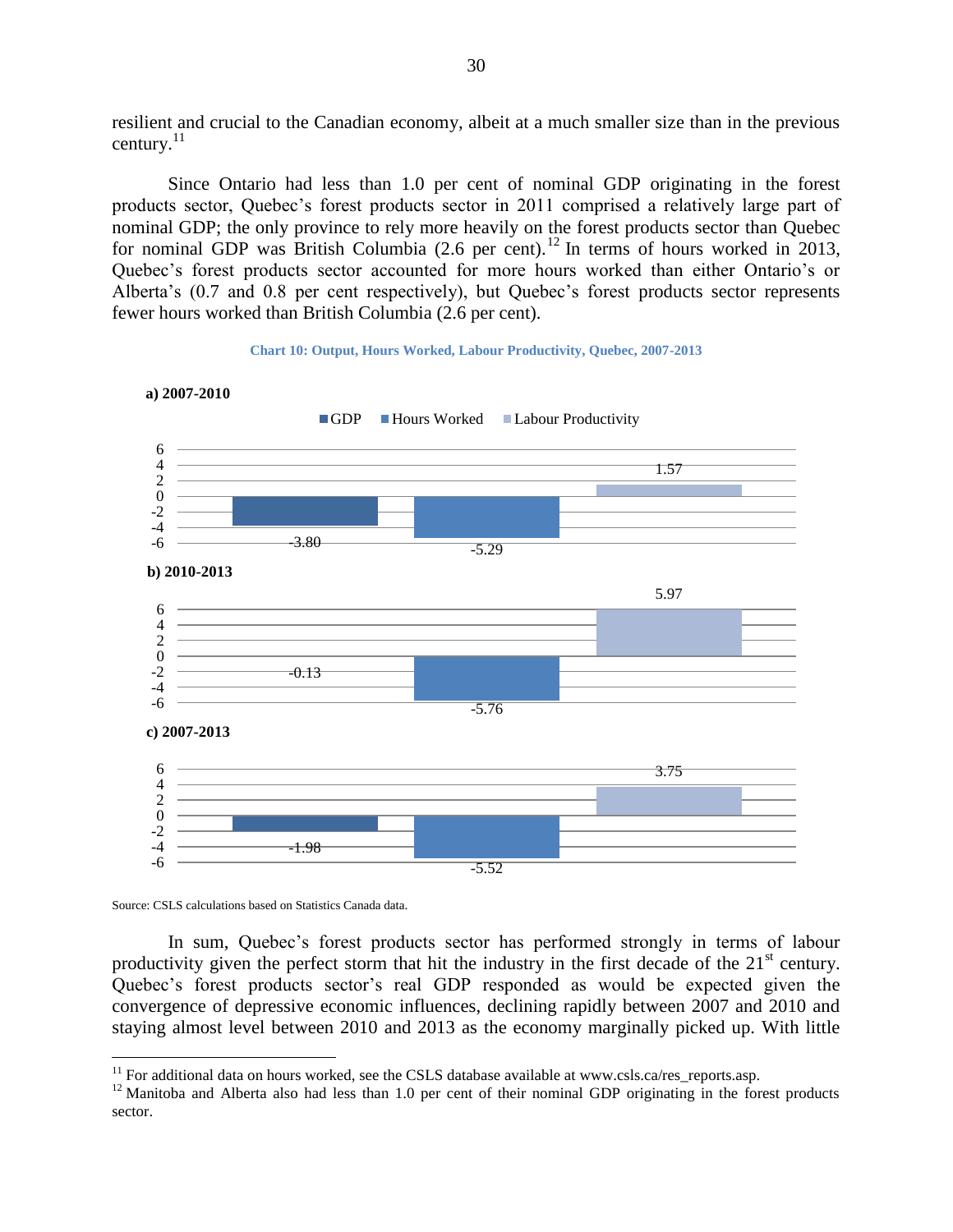resilient and crucial to the Canadian economy, albeit at a much smaller size than in the previous century.[11]

Since Ontario had less than 1.0 per cent of nominal GDP originating in the forest products sector, Quebec's forest products sector in 2011 comprised a relatively large part of nominal GDP; the only province to rely more heavily on the forest products sector than Quebec for nominal GDP was British Columbia (2.6 per cent).[12] In terms of hours worked in 2013, Quebec's forest products sector accounted for more hours worked than either Ontario's or Alberta's (0.7 and 0.8 per cent respectively), but Quebec's forest products sector represents fewer hours worked than British Columbia (2.6 per cent).

**Chart 10: Output, Hours Worked, Labour Productivity, Quebec, 2007-2013**

**a) 2007-2010**

| | GDP | Hours Worked | Labour Productivity |
|---|---|---|---|
| 2007-2010 | -3.80 | -5.29 | 1.57 |

**b) 2010-2013**

| | GDP | Hours Worked | Labour Productivity |
|---|---|---|---|
| 2010-2013 | -0.13 | -5.76 | 5.97 |

**c) 2007-2013**

| | GDP | Hours Worked | Labour Productivity |
|---|---|---|---|
| 2007-2013 | -1.98 | -5.52 | 3.75 |

Source: CSLS calculations based on Statistics Canada data.

In sum, Quebec's forest products sector has performed strongly in terms of labour productivity given the perfect storm that hit the industry in the first decade of the 21st century. Quebec's forest products sector's real GDP responded as would be expected given the convergence of depressive economic influences, declining rapidly between 2007 and 2010 and staying almost level between 2010 and 2013 as the economy marginally picked up. With little

[11] For additional data on hours worked, see the CSLS database available at www.csls.ca/res_reports.asp.

[12] Manitoba and Alberta also had less than 1.0 per cent of their nominal GDP originating in the forest products sector.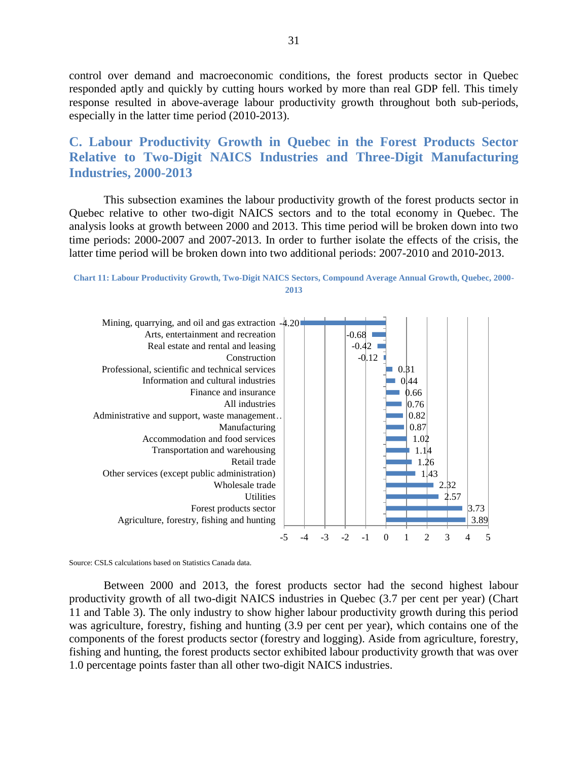control over demand and macroeconomic conditions, the forest products sector in Quebec responded aptly and quickly by cutting hours worked by more than real GDP fell. This timely response resulted in above-average labour productivity growth throughout both sub-periods, especially in the latter time period (2010-2013).

## C. Labour Productivity Growth in Quebec in the Forest Products Sector Relative to Two-Digit NAICS Industries and Three-Digit Manufacturing Industries, 2000-2013

This subsection examines the labour productivity growth of the forest products sector in Quebec relative to other two-digit NAICS sectors and to the total economy in Quebec. The analysis looks at growth between 2000 and 2013. This time period will be broken down into two time periods: 2000-2007 and 2007-2013. In order to further isolate the effects of the crisis, the latter time period will be broken down into two additional periods: 2007-2010 and 2010-2013.

**Chart 11: Labour Productivity Growth, Two-Digit NAICS Sectors, Compound Average Annual Growth, Quebec, 2000-2013**

| Sector | Growth |
|---|---|
| Mining, quarrying, and oil and gas extraction | -4.20 |
| Arts, entertainment and recreation | -0.68 |
| Real estate and rental and leasing | -0.42 |
| Construction | -0.12 |
| Professional, scientific and technical services | 0.31 |
| Information and cultural industries | 0.44 |
| Finance and insurance | 0.66 |
| All industries | 0.76 |
| Administrative and support, waste management… | 0.82 |
| Manufacturing | 0.87 |
| Accommodation and food services | 1.02 |
| Transportation and warehousing | 1.14 |
| Retail trade | 1.26 |
| Other services (except public administration) | 1.43 |
| Wholesale trade | 2.32 |
| Utilities | 2.57 |
| Forest products sector | 3.73 |
| Agriculture, forestry, fishing and hunting | 3.89 |

Source: CSLS calculations based on Statistics Canada data.

Between 2000 and 2013, the forest products sector had the second highest labour productivity growth of all two-digit NAICS industries in Quebec (3.7 per cent per year) (Chart 11 and Table 3). The only industry to show higher labour productivity growth during this period was agriculture, forestry, fishing and hunting (3.9 per cent per year), which contains one of the components of the forest products sector (forestry and logging). Aside from agriculture, forestry, fishing and hunting, the forest products sector exhibited labour productivity growth that was over 1.0 percentage points faster than all other two-digit NAICS industries.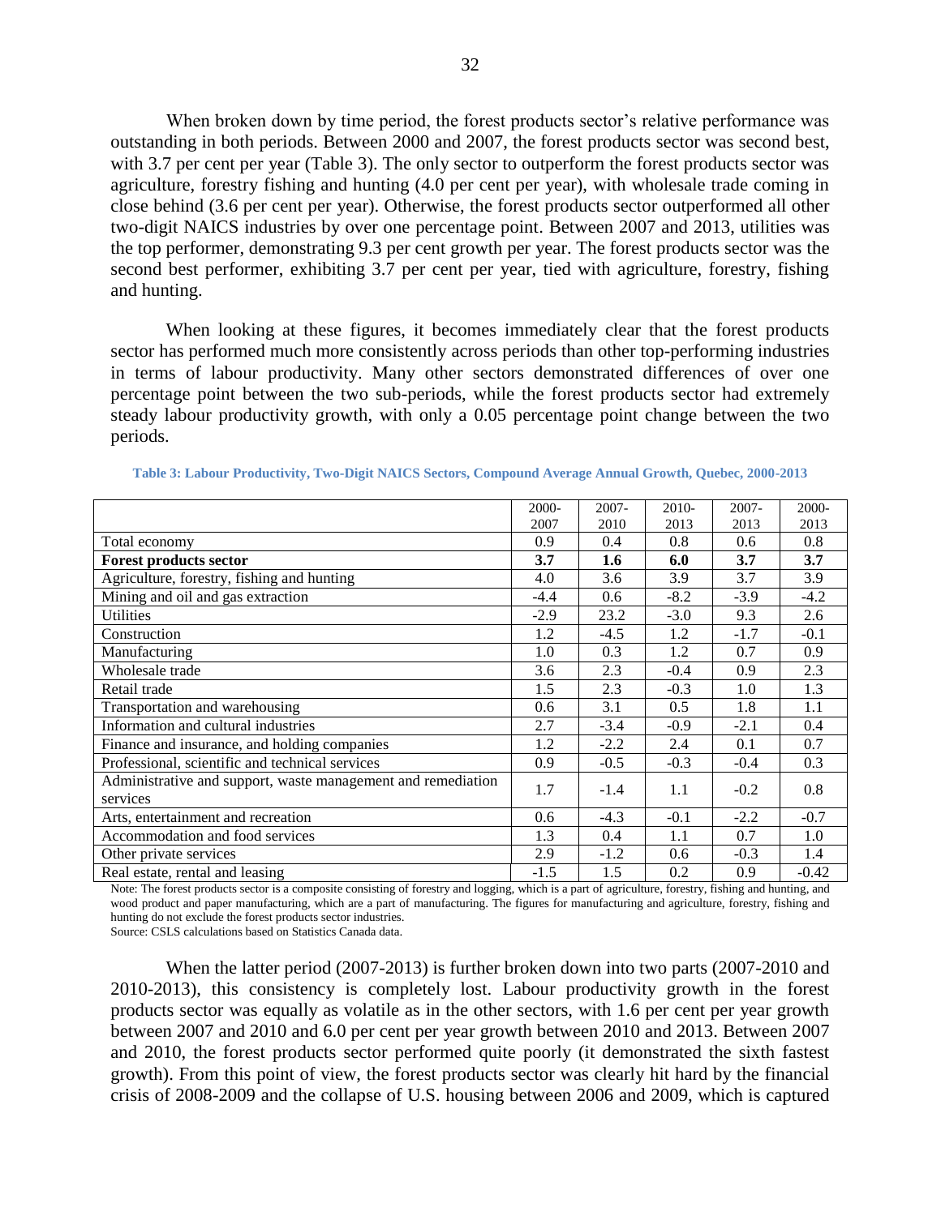When broken down by time period, the forest products sector's relative performance was outstanding in both periods. Between 2000 and 2007, the forest products sector was second best, with 3.7 per cent per year (Table 3). The only sector to outperform the forest products sector was agriculture, forestry fishing and hunting (4.0 per cent per year), with wholesale trade coming in close behind (3.6 per cent per year). Otherwise, the forest products sector outperformed all other two-digit NAICS industries by over one percentage point. Between 2007 and 2013, utilities was the top performer, demonstrating 9.3 per cent growth per year. The forest products sector was the second best performer, exhibiting 3.7 per cent per year, tied with agriculture, forestry, fishing and hunting.

When looking at these figures, it becomes immediately clear that the forest products sector has performed much more consistently across periods than other top-performing industries in terms of labour productivity. Many other sectors demonstrated differences of over one percentage point between the two sub-periods, while the forest products sector had extremely steady labour productivity growth, with only a 0.05 percentage point change between the two periods.

**Table 3: Labour Productivity, Two-Digit NAICS Sectors, Compound Average Annual Growth, Quebec, 2000-2013**

| | 2000-2007 | 2007-2010 | 2010-2013 | 2007-2013 | 2000-2013 |
|---|---|---|---|---|---|
| Total economy | 0.9 | 0.4 | 0.8 | 0.6 | 0.8 |
| **Forest products sector** | **3.7** | **1.6** | **6.0** | **3.7** | **3.7** |
| Agriculture, forestry, fishing and hunting | 4.0 | 3.6 | 3.9 | 3.7 | 3.9 |
| Mining and oil and gas extraction | -4.4 | 0.6 | -8.2 | -3.9 | -4.2 |
| Utilities | -2.9 | 23.2 | -3.0 | 9.3 | 2.6 |
| Construction | 1.2 | -4.5 | 1.2 | -1.7 | -0.1 |
| Manufacturing | 1.0 | 0.3 | 1.2 | 0.7 | 0.9 |
| Wholesale trade | 3.6 | 2.3 | -0.4 | 0.9 | 2.3 |
| Retail trade | 1.5 | 2.3 | -0.3 | 1.0 | 1.3 |
| Transportation and warehousing | 0.6 | 3.1 | 0.5 | 1.8 | 1.1 |
| Information and cultural industries | 2.7 | -3.4 | -0.9 | -2.1 | 0.4 |
| Finance and insurance, and holding companies | 1.2 | -2.2 | 2.4 | 0.1 | 0.7 |
| Professional, scientific and technical services | 0.9 | -0.5 | -0.3 | -0.4 | 0.3 |
| Administrative and support, waste management and remediation services | 1.7 | -1.4 | 1.1 | -0.2 | 0.8 |
| Arts, entertainment and recreation | 0.6 | -4.3 | -0.1 | -2.2 | -0.7 |
| Accommodation and food services | 1.3 | 0.4 | 1.1 | 0.7 | 1.0 |
| Other private services | 2.9 | -1.2 | 0.6 | -0.3 | 1.4 |
| Real estate, rental and leasing | -1.5 | 1.5 | 0.2 | 0.9 | -0.42 |

Note: The forest products sector is a composite consisting of forestry and logging, which is a part of agriculture, forestry, fishing and hunting, and wood product and paper manufacturing, which are a part of manufacturing. The figures for manufacturing and agriculture, forestry, fishing and hunting do not exclude the forest products sector industries.

Source: CSLS calculations based on Statistics Canada data.

When the latter period (2007-2013) is further broken down into two parts (2007-2010 and 2010-2013), this consistency is completely lost. Labour productivity growth in the forest products sector was equally as volatile as in the other sectors, with 1.6 per cent per year growth between 2007 and 2010 and 6.0 per cent per year growth between 2010 and 2013. Between 2007 and 2010, the forest products sector performed quite poorly (it demonstrated the sixth fastest growth). From this point of view, the forest products sector was clearly hit hard by the financial crisis of 2008-2009 and the collapse of U.S. housing between 2006 and 2009, which is captured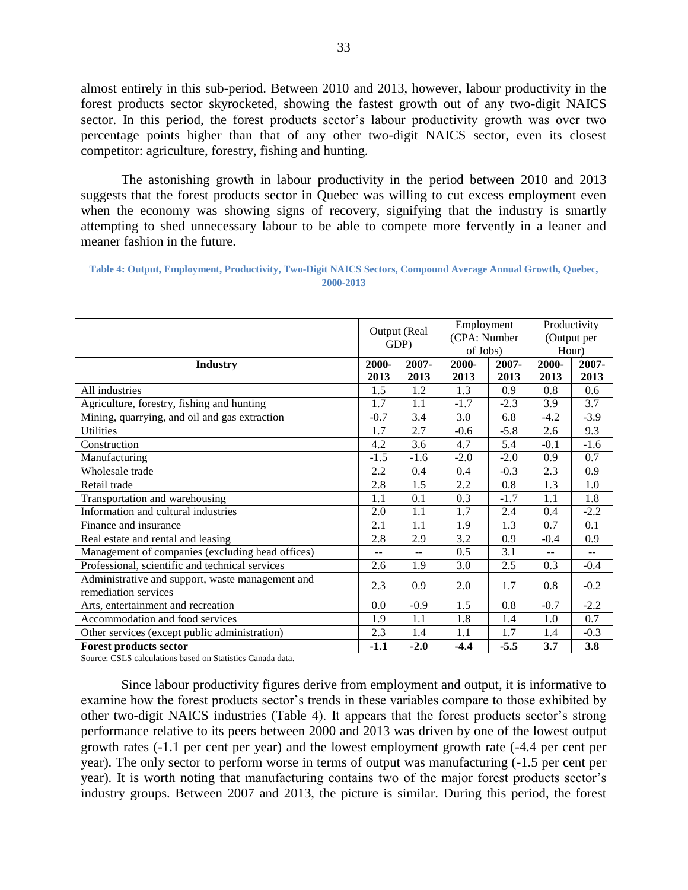almost entirely in this sub-period. Between 2010 and 2013, however, labour productivity in the forest products sector skyrocketed, showing the fastest growth out of any two-digit NAICS sector. In this period, the forest products sector's labour productivity growth was over two percentage points higher than that of any other two-digit NAICS sector, even its closest competitor: agriculture, forestry, fishing and hunting.

The astonishing growth in labour productivity in the period between 2010 and 2013 suggests that the forest products sector in Quebec was willing to cut excess employment even when the economy was showing signs of recovery, signifying that the industry is smartly attempting to shed unnecessary labour to be able to compete more fervently in a leaner and meaner fashion in the future.

**Table 4: Output, Employment, Productivity, Two-Digit NAICS Sectors, Compound Average Annual Growth, Quebec, 2000-2013**

| | Output (Real GDP) | | Employment (CPA: Number of Jobs) | | Productivity (Output per Hour) | |
|---|---|---|---|---|---|---|
| **Industry** | **2000-2013** | **2007-2013** | **2000-2013** | **2007-2013** | **2000-2013** | **2007-2013** |
| All industries | 1.5 | 1.2 | 1.3 | 0.9 | 0.8 | 0.6 |
| Agriculture, forestry, fishing and hunting | 1.7 | 1.1 | -1.7 | -2.3 | 3.9 | 3.7 |
| Mining, quarrying, and oil and gas extraction | -0.7 | 3.4 | 3.0 | 6.8 | -4.2 | -3.9 |
| Utilities | 1.7 | 2.7 | -0.6 | -5.8 | 2.6 | 9.3 |
| Construction | 4.2 | 3.6 | 4.7 | 5.4 | -0.1 | -1.6 |
| Manufacturing | -1.5 | -1.6 | -2.0 | -2.0 | 0.9 | 0.7 |
| Wholesale trade | 2.2 | 0.4 | 0.4 | -0.3 | 2.3 | 0.9 |
| Retail trade | 2.8 | 1.5 | 2.2 | 0.8 | 1.3 | 1.0 |
| Transportation and warehousing | 1.1 | 0.1 | 0.3 | -1.7 | 1.1 | 1.8 |
| Information and cultural industries | 2.0 | 1.1 | 1.7 | 2.4 | 0.4 | -2.2 |
| Finance and insurance | 2.1 | 1.1 | 1.9 | 1.3 | 0.7 | 0.1 |
| Real estate and rental and leasing | 2.8 | 2.9 | 3.2 | 0.9 | -0.4 | 0.9 |
| Management of companies (excluding head offices) | -- | -- | 0.5 | 3.1 | -- | -- |
| Professional, scientific and technical services | 2.6 | 1.9 | 3.0 | 2.5 | 0.3 | -0.4 |
| Administrative and support, waste management and remediation services | 2.3 | 0.9 | 2.0 | 1.7 | 0.8 | -0.2 |
| Arts, entertainment and recreation | 0.0 | -0.9 | 1.5 | 0.8 | -0.7 | -2.2 |
| Accommodation and food services | 1.9 | 1.1 | 1.8 | 1.4 | 1.0 | 0.7 |
| Other services (except public administration) | 2.3 | 1.4 | 1.1 | 1.7 | 1.4 | -0.3 |
| **Forest products sector** | **-1.1** | **-2.0** | **-4.4** | **-5.5** | **3.7** | **3.8** |

Source: CSLS calculations based on Statistics Canada data.

Since labour productivity figures derive from employment and output, it is informative to examine how the forest products sector's trends in these variables compare to those exhibited by other two-digit NAICS industries (Table 4). It appears that the forest products sector's strong performance relative to its peers between 2000 and 2013 was driven by one of the lowest output growth rates (-1.1 per cent per year) and the lowest employment growth rate (-4.4 per cent per year). The only sector to perform worse in terms of output was manufacturing (-1.5 per cent per year). It is worth noting that manufacturing contains two of the major forest products sector's industry groups. Between 2007 and 2013, the picture is similar. During this period, the forest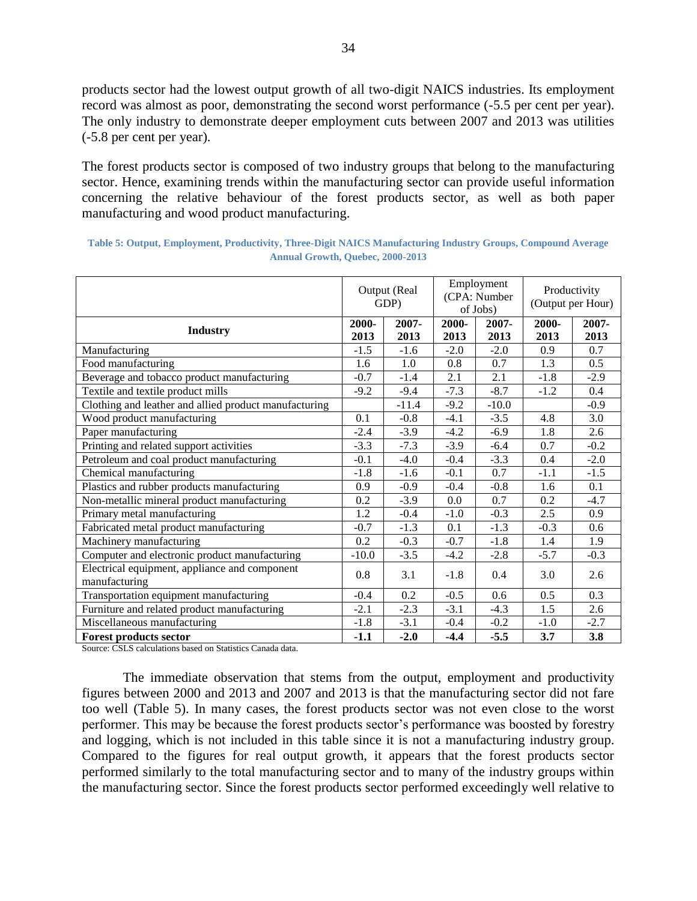products sector had the lowest output growth of all two-digit NAICS industries. Its employment record was almost as poor, demonstrating the second worst performance (-5.5 per cent per year). The only industry to demonstrate deeper employment cuts between 2007 and 2013 was utilities (-5.8 per cent per year).

The forest products sector is composed of two industry groups that belong to the manufacturing sector. Hence, examining trends within the manufacturing sector can provide useful information concerning the relative behaviour of the forest products sector, as well as both paper manufacturing and wood product manufacturing.

**Table 5: Output, Employment, Productivity, Three-Digit NAICS Manufacturing Industry Groups, Compound Average Annual Growth, Quebec, 2000-2013**

| | Output (Real GDP) | | Employment (CPA: Number of Jobs) | | Productivity (Output per Hour) | |
|---|---|---|---|---|---|---|
| **Industry** | **2000-2013** | **2007-2013** | **2000-2013** | **2007-2013** | **2000-2013** | **2007-2013** |
| Manufacturing | -1.5 | -1.6 | -2.0 | -2.0 | 0.9 | 0.7 |
| Food manufacturing | 1.6 | 1.0 | 0.8 | 0.7 | 1.3 | 0.5 |
| Beverage and tobacco product manufacturing | -0.7 | -1.4 | 2.1 | 2.1 | -1.8 | -2.9 |
| Textile and textile product mills | -9.2 | -9.4 | -7.3 | -8.7 | -1.2 | 0.4 |
| Clothing and leather and allied product manufacturing | | -11.4 | -9.2 | -10.0 | | -0.9 |
| Wood product manufacturing | 0.1 | -0.8 | -4.1 | -3.5 | 4.8 | 3.0 |
| Paper manufacturing | -2.4 | -3.9 | -4.2 | -6.9 | 1.8 | 2.6 |
| Printing and related support activities | -3.3 | -7.3 | -3.9 | -6.4 | 0.7 | -0.2 |
| Petroleum and coal product manufacturing | -0.1 | -4.0 | -0.4 | -3.3 | 0.4 | -2.0 |
| Chemical manufacturing | -1.8 | -1.6 | -0.1 | 0.7 | -1.1 | -1.5 |
| Plastics and rubber products manufacturing | 0.9 | -0.9 | -0.4 | -0.8 | 1.6 | 0.1 |
| Non-metallic mineral product manufacturing | 0.2 | -3.9 | 0.0 | 0.7 | 0.2 | -4.7 |
| Primary metal manufacturing | 1.2 | -0.4 | -1.0 | -0.3 | 2.5 | 0.9 |
| Fabricated metal product manufacturing | -0.7 | -1.3 | 0.1 | -1.3 | -0.3 | 0.6 |
| Machinery manufacturing | 0.2 | -0.3 | -0.7 | -1.8 | 1.4 | 1.9 |
| Computer and electronic product manufacturing | -10.0 | -3.5 | -4.2 | -2.8 | -5.7 | -0.3 |
| Electrical equipment, appliance and component manufacturing | 0.8 | 3.1 | -1.8 | 0.4 | 3.0 | 2.6 |
| Transportation equipment manufacturing | -0.4 | 0.2 | -0.5 | 0.6 | 0.5 | 0.3 |
| Furniture and related product manufacturing | -2.1 | -2.3 | -3.1 | -4.3 | 1.5 | 2.6 |
| Miscellaneous manufacturing | -1.8 | -3.1 | -0.4 | -0.2 | -1.0 | -2.7 |
| **Forest products sector** | **-1.1** | **-2.0** | **-4.4** | **-5.5** | **3.7** | **3.8** |

Source: CSLS calculations based on Statistics Canada data.

The immediate observation that stems from the output, employment and productivity figures between 2000 and 2013 and 2007 and 2013 is that the manufacturing sector did not fare too well (Table 5). In many cases, the forest products sector was not even close to the worst performer. This may be because the forest products sector's performance was boosted by forestry and logging, which is not included in this table since it is not a manufacturing industry group. Compared to the figures for real output growth, it appears that the forest products sector performed similarly to the total manufacturing sector and to many of the industry groups within the manufacturing sector. Since the forest products sector performed exceedingly well relative to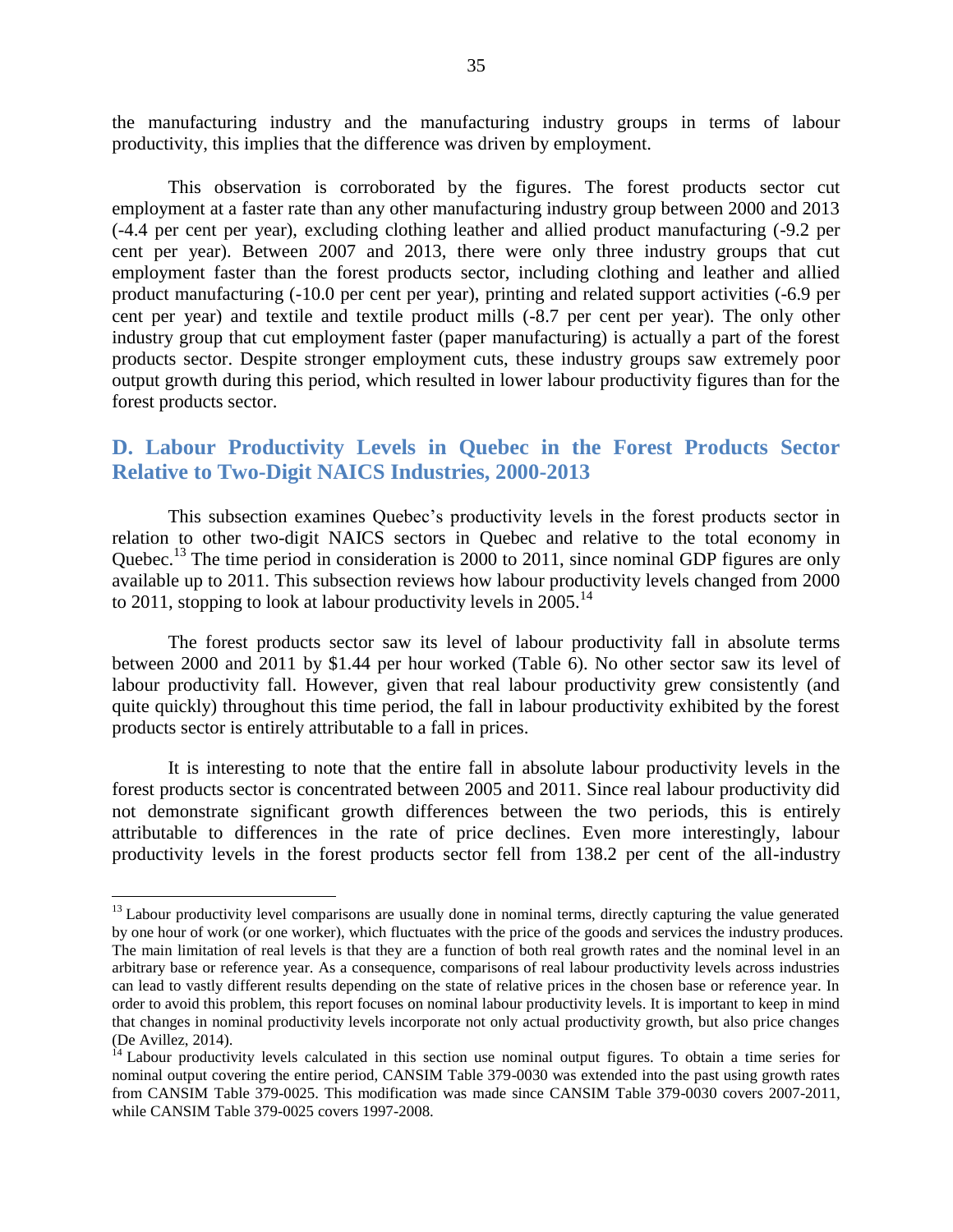the manufacturing industry and the manufacturing industry groups in terms of labour productivity, this implies that the difference was driven by employment.

This observation is corroborated by the figures. The forest products sector cut employment at a faster rate than any other manufacturing industry group between 2000 and 2013 (-4.4 per cent per year), excluding clothing leather and allied product manufacturing (-9.2 per cent per year). Between 2007 and 2013, there were only three industry groups that cut employment faster than the forest products sector, including clothing and leather and allied product manufacturing (-10.0 per cent per year), printing and related support activities (-6.9 per cent per year) and textile and textile product mills (-8.7 per cent per year). The only other industry group that cut employment faster (paper manufacturing) is actually a part of the forest products sector. Despite stronger employment cuts, these industry groups saw extremely poor output growth during this period, which resulted in lower labour productivity figures than for the forest products sector.

## D. Labour Productivity Levels in Quebec in the Forest Products Sector Relative to Two-Digit NAICS Industries, 2000-2013

This subsection examines Quebec's productivity levels in the forest products sector in relation to other two-digit NAICS sectors in Quebec and relative to the total economy in Quebec.[13] The time period in consideration is 2000 to 2011, since nominal GDP figures are only available up to 2011. This subsection reviews how labour productivity levels changed from 2000 to 2011, stopping to look at labour productivity levels in 2005.[14]

The forest products sector saw its level of labour productivity fall in absolute terms between 2000 and 2011 by $1.44 per hour worked (Table 6). No other sector saw its level of labour productivity fall. However, given that real labour productivity grew consistently (and quite quickly) throughout this time period, the fall in labour productivity exhibited by the forest products sector is entirely attributable to a fall in prices.

It is interesting to note that the entire fall in absolute labour productivity levels in the forest products sector is concentrated between 2005 and 2011. Since real labour productivity did not demonstrate significant growth differences between the two periods, this is entirely attributable to differences in the rate of price declines. Even more interestingly, labour productivity levels in the forest products sector fell from 138.2 per cent of the all-industry

---

[13] Labour productivity level comparisons are usually done in nominal terms, directly capturing the value generated by one hour of work (or one worker), which fluctuates with the price of the goods and services the industry produces. The main limitation of real levels is that they are a function of both real growth rates and the nominal level in an arbitrary base or reference year. As a consequence, comparisons of real labour productivity levels across industries can lead to vastly different results depending on the state of relative prices in the chosen base or reference year. In order to avoid this problem, this report focuses on nominal labour productivity levels. It is important to keep in mind that changes in nominal productivity levels incorporate not only actual productivity growth, but also price changes (De Avillez, 2014).

[14] Labour productivity levels calculated in this section use nominal output figures. To obtain a time series for nominal output covering the entire period, CANSIM Table 379-0030 was extended into the past using growth rates from CANSIM Table 379-0025. This modification was made since CANSIM Table 379-0030 covers 2007-2011, while CANSIM Table 379-0025 covers 1997-2008.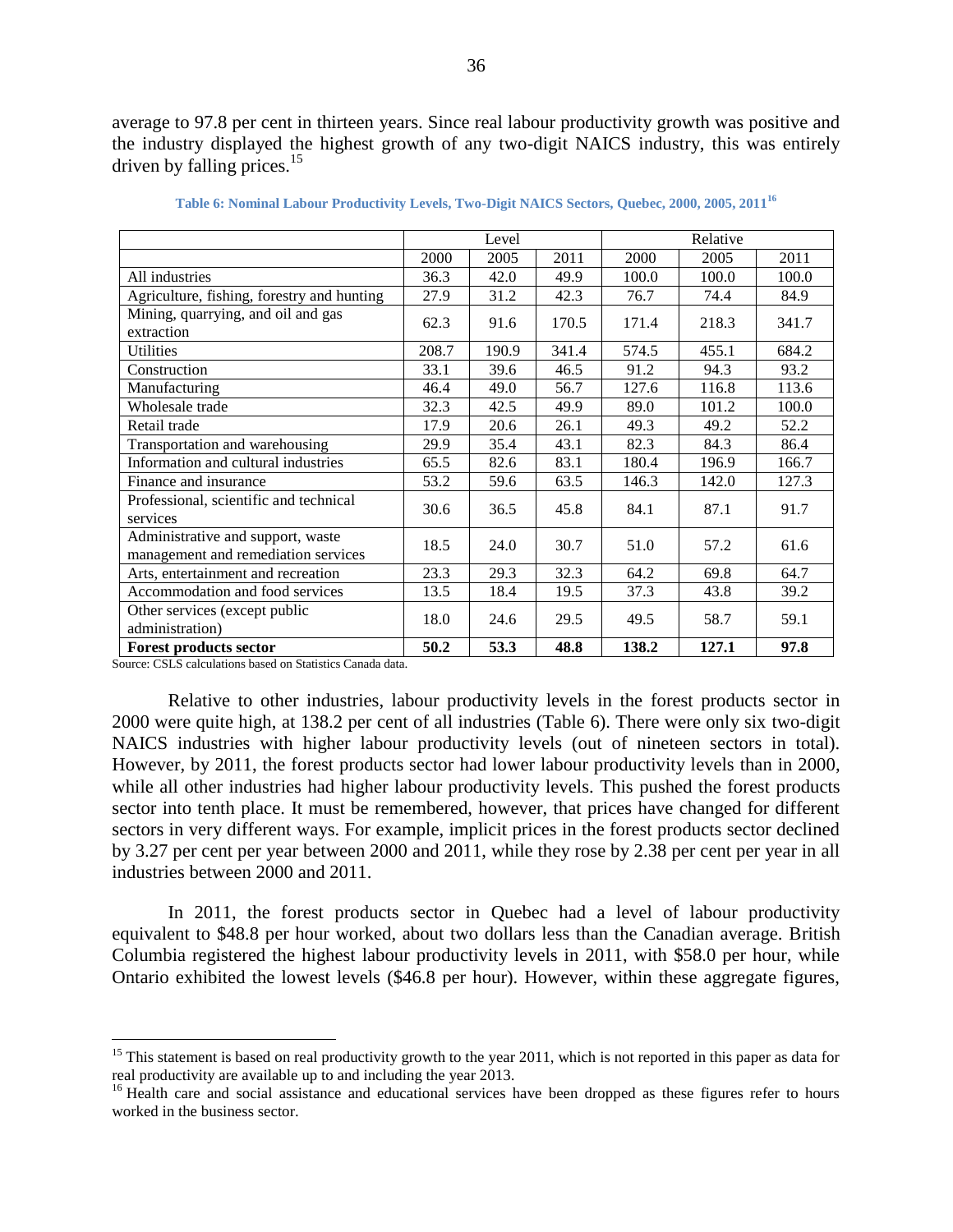average to 97.8 per cent in thirteen years. Since real labour productivity growth was positive and the industry displayed the highest growth of any two-digit NAICS industry, this was entirely driven by falling prices.[15]

**Table 6: Nominal Labour Productivity Levels, Two-Digit NAICS Sectors, Quebec, 2000, 2005, 2011[16]**

| | Level | | | Relative | | |
|---|---|---|---|---|---|---|
| | 2000 | 2005 | 2011 | 2000 | 2005 | 2011 |
| All industries | 36.3 | 42.0 | 49.9 | 100.0 | 100.0 | 100.0 |
| Agriculture, fishing, forestry and hunting | 27.9 | 31.2 | 42.3 | 76.7 | 74.4 | 84.9 |
| Mining, quarrying, and oil and gas extraction | 62.3 | 91.6 | 170.5 | 171.4 | 218.3 | 341.7 |
| Utilities | 208.7 | 190.9 | 341.4 | 574.5 | 455.1 | 684.2 |
| Construction | 33.1 | 39.6 | 46.5 | 91.2 | 94.3 | 93.2 |
| Manufacturing | 46.4 | 49.0 | 56.7 | 127.6 | 116.8 | 113.6 |
| Wholesale trade | 32.3 | 42.5 | 49.9 | 89.0 | 101.2 | 100.0 |
| Retail trade | 17.9 | 20.6 | 26.1 | 49.3 | 49.2 | 52.2 |
| Transportation and warehousing | 29.9 | 35.4 | 43.1 | 82.3 | 84.3 | 86.4 |
| Information and cultural industries | 65.5 | 82.6 | 83.1 | 180.4 | 196.9 | 166.7 |
| Finance and insurance | 53.2 | 59.6 | 63.5 | 146.3 | 142.0 | 127.3 |
| Professional, scientific and technical services | 30.6 | 36.5 | 45.8 | 84.1 | 87.1 | 91.7 |
| Administrative and support, waste management and remediation services | 18.5 | 24.0 | 30.7 | 51.0 | 57.2 | 61.6 |
| Arts, entertainment and recreation | 23.3 | 29.3 | 32.3 | 64.2 | 69.8 | 64.7 |
| Accommodation and food services | 13.5 | 18.4 | 19.5 | 37.3 | 43.8 | 39.2 |
| Other services (except public administration) | 18.0 | 24.6 | 29.5 | 49.5 | 58.7 | 59.1 |
| **Forest products sector** | **50.2** | **53.3** | **48.8** | **138.2** | **127.1** | **97.8** |

Source: CSLS calculations based on Statistics Canada data.

Relative to other industries, labour productivity levels in the forest products sector in 2000 were quite high, at 138.2 per cent of all industries (Table 6). There were only six two-digit NAICS industries with higher labour productivity levels (out of nineteen sectors in total). However, by 2011, the forest products sector had lower labour productivity levels than in 2000, while all other industries had higher labour productivity levels. This pushed the forest products sector into tenth place. It must be remembered, however, that prices have changed for different sectors in very different ways. For example, implicit prices in the forest products sector declined by 3.27 per cent per year between 2000 and 2011, while they rose by 2.38 per cent per year in all industries between 2000 and 2011.

In 2011, the forest products sector in Quebec had a level of labour productivity equivalent to \$48.8 per hour worked, about two dollars less than the Canadian average. British Columbia registered the highest labour productivity levels in 2011, with \$58.0 per hour, while Ontario exhibited the lowest levels (\$46.8 per hour). However, within these aggregate figures,

---

[15] This statement is based on real productivity growth to the year 2011, which is not reported in this paper as data for real productivity are available up to and including the year 2013.

[16] Health care and social assistance and educational services have been dropped as these figures refer to hours worked in the business sector.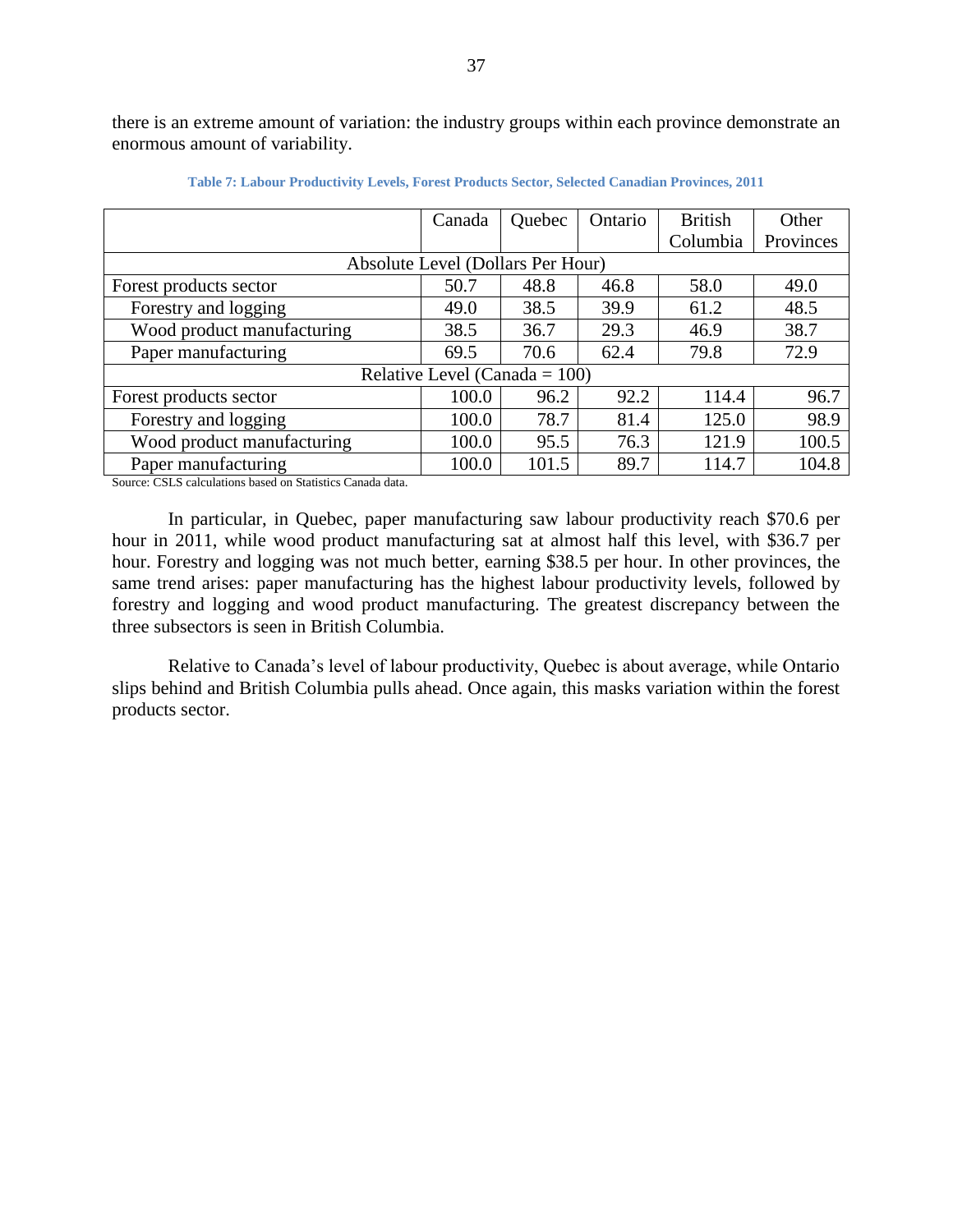there is an extreme amount of variation: the industry groups within each province demonstrate an enormous amount of variability.

**Table 7: Labour Productivity Levels, Forest Products Sector, Selected Canadian Provinces, 2011**

| | Canada | Quebec | Ontario | British Columbia | Other Provinces |
|---|---|---|---|---|---|
| Absolute Level (Dollars Per Hour) | | | | | |
| Forest products sector | 50.7 | 48.8 | 46.8 | 58.0 | 49.0 |
| Forestry and logging | 49.0 | 38.5 | 39.9 | 61.2 | 48.5 |
| Wood product manufacturing | 38.5 | 36.7 | 29.3 | 46.9 | 38.7 |
| Paper manufacturing | 69.5 | 70.6 | 62.4 | 79.8 | 72.9 |
| Relative Level (Canada = 100) | | | | | |
| Forest products sector | 100.0 | 96.2 | 92.2 | 114.4 | 96.7 |
| Forestry and logging | 100.0 | 78.7 | 81.4 | 125.0 | 98.9 |
| Wood product manufacturing | 100.0 | 95.5 | 76.3 | 121.9 | 100.5 |
| Paper manufacturing | 100.0 | 101.5 | 89.7 | 114.7 | 104.8 |

Source: CSLS calculations based on Statistics Canada data.

In particular, in Quebec, paper manufacturing saw labour productivity reach \$70.6 per hour in 2011, while wood product manufacturing sat at almost half this level, with \$36.7 per hour. Forestry and logging was not much better, earning \$38.5 per hour. In other provinces, the same trend arises: paper manufacturing has the highest labour productivity levels, followed by forestry and logging and wood product manufacturing. The greatest discrepancy between the three subsectors is seen in British Columbia.

Relative to Canada's level of labour productivity, Quebec is about average, while Ontario slips behind and British Columbia pulls ahead. Once again, this masks variation within the forest products sector.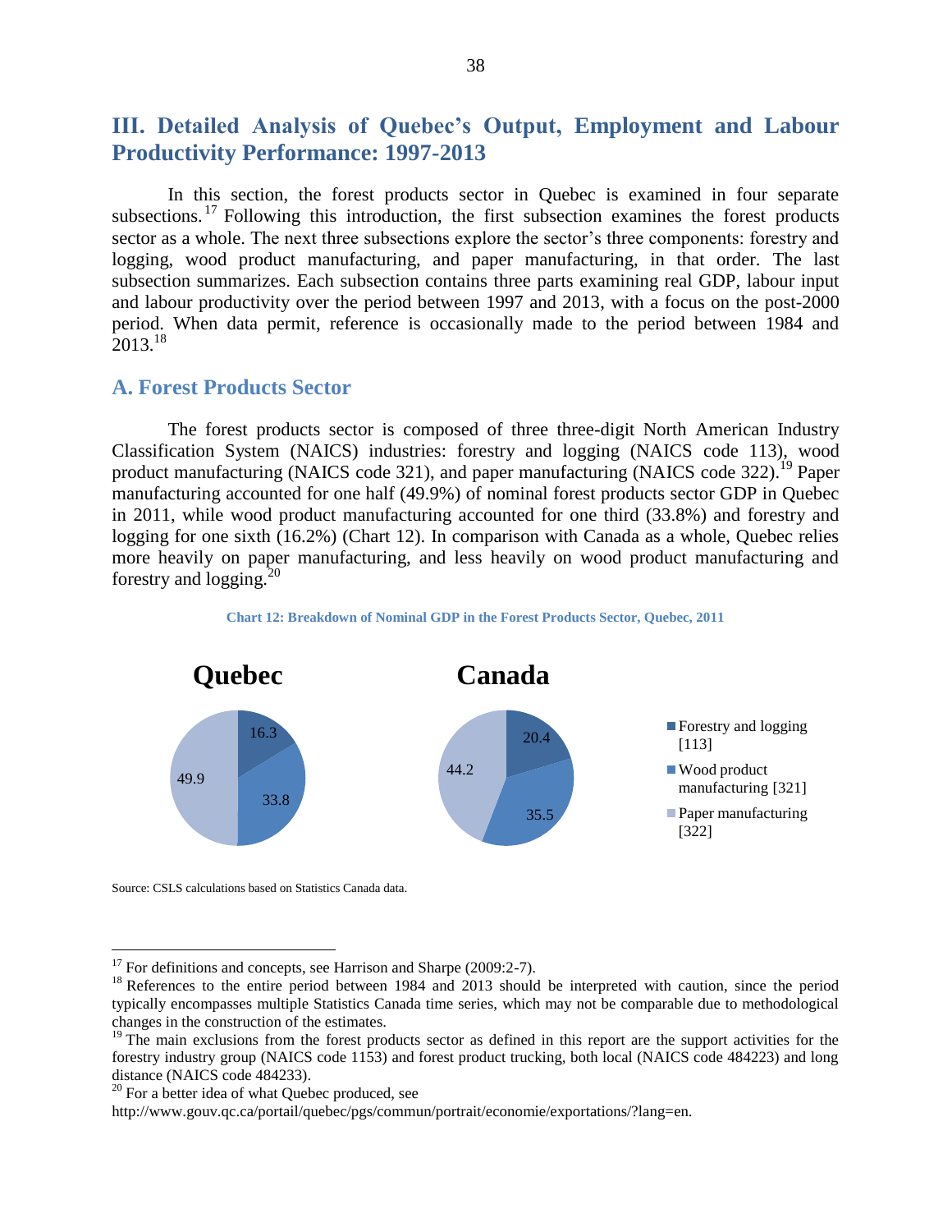## III. Detailed Analysis of Quebec's Output, Employment and Labour Productivity Performance: 1997-2013

In this section, the forest products sector in Quebec is examined in four separate subsections.[17] Following this introduction, the first subsection examines the forest products sector as a whole. The next three subsections explore the sector's three components: forestry and logging, wood product manufacturing, and paper manufacturing, in that order. The last subsection summarizes. Each subsection contains three parts examining real GDP, labour input and labour productivity over the period between 1997 and 2013, with a focus on the post-2000 period. When data permit, reference is occasionally made to the period between 1984 and 2013.[18]

### A. Forest Products Sector

The forest products sector is composed of three three-digit North American Industry Classification System (NAICS) industries: forestry and logging (NAICS code 113), wood product manufacturing (NAICS code 321), and paper manufacturing (NAICS code 322).[19] Paper manufacturing accounted for one half (49.9%) of nominal forest products sector GDP in Quebec in 2011, while wood product manufacturing accounted for one third (33.8%) and forestry and logging for one sixth (16.2%) (Chart 12). In comparison with Canada as a whole, Quebec relies more heavily on paper manufacturing, and less heavily on wood product manufacturing and forestry and logging.[20]

**Chart 12: Breakdown of Nominal GDP in the Forest Products Sector, Quebec, 2011**

| | Quebec | Canada |
|---|---|---|
| Forestry and logging [113] | 16.3 | 20.4 |
| Wood product manufacturing [321] | 33.8 | 35.5 |
| Paper manufacturing [322] | 49.9 | 44.2 |

Source: CSLS calculations based on Statistics Canada data.

---

[17] For definitions and concepts, see Harrison and Sharpe (2009:2-7).

[18] References to the entire period between 1984 and 2013 should be interpreted with caution, since the period typically encompasses multiple Statistics Canada time series, which may not be comparable due to methodological changes in the construction of the estimates.

[19] The main exclusions from the forest products sector as defined in this report are the support activities for the forestry industry group (NAICS code 1153) and forest product trucking, both local (NAICS code 484223) and long distance (NAICS code 484233).

[20] For a better idea of what Quebec produced, see http://www.gouv.qc.ca/portail/quebec/pgs/commun/portrait/economie/exportations/?lang=en.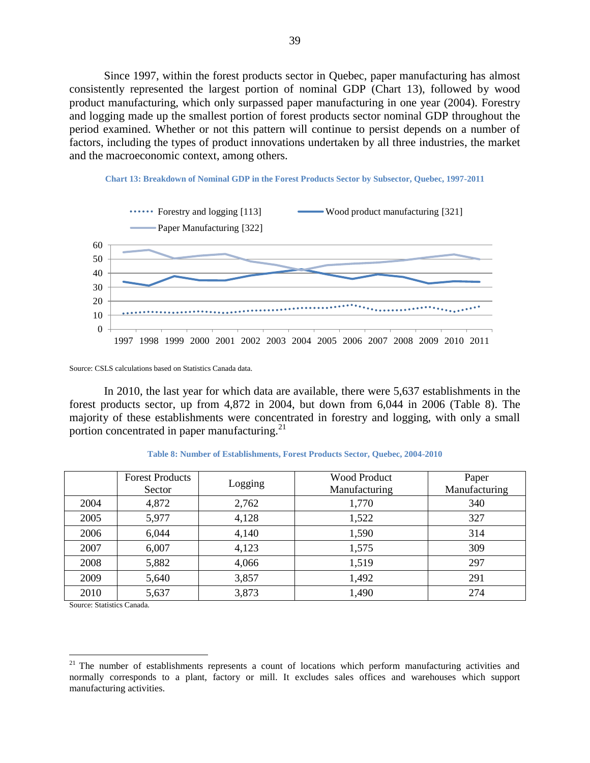Since 1997, within the forest products sector in Quebec, paper manufacturing has almost consistently represented the largest portion of nominal GDP (Chart 13), followed by wood product manufacturing, which only surpassed paper manufacturing in one year (2004). Forestry and logging made up the smallest portion of forest products sector nominal GDP throughout the period examined. Whether or not this pattern will continue to persist depends on a number of factors, including the types of product innovations undertaken by all three industries, the market and the macroeconomic context, among others.

**Chart 13: Breakdown of Nominal GDP in the Forest Products Sector by Subsector, Quebec, 1997-2011**

Source: CSLS calculations based on Statistics Canada data.

In 2010, the last year for which data are available, there were 5,637 establishments in the forest products sector, up from 4,872 in 2004, but down from 6,044 in 2006 (Table 8). The majority of these establishments were concentrated in forestry and logging, with only a small portion concentrated in paper manufacturing.[21]

**Table 8: Number of Establishments, Forest Products Sector, Quebec, 2004-2010**

| | Forest Products Sector | Logging | Wood Product Manufacturing | Paper Manufacturing |
|---|---|---|---|---|
| 2004 | 4,872 | 2,762 | 1,770 | 340 |
| 2005 | 5,977 | 4,128 | 1,522 | 327 |
| 2006 | 6,044 | 4,140 | 1,590 | 314 |
| 2007 | 6,007 | 4,123 | 1,575 | 309 |
| 2008 | 5,882 | 4,066 | 1,519 | 297 |
| 2009 | 5,640 | 3,857 | 1,492 | 291 |
| 2010 | 5,637 | 3,873 | 1,490 | 274 |

Source: Statistics Canada.

[21] The number of establishments represents a count of locations which perform manufacturing activities and normally corresponds to a plant, factory or mill. It excludes sales offices and warehouses which support manufacturing activities.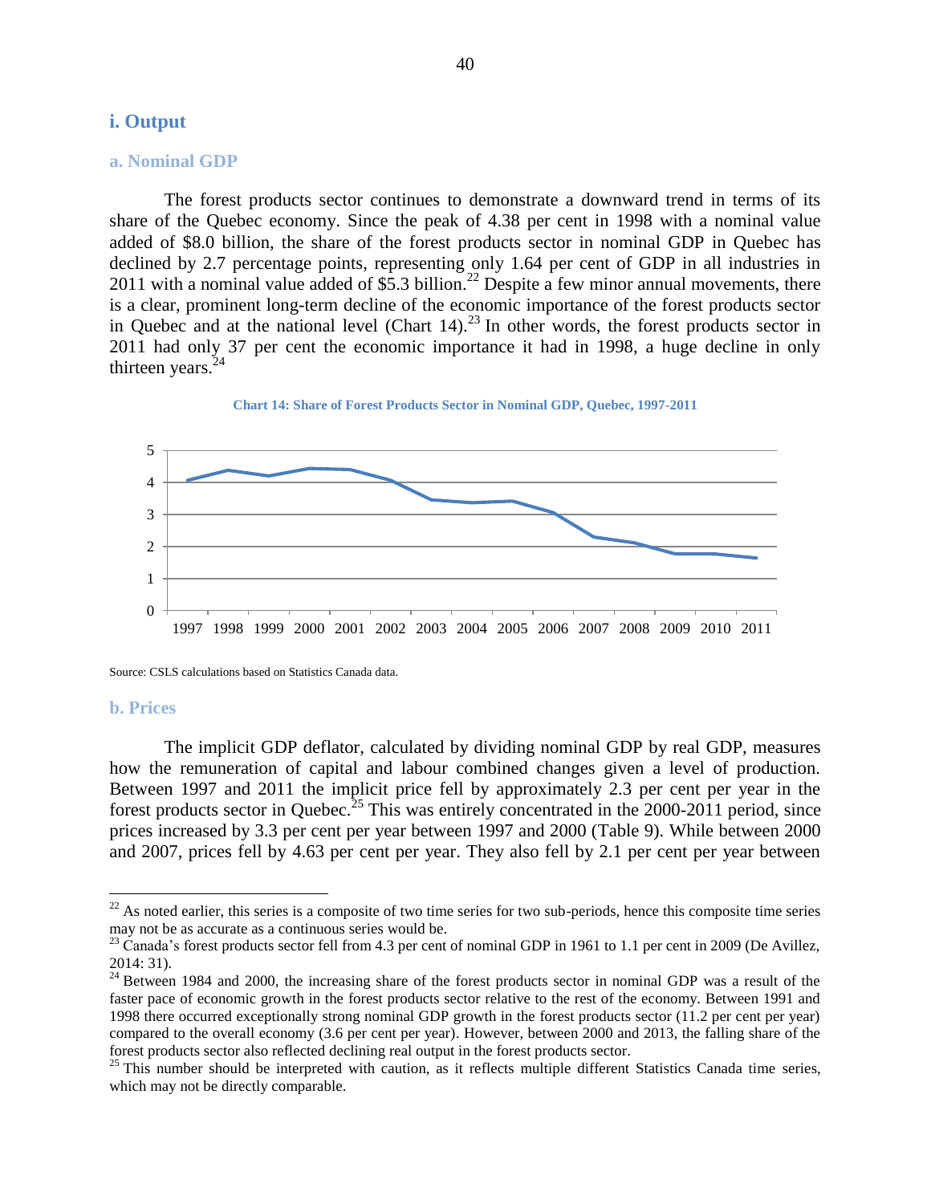## i. Output

### a. Nominal GDP

The forest products sector continues to demonstrate a downward trend in terms of its share of the Quebec economy. Since the peak of 4.38 per cent in 1998 with a nominal value added of $8.0 billion, the share of the forest products sector in nominal GDP in Quebec has declined by 2.7 percentage points, representing only 1.64 per cent of GDP in all industries in 2011 with a nominal value added of $5.3 billion.[22] Despite a few minor annual movements, there is a clear, prominent long-term decline of the economic importance of the forest products sector in Quebec and at the national level (Chart 14).[23] In other words, the forest products sector in 2011 had only 37 per cent the economic importance it had in 1998, a huge decline in only thirteen years.[24]

**Chart 14: Share of Forest Products Sector in Nominal GDP, Quebec, 1997-2011**

Source: CSLS calculations based on Statistics Canada data.

### b. Prices

The implicit GDP deflator, calculated by dividing nominal GDP by real GDP, measures how the remuneration of capital and labour combined changes given a level of production. Between 1997 and 2011 the implicit price fell by approximately 2.3 per cent per year in the forest products sector in Quebec.[25] This was entirely concentrated in the 2000-2011 period, since prices increased by 3.3 per cent per year between 1997 and 2000 (Table 9). While between 2000 and 2007, prices fell by 4.63 per cent per year. They also fell by 2.1 per cent per year between

---

[22] As noted earlier, this series is a composite of two time series for two sub-periods, hence this composite time series may not be as accurate as a continuous series would be.

[23] Canada's forest products sector fell from 4.3 per cent of nominal GDP in 1961 to 1.1 per cent in 2009 (De Avillez, 2014: 31).

[24] Between 1984 and 2000, the increasing share of the forest products sector in nominal GDP was a result of the faster pace of economic growth in the forest products sector relative to the rest of the economy. Between 1991 and 1998 there occurred exceptionally strong nominal GDP growth in the forest products sector (11.2 per cent per year) compared to the overall economy (3.6 per cent per year). However, between 2000 and 2013, the falling share of the forest products sector also reflected declining real output in the forest products sector.

[25] This number should be interpreted with caution, as it reflects multiple different Statistics Canada time series, which may not be directly comparable.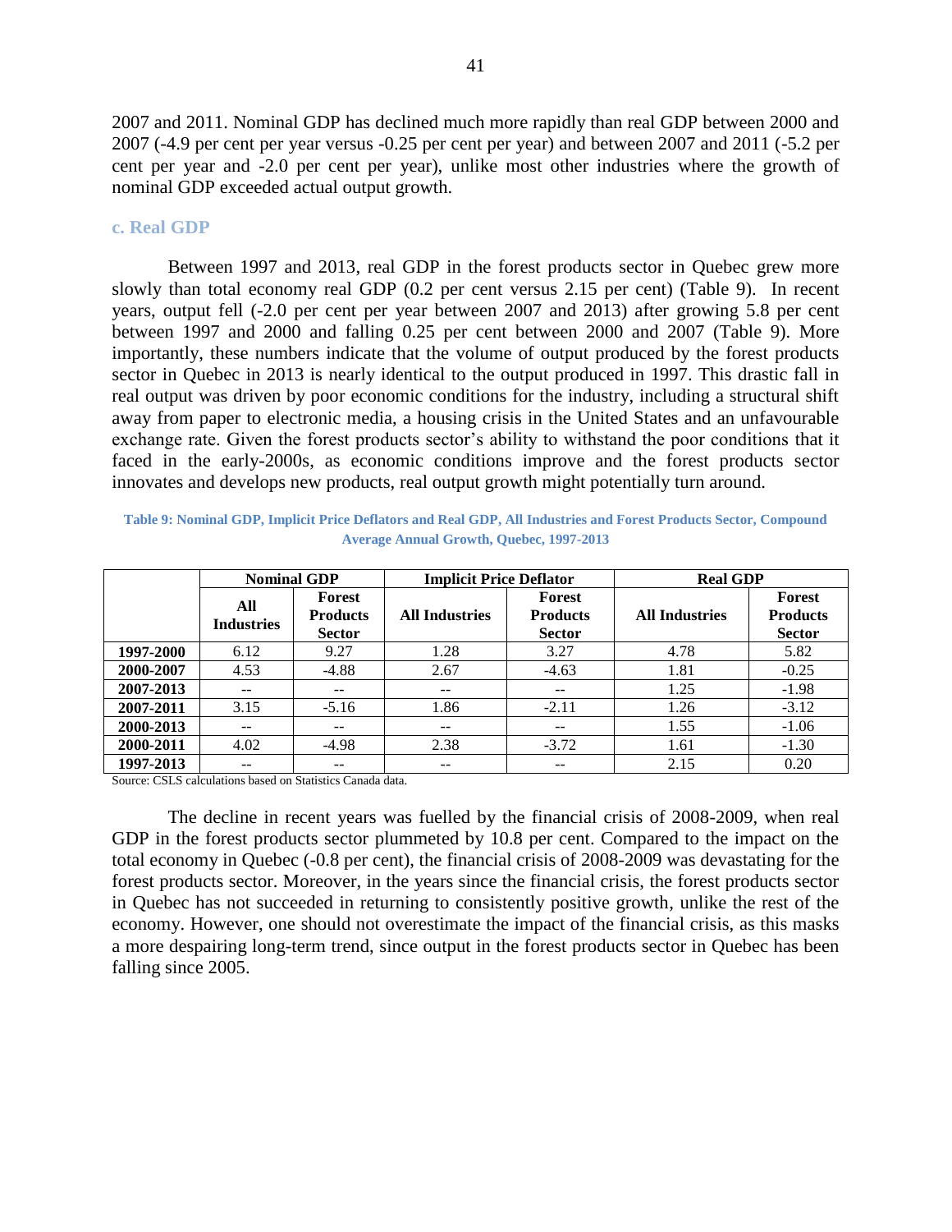2007 and 2011. Nominal GDP has declined much more rapidly than real GDP between 2000 and 2007 (-4.9 per cent per year versus -0.25 per cent per year) and between 2007 and 2011 (-5.2 per cent per year and -2.0 per cent per year), unlike most other industries where the growth of nominal GDP exceeded actual output growth.

### c. Real GDP

Between 1997 and 2013, real GDP in the forest products sector in Quebec grew more slowly than total economy real GDP (0.2 per cent versus 2.15 per cent) (Table 9). In recent years, output fell (-2.0 per cent per year between 2007 and 2013) after growing 5.8 per cent between 1997 and 2000 and falling 0.25 per cent between 2000 and 2007 (Table 9). More importantly, these numbers indicate that the volume of output produced by the forest products sector in Quebec in 2013 is nearly identical to the output produced in 1997. This drastic fall in real output was driven by poor economic conditions for the industry, including a structural shift away from paper to electronic media, a housing crisis in the United States and an unfavourable exchange rate. Given the forest products sector's ability to withstand the poor conditions that it faced in the early-2000s, as economic conditions improve and the forest products sector innovates and develops new products, real output growth might potentially turn around.

**Table 9: Nominal GDP, Implicit Price Deflators and Real GDP, All Industries and Forest Products Sector, Compound Average Annual Growth, Quebec, 1997-2013**

| | Nominal GDP | | Implicit Price Deflator | | Real GDP | |
|---|---|---|---|---|---|---|
| | All Industries | Forest Products Sector | All Industries | Forest Products Sector | All Industries | Forest Products Sector |
| **1997-2000** | 6.12 | 9.27 | 1.28 | 3.27 | 4.78 | 5.82 |
| **2000-2007** | 4.53 | -4.88 | 2.67 | -4.63 | 1.81 | -0.25 |
| **2007-2013** | -- | -- | -- | -- | 1.25 | -1.98 |
| **2007-2011** | 3.15 | -5.16 | 1.86 | -2.11 | 1.26 | -3.12 |
| **2000-2013** | -- | -- | -- | -- | 1.55 | -1.06 |
| **2000-2011** | 4.02 | -4.98 | 2.38 | -3.72 | 1.61 | -1.30 |
| **1997-2013** | -- | -- | -- | -- | 2.15 | 0.20 |

Source: CSLS calculations based on Statistics Canada data.

The decline in recent years was fuelled by the financial crisis of 2008-2009, when real GDP in the forest products sector plummeted by 10.8 per cent. Compared to the impact on the total economy in Quebec (-0.8 per cent), the financial crisis of 2008-2009 was devastating for the forest products sector. Moreover, in the years since the financial crisis, the forest products sector in Quebec has not succeeded in returning to consistently positive growth, unlike the rest of the economy. However, one should not overestimate the impact of the financial crisis, as this masks a more despairing long-term trend, since output in the forest products sector in Quebec has been falling since 2005.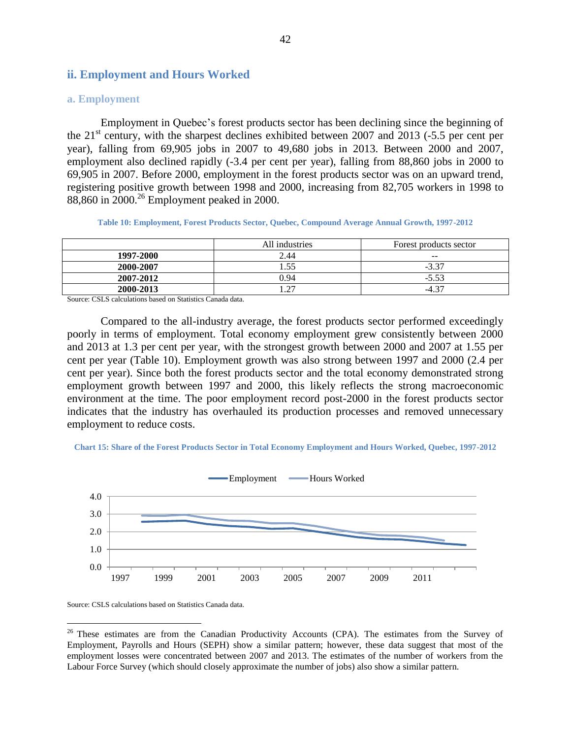## ii. Employment and Hours Worked

### a. Employment

Employment in Quebec's forest products sector has been declining since the beginning of the 21st century, with the sharpest declines exhibited between 2007 and 2013 (-5.5 per cent per year), falling from 69,905 jobs in 2007 to 49,680 jobs in 2013. Between 2000 and 2007, employment also declined rapidly (-3.4 per cent per year), falling from 88,860 jobs in 2000 to 69,905 in 2007. Before 2000, employment in the forest products sector was on an upward trend, registering positive growth between 1998 and 2000, increasing from 82,705 workers in 1998 to 88,860 in 2000.[26] Employment peaked in 2000.

**Table 10: Employment, Forest Products Sector, Quebec, Compound Average Annual Growth, 1997-2012**

| | All industries | Forest products sector |
|---|---|---|
| **1997-2000** | 2.44 | -- |
| **2000-2007** | 1.55 | -3.37 |
| **2007-2012** | 0.94 | -5.53 |
| **2000-2013** | 1.27 | -4.37 |

Source: CSLS calculations based on Statistics Canada data.

Compared to the all-industry average, the forest products sector performed exceedingly poorly in terms of employment. Total economy employment grew consistently between 2000 and 2013 at 1.3 per cent per year, with the strongest growth between 2000 and 2007 at 1.55 per cent per year (Table 10). Employment growth was also strong between 1997 and 2000 (2.4 per cent per year). Since both the forest products sector and the total economy demonstrated strong employment growth between 1997 and 2000, this likely reflects the strong macroeconomic environment at the time. The poor employment record post-2000 in the forest products sector indicates that the industry has overhauled its production processes and removed unnecessary employment to reduce costs.

**Chart 15: Share of the Forest Products Sector in Total Economy Employment and Hours Worked, Quebec, 1997-2012**

Source: CSLS calculations based on Statistics Canada data.

[26] These estimates are from the Canadian Productivity Accounts (CPA). The estimates from the Survey of Employment, Payrolls and Hours (SEPH) show a similar pattern; however, these data suggest that most of the employment losses were concentrated between 2007 and 2013. The estimates of the number of workers from the Labour Force Survey (which should closely approximate the number of jobs) also show a similar pattern.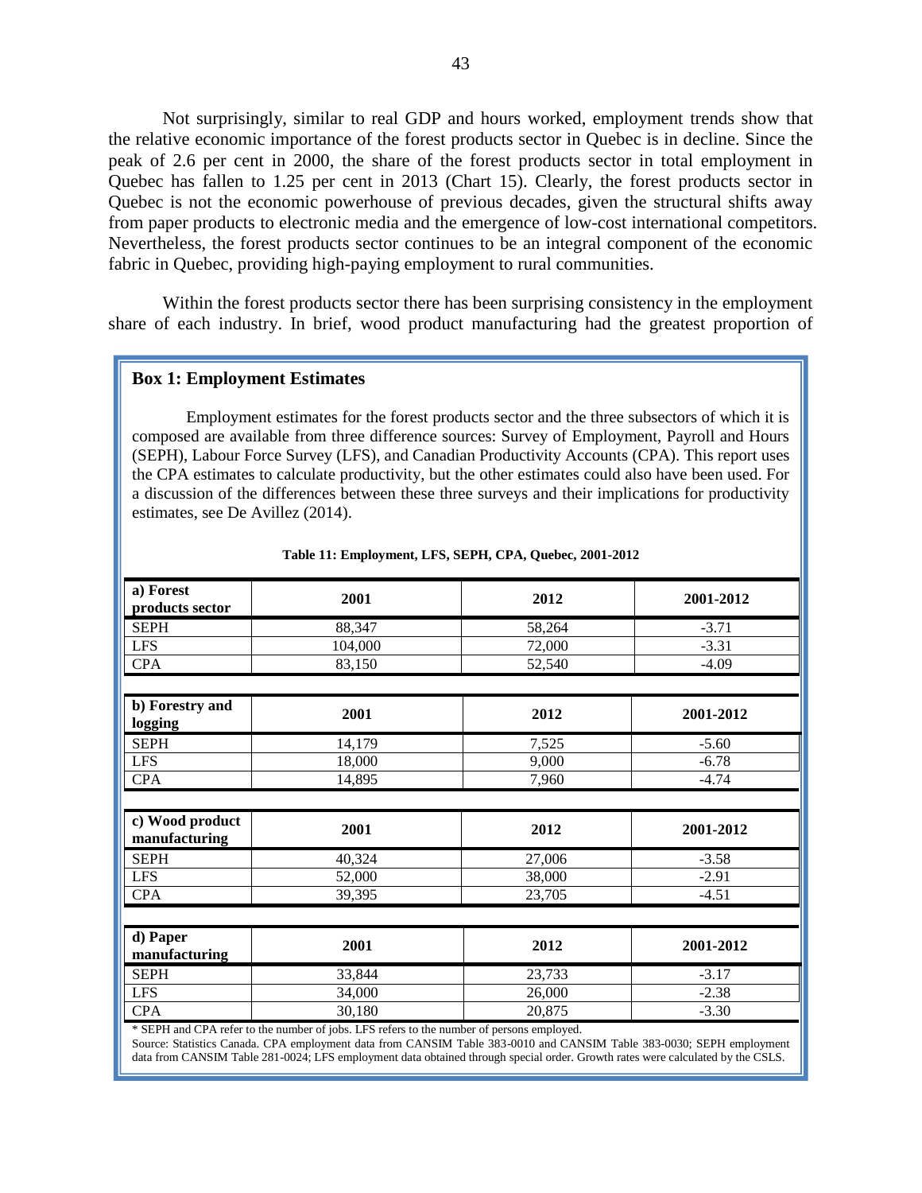Not surprisingly, similar to real GDP and hours worked, employment trends show that the relative economic importance of the forest products sector in Quebec is in decline. Since the peak of 2.6 per cent in 2000, the share of the forest products sector in total employment in Quebec has fallen to 1.25 per cent in 2013 (Chart 15). Clearly, the forest products sector in Quebec is not the economic powerhouse of previous decades, given the structural shifts away from paper products to electronic media and the emergence of low-cost international competitors. Nevertheless, the forest products sector continues to be an integral component of the economic fabric in Quebec, providing high-paying employment to rural communities.

Within the forest products sector there has been surprising consistency in the employment share of each industry. In brief, wood product manufacturing had the greatest proportion of

**Box 1: Employment Estimates**

Employment estimates for the forest products sector and the three subsectors of which it is composed are available from three difference sources: Survey of Employment, Payroll and Hours (SEPH), Labour Force Survey (LFS), and Canadian Productivity Accounts (CPA). This report uses the CPA estimates to calculate productivity, but the other estimates could also have been used. For a discussion of the differences between these three surveys and their implications for productivity estimates, see De Avillez (2014).

**Table 11: Employment, LFS, SEPH, CPA, Quebec, 2001-2012**

| a) Forest products sector | 2001 | 2012 | 2001-2012 |
|---|---|---|---|
| SEPH | 88,347 | 58,264 | -3.71 |
| LFS | 104,000 | 72,000 | -3.31 |
| CPA | 83,150 | 52,540 | -4.09 |
| **b) Forestry and logging** | **2001** | **2012** | **2001-2012** |
| SEPH | 14,179 | 7,525 | -5.60 |
| LFS | 18,000 | 9,000 | -6.78 |
| CPA | 14,895 | 7,960 | -4.74 |
| **c) Wood product manufacturing** | **2001** | **2012** | **2001-2012** |
| SEPH | 40,324 | 27,006 | -3.58 |
| LFS | 52,000 | 38,000 | -2.91 |
| CPA | 39,395 | 23,705 | -4.51 |
| **d) Paper manufacturing** | **2001** | **2012** | **2001-2012** |
| SEPH | 33,844 | 23,733 | -3.17 |
| LFS | 34,000 | 26,000 | -2.38 |
| CPA | 30,180 | 20,875 | -3.30 |

* SEPH and CPA refer to the number of jobs. LFS refers to the number of persons employed.

Source: Statistics Canada. CPA employment data from CANSIM Table 383-0010 and CANSIM Table 383-0030; SEPH employment data from CANSIM Table 281-0024; LFS employment data obtained through special order. Growth rates were calculated by the CSLS.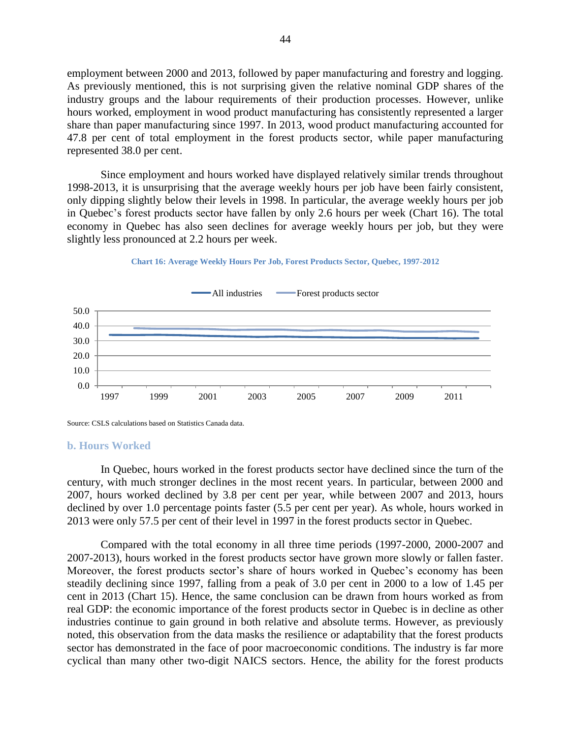employment between 2000 and 2013, followed by paper manufacturing and forestry and logging. As previously mentioned, this is not surprising given the relative nominal GDP shares of the industry groups and the labour requirements of their production processes. However, unlike hours worked, employment in wood product manufacturing has consistently represented a larger share than paper manufacturing since 1997. In 2013, wood product manufacturing accounted for 47.8 per cent of total employment in the forest products sector, while paper manufacturing represented 38.0 per cent.

Since employment and hours worked have displayed relatively similar trends throughout 1998-2013, it is unsurprising that the average weekly hours per job have been fairly consistent, only dipping slightly below their levels in 1998. In particular, the average weekly hours per job in Quebec's forest products sector have fallen by only 2.6 hours per week (Chart 16). The total economy in Quebec has also seen declines for average weekly hours per job, but they were slightly less pronounced at 2.2 hours per week.

**Chart 16: Average Weekly Hours Per Job, Forest Products Sector, Quebec, 1997-2012**

Source: CSLS calculations based on Statistics Canada data.

### b. Hours Worked

In Quebec, hours worked in the forest products sector have declined since the turn of the century, with much stronger declines in the most recent years. In particular, between 2000 and 2007, hours worked declined by 3.8 per cent per year, while between 2007 and 2013, hours declined by over 1.0 percentage points faster (5.5 per cent per year). As whole, hours worked in 2013 were only 57.5 per cent of their level in 1997 in the forest products sector in Quebec.

Compared with the total economy in all three time periods (1997-2000, 2000-2007 and 2007-2013), hours worked in the forest products sector have grown more slowly or fallen faster. Moreover, the forest products sector's share of hours worked in Quebec's economy has been steadily declining since 1997, falling from a peak of 3.0 per cent in 2000 to a low of 1.45 per cent in 2013 (Chart 15). Hence, the same conclusion can be drawn from hours worked as from real GDP: the economic importance of the forest products sector in Quebec is in decline as other industries continue to gain ground in both relative and absolute terms. However, as previously noted, this observation from the data masks the resilience or adaptability that the forest products sector has demonstrated in the face of poor macroeconomic conditions. The industry is far more cyclical than many other two-digit NAICS sectors. Hence, the ability for the forest products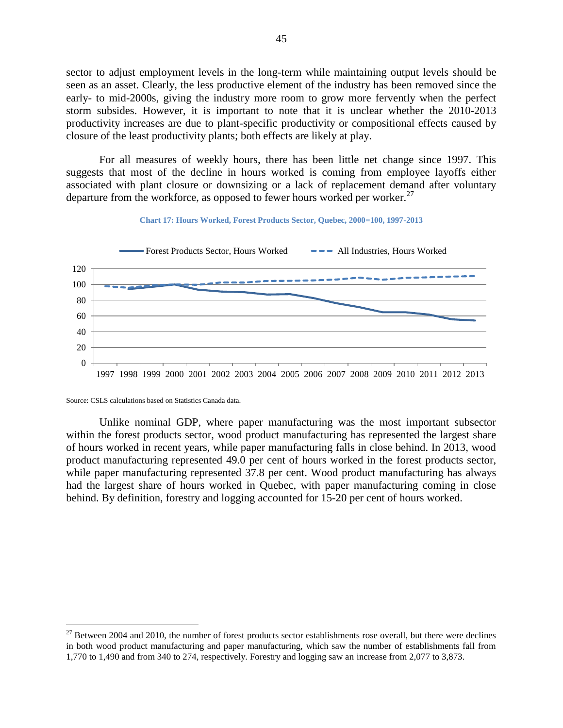sector to adjust employment levels in the long-term while maintaining output levels should be seen as an asset. Clearly, the less productive element of the industry has been removed since the early- to mid-2000s, giving the industry more room to grow more fervently when the perfect storm subsides. However, it is important to note that it is unclear whether the 2010-2013 productivity increases are due to plant-specific productivity or compositional effects caused by closure of the least productivity plants; both effects are likely at play.

For all measures of weekly hours, there has been little net change since 1997. This suggests that most of the decline in hours worked is coming from employee layoffs either associated with plant closure or downsizing or a lack of replacement demand after voluntary departure from the workforce, as opposed to fewer hours worked per worker.[27]

**Chart 17: Hours Worked, Forest Products Sector, Quebec, 2000=100, 1997-2013**

Source: CSLS calculations based on Statistics Canada data.

Unlike nominal GDP, where paper manufacturing was the most important subsector within the forest products sector, wood product manufacturing has represented the largest share of hours worked in recent years, while paper manufacturing falls in close behind. In 2013, wood product manufacturing represented 49.0 per cent of hours worked in the forest products sector, while paper manufacturing represented 37.8 per cent. Wood product manufacturing has always had the largest share of hours worked in Quebec, with paper manufacturing coming in close behind. By definition, forestry and logging accounted for 15-20 per cent of hours worked.

[27] Between 2004 and 2010, the number of forest products sector establishments rose overall, but there were declines in both wood product manufacturing and paper manufacturing, which saw the number of establishments fall from 1,770 to 1,490 and from 340 to 274, respectively. Forestry and logging saw an increase from 2,077 to 3,873.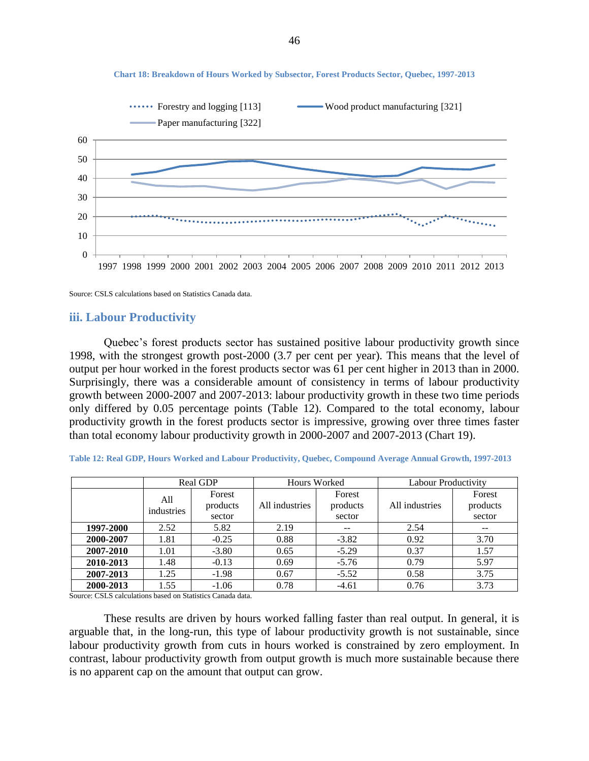**Chart 18: Breakdown of Hours Worked by Subsector, Forest Products Sector, Quebec, 1997-2013**

Source: CSLS calculations based on Statistics Canada data.

## iii. Labour Productivity

Quebec's forest products sector has sustained positive labour productivity growth since 1998, with the strongest growth post-2000 (3.7 per cent per year). This means that the level of output per hour worked in the forest products sector was 61 per cent higher in 2013 than in 2000. Surprisingly, there was a considerable amount of consistency in terms of labour productivity growth between 2000-2007 and 2007-2013: labour productivity growth in these two time periods only differed by 0.05 percentage points (Table 12). Compared to the total economy, labour productivity growth in the forest products sector is impressive, growing over three times faster than total economy labour productivity growth in 2000-2007 and 2007-2013 (Chart 19).

**Table 12: Real GDP, Hours Worked and Labour Productivity, Quebec, Compound Average Annual Growth, 1997-2013**

| | Real GDP | | Hours Worked | | Labour Productivity | |
|---|---|---|---|---|---|---|
| | All industries | Forest products sector | All industries | Forest products sector | All industries | Forest products sector |
| **1997-2000** | 2.52 | 5.82 | 2.19 | -- | 2.54 | -- |
| **2000-2007** | 1.81 | -0.25 | 0.88 | -3.82 | 0.92 | 3.70 |
| **2007-2010** | 1.01 | -3.80 | 0.65 | -5.29 | 0.37 | 1.57 |
| **2010-2013** | 1.48 | -0.13 | 0.69 | -5.76 | 0.79 | 5.97 |
| **2007-2013** | 1.25 | -1.98 | 0.67 | -5.52 | 0.58 | 3.75 |
| **2000-2013** | 1.55 | -1.06 | 0.78 | -4.61 | 0.76 | 3.73 |

Source: CSLS calculations based on Statistics Canada data.

These results are driven by hours worked falling faster than real output. In general, it is arguable that, in the long-run, this type of labour productivity growth is not sustainable, since labour productivity growth from cuts in hours worked is constrained by zero employment. In contrast, labour productivity growth from output growth is much more sustainable because there is no apparent cap on the amount that output can grow.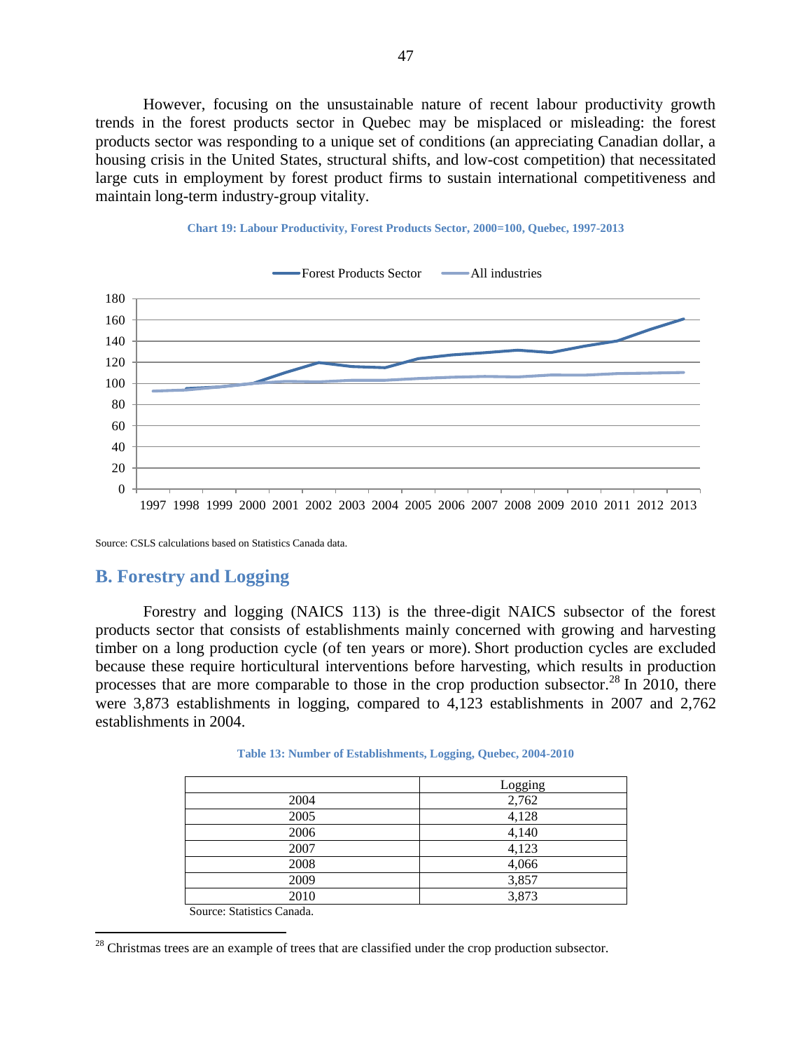However, focusing on the unsustainable nature of recent labour productivity growth trends in the forest products sector in Quebec may be misplaced or misleading: the forest products sector was responding to a unique set of conditions (an appreciating Canadian dollar, a housing crisis in the United States, structural shifts, and low-cost competition) that necessitated large cuts in employment by forest product firms to sustain international competitiveness and maintain long-term industry-group vitality.

**Chart 19: Labour Productivity, Forest Products Sector, 2000=100, Quebec, 1997-2013**

Source: CSLS calculations based on Statistics Canada data.

## B. Forestry and Logging

Forestry and logging (NAICS 113) is the three-digit NAICS subsector of the forest products sector that consists of establishments mainly concerned with growing and harvesting timber on a long production cycle (of ten years or more). Short production cycles are excluded because these require horticultural interventions before harvesting, which results in production processes that are more comparable to those in the crop production subsector.[28] In 2010, there were 3,873 establishments in logging, compared to 4,123 establishments in 2007 and 2,762 establishments in 2004.

**Table 13: Number of Establishments, Logging, Quebec, 2004-2010**

| | Logging |
|---|---|
| 2004 | 2,762 |
| 2005 | 4,128 |
| 2006 | 4,140 |
| 2007 | 4,123 |
| 2008 | 4,066 |
| 2009 | 3,857 |
| 2010 | 3,873 |

Source: Statistics Canada.

[28] Christmas trees are an example of trees that are classified under the crop production subsector.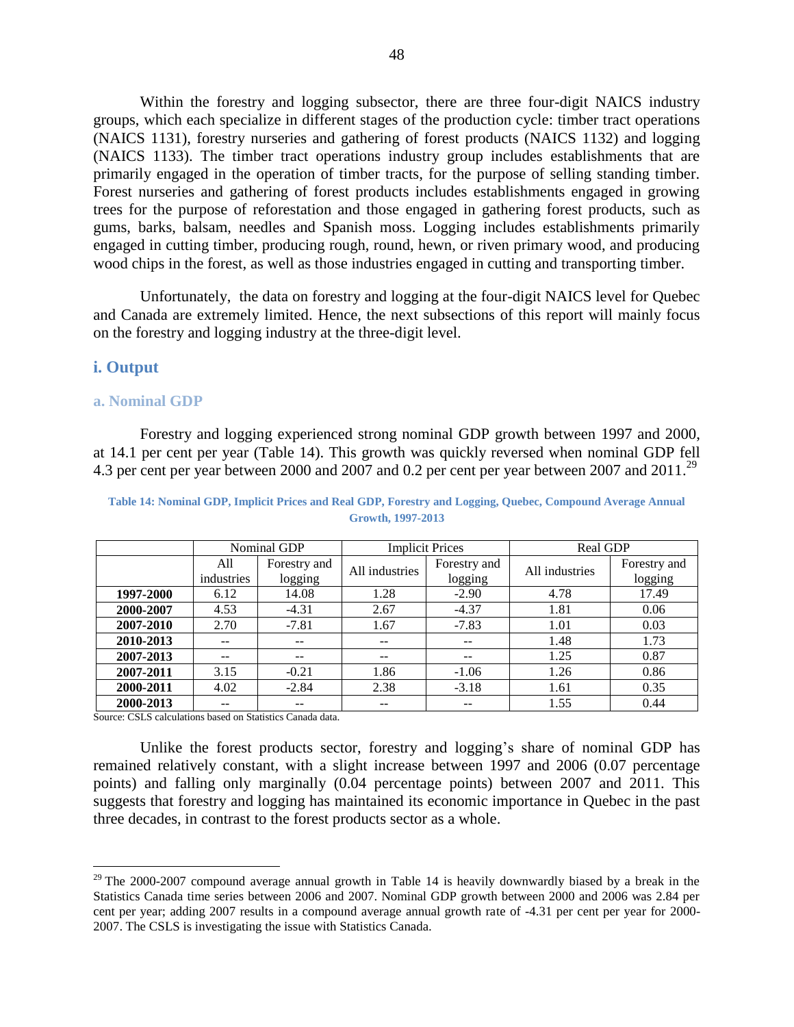Within the forestry and logging subsector, there are three four-digit NAICS industry groups, which each specialize in different stages of the production cycle: timber tract operations (NAICS 1131), forestry nurseries and gathering of forest products (NAICS 1132) and logging (NAICS 1133). The timber tract operations industry group includes establishments that are primarily engaged in the operation of timber tracts, for the purpose of selling standing timber. Forest nurseries and gathering of forest products includes establishments engaged in growing trees for the purpose of reforestation and those engaged in gathering forest products, such as gums, barks, balsam, needles and Spanish moss. Logging includes establishments primarily engaged in cutting timber, producing rough, round, hewn, or riven primary wood, and producing wood chips in the forest, as well as those industries engaged in cutting and transporting timber.

Unfortunately, the data on forestry and logging at the four-digit NAICS level for Quebec and Canada are extremely limited. Hence, the next subsections of this report will mainly focus on the forestry and logging industry at the three-digit level.

### i. Output

#### a. Nominal GDP

Forestry and logging experienced strong nominal GDP growth between 1997 and 2000, at 14.1 per cent per year (Table 14). This growth was quickly reversed when nominal GDP fell 4.3 per cent per year between 2000 and 2007 and 0.2 per cent per year between 2007 and 2011.[29]

**Table 14: Nominal GDP, Implicit Prices and Real GDP, Forestry and Logging, Quebec, Compound Average Annual Growth, 1997-2013**

| | Nominal GDP | | Implicit Prices | | Real GDP | |
|---|---|---|---|---|---|---|
| | All industries | Forestry and logging | All industries | Forestry and logging | All industries | Forestry and logging |
| **1997-2000** | 6.12 | 14.08 | 1.28 | -2.90 | 4.78 | 17.49 |
| **2000-2007** | 4.53 | -4.31 | 2.67 | -4.37 | 1.81 | 0.06 |
| **2007-2010** | 2.70 | -7.81 | 1.67 | -7.83 | 1.01 | 0.03 |
| **2010-2013** | -- | -- | -- | -- | 1.48 | 1.73 |
| **2007-2013** | -- | -- | -- | -- | 1.25 | 0.87 |
| **2007-2011** | 3.15 | -0.21 | 1.86 | -1.06 | 1.26 | 0.86 |
| **2000-2011** | 4.02 | -2.84 | 2.38 | -3.18 | 1.61 | 0.35 |
| **2000-2013** | -- | -- | -- | -- | 1.55 | 0.44 |

Source: CSLS calculations based on Statistics Canada data.

Unlike the forest products sector, forestry and logging's share of nominal GDP has remained relatively constant, with a slight increase between 1997 and 2006 (0.07 percentage points) and falling only marginally (0.04 percentage points) between 2007 and 2011. This suggests that forestry and logging has maintained its economic importance in Quebec in the past three decades, in contrast to the forest products sector as a whole.

[29] The 2000-2007 compound average annual growth in Table 14 is heavily downwardly biased by a break in the Statistics Canada time series between 2006 and 2007. Nominal GDP growth between 2000 and 2006 was 2.84 per cent per year; adding 2007 results in a compound average annual growth rate of -4.31 per cent per year for 2000-2007. The CSLS is investigating the issue with Statistics Canada.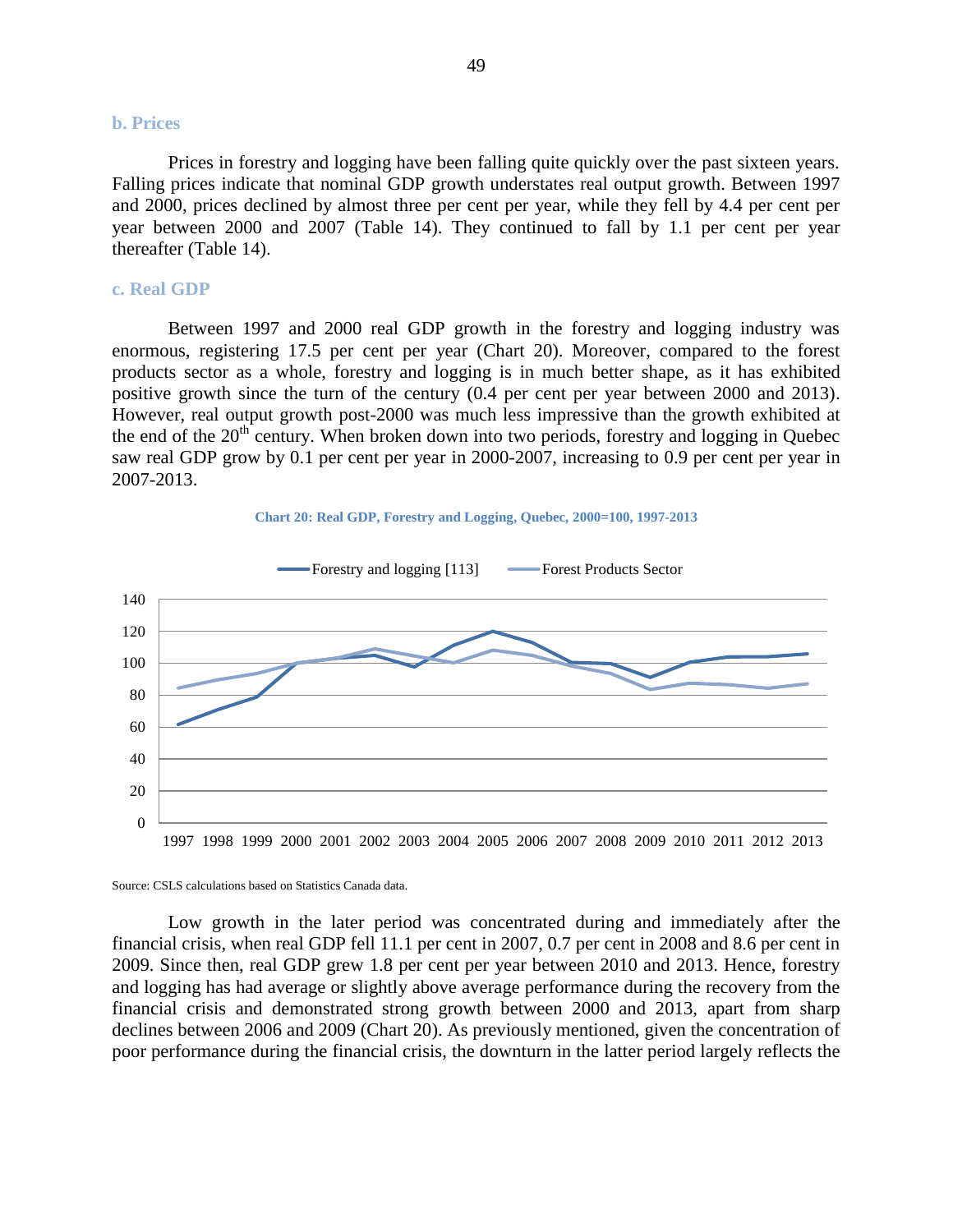### b. Prices

Prices in forestry and logging have been falling quite quickly over the past sixteen years. Falling prices indicate that nominal GDP growth understates real output growth. Between 1997 and 2000, prices declined by almost three per cent per year, while they fell by 4.4 per cent per year between 2000 and 2007 (Table 14). They continued to fall by 1.1 per cent per year thereafter (Table 14).

### c. Real GDP

Between 1997 and 2000 real GDP growth in the forestry and logging industry was enormous, registering 17.5 per cent per year (Chart 20). Moreover, compared to the forest products sector as a whole, forestry and logging is in much better shape, as it has exhibited positive growth since the turn of the century (0.4 per cent per year between 2000 and 2013). However, real output growth post-2000 was much less impressive than the growth exhibited at the end of the 20th century. When broken down into two periods, forestry and logging in Quebec saw real GDP grow by 0.1 per cent per year in 2000-2007, increasing to 0.9 per cent per year in 2007-2013.

**Chart 20: Real GDP, Forestry and Logging, Quebec, 2000=100, 1997-2013**

Source: CSLS calculations based on Statistics Canada data.

Low growth in the later period was concentrated during and immediately after the financial crisis, when real GDP fell 11.1 per cent in 2007, 0.7 per cent in 2008 and 8.6 per cent in 2009. Since then, real GDP grew 1.8 per cent per year between 2010 and 2013. Hence, forestry and logging has had average or slightly above average performance during the recovery from the financial crisis and demonstrated strong growth between 2000 and 2013, apart from sharp declines between 2006 and 2009 (Chart 20). As previously mentioned, given the concentration of poor performance during the financial crisis, the downturn in the latter period largely reflects the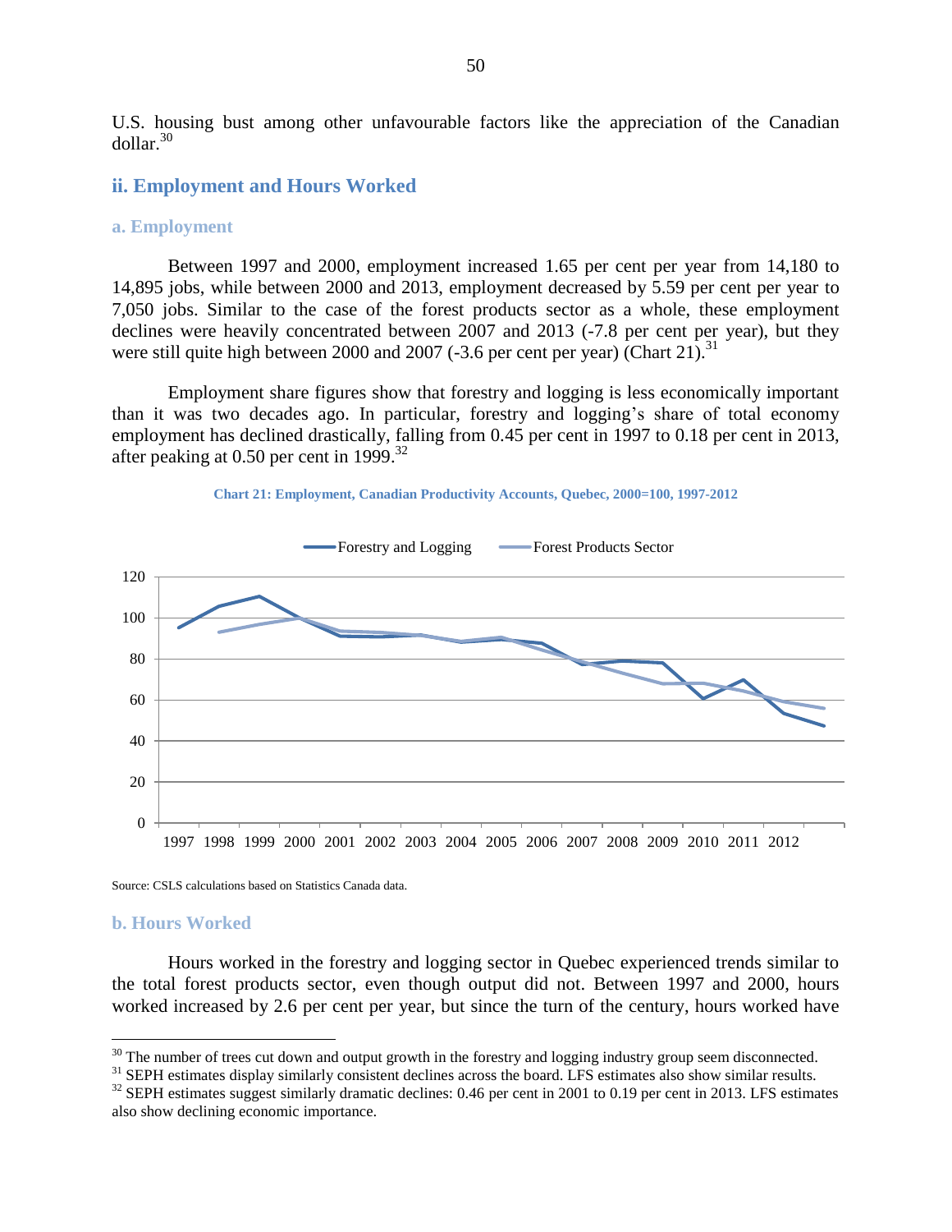U.S. housing bust among other unfavourable factors like the appreciation of the Canadian dollar.[30]

## ii. Employment and Hours Worked

### a. Employment

Between 1997 and 2000, employment increased 1.65 per cent per year from 14,180 to 14,895 jobs, while between 2000 and 2013, employment decreased by 5.59 per cent per year to 7,050 jobs. Similar to the case of the forest products sector as a whole, these employment declines were heavily concentrated between 2007 and 2013 (-7.8 per cent per year), but they were still quite high between 2000 and 2007 (-3.6 per cent per year) (Chart 21).[31]

Employment share figures show that forestry and logging is less economically important than it was two decades ago. In particular, forestry and logging's share of total economy employment has declined drastically, falling from 0.45 per cent in 1997 to 0.18 per cent in 2013, after peaking at 0.50 per cent in 1999.[32]

**Chart 21: Employment, Canadian Productivity Accounts, Quebec, 2000=100, 1997-2012**

Source: CSLS calculations based on Statistics Canada data.

### b. Hours Worked

Hours worked in the forestry and logging sector in Quebec experienced trends similar to the total forest products sector, even though output did not. Between 1997 and 2000, hours worked increased by 2.6 per cent per year, but since the turn of the century, hours worked have

[30] The number of trees cut down and output growth in the forestry and logging industry group seem disconnected.

[31] SEPH estimates display similarly consistent declines across the board. LFS estimates also show similar results.

[32] SEPH estimates suggest similarly dramatic declines: 0.46 per cent in 2001 to 0.19 per cent in 2013. LFS estimates also show declining economic importance.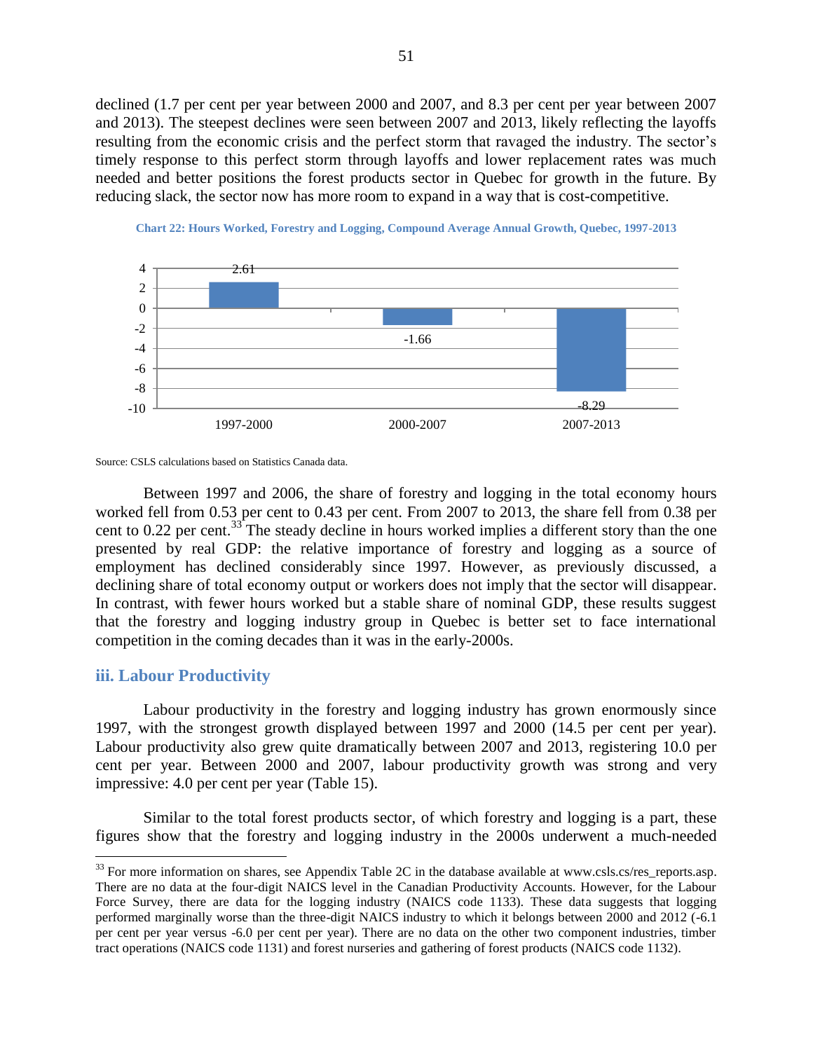declined (1.7 per cent per year between 2000 and 2007, and 8.3 per cent per year between 2007 and 2013). The steepest declines were seen between 2007 and 2013, likely reflecting the layoffs resulting from the economic crisis and the perfect storm that ravaged the industry. The sector's timely response to this perfect storm through layoffs and lower replacement rates was much needed and better positions the forest products sector in Quebec for growth in the future. By reducing slack, the sector now has more room to expand in a way that is cost-competitive.

**Chart 22: Hours Worked, Forestry and Logging, Compound Average Annual Growth, Quebec, 1997-2013**

| Period | Growth (%) |
|---|---|
| 1997-2000 | 2.61 |
| 2000-2007 | -1.66 |
| 2007-2013 | -8.29 |

Source: CSLS calculations based on Statistics Canada data.

Between 1997 and 2006, the share of forestry and logging in the total economy hours worked fell from 0.53 per cent to 0.43 per cent. From 2007 to 2013, the share fell from 0.38 per cent to 0.22 per cent.[33] The steady decline in hours worked implies a different story than the one presented by real GDP: the relative importance of forestry and logging as a source of employment has declined considerably since 1997. However, as previously discussed, a declining share of total economy output or workers does not imply that the sector will disappear. In contrast, with fewer hours worked but a stable share of nominal GDP, these results suggest that the forestry and logging industry group in Quebec is better set to face international competition in the coming decades than it was in the early-2000s.

### iii. Labour Productivity

Labour productivity in the forestry and logging industry has grown enormously since 1997, with the strongest growth displayed between 1997 and 2000 (14.5 per cent per year). Labour productivity also grew quite dramatically between 2007 and 2013, registering 10.0 per cent per year. Between 2000 and 2007, labour productivity growth was strong and very impressive: 4.0 per cent per year (Table 15).

Similar to the total forest products sector, of which forestry and logging is a part, these figures show that the forestry and logging industry in the 2000s underwent a much-needed

[33] For more information on shares, see Appendix Table 2C in the database available at www.csls.cs/res_reports.asp. There are no data at the four-digit NAICS level in the Canadian Productivity Accounts. However, for the Labour Force Survey, there are data for the logging industry (NAICS code 1133). These data suggests that logging performed marginally worse than the three-digit NAICS industry to which it belongs between 2000 and 2012 (-6.1 per cent per year versus -6.0 per cent per year). There are no data on the other two component industries, timber tract operations (NAICS code 1131) and forest nurseries and gathering of forest products (NAICS code 1132).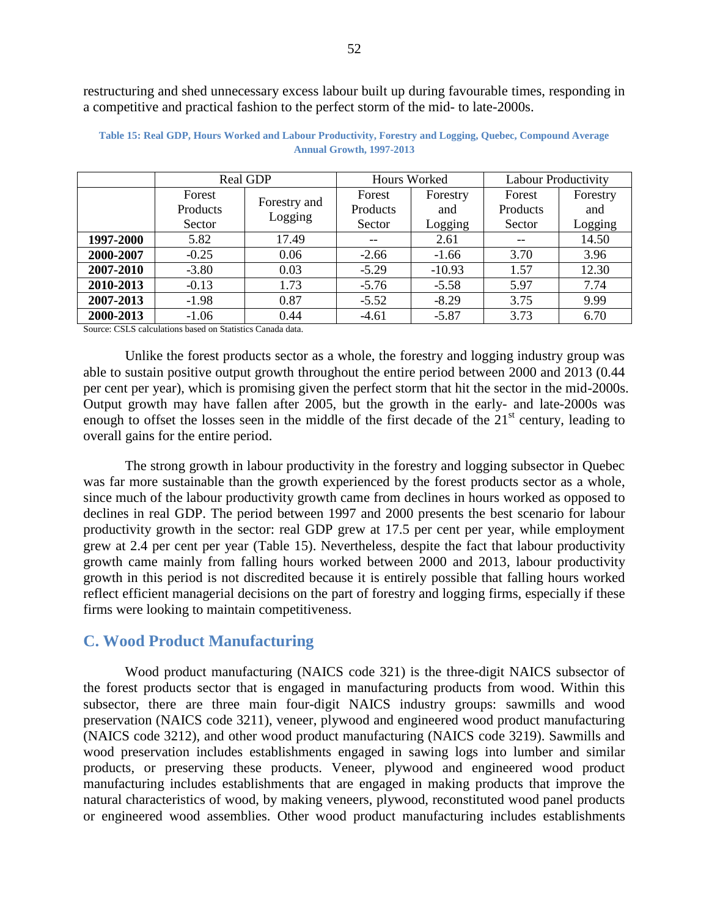restructuring and shed unnecessary excess labour built up during favourable times, responding in a competitive and practical fashion to the perfect storm of the mid- to late-2000s.

**Table 15: Real GDP, Hours Worked and Labour Productivity, Forestry and Logging, Quebec, Compound Average Annual Growth, 1997-2013**

| | Real GDP | | Hours Worked | | Labour Productivity | |
|---|---|---|---|---|---|---|
| | Forest Products Sector | Forestry and Logging | Forest Products Sector | Forestry and Logging | Forest Products Sector | Forestry and Logging |
| **1997-2000** | 5.82 | 17.49 | -- | 2.61 | -- | 14.50 |
| **2000-2007** | -0.25 | 0.06 | -2.66 | -1.66 | 3.70 | 3.96 |
| **2007-2010** | -3.80 | 0.03 | -5.29 | -10.93 | 1.57 | 12.30 |
| **2010-2013** | -0.13 | 1.73 | -5.76 | -5.58 | 5.97 | 7.74 |
| **2007-2013** | -1.98 | 0.87 | -5.52 | -8.29 | 3.75 | 9.99 |
| **2000-2013** | -1.06 | 0.44 | -4.61 | -5.87 | 3.73 | 6.70 |

Source: CSLS calculations based on Statistics Canada data.

Unlike the forest products sector as a whole, the forestry and logging industry group was able to sustain positive output growth throughout the entire period between 2000 and 2013 (0.44 per cent per year), which is promising given the perfect storm that hit the sector in the mid-2000s. Output growth may have fallen after 2005, but the growth in the early- and late-2000s was enough to offset the losses seen in the middle of the first decade of the 21st century, leading to overall gains for the entire period.

The strong growth in labour productivity in the forestry and logging subsector in Quebec was far more sustainable than the growth experienced by the forest products sector as a whole, since much of the labour productivity growth came from declines in hours worked as opposed to declines in real GDP. The period between 1997 and 2000 presents the best scenario for labour productivity growth in the sector: real GDP grew at 17.5 per cent per year, while employment grew at 2.4 per cent per year (Table 15). Nevertheless, despite the fact that labour productivity growth came mainly from falling hours worked between 2000 and 2013, labour productivity growth in this period is not discredited because it is entirely possible that falling hours worked reflect efficient managerial decisions on the part of forestry and logging firms, especially if these firms were looking to maintain competitiveness.

## C. Wood Product Manufacturing

Wood product manufacturing (NAICS code 321) is the three-digit NAICS subsector of the forest products sector that is engaged in manufacturing products from wood. Within this subsector, there are three main four-digit NAICS industry groups: sawmills and wood preservation (NAICS code 3211), veneer, plywood and engineered wood product manufacturing (NAICS code 3212), and other wood product manufacturing (NAICS code 3219). Sawmills and wood preservation includes establishments engaged in sawing logs into lumber and similar products, or preserving these products. Veneer, plywood and engineered wood product manufacturing includes establishments that are engaged in making products that improve the natural characteristics of wood, by making veneers, plywood, reconstituted wood panel products or engineered wood assemblies. Other wood product manufacturing includes establishments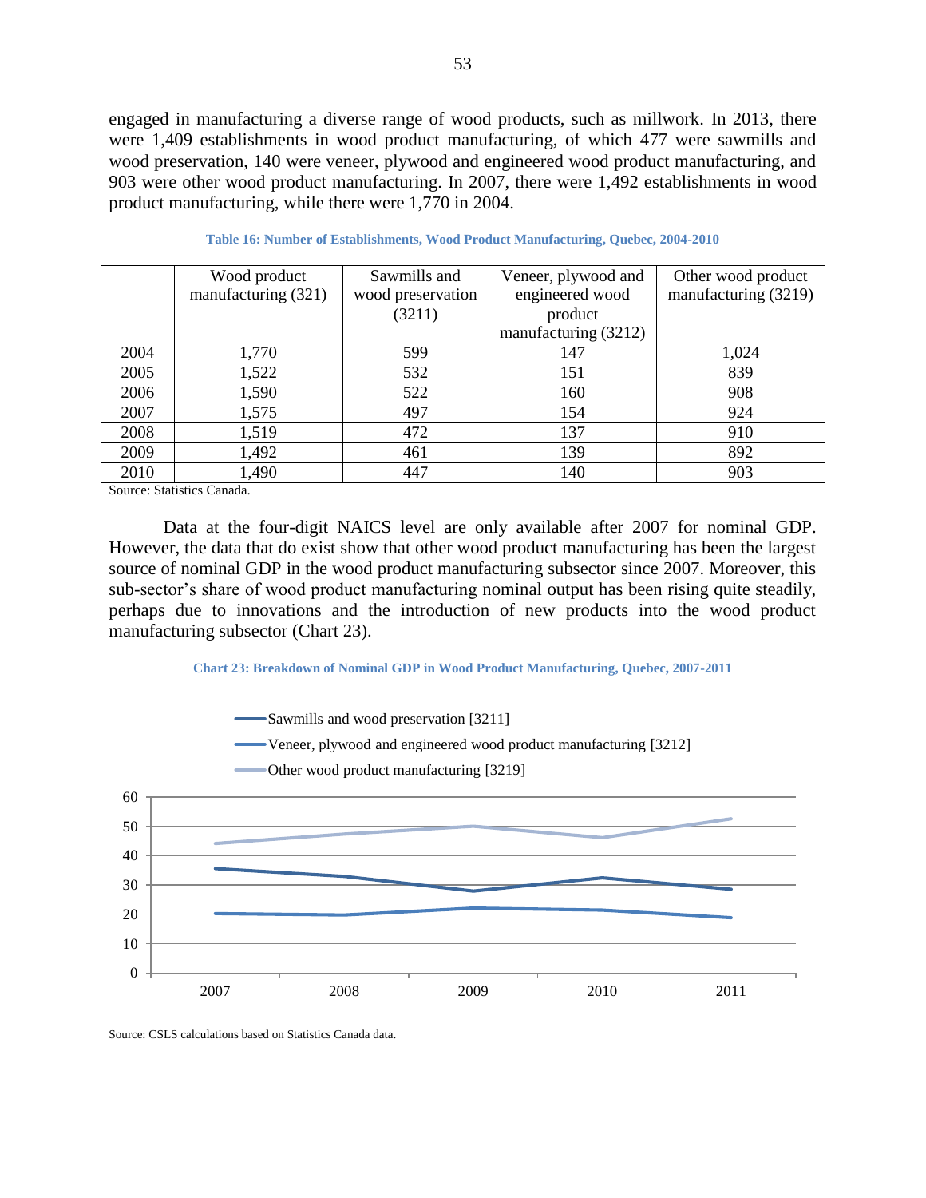engaged in manufacturing a diverse range of wood products, such as millwork. In 2013, there were 1,409 establishments in wood product manufacturing, of which 477 were sawmills and wood preservation, 140 were veneer, plywood and engineered wood product manufacturing, and 903 were other wood product manufacturing. In 2007, there were 1,492 establishments in wood product manufacturing, while there were 1,770 in 2004.

**Table 16: Number of Establishments, Wood Product Manufacturing, Quebec, 2004-2010**

| | Wood product manufacturing (321) | Sawmills and wood preservation (3211) | Veneer, plywood and engineered wood product manufacturing (3212) | Other wood product manufacturing (3219) |
|---|---|---|---|---|
| 2004 | 1,770 | 599 | 147 | 1,024 |
| 2005 | 1,522 | 532 | 151 | 839 |
| 2006 | 1,590 | 522 | 160 | 908 |
| 2007 | 1,575 | 497 | 154 | 924 |
| 2008 | 1,519 | 472 | 137 | 910 |
| 2009 | 1,492 | 461 | 139 | 892 |
| 2010 | 1,490 | 447 | 140 | 903 |

Source: Statistics Canada.

Data at the four-digit NAICS level are only available after 2007 for nominal GDP. However, the data that do exist show that other wood product manufacturing has been the largest source of nominal GDP in the wood product manufacturing subsector since 2007. Moreover, this sub-sector's share of wood product manufacturing nominal output has been rising quite steadily, perhaps due to innovations and the introduction of new products into the wood product manufacturing subsector (Chart 23).

**Chart 23: Breakdown of Nominal GDP in Wood Product Manufacturing, Quebec, 2007-2011**

Source: CSLS calculations based on Statistics Canada data.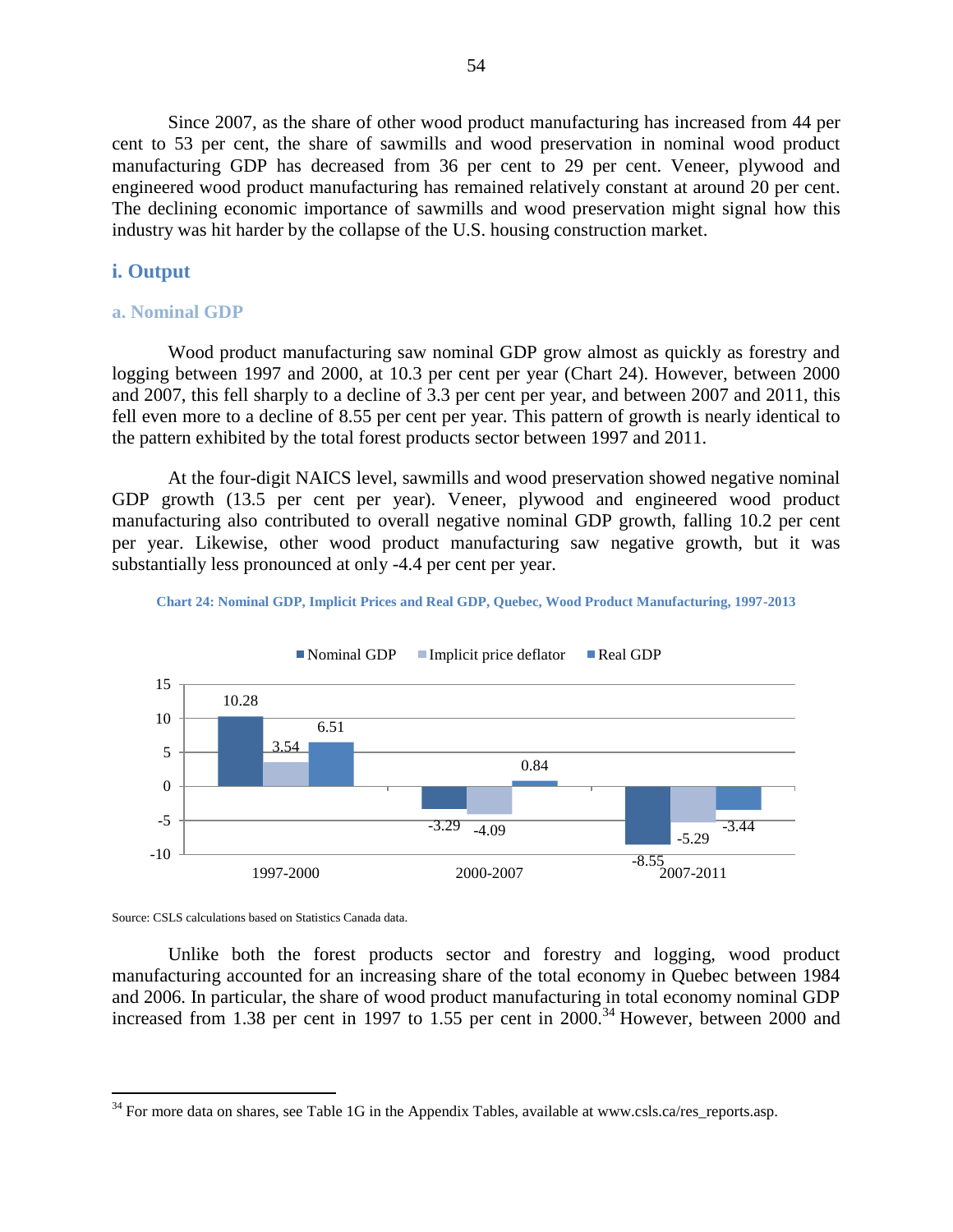Since 2007, as the share of other wood product manufacturing has increased from 44 per cent to 53 per cent, the share of sawmills and wood preservation in nominal wood product manufacturing GDP has decreased from 36 per cent to 29 per cent. Veneer, plywood and engineered wood product manufacturing has remained relatively constant at around 20 per cent. The declining economic importance of sawmills and wood preservation might signal how this industry was hit harder by the collapse of the U.S. housing construction market.

## i. Output

### a. Nominal GDP

Wood product manufacturing saw nominal GDP grow almost as quickly as forestry and logging between 1997 and 2000, at 10.3 per cent per year (Chart 24). However, between 2000 and 2007, this fell sharply to a decline of 3.3 per cent per year, and between 2007 and 2011, this fell even more to a decline of 8.55 per cent per year. This pattern of growth is nearly identical to the pattern exhibited by the total forest products sector between 1997 and 2011.

At the four-digit NAICS level, sawmills and wood preservation showed negative nominal GDP growth (13.5 per cent per year). Veneer, plywood and engineered wood product manufacturing also contributed to overall negative nominal GDP growth, falling 10.2 per cent per year. Likewise, other wood product manufacturing saw negative growth, but it was substantially less pronounced at only -4.4 per cent per year.

**Chart 24: Nominal GDP, Implicit Prices and Real GDP, Quebec, Wood Product Manufacturing, 1997-2013**

| | Nominal GDP | Implicit price deflator | Real GDP |
|---|---|---|---|
| 1997-2000 | 10.28 | 3.54 | 6.51 |
| 2000-2007 | -3.29 | -4.09 | 0.84 |
| 2007-2011 | -8.55 | -5.29 | -3.44 |

Source: CSLS calculations based on Statistics Canada data.

Unlike both the forest products sector and forestry and logging, wood product manufacturing accounted for an increasing share of the total economy in Quebec between 1984 and 2006. In particular, the share of wood product manufacturing in total economy nominal GDP increased from 1.38 per cent in 1997 to 1.55 per cent in 2000.[34] However, between 2000 and

[34] For more data on shares, see Table 1G in the Appendix Tables, available at www.csls.ca/res_reports.asp.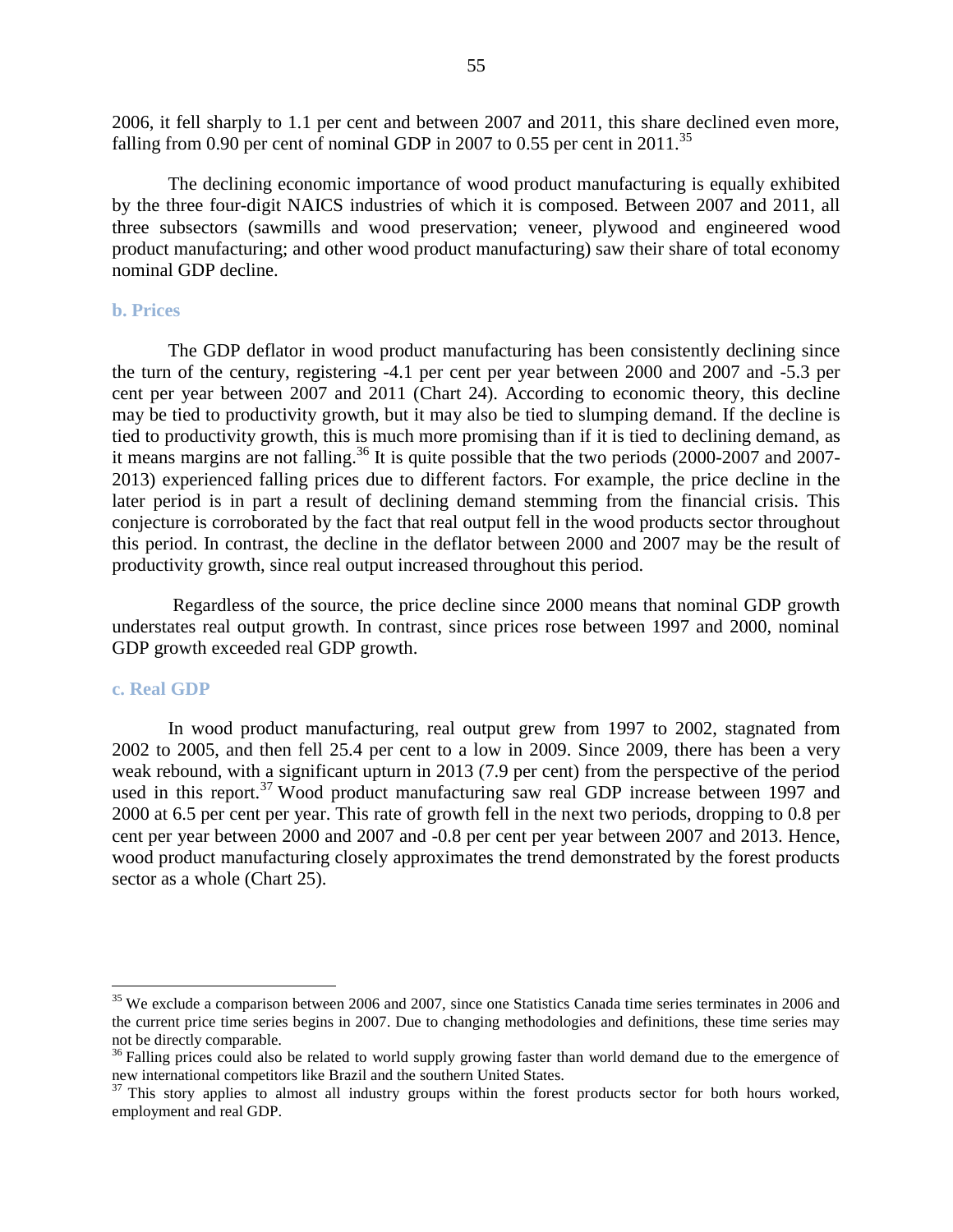2006, it fell sharply to 1.1 per cent and between 2007 and 2011, this share declined even more, falling from 0.90 per cent of nominal GDP in 2007 to 0.55 per cent in 2011.[35]

The declining economic importance of wood product manufacturing is equally exhibited by the three four-digit NAICS industries of which it is composed. Between 2007 and 2011, all three subsectors (sawmills and wood preservation; veneer, plywood and engineered wood product manufacturing; and other wood product manufacturing) saw their share of total economy nominal GDP decline.

### b. Prices

The GDP deflator in wood product manufacturing has been consistently declining since the turn of the century, registering -4.1 per cent per year between 2000 and 2007 and -5.3 per cent per year between 2007 and 2011 (Chart 24). According to economic theory, this decline may be tied to productivity growth, but it may also be tied to slumping demand. If the decline is tied to productivity growth, this is much more promising than if it is tied to declining demand, as it means margins are not falling.[36] It is quite possible that the two periods (2000-2007 and 2007-2013) experienced falling prices due to different factors. For example, the price decline in the later period is in part a result of declining demand stemming from the financial crisis. This conjecture is corroborated by the fact that real output fell in the wood products sector throughout this period. In contrast, the decline in the deflator between 2000 and 2007 may be the result of productivity growth, since real output increased throughout this period.

Regardless of the source, the price decline since 2000 means that nominal GDP growth understates real output growth. In contrast, since prices rose between 1997 and 2000, nominal GDP growth exceeded real GDP growth.

### c. Real GDP

In wood product manufacturing, real output grew from 1997 to 2002, stagnated from 2002 to 2005, and then fell 25.4 per cent to a low in 2009. Since 2009, there has been a very weak rebound, with a significant upturn in 2013 (7.9 per cent) from the perspective of the period used in this report.[37] Wood product manufacturing saw real GDP increase between 1997 and 2000 at 6.5 per cent per year. This rate of growth fell in the next two periods, dropping to 0.8 per cent per year between 2000 and 2007 and -0.8 per cent per year between 2007 and 2013. Hence, wood product manufacturing closely approximates the trend demonstrated by the forest products sector as a whole (Chart 25).

---

[35] We exclude a comparison between 2006 and 2007, since one Statistics Canada time series terminates in 2006 and the current price time series begins in 2007. Due to changing methodologies and definitions, these time series may not be directly comparable.

[36] Falling prices could also be related to world supply growing faster than world demand due to the emergence of new international competitors like Brazil and the southern United States.

[37] This story applies to almost all industry groups within the forest products sector for both hours worked, employment and real GDP.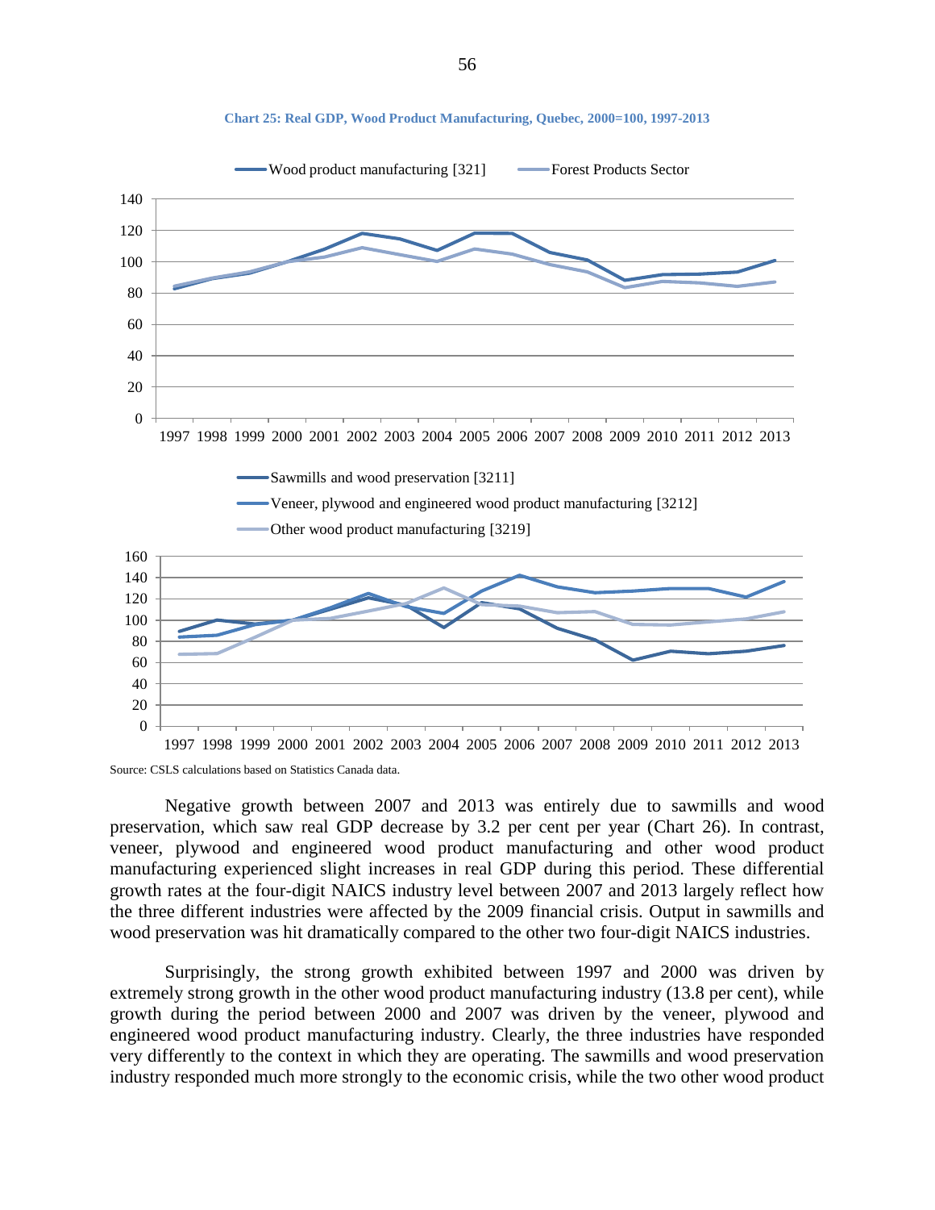**Chart 25: Real GDP, Wood Product Manufacturing, Quebec, 2000=100, 1997-2013**

Source: CSLS calculations based on Statistics Canada data.

Negative growth between 2007 and 2013 was entirely due to sawmills and wood preservation, which saw real GDP decrease by 3.2 per cent per year (Chart 26). In contrast, veneer, plywood and engineered wood product manufacturing and other wood product manufacturing experienced slight increases in real GDP during this period. These differential growth rates at the four-digit NAICS industry level between 2007 and 2013 largely reflect how the three different industries were affected by the 2009 financial crisis. Output in sawmills and wood preservation was hit dramatically compared to the other two four-digit NAICS industries.

Surprisingly, the strong growth exhibited between 1997 and 2000 was driven by extremely strong growth in the other wood product manufacturing industry (13.8 per cent), while growth during the period between 2000 and 2007 was driven by the veneer, plywood and engineered wood product manufacturing industry. Clearly, the three industries have responded very differently to the context in which they are operating. The sawmills and wood preservation industry responded much more strongly to the economic crisis, while the two other wood product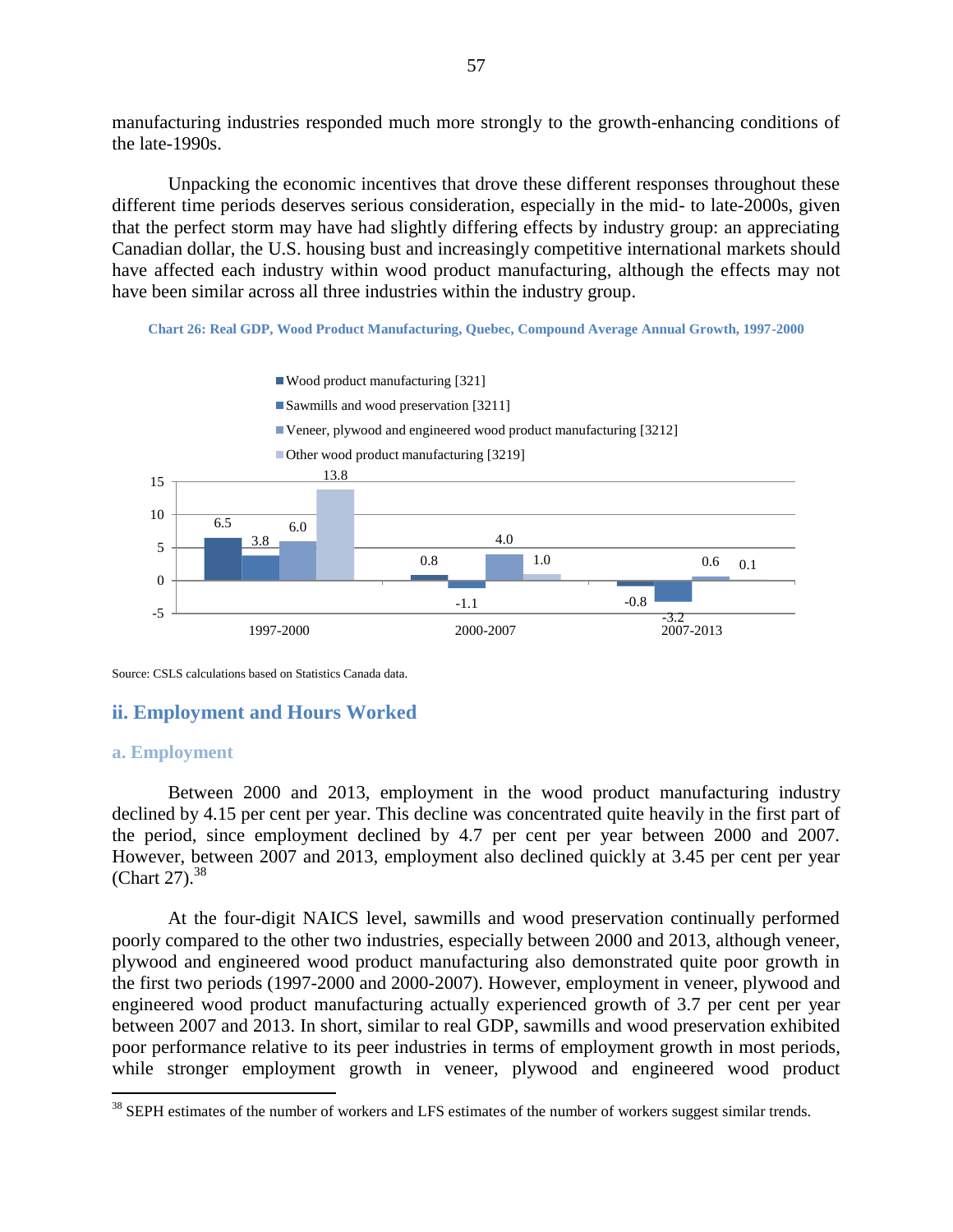manufacturing industries responded much more strongly to the growth-enhancing conditions of the late-1990s.

Unpacking the economic incentives that drove these different responses throughout these different time periods deserves serious consideration, especially in the mid- to late-2000s, given that the perfect storm may have had slightly differing effects by industry group: an appreciating Canadian dollar, the U.S. housing bust and increasingly competitive international markets should have affected each industry within wood product manufacturing, although the effects may not have been similar across all three industries within the industry group.

**Chart 26: Real GDP, Wood Product Manufacturing, Quebec, Compound Average Annual Growth, 1997-2000**

| | 1997-2000 | 2000-2007 | 2007-2013 |
|---|---|---|---|
| Wood product manufacturing [321] | 6.5 | 0.8 | -0.8 |
| Sawmills and wood preservation [3211] | 3.8 | -1.1 | -3.2 |
| Veneer, plywood and engineered wood product manufacturing [3212] | 6.0 | 4.0 | 0.6 |
| Other wood product manufacturing [3219] | 13.8 | 1.0 | 0.1 |

Source: CSLS calculations based on Statistics Canada data.

## ii. Employment and Hours Worked

### a. Employment

Between 2000 and 2013, employment in the wood product manufacturing industry declined by 4.15 per cent per year. This decline was concentrated quite heavily in the first part of the period, since employment declined by 4.7 per cent per year between 2000 and 2007. However, between 2007 and 2013, employment also declined quickly at 3.45 per cent per year (Chart 27).[38]

At the four-digit NAICS level, sawmills and wood preservation continually performed poorly compared to the other two industries, especially between 2000 and 2013, although veneer, plywood and engineered wood product manufacturing also demonstrated quite poor growth in the first two periods (1997-2000 and 2000-2007). However, employment in veneer, plywood and engineered wood product manufacturing actually experienced growth of 3.7 per cent per year between 2007 and 2013. In short, similar to real GDP, sawmills and wood preservation exhibited poor performance relative to its peer industries in terms of employment growth in most periods, while stronger employment growth in veneer, plywood and engineered wood product

[38] SEPH estimates of the number of workers and LFS estimates of the number of workers suggest similar trends.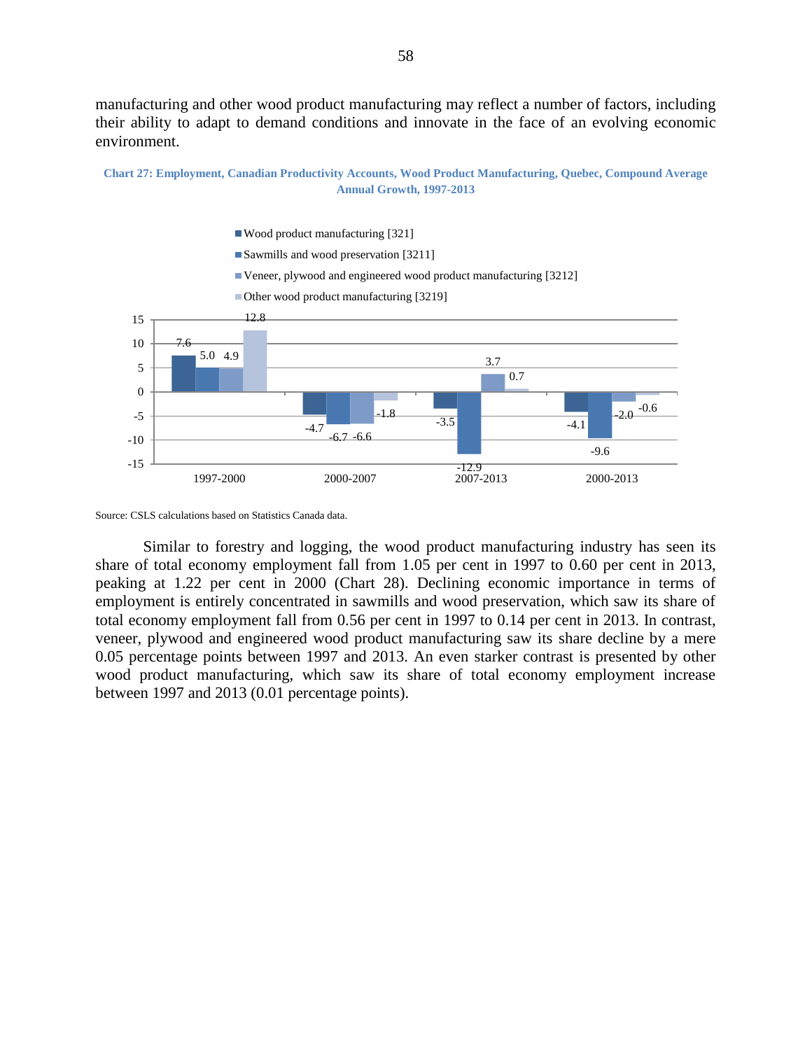manufacturing and other wood product manufacturing may reflect a number of factors, including their ability to adapt to demand conditions and innovate in the face of an evolving economic environment.

**Chart 27: Employment, Canadian Productivity Accounts, Wood Product Manufacturing, Quebec, Compound Average Annual Growth, 1997-2013**

| | 1997-2000 | 2000-2007 | 2007-2013 | 2000-2013 |
|---|---|---|---|---|
| Wood product manufacturing [321] | 7.6 | -4.7 | -3.5 | -4.1 |
| Sawmills and wood preservation [3211] | 5.0 | -6.7 | -12.9 | -9.6 |
| Veneer, plywood and engineered wood product manufacturing [3212] | 4.9 | -6.6 | 3.7 | -2.0 |
| Other wood product manufacturing [3219] | 12.8 | -1.8 | 0.7 | -0.6 |

Source: CSLS calculations based on Statistics Canada data.

Similar to forestry and logging, the wood product manufacturing industry has seen its share of total economy employment fall from 1.05 per cent in 1997 to 0.60 per cent in 2013, peaking at 1.22 per cent in 2000 (Chart 28). Declining economic importance in terms of employment is entirely concentrated in sawmills and wood preservation, which saw its share of total economy employment fall from 0.56 per cent in 1997 to 0.14 per cent in 2013. In contrast, veneer, plywood and engineered wood product manufacturing saw its share decline by a mere 0.05 percentage points between 1997 and 2013. An even starker contrast is presented by other wood product manufacturing, which saw its share of total economy employment increase between 1997 and 2013 (0.01 percentage points).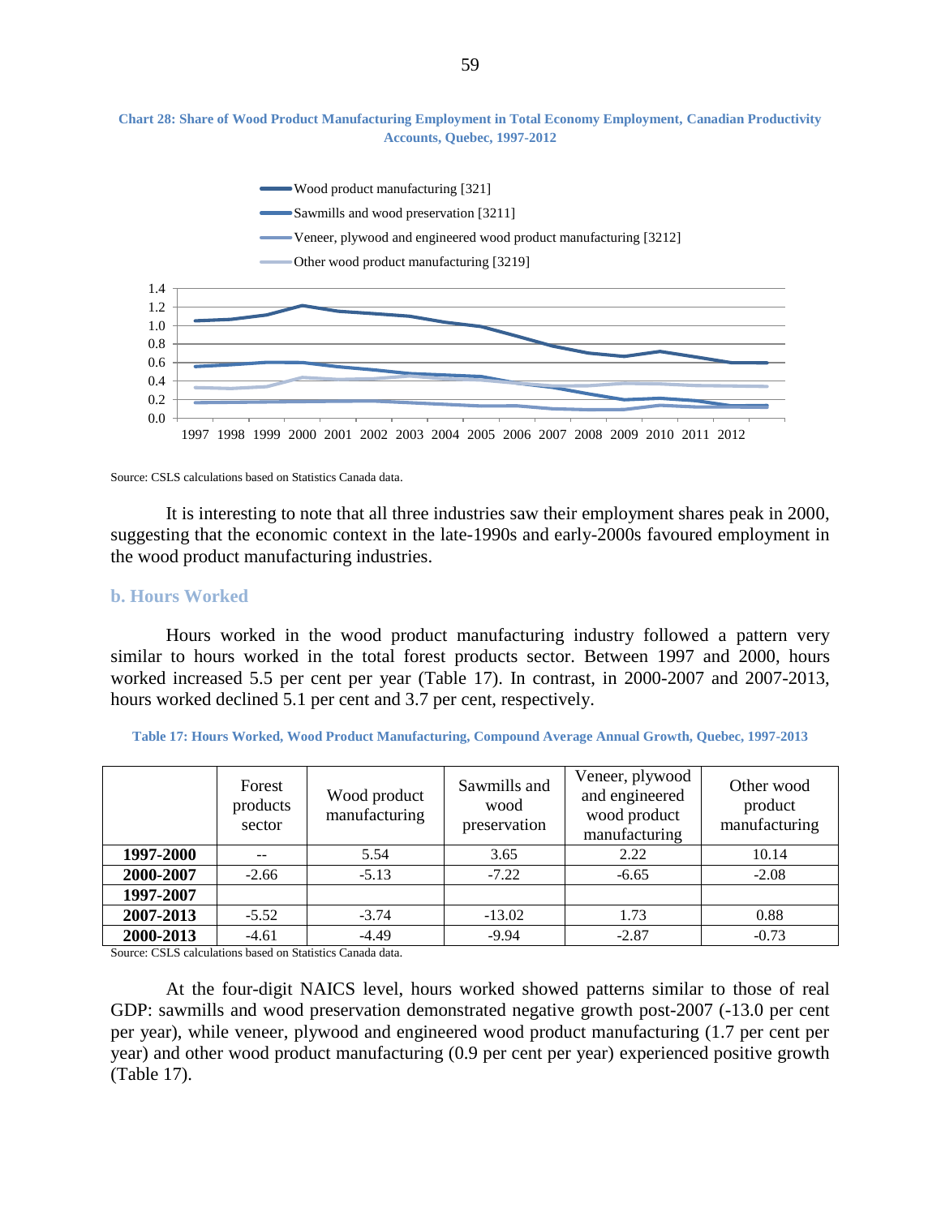**Chart 28: Share of Wood Product Manufacturing Employment in Total Economy Employment, Canadian Productivity Accounts, Quebec, 1997-2012**

Source: CSLS calculations based on Statistics Canada data.

It is interesting to note that all three industries saw their employment shares peak in 2000, suggesting that the economic context in the late-1990s and early-2000s favoured employment in the wood product manufacturing industries.

### b. Hours Worked

Hours worked in the wood product manufacturing industry followed a pattern very similar to hours worked in the total forest products sector. Between 1997 and 2000, hours worked increased 5.5 per cent per year (Table 17). In contrast, in 2000-2007 and 2007-2013, hours worked declined 5.1 per cent and 3.7 per cent, respectively.

**Table 17: Hours Worked, Wood Product Manufacturing, Compound Average Annual Growth, Quebec, 1997-2013**

| | Forest products sector | Wood product manufacturing | Sawmills and wood preservation | Veneer, plywood and engineered wood product manufacturing | Other wood product manufacturing |
|---|---|---|---|---|---|
| **1997-2000** | -- | 5.54 | 3.65 | 2.22 | 10.14 |
| **2000-2007** | -2.66 | -5.13 | -7.22 | -6.65 | -2.08 |
| **1997-2007** | | | | | |
| **2007-2013** | -5.52 | -3.74 | -13.02 | 1.73 | 0.88 |
| **2000-2013** | -4.61 | -4.49 | -9.94 | -2.87 | -0.73 |

Source: CSLS calculations based on Statistics Canada data.

At the four-digit NAICS level, hours worked showed patterns similar to those of real GDP: sawmills and wood preservation demonstrated negative growth post-2007 (-13.0 per cent per year), while veneer, plywood and engineered wood product manufacturing (1.7 per cent per year) and other wood product manufacturing (0.9 per cent per year) experienced positive growth (Table 17).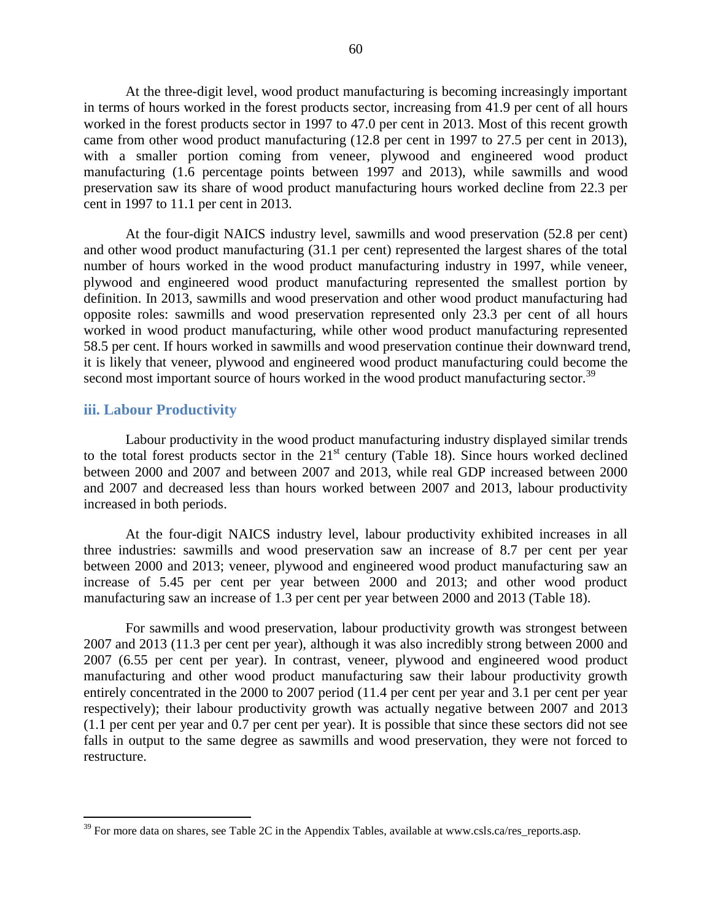At the three-digit level, wood product manufacturing is becoming increasingly important in terms of hours worked in the forest products sector, increasing from 41.9 per cent of all hours worked in the forest products sector in 1997 to 47.0 per cent in 2013. Most of this recent growth came from other wood product manufacturing (12.8 per cent in 1997 to 27.5 per cent in 2013), with a smaller portion coming from veneer, plywood and engineered wood product manufacturing (1.6 percentage points between 1997 and 2013), while sawmills and wood preservation saw its share of wood product manufacturing hours worked decline from 22.3 per cent in 1997 to 11.1 per cent in 2013.

At the four-digit NAICS industry level, sawmills and wood preservation (52.8 per cent) and other wood product manufacturing (31.1 per cent) represented the largest shares of the total number of hours worked in the wood product manufacturing industry in 1997, while veneer, plywood and engineered wood product manufacturing represented the smallest portion by definition. In 2013, sawmills and wood preservation and other wood product manufacturing had opposite roles: sawmills and wood preservation represented only 23.3 per cent of all hours worked in wood product manufacturing, while other wood product manufacturing represented 58.5 per cent. If hours worked in sawmills and wood preservation continue their downward trend, it is likely that veneer, plywood and engineered wood product manufacturing could become the second most important source of hours worked in the wood product manufacturing sector.[39]

### iii. Labour Productivity

Labour productivity in the wood product manufacturing industry displayed similar trends to the total forest products sector in the 21st century (Table 18). Since hours worked declined between 2000 and 2007 and between 2007 and 2013, while real GDP increased between 2000 and 2007 and decreased less than hours worked between 2007 and 2013, labour productivity increased in both periods.

At the four-digit NAICS industry level, labour productivity exhibited increases in all three industries: sawmills and wood preservation saw an increase of 8.7 per cent per year between 2000 and 2013; veneer, plywood and engineered wood product manufacturing saw an increase of 5.45 per cent per year between 2000 and 2013; and other wood product manufacturing saw an increase of 1.3 per cent per year between 2000 and 2013 (Table 18).

For sawmills and wood preservation, labour productivity growth was strongest between 2007 and 2013 (11.3 per cent per year), although it was also incredibly strong between 2000 and 2007 (6.55 per cent per year). In contrast, veneer, plywood and engineered wood product manufacturing and other wood product manufacturing saw their labour productivity growth entirely concentrated in the 2000 to 2007 period (11.4 per cent per year and 3.1 per cent per year respectively); their labour productivity growth was actually negative between 2007 and 2013 (1.1 per cent per year and 0.7 per cent per year). It is possible that since these sectors did not see falls in output to the same degree as sawmills and wood preservation, they were not forced to restructure.

---

[39] For more data on shares, see Table 2C in the Appendix Tables, available at www.csls.ca/res_reports.asp.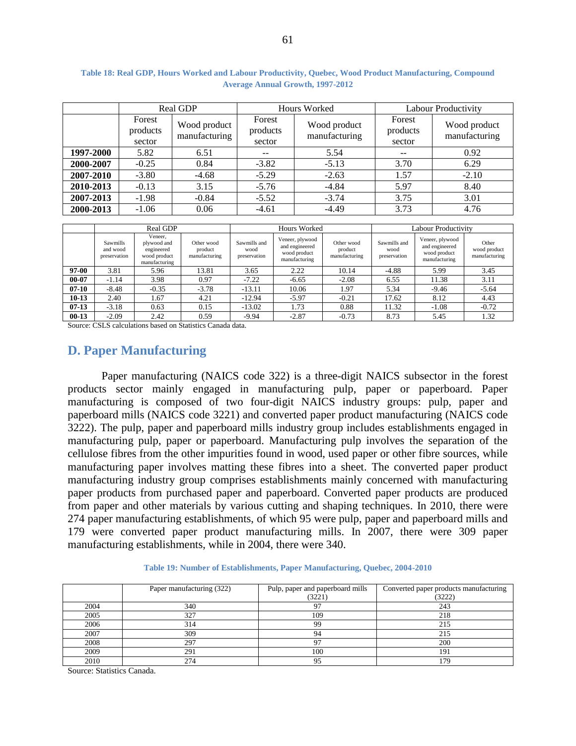**Table 18: Real GDP, Hours Worked and Labour Productivity, Quebec, Wood Product Manufacturing, Compound Average Annual Growth, 1997-2012**

| | Real GDP | | Hours Worked | | Labour Productivity | |
|---|---|---|---|---|---|---|
| | Forest products sector | Wood product manufacturing | Forest products sector | Wood product manufacturing | Forest products sector | Wood product manufacturing |
| **1997-2000** | 5.82 | 6.51 | -- | 5.54 | -- | 0.92 |
| **2000-2007** | -0.25 | 0.84 | -3.82 | -5.13 | 3.70 | 6.29 |
| **2007-2010** | -3.80 | -4.68 | -5.29 | -2.63 | 1.57 | -2.10 |
| **2010-2013** | -0.13 | 3.15 | -5.76 | -4.84 | 5.97 | 8.40 |
| **2007-2013** | -1.98 | -0.84 | -5.52 | -3.74 | 3.75 | 3.01 |
| **2000-2013** | -1.06 | 0.06 | -4.61 | -4.49 | 3.73 | 4.76 |

| | Real GDP | | | Hours Worked | | | Labour Productivity | | |
|---|---|---|---|---|---|---|---|---|---|
| | Sawmills and wood preservation | Veneer, plywood and engineered wood product manufacturing | Other wood product manufacturing | Sawmills and wood preservation | Veneer, plywood and engineered wood product manufacturing | Other wood product manufacturing | Sawmills and wood preservation | Veneer, plywood and engineered wood product manufacturing | Other wood product manufacturing |
| **97-00** | 3.81 | 5.96 | 13.81 | 3.65 | 2.22 | 10.14 | -4.88 | 5.99 | 3.45 |
| **00-07** | -1.14 | 3.98 | 0.97 | -7.22 | -6.65 | -2.08 | 6.55 | 11.38 | 3.11 |
| **07-10** | -8.48 | -0.35 | -3.78 | -13.11 | 10.06 | 1.97 | 5.34 | -9.46 | -5.64 |
| **10-13** | 2.40 | 1.67 | 4.21 | -12.94 | -5.97 | -0.21 | 17.62 | 8.12 | 4.43 |
| **07-13** | -3.18 | 0.63 | 0.15 | -13.02 | 1.73 | 0.88 | 11.32 | -1.08 | -0.72 |
| **00-13** | -2.09 | 2.42 | 0.59 | -9.94 | -2.87 | -0.73 | 8.73 | 5.45 | 1.32 |

Source: CSLS calculations based on Statistics Canada data.

## D. Paper Manufacturing

Paper manufacturing (NAICS code 322) is a three-digit NAICS subsector in the forest products sector mainly engaged in manufacturing pulp, paper or paperboard. Paper manufacturing is composed of two four-digit NAICS industry groups: pulp, paper and paperboard mills (NAICS code 3221) and converted paper product manufacturing (NAICS code 3222). The pulp, paper and paperboard mills industry group includes establishments engaged in manufacturing pulp, paper or paperboard. Manufacturing pulp involves the separation of the cellulose fibres from the other impurities found in wood, used paper or other fibre sources, while manufacturing paper involves matting these fibres into a sheet. The converted paper product manufacturing industry group comprises establishments mainly concerned with manufacturing paper products from purchased paper and paperboard. Converted paper products are produced from paper and other materials by various cutting and shaping techniques. In 2010, there were 274 paper manufacturing establishments, of which 95 were pulp, paper and paperboard mills and 179 were converted paper product manufacturing mills. In 2007, there were 309 paper manufacturing establishments, while in 2004, there were 340.

**Table 19: Number of Establishments, Paper Manufacturing, Quebec, 2004-2010**

| | Paper manufacturing (322) | Pulp, paper and paperboard mills (3221) | Converted paper products manufacturing (3222) |
|---|---|---|---|
| 2004 | 340 | 97 | 243 |
| 2005 | 327 | 109 | 218 |
| 2006 | 314 | 99 | 215 |
| 2007 | 309 | 94 | 215 |
| 2008 | 297 | 97 | 200 |
| 2009 | 291 | 100 | 191 |
| 2010 | 274 | 95 | 179 |

Source: Statistics Canada.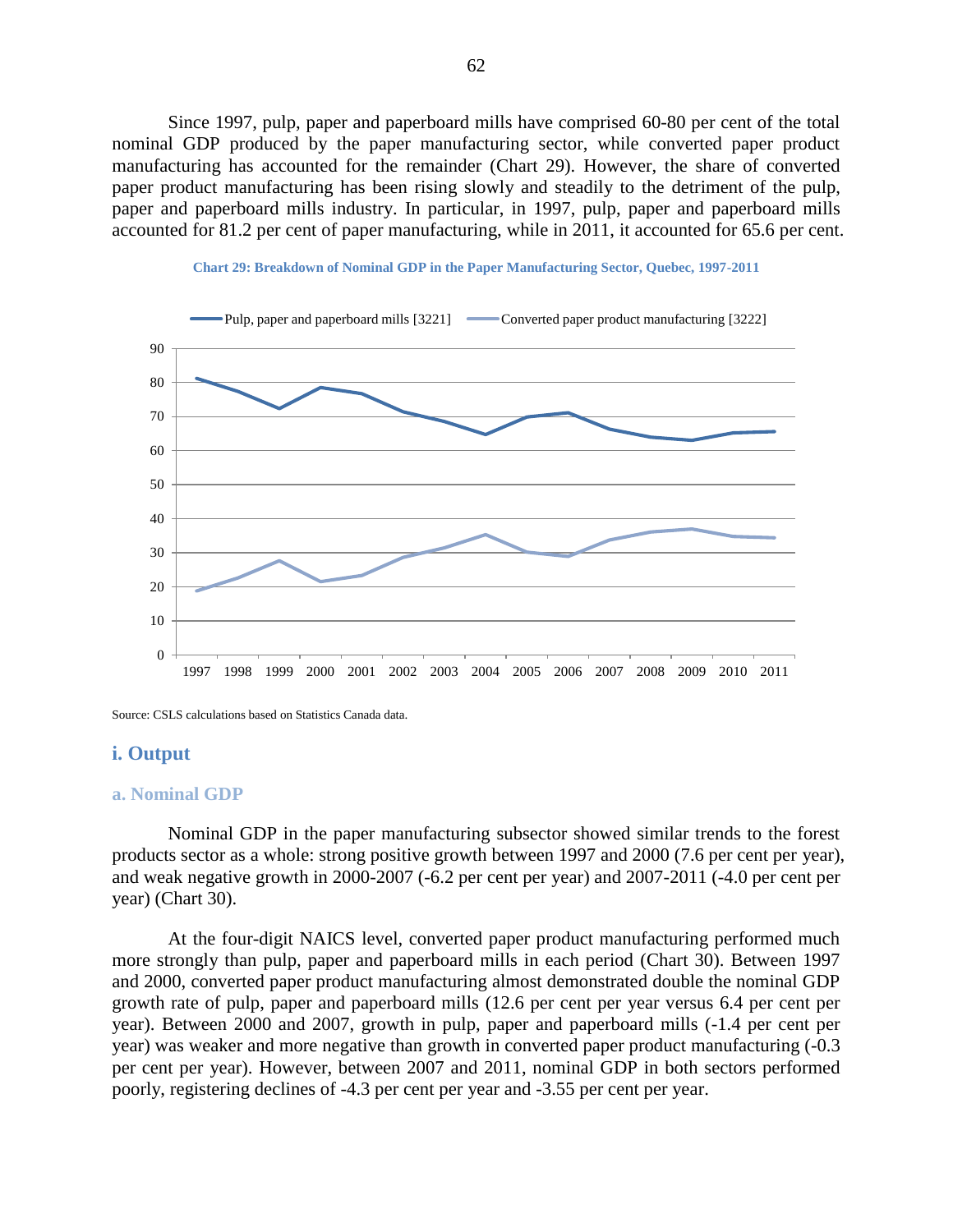Since 1997, pulp, paper and paperboard mills have comprised 60-80 per cent of the total nominal GDP produced by the paper manufacturing sector, while converted paper product manufacturing has accounted for the remainder (Chart 29). However, the share of converted paper product manufacturing has been rising slowly and steadily to the detriment of the pulp, paper and paperboard mills industry. In particular, in 1997, pulp, paper and paperboard mills accounted for 81.2 per cent of paper manufacturing, while in 2011, it accounted for 65.6 per cent.

**Chart 29: Breakdown of Nominal GDP in the Paper Manufacturing Sector, Quebec, 1997-2011**

Source: CSLS calculations based on Statistics Canada data.

## i. Output

### a. Nominal GDP

Nominal GDP in the paper manufacturing subsector showed similar trends to the forest products sector as a whole: strong positive growth between 1997 and 2000 (7.6 per cent per year), and weak negative growth in 2000-2007 (-6.2 per cent per year) and 2007-2011 (-4.0 per cent per year) (Chart 30).

At the four-digit NAICS level, converted paper product manufacturing performed much more strongly than pulp, paper and paperboard mills in each period (Chart 30). Between 1997 and 2000, converted paper product manufacturing almost demonstrated double the nominal GDP growth rate of pulp, paper and paperboard mills (12.6 per cent per year versus 6.4 per cent per year). Between 2000 and 2007, growth in pulp, paper and paperboard mills (-1.4 per cent per year) was weaker and more negative than growth in converted paper product manufacturing (-0.3 per cent per year). However, between 2007 and 2011, nominal GDP in both sectors performed poorly, registering declines of -4.3 per cent per year and -3.55 per cent per year.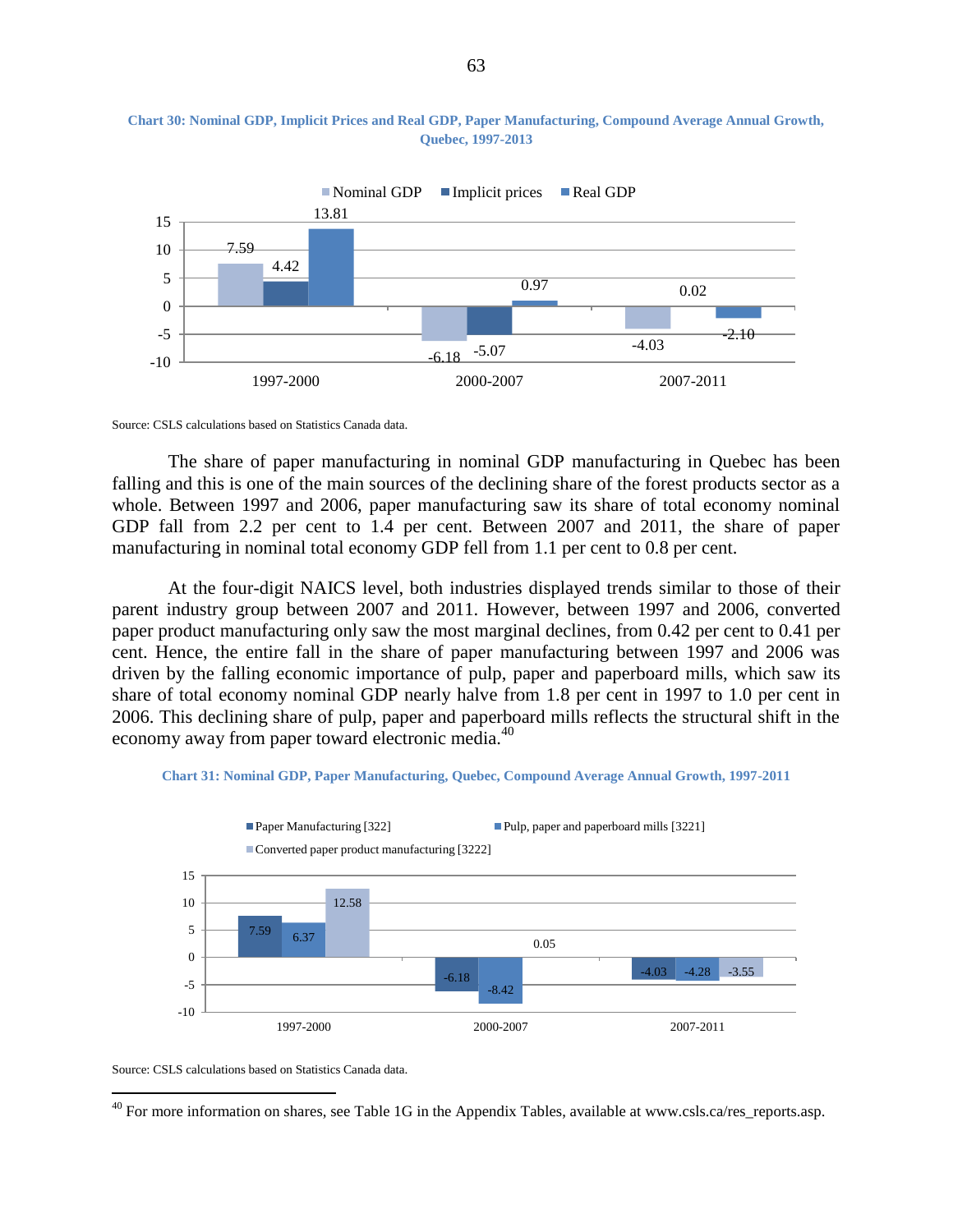**Chart 30: Nominal GDP, Implicit Prices and Real GDP, Paper Manufacturing, Compound Average Annual Growth, Quebec, 1997-2013**

| | Nominal GDP | Implicit prices | Real GDP |
|---|---|---|---|
| 1997-2000 | 7.59 | 4.42 | 13.81 |
| 2000-2007 | -6.18 | -5.07 | 0.97 |
| 2007-2011 | -4.03 | 0.02 | -2.10 |

Source: CSLS calculations based on Statistics Canada data.

The share of paper manufacturing in nominal GDP manufacturing in Quebec has been falling and this is one of the main sources of the declining share of the forest products sector as a whole. Between 1997 and 2006, paper manufacturing saw its share of total economy nominal GDP fall from 2.2 per cent to 1.4 per cent. Between 2007 and 2011, the share of paper manufacturing in nominal total economy GDP fell from 1.1 per cent to 0.8 per cent.

At the four-digit NAICS level, both industries displayed trends similar to those of their parent industry group between 2007 and 2011. However, between 1997 and 2006, converted paper product manufacturing only saw the most marginal declines, from 0.42 per cent to 0.41 per cent. Hence, the entire fall in the share of paper manufacturing between 1997 and 2006 was driven by the falling economic importance of pulp, paper and paperboard mills, which saw its share of total economy nominal GDP nearly halve from 1.8 per cent in 1997 to 1.0 per cent in 2006. This declining share of pulp, paper and paperboard mills reflects the structural shift in the economy away from paper toward electronic media.[40]

**Chart 31: Nominal GDP, Paper Manufacturing, Quebec, Compound Average Annual Growth, 1997-2011**

| | Paper Manufacturing [322] | Pulp, paper and paperboard mills [3221] | Converted paper product manufacturing [3222] |
|---|---|---|---|
| 1997-2000 | 7.59 | 6.37 | 12.58 |
| 2000-2007 | -6.18 | -8.42 | 0.05 |
| 2007-2011 | -4.03 | -4.28 | -3.55 |

Source: CSLS calculations based on Statistics Canada data.

[40] For more information on shares, see Table 1G in the Appendix Tables, available at www.csls.ca/res_reports.asp.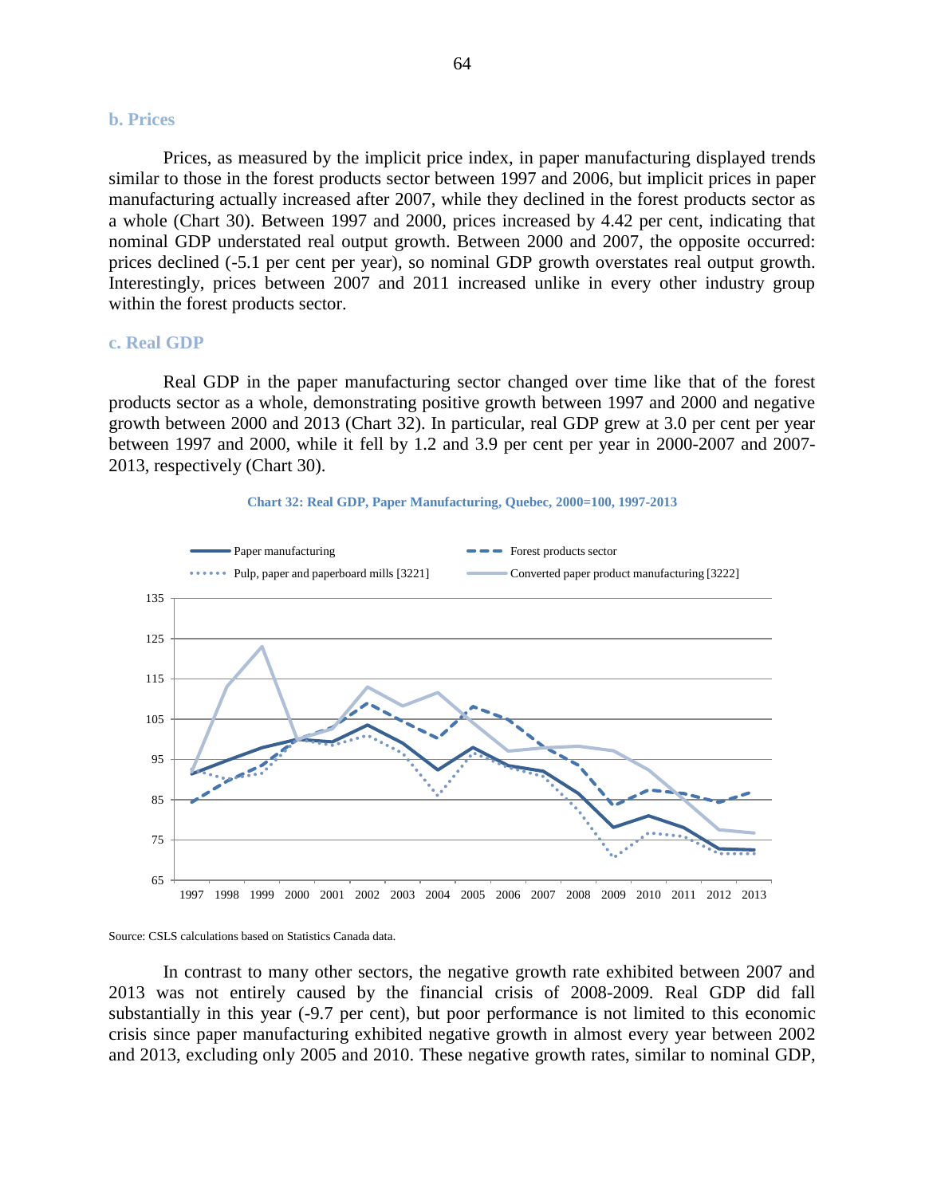### b. Prices

Prices, as measured by the implicit price index, in paper manufacturing displayed trends similar to those in the forest products sector between 1997 and 2006, but implicit prices in paper manufacturing actually increased after 2007, while they declined in the forest products sector as a whole (Chart 30). Between 1997 and 2000, prices increased by 4.42 per cent, indicating that nominal GDP understated real output growth. Between 2000 and 2007, the opposite occurred: prices declined (-5.1 per cent per year), so nominal GDP growth overstates real output growth. Interestingly, prices between 2007 and 2011 increased unlike in every other industry group within the forest products sector.

### c. Real GDP

Real GDP in the paper manufacturing sector changed over time like that of the forest products sector as a whole, demonstrating positive growth between 1997 and 2000 and negative growth between 2000 and 2013 (Chart 32). In particular, real GDP grew at 3.0 per cent per year between 1997 and 2000, while it fell by 1.2 and 3.9 per cent per year in 2000-2007 and 2007-2013, respectively (Chart 30).

**Chart 32: Real GDP, Paper Manufacturing, Quebec, 2000=100, 1997-2013**

Source: CSLS calculations based on Statistics Canada data.

In contrast to many other sectors, the negative growth rate exhibited between 2007 and 2013 was not entirely caused by the financial crisis of 2008-2009. Real GDP did fall substantially in this year (-9.7 per cent), but poor performance is not limited to this economic crisis since paper manufacturing exhibited negative growth in almost every year between 2002 and 2013, excluding only 2005 and 2010. These negative growth rates, similar to nominal GDP,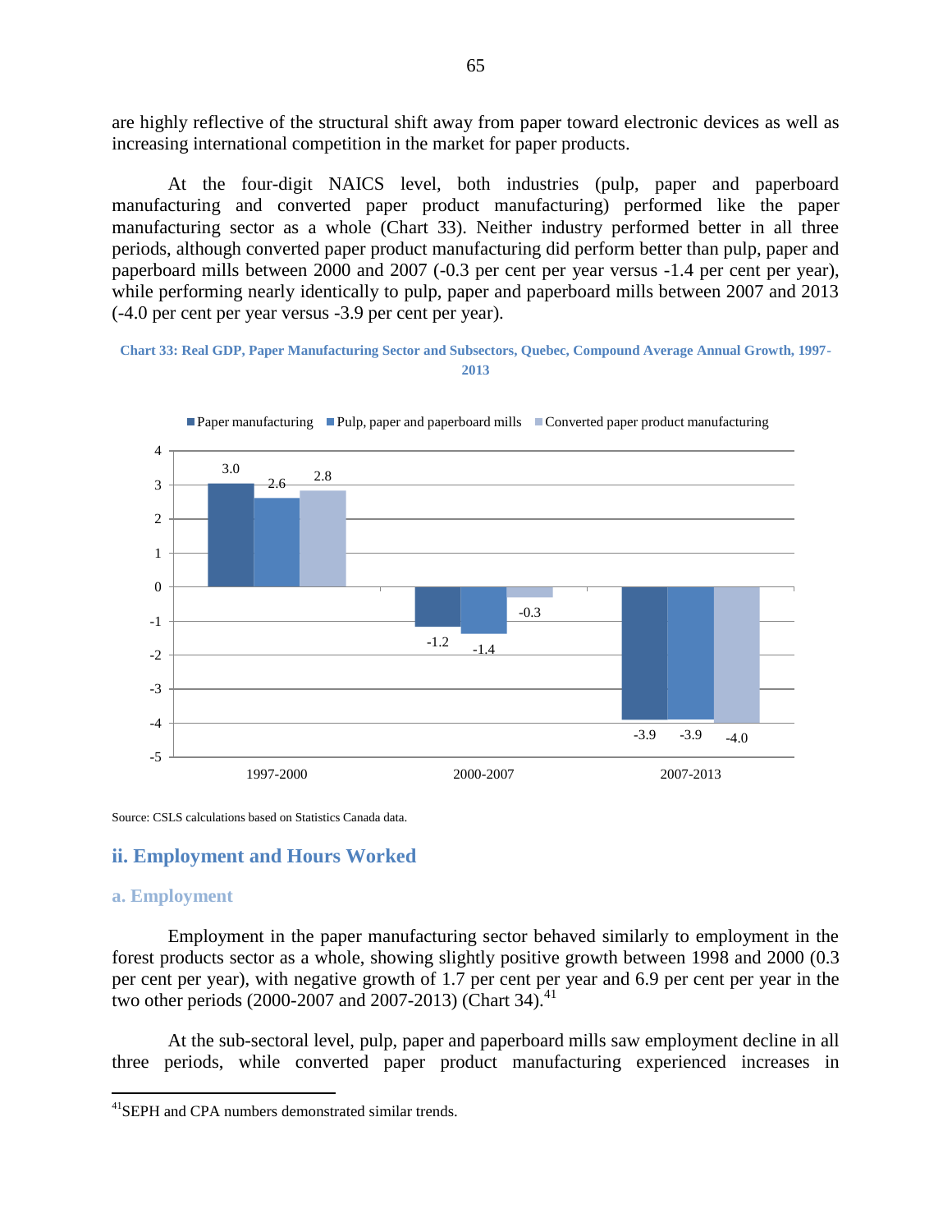are highly reflective of the structural shift away from paper toward electronic devices as well as increasing international competition in the market for paper products.

At the four-digit NAICS level, both industries (pulp, paper and paperboard manufacturing and converted paper product manufacturing) performed like the paper manufacturing sector as a whole (Chart 33). Neither industry performed better in all three periods, although converted paper product manufacturing did perform better than pulp, paper and paperboard mills between 2000 and 2007 (-0.3 per cent per year versus -1.4 per cent per year), while performing nearly identically to pulp, paper and paperboard mills between 2007 and 2013 (-4.0 per cent per year versus -3.9 per cent per year).

**Chart 33: Real GDP, Paper Manufacturing Sector and Subsectors, Quebec, Compound Average Annual Growth, 1997-2013**

| | Paper manufacturing | Pulp, paper and paperboard mills | Converted paper product manufacturing |
|---|---|---|---|
| 1997-2000 | 3.0 | 2.6 | 2.8 |
| 2000-2007 | -1.2 | -1.4 | -0.3 |
| 2007-2013 | -3.9 | -3.9 | -4.0 |

Source: CSLS calculations based on Statistics Canada data.

## ii. Employment and Hours Worked

### a. Employment

Employment in the paper manufacturing sector behaved similarly to employment in the forest products sector as a whole, showing slightly positive growth between 1998 and 2000 (0.3 per cent per year), with negative growth of 1.7 per cent per year and 6.9 per cent per year in the two other periods (2000-2007 and 2007-2013) (Chart 34).[41]

At the sub-sectoral level, pulp, paper and paperboard mills saw employment decline in all three periods, while converted paper product manufacturing experienced increases in

[41] SEPH and CPA numbers demonstrated similar trends.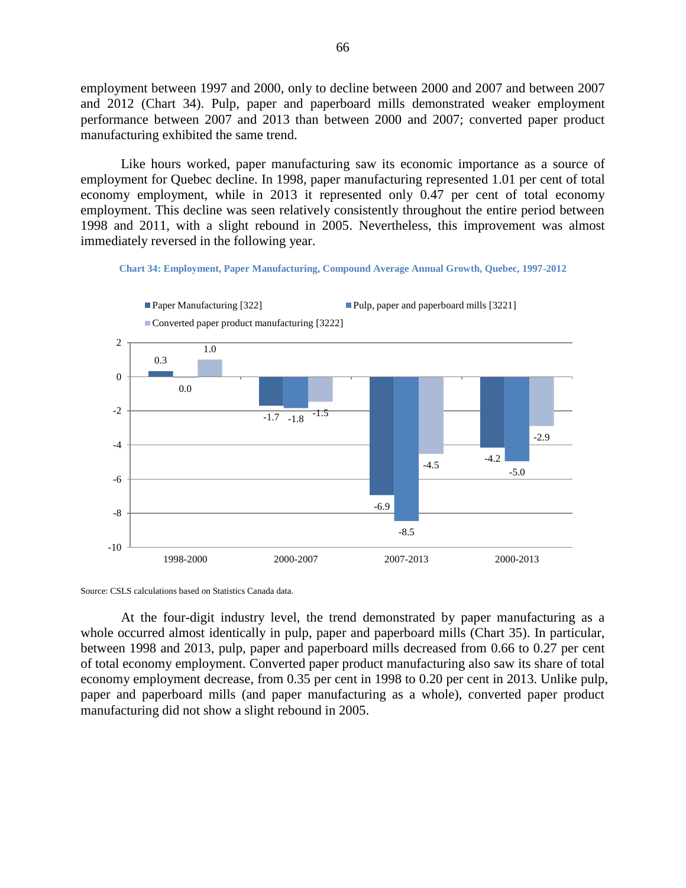employment between 1997 and 2000, only to decline between 2000 and 2007 and between 2007 and 2012 (Chart 34). Pulp, paper and paperboard mills demonstrated weaker employment performance between 2007 and 2013 than between 2000 and 2007; converted paper product manufacturing exhibited the same trend.

Like hours worked, paper manufacturing saw its economic importance as a source of employment for Quebec decline. In 1998, paper manufacturing represented 1.01 per cent of total economy employment, while in 2013 it represented only 0.47 per cent of total economy employment. This decline was seen relatively consistently throughout the entire period between 1998 and 2011, with a slight rebound in 2005. Nevertheless, this improvement was almost immediately reversed in the following year.

**Chart 34: Employment, Paper Manufacturing, Compound Average Annual Growth, Quebec, 1997-2012**

| | 1998-2000 | 2000-2007 | 2007-2013 | 2000-2013 |
|---|---|---|---|---|
| Paper Manufacturing [322] | 0.3 | -1.7 | -6.9 | -4.2 |
| Pulp, paper and paperboard mills [3221] | 0.0 | -1.8 | -8.5 | -5.0 |
| Converted paper product manufacturing [3222] | 1.0 | -1.5 | -4.5 | -2.9 |

Source: CSLS calculations based on Statistics Canada data.

At the four-digit industry level, the trend demonstrated by paper manufacturing as a whole occurred almost identically in pulp, paper and paperboard mills (Chart 35). In particular, between 1998 and 2013, pulp, paper and paperboard mills decreased from 0.66 to 0.27 per cent of total economy employment. Converted paper product manufacturing also saw its share of total economy employment decrease, from 0.35 per cent in 1998 to 0.20 per cent in 2013. Unlike pulp, paper and paperboard mills (and paper manufacturing as a whole), converted paper product manufacturing did not show a slight rebound in 2005.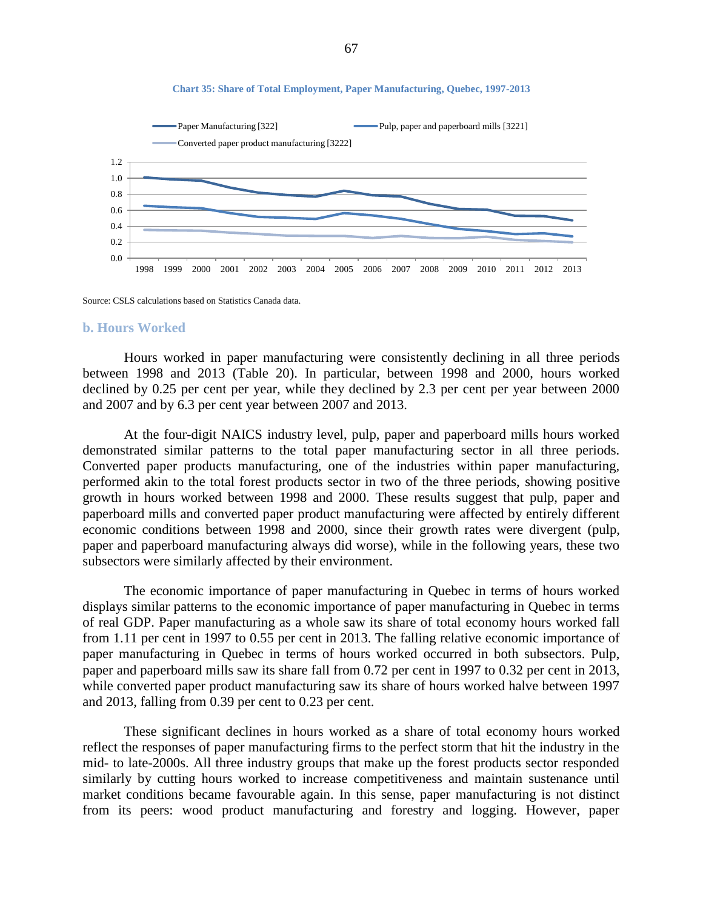**Chart 35: Share of Total Employment, Paper Manufacturing, Quebec, 1997-2013**

Source: CSLS calculations based on Statistics Canada data.

### b. Hours Worked

Hours worked in paper manufacturing were consistently declining in all three periods between 1998 and 2013 (Table 20). In particular, between 1998 and 2000, hours worked declined by 0.25 per cent per year, while they declined by 2.3 per cent per year between 2000 and 2007 and by 6.3 per cent year between 2007 and 2013.

At the four-digit NAICS industry level, pulp, paper and paperboard mills hours worked demonstrated similar patterns to the total paper manufacturing sector in all three periods. Converted paper products manufacturing, one of the industries within paper manufacturing, performed akin to the total forest products sector in two of the three periods, showing positive growth in hours worked between 1998 and 2000. These results suggest that pulp, paper and paperboard mills and converted paper product manufacturing were affected by entirely different economic conditions between 1998 and 2000, since their growth rates were divergent (pulp, paper and paperboard manufacturing always did worse), while in the following years, these two subsectors were similarly affected by their environment.

The economic importance of paper manufacturing in Quebec in terms of hours worked displays similar patterns to the economic importance of paper manufacturing in Quebec in terms of real GDP. Paper manufacturing as a whole saw its share of total economy hours worked fall from 1.11 per cent in 1997 to 0.55 per cent in 2013. The falling relative economic importance of paper manufacturing in Quebec in terms of hours worked occurred in both subsectors. Pulp, paper and paperboard mills saw its share fall from 0.72 per cent in 1997 to 0.32 per cent in 2013, while converted paper product manufacturing saw its share of hours worked halve between 1997 and 2013, falling from 0.39 per cent to 0.23 per cent.

These significant declines in hours worked as a share of total economy hours worked reflect the responses of paper manufacturing firms to the perfect storm that hit the industry in the mid- to late-2000s. All three industry groups that make up the forest products sector responded similarly by cutting hours worked to increase competitiveness and maintain sustenance until market conditions became favourable again. In this sense, paper manufacturing is not distinct from its peers: wood product manufacturing and forestry and logging. However, paper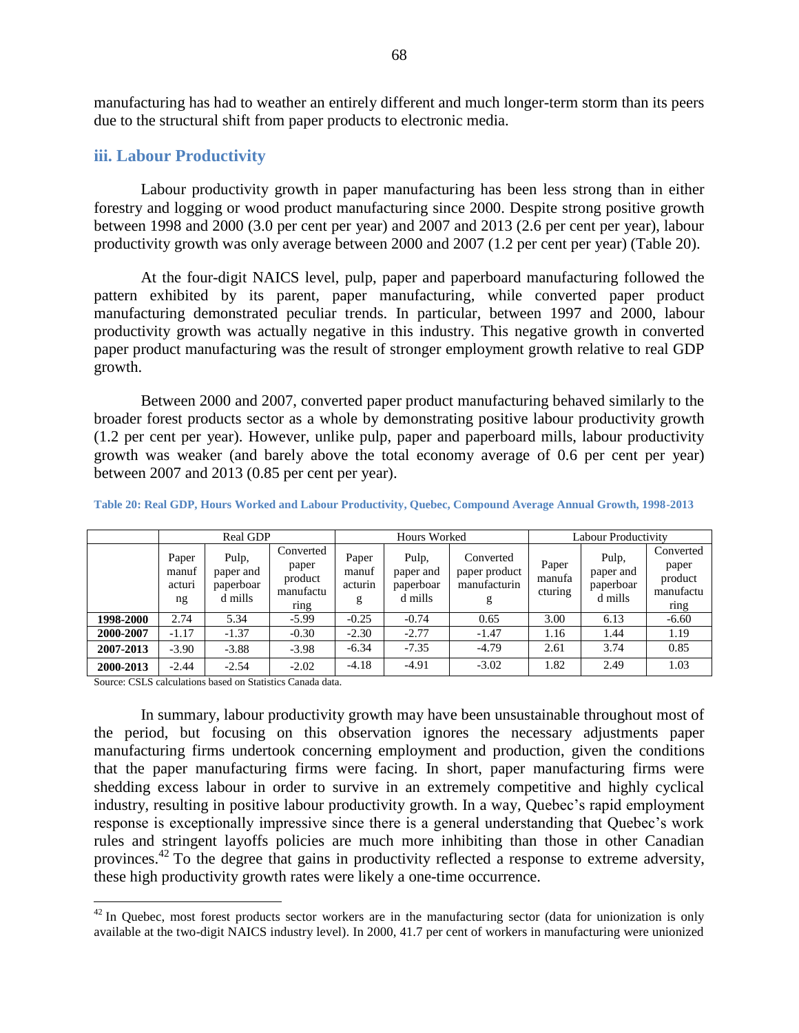manufacturing has had to weather an entirely different and much longer-term storm than its peers due to the structural shift from paper products to electronic media.

### iii. Labour Productivity

Labour productivity growth in paper manufacturing has been less strong than in either forestry and logging or wood product manufacturing since 2000. Despite strong positive growth between 1998 and 2000 (3.0 per cent per year) and 2007 and 2013 (2.6 per cent per year), labour productivity growth was only average between 2000 and 2007 (1.2 per cent per year) (Table 20).

At the four-digit NAICS level, pulp, paper and paperboard manufacturing followed the pattern exhibited by its parent, paper manufacturing, while converted paper product manufacturing demonstrated peculiar trends. In particular, between 1997 and 2000, labour productivity growth was actually negative in this industry. This negative growth in converted paper product manufacturing was the result of stronger employment growth relative to real GDP growth.

Between 2000 and 2007, converted paper product manufacturing behaved similarly to the broader forest products sector as a whole by demonstrating positive labour productivity growth (1.2 per cent per year). However, unlike pulp, paper and paperboard mills, labour productivity growth was weaker (and barely above the total economy average of 0.6 per cent per year) between 2007 and 2013 (0.85 per cent per year).

**Table 20: Real GDP, Hours Worked and Labour Productivity, Quebec, Compound Average Annual Growth, 1998-2013**

| | Real GDP | | | Hours Worked | | | Labour Productivity | | |
|---|---|---|---|---|---|---|---|---|---|
| | Paper manufacturing | Pulp, paper and paperboard mills | Converted paper product manufacturing | Paper manufacturing | Pulp, paper and paperboard mills | Converted paper product manufacturing | Paper manufacturing | Pulp, paper and paperboard mills | Converted paper product manufacturing |
| **1998-2000** | 2.74 | 5.34 | -5.99 | -0.25 | -0.74 | 0.65 | 3.00 | 6.13 | -6.60 |
| **2000-2007** | -1.17 | -1.37 | -0.30 | -2.30 | -2.77 | -1.47 | 1.16 | 1.44 | 1.19 |
| **2007-2013** | -3.90 | -3.88 | -3.98 | -6.34 | -7.35 | -4.79 | 2.61 | 3.74 | 0.85 |
| **2000-2013** | -2.44 | -2.54 | -2.02 | -4.18 | -4.91 | -3.02 | 1.82 | 2.49 | 1.03 |

Source: CSLS calculations based on Statistics Canada data.

In summary, labour productivity growth may have been unsustainable throughout most of the period, but focusing on this observation ignores the necessary adjustments paper manufacturing firms undertook concerning employment and production, given the conditions that the paper manufacturing firms were facing. In short, paper manufacturing firms were shedding excess labour in order to survive in an extremely competitive and highly cyclical industry, resulting in positive labour productivity growth. In a way, Quebec's rapid employment response is exceptionally impressive since there is a general understanding that Quebec's work rules and stringent layoffs policies are much more inhibiting than those in other Canadian provinces.[42] To the degree that gains in productivity reflected a response to extreme adversity, these high productivity growth rates were likely a one-time occurrence.

[42] In Quebec, most forest products sector workers are in the manufacturing sector (data for unionization is only available at the two-digit NAICS industry level). In 2000, 41.7 per cent of workers in manufacturing were unionized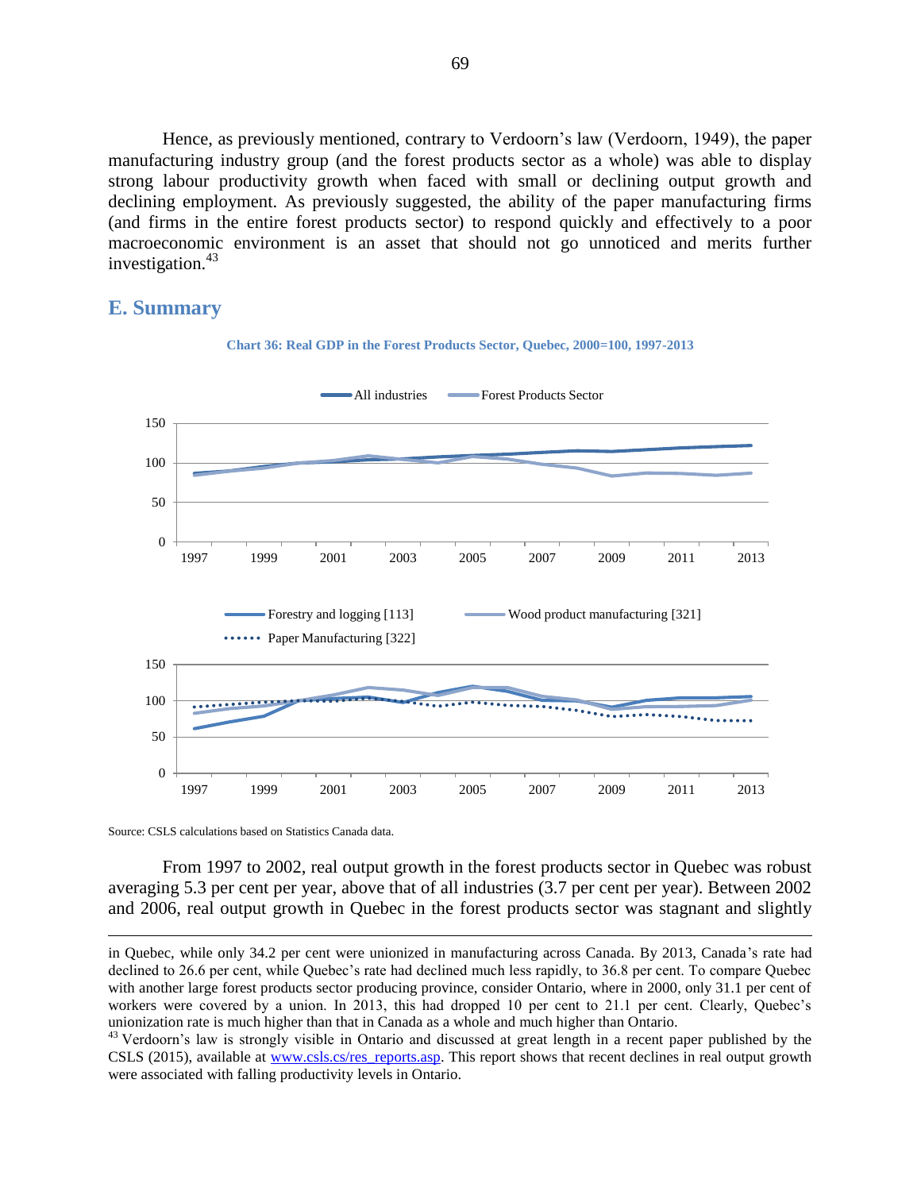Hence, as previously mentioned, contrary to Verdoorn's law (Verdoorn, 1949), the paper manufacturing industry group (and the forest products sector as a whole) was able to display strong labour productivity growth when faced with small or declining output growth and declining employment. As previously suggested, the ability of the paper manufacturing firms (and firms in the entire forest products sector) to respond quickly and effectively to a poor macroeconomic environment is an asset that should not go unnoticed and merits further investigation.[43]

## E. Summary

**Chart 36: Real GDP in the Forest Products Sector, Quebec, 2000=100, 1997-2013**

Source: CSLS calculations based on Statistics Canada data.

From 1997 to 2002, real output growth in the forest products sector in Quebec was robust averaging 5.3 per cent per year, above that of all industries (3.7 per cent per year). Between 2002 and 2006, real output growth in Quebec in the forest products sector was stagnant and slightly

---

in Quebec, while only 34.2 per cent were unionized in manufacturing across Canada. By 2013, Canada's rate had declined to 26.6 per cent, while Quebec's rate had declined much less rapidly, to 36.8 per cent. To compare Quebec with another large forest products sector producing province, consider Ontario, where in 2000, only 31.1 per cent of workers were covered by a union. In 2013, this had dropped 10 per cent to 21.1 per cent. Clearly, Quebec's unionization rate is much higher than that in Canada as a whole and much higher than Ontario.

[43] Verdoorn's law is strongly visible in Ontario and discussed at great length in a recent paper published by the CSLS (2015), available at www.csls.ca/res_reports.asp. This report shows that recent declines in real output growth were associated with falling productivity levels in Ontario.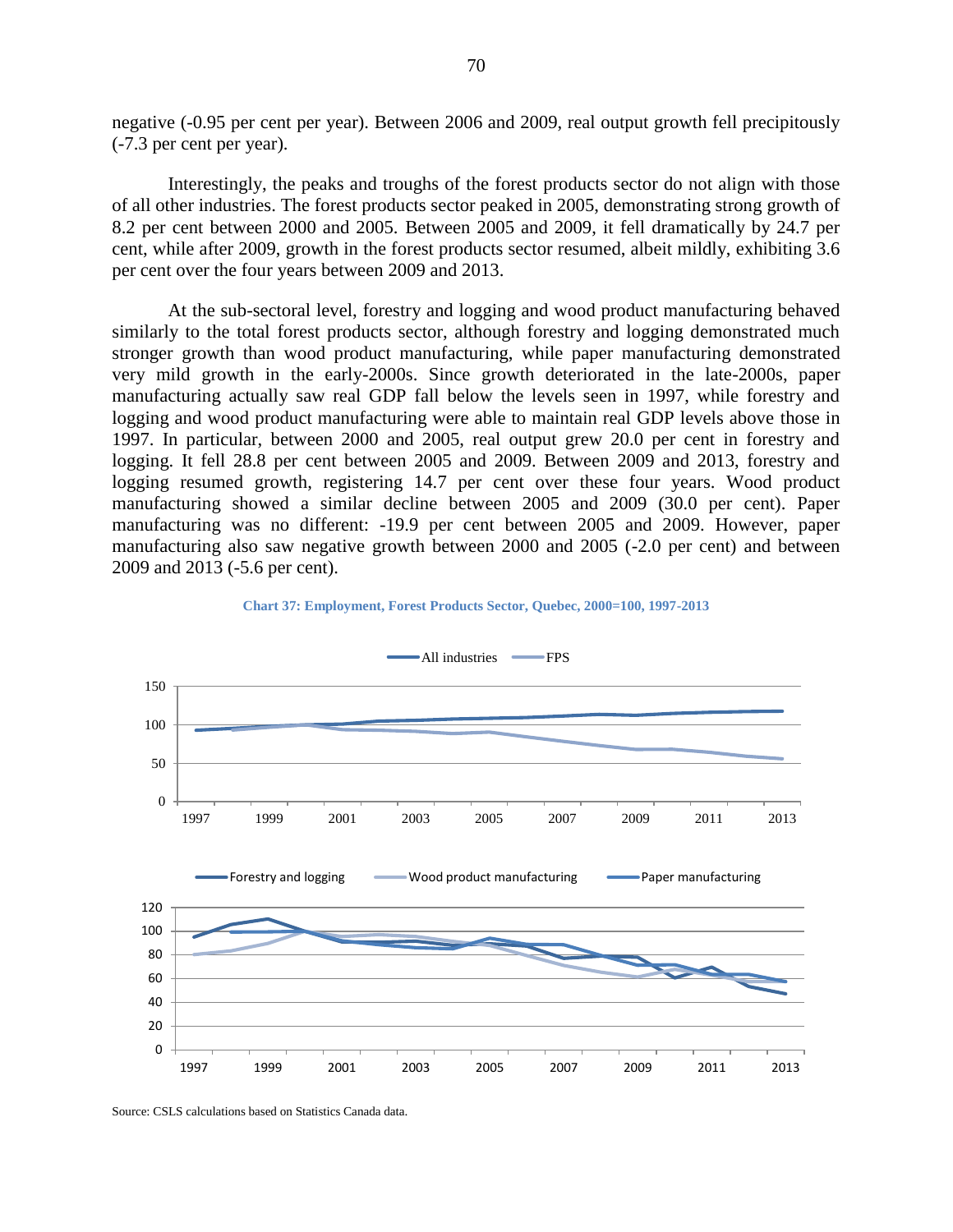negative (-0.95 per cent per year). Between 2006 and 2009, real output growth fell precipitously (-7.3 per cent per year).

Interestingly, the peaks and troughs of the forest products sector do not align with those of all other industries. The forest products sector peaked in 2005, demonstrating strong growth of 8.2 per cent between 2000 and 2005. Between 2005 and 2009, it fell dramatically by 24.7 per cent, while after 2009, growth in the forest products sector resumed, albeit mildly, exhibiting 3.6 per cent over the four years between 2009 and 2013.

At the sub-sectoral level, forestry and logging and wood product manufacturing behaved similarly to the total forest products sector, although forestry and logging demonstrated much stronger growth than wood product manufacturing, while paper manufacturing demonstrated very mild growth in the early-2000s. Since growth deteriorated in the late-2000s, paper manufacturing actually saw real GDP fall below the levels seen in 1997, while forestry and logging and wood product manufacturing were able to maintain real GDP levels above those in 1997. In particular, between 2000 and 2005, real output grew 20.0 per cent in forestry and logging. It fell 28.8 per cent between 2005 and 2009. Between 2009 and 2013, forestry and logging resumed growth, registering 14.7 per cent over these four years. Wood product manufacturing showed a similar decline between 2005 and 2009 (30.0 per cent). Paper manufacturing was no different: -19.9 per cent between 2005 and 2009. However, paper manufacturing also saw negative growth between 2000 and 2005 (-2.0 per cent) and between 2009 and 2013 (-5.6 per cent).

**Chart 37: Employment, Forest Products Sector, Quebec, 2000=100, 1997-2013**

Source: CSLS calculations based on Statistics Canada data.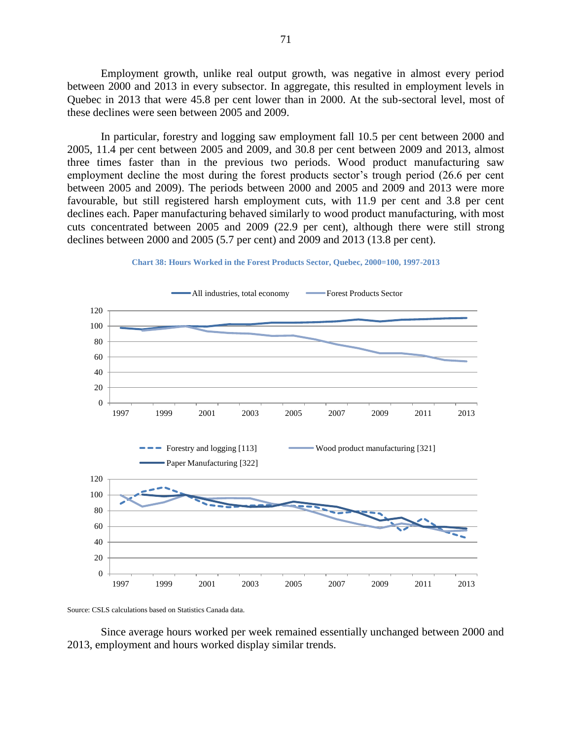Employment growth, unlike real output growth, was negative in almost every period between 2000 and 2013 in every subsector. In aggregate, this resulted in employment levels in Quebec in 2013 that were 45.8 per cent lower than in 2000. At the sub-sectoral level, most of these declines were seen between 2005 and 2009.

In particular, forestry and logging saw employment fall 10.5 per cent between 2000 and 2005, 11.4 per cent between 2005 and 2009, and 30.8 per cent between 2009 and 2013, almost three times faster than in the previous two periods. Wood product manufacturing saw employment decline the most during the forest products sector's trough period (26.6 per cent between 2005 and 2009). The periods between 2000 and 2005 and 2009 and 2013 were more favourable, but still registered harsh employment cuts, with 11.9 per cent and 3.8 per cent declines each. Paper manufacturing behaved similarly to wood product manufacturing, with most cuts concentrated between 2005 and 2009 (22.9 per cent), although there were still strong declines between 2000 and 2005 (5.7 per cent) and 2009 and 2013 (13.8 per cent).

**Chart 38: Hours Worked in the Forest Products Sector, Quebec, 2000=100, 1997-2013**

Source: CSLS calculations based on Statistics Canada data.

Since average hours worked per week remained essentially unchanged between 2000 and 2013, employment and hours worked display similar trends.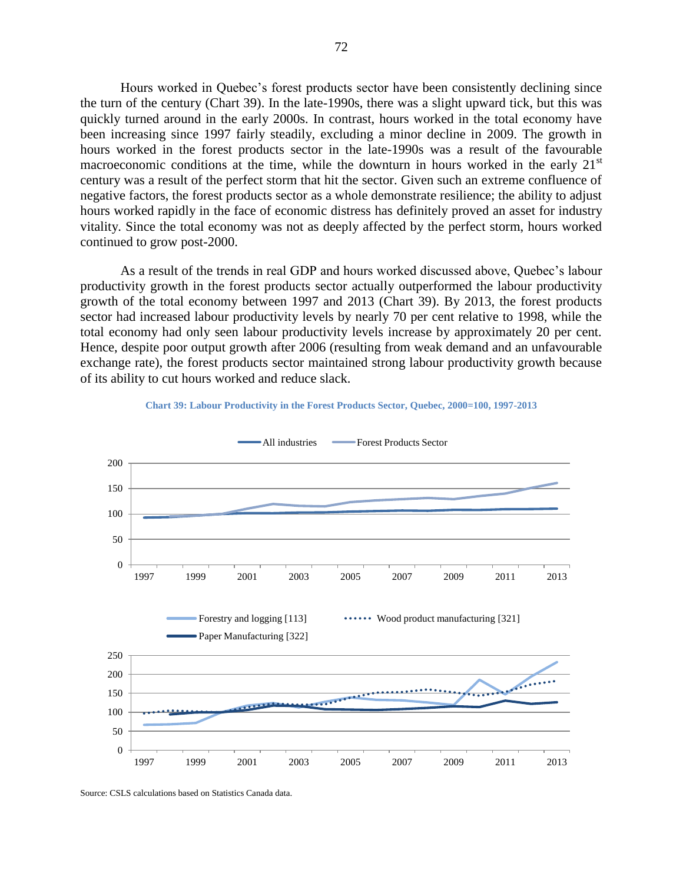Hours worked in Quebec's forest products sector have been consistently declining since the turn of the century (Chart 39). In the late-1990s, there was a slight upward tick, but this was quickly turned around in the early 2000s. In contrast, hours worked in the total economy have been increasing since 1997 fairly steadily, excluding a minor decline in 2009. The growth in hours worked in the forest products sector in the late-1990s was a result of the favourable macroeconomic conditions at the time, while the downturn in hours worked in the early 21st century was a result of the perfect storm that hit the sector. Given such an extreme confluence of negative factors, the forest products sector as a whole demonstrate resilience; the ability to adjust hours worked rapidly in the face of economic distress has definitely proved an asset for industry vitality. Since the total economy was not as deeply affected by the perfect storm, hours worked continued to grow post-2000.

As a result of the trends in real GDP and hours worked discussed above, Quebec's labour productivity growth in the forest products sector actually outperformed the labour productivity growth of the total economy between 1997 and 2013 (Chart 39). By 2013, the forest products sector had increased labour productivity levels by nearly 70 per cent relative to 1998, while the total economy had only seen labour productivity levels increase by approximately 20 per cent. Hence, despite poor output growth after 2006 (resulting from weak demand and an unfavourable exchange rate), the forest products sector maintained strong labour productivity growth because of its ability to cut hours worked and reduce slack.

**Chart 39: Labour Productivity in the Forest Products Sector, Quebec, 2000=100, 1997-2013**

Source: CSLS calculations based on Statistics Canada data.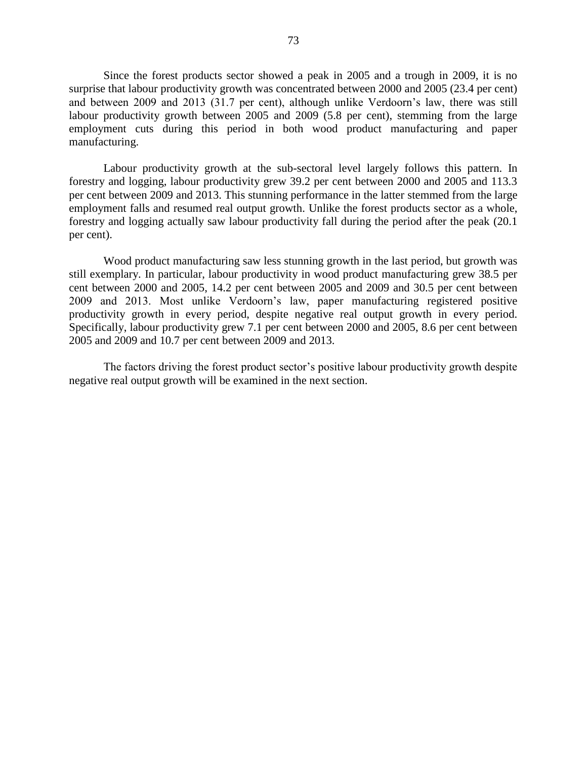Since the forest products sector showed a peak in 2005 and a trough in 2009, it is no surprise that labour productivity growth was concentrated between 2000 and 2005 (23.4 per cent) and between 2009 and 2013 (31.7 per cent), although unlike Verdoorn's law, there was still labour productivity growth between 2005 and 2009 (5.8 per cent), stemming from the large employment cuts during this period in both wood product manufacturing and paper manufacturing.

Labour productivity growth at the sub-sectoral level largely follows this pattern. In forestry and logging, labour productivity grew 39.2 per cent between 2000 and 2005 and 113.3 per cent between 2009 and 2013. This stunning performance in the latter stemmed from the large employment falls and resumed real output growth. Unlike the forest products sector as a whole, forestry and logging actually saw labour productivity fall during the period after the peak (20.1 per cent).

Wood product manufacturing saw less stunning growth in the last period, but growth was still exemplary. In particular, labour productivity in wood product manufacturing grew 38.5 per cent between 2000 and 2005, 14.2 per cent between 2005 and 2009 and 30.5 per cent between 2009 and 2013. Most unlike Verdoorn's law, paper manufacturing registered positive productivity growth in every period, despite negative real output growth in every period. Specifically, labour productivity grew 7.1 per cent between 2000 and 2005, 8.6 per cent between 2005 and 2009 and 10.7 per cent between 2009 and 2013.

The factors driving the forest product sector's positive labour productivity growth despite negative real output growth will be examined in the next section.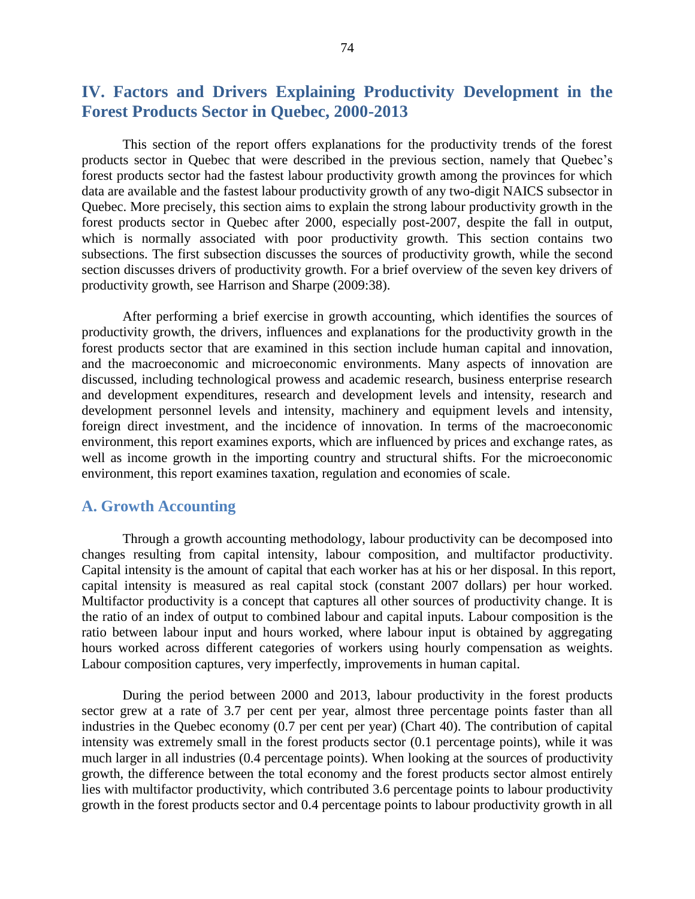# IV. Factors and Drivers Explaining Productivity Development in the Forest Products Sector in Quebec, 2000-2013

This section of the report offers explanations for the productivity trends of the forest products sector in Quebec that were described in the previous section, namely that Quebec's forest products sector had the fastest labour productivity growth among the provinces for which data are available and the fastest labour productivity growth of any two-digit NAICS subsector in Quebec. More precisely, this section aims to explain the strong labour productivity growth in the forest products sector in Quebec after 2000, especially post-2007, despite the fall in output, which is normally associated with poor productivity growth. This section contains two subsections. The first subsection discusses the sources of productivity growth, while the second section discusses drivers of productivity growth. For a brief overview of the seven key drivers of productivity growth, see Harrison and Sharpe (2009:38).

After performing a brief exercise in growth accounting, which identifies the sources of productivity growth, the drivers, influences and explanations for the productivity growth in the forest products sector that are examined in this section include human capital and innovation, and the macroeconomic and microeconomic environments. Many aspects of innovation are discussed, including technological prowess and academic research, business enterprise research and development expenditures, research and development levels and intensity, research and development personnel levels and intensity, machinery and equipment levels and intensity, foreign direct investment, and the incidence of innovation. In terms of the macroeconomic environment, this report examines exports, which are influenced by prices and exchange rates, as well as income growth in the importing country and structural shifts. For the microeconomic environment, this report examines taxation, regulation and economies of scale.

## A. Growth Accounting

Through a growth accounting methodology, labour productivity can be decomposed into changes resulting from capital intensity, labour composition, and multifactor productivity. Capital intensity is the amount of capital that each worker has at his or her disposal. In this report, capital intensity is measured as real capital stock (constant 2007 dollars) per hour worked. Multifactor productivity is a concept that captures all other sources of productivity change. It is the ratio of an index of output to combined labour and capital inputs. Labour composition is the ratio between labour input and hours worked, where labour input is obtained by aggregating hours worked across different categories of workers using hourly compensation as weights. Labour composition captures, very imperfectly, improvements in human capital.

During the period between 2000 and 2013, labour productivity in the forest products sector grew at a rate of 3.7 per cent per year, almost three percentage points faster than all industries in the Quebec economy (0.7 per cent per year) (Chart 40). The contribution of capital intensity was extremely small in the forest products sector (0.1 percentage points), while it was much larger in all industries (0.4 percentage points). When looking at the sources of productivity growth, the difference between the total economy and the forest products sector almost entirely lies with multifactor productivity, which contributed 3.6 percentage points to labour productivity growth in the forest products sector and 0.4 percentage points to labour productivity growth in all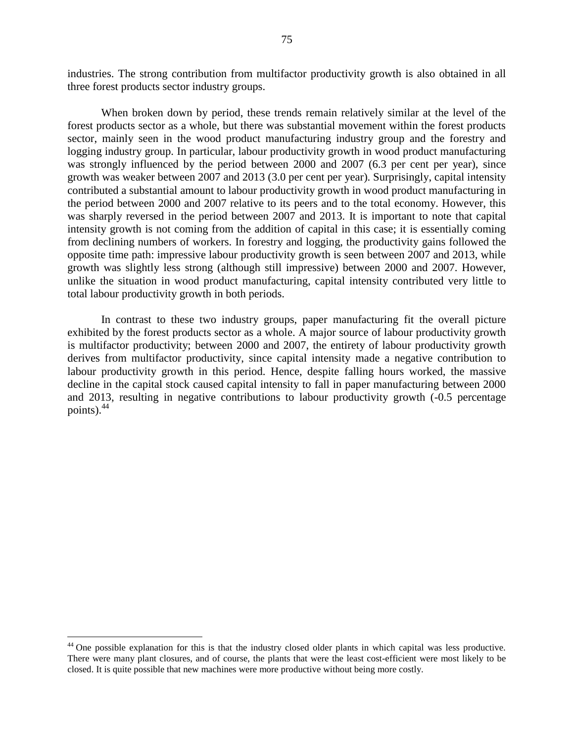industries. The strong contribution from multifactor productivity growth is also obtained in all three forest products sector industry groups.

When broken down by period, these trends remain relatively similar at the level of the forest products sector as a whole, but there was substantial movement within the forest products sector, mainly seen in the wood product manufacturing industry group and the forestry and logging industry group. In particular, labour productivity growth in wood product manufacturing was strongly influenced by the period between 2000 and 2007 (6.3 per cent per year), since growth was weaker between 2007 and 2013 (3.0 per cent per year). Surprisingly, capital intensity contributed a substantial amount to labour productivity growth in wood product manufacturing in the period between 2000 and 2007 relative to its peers and to the total economy. However, this was sharply reversed in the period between 2007 and 2013. It is important to note that capital intensity growth is not coming from the addition of capital in this case; it is essentially coming from declining numbers of workers. In forestry and logging, the productivity gains followed the opposite time path: impressive labour productivity growth is seen between 2007 and 2013, while growth was slightly less strong (although still impressive) between 2000 and 2007. However, unlike the situation in wood product manufacturing, capital intensity contributed very little to total labour productivity growth in both periods.

In contrast to these two industry groups, paper manufacturing fit the overall picture exhibited by the forest products sector as a whole. A major source of labour productivity growth is multifactor productivity; between 2000 and 2007, the entirety of labour productivity growth derives from multifactor productivity, since capital intensity made a negative contribution to labour productivity growth in this period. Hence, despite falling hours worked, the massive decline in the capital stock caused capital intensity to fall in paper manufacturing between 2000 and 2013, resulting in negative contributions to labour productivity growth (-0.5 percentage points).[44]

[44] One possible explanation for this is that the industry closed older plants in which capital was less productive. There were many plant closures, and of course, the plants that were the least cost-efficient were most likely to be closed. It is quite possible that new machines were more productive without being more costly.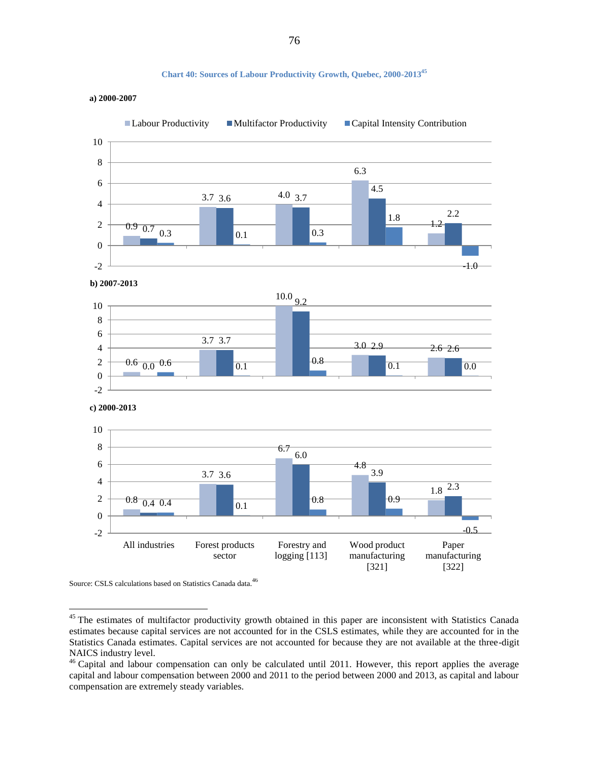**Chart 40: Sources of Labour Productivity Growth, Quebec, 2000-2013**[45]

**a) 2000-2007**

| | All industries | Forest products sector | Forestry and logging [113] | Wood product manufacturing [321] | Paper manufacturing [322] |
|---|---|---|---|---|---|
| Labour Productivity | 0.9 | 3.7 | 4.0 | 6.3 | 1.2 |
| Multifactor Productivity | 0.7 | 3.6 | 3.7 | 4.5 | 2.2 |
| Capital Intensity Contribution | 0.3 | 0.1 | 0.3 | 1.8 | -1.0 |

**b) 2007-2013**

| | All industries | Forest products sector | Forestry and logging [113] | Wood product manufacturing [321] | Paper manufacturing [322] |
|---|---|---|---|---|---|
| Labour Productivity | 0.6 | 3.7 | 10.0 | 3.0 | 2.6 |
| Multifactor Productivity | 0.0 | 3.7 | 9.2 | 2.9 | 2.6 |
| Capital Intensity Contribution | 0.6 | 0.1 | 0.8 | 0.1 | 0.0 |

**c) 2000-2013**

| | All industries | Forest products sector | Forestry and logging [113] | Wood product manufacturing [321] | Paper manufacturing [322] |
|---|---|---|---|---|---|
| Labour Productivity | 0.8 | 3.7 | 6.7 | 4.8 | 1.8 |
| Multifactor Productivity | 0.4 | 3.6 | 6.0 | 3.9 | 2.3 |
| Capital Intensity Contribution | 0.4 | 0.1 | 0.8 | 0.9 | -0.5 |

Source: CSLS calculations based on Statistics Canada data.[46]

---

[45] The estimates of multifactor productivity growth obtained in this paper are inconsistent with Statistics Canada estimates because capital services are not accounted for in the CSLS estimates, while they are accounted for in the Statistics Canada estimates. Capital services are not accounted for because they are not available at the three-digit NAICS industry level.

[46] Capital and labour compensation can only be calculated until 2011. However, this report applies the average capital and labour compensation between 2000 and 2011 to the period between 2000 and 2013, as capital and labour compensation are extremely steady variables.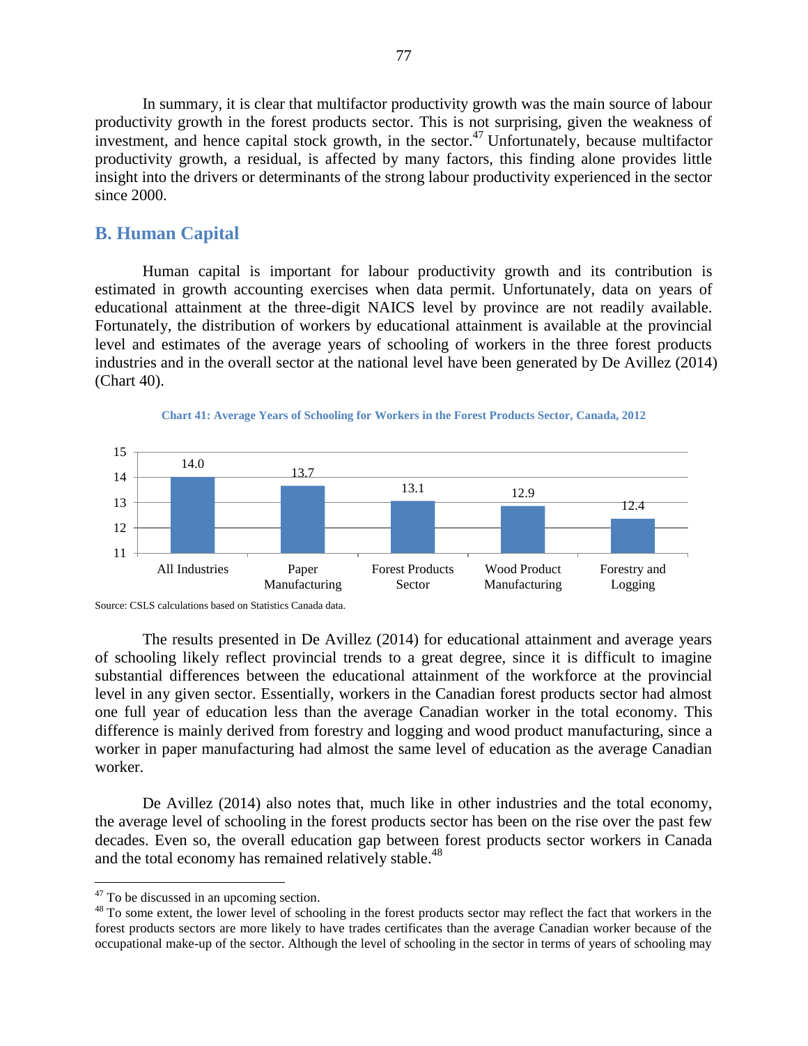In summary, it is clear that multifactor productivity growth was the main source of labour productivity growth in the forest products sector. This is not surprising, given the weakness of investment, and hence capital stock growth, in the sector.[47] Unfortunately, because multifactor productivity growth, a residual, is affected by many factors, this finding alone provides little insight into the drivers or determinants of the strong labour productivity experienced in the sector since 2000.

## B. Human Capital

Human capital is important for labour productivity growth and its contribution is estimated in growth accounting exercises when data permit. Unfortunately, data on years of educational attainment at the three-digit NAICS level by province are not readily available. Fortunately, the distribution of workers by educational attainment is available at the provincial level and estimates of the average years of schooling of workers in the three forest products industries and in the overall sector at the national level have been generated by De Avillez (2014) (Chart 40).

**Chart 41: Average Years of Schooling for Workers in the Forest Products Sector, Canada, 2012**

| Industry | Average Years of Schooling |
|---|---|
| All Industries | 14.0 |
| Paper Manufacturing | 13.7 |
| Forest Products Sector | 13.1 |
| Wood Product Manufacturing | 12.9 |
| Forestry and Logging | 12.4 |

Source: CSLS calculations based on Statistics Canada data.

The results presented in De Avillez (2014) for educational attainment and average years of schooling likely reflect provincial trends to a great degree, since it is difficult to imagine substantial differences between the educational attainment of the workforce at the provincial level in any given sector. Essentially, workers in the Canadian forest products sector had almost one full year of education less than the average Canadian worker in the total economy. This difference is mainly derived from forestry and logging and wood product manufacturing, since a worker in paper manufacturing had almost the same level of education as the average Canadian worker.

De Avillez (2014) also notes that, much like in other industries and the total economy, the average level of schooling in the forest products sector has been on the rise over the past few decades. Even so, the overall education gap between forest products sector workers in Canada and the total economy has remained relatively stable.[48]

---

[47] To be discussed in an upcoming section.

[48] To some extent, the lower level of schooling in the forest products sector may reflect the fact that workers in the forest products sectors are more likely to have trades certificates than the average Canadian worker because of the occupational make-up of the sector. Although the level of schooling in the sector in terms of years of schooling may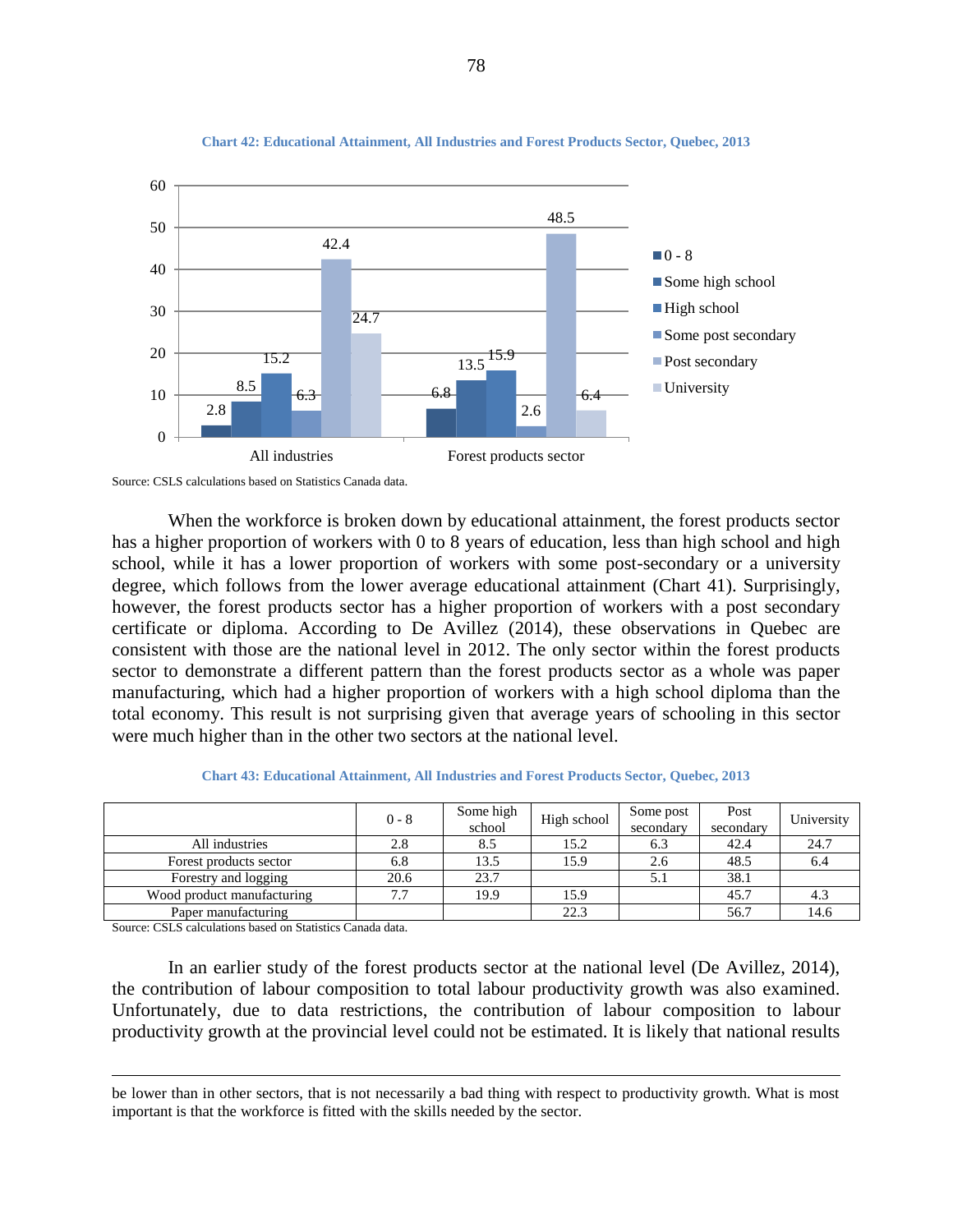**Chart 42: Educational Attainment, All Industries and Forest Products Sector, Quebec, 2013**

Source: CSLS calculations based on Statistics Canada data.

When the workforce is broken down by educational attainment, the forest products sector has a higher proportion of workers with 0 to 8 years of education, less than high school and high school, while it has a lower proportion of workers with some post-secondary or a university degree, which follows from the lower average educational attainment (Chart 41). Surprisingly, however, the forest products sector has a higher proportion of workers with a post secondary certificate or diploma. According to De Avillez (2014), these observations in Quebec are consistent with those are the national level in 2012. The only sector within the forest products sector to demonstrate a different pattern than the forest products sector as a whole was paper manufacturing, which had a higher proportion of workers with a high school diploma than the total economy. This result is not surprising given that average years of schooling in this sector were much higher than in the other two sectors at the national level.

**Chart 43: Educational Attainment, All Industries and Forest Products Sector, Quebec, 2013**

| | 0 - 8 | Some high school | High school | Some post secondary | Post secondary | University |
|---|---|---|---|---|---|---|
| All industries | 2.8 | 8.5 | 15.2 | 6.3 | 42.4 | 24.7 |
| Forest products sector | 6.8 | 13.5 | 15.9 | 2.6 | 48.5 | 6.4 |
| Forestry and logging | 20.6 | 23.7 | | 5.1 | 38.1 | |
| Wood product manufacturing | 7.7 | 19.9 | 15.9 | | 45.7 | 4.3 |
| Paper manufacturing | | | 22.3 | | 56.7 | 14.6 |

Source: CSLS calculations based on Statistics Canada data.

In an earlier study of the forest products sector at the national level (De Avillez, 2014), the contribution of labour composition to total labour productivity growth was also examined. Unfortunately, due to data restrictions, the contribution of labour composition to labour productivity growth at the provincial level could not be estimated. It is likely that national results

---

be lower than in other sectors, that is not necessarily a bad thing with respect to productivity growth. What is most important is that the workforce is fitted with the skills needed by the sector.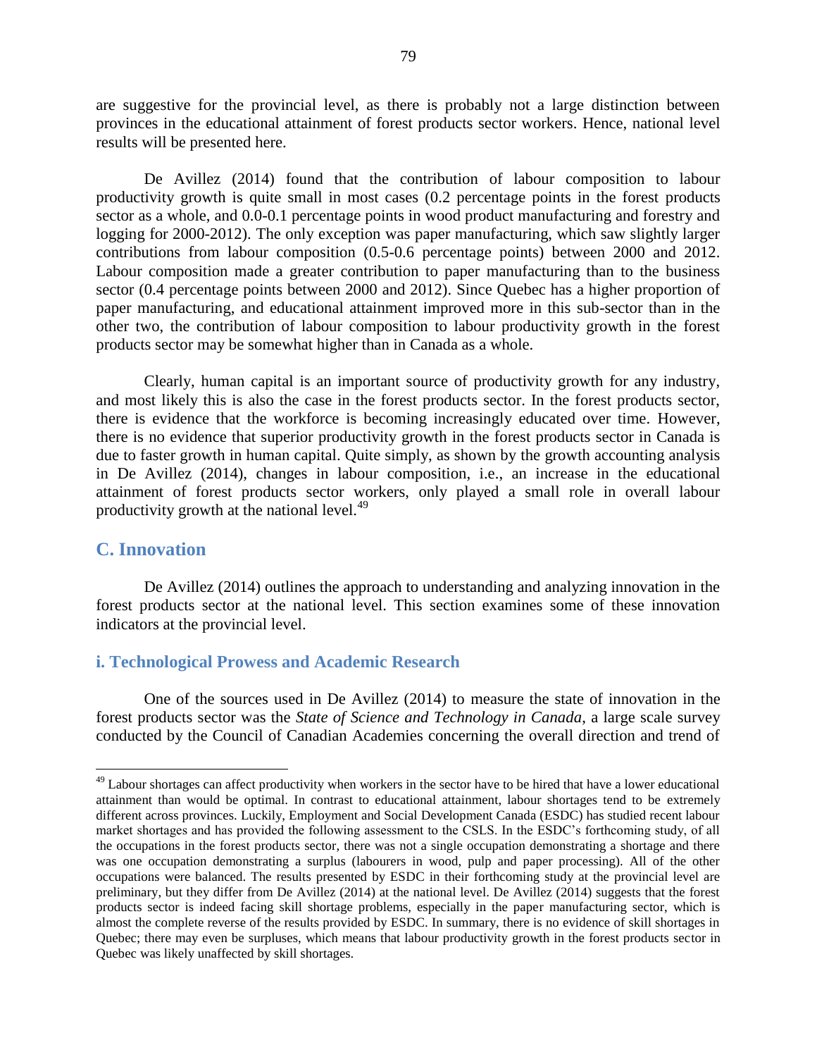are suggestive for the provincial level, as there is probably not a large distinction between provinces in the educational attainment of forest products sector workers. Hence, national level results will be presented here.

De Avillez (2014) found that the contribution of labour composition to labour productivity growth is quite small in most cases (0.2 percentage points in the forest products sector as a whole, and 0.0-0.1 percentage points in wood product manufacturing and forestry and logging for 2000-2012). The only exception was paper manufacturing, which saw slightly larger contributions from labour composition (0.5-0.6 percentage points) between 2000 and 2012. Labour composition made a greater contribution to paper manufacturing than to the business sector (0.4 percentage points between 2000 and 2012). Since Quebec has a higher proportion of paper manufacturing, and educational attainment improved more in this sub-sector than in the other two, the contribution of labour composition to labour productivity growth in the forest products sector may be somewhat higher than in Canada as a whole.

Clearly, human capital is an important source of productivity growth for any industry, and most likely this is also the case in the forest products sector. In the forest products sector, there is evidence that the workforce is becoming increasingly educated over time. However, there is no evidence that superior productivity growth in the forest products sector in Canada is due to faster growth in human capital. Quite simply, as shown by the growth accounting analysis in De Avillez (2014), changes in labour composition, i.e., an increase in the educational attainment of forest products sector workers, only played a small role in overall labour productivity growth at the national level.[49]

## C. Innovation

De Avillez (2014) outlines the approach to understanding and analyzing innovation in the forest products sector at the national level. This section examines some of these innovation indicators at the provincial level.

### i. Technological Prowess and Academic Research

One of the sources used in De Avillez (2014) to measure the state of innovation in the forest products sector was the *State of Science and Technology in Canada*, a large scale survey conducted by the Council of Canadian Academies concerning the overall direction and trend of

---

[49] Labour shortages can affect productivity when workers in the sector have to be hired that have a lower educational attainment than would be optimal. In contrast to educational attainment, labour shortages tend to be extremely different across provinces. Luckily, Employment and Social Development Canada (ESDC) has studied recent labour market shortages and has provided the following assessment to the CSLS. In the ESDC's forthcoming study, of all the occupations in the forest products sector, there was not a single occupation demonstrating a shortage and there was one occupation demonstrating a surplus (labourers in wood, pulp and paper processing). All of the other occupations were balanced. The results presented by ESDC in their forthcoming study at the provincial level are preliminary, but they differ from De Avillez (2014) at the national level. De Avillez (2014) suggests that the forest products sector is indeed facing skill shortage problems, especially in the paper manufacturing sector, which is almost the complete reverse of the results provided by ESDC. In summary, there is no evidence of skill shortages in Quebec; there may even be surpluses, which means that labour productivity growth in the forest products sector in Quebec was likely unaffected by skill shortages.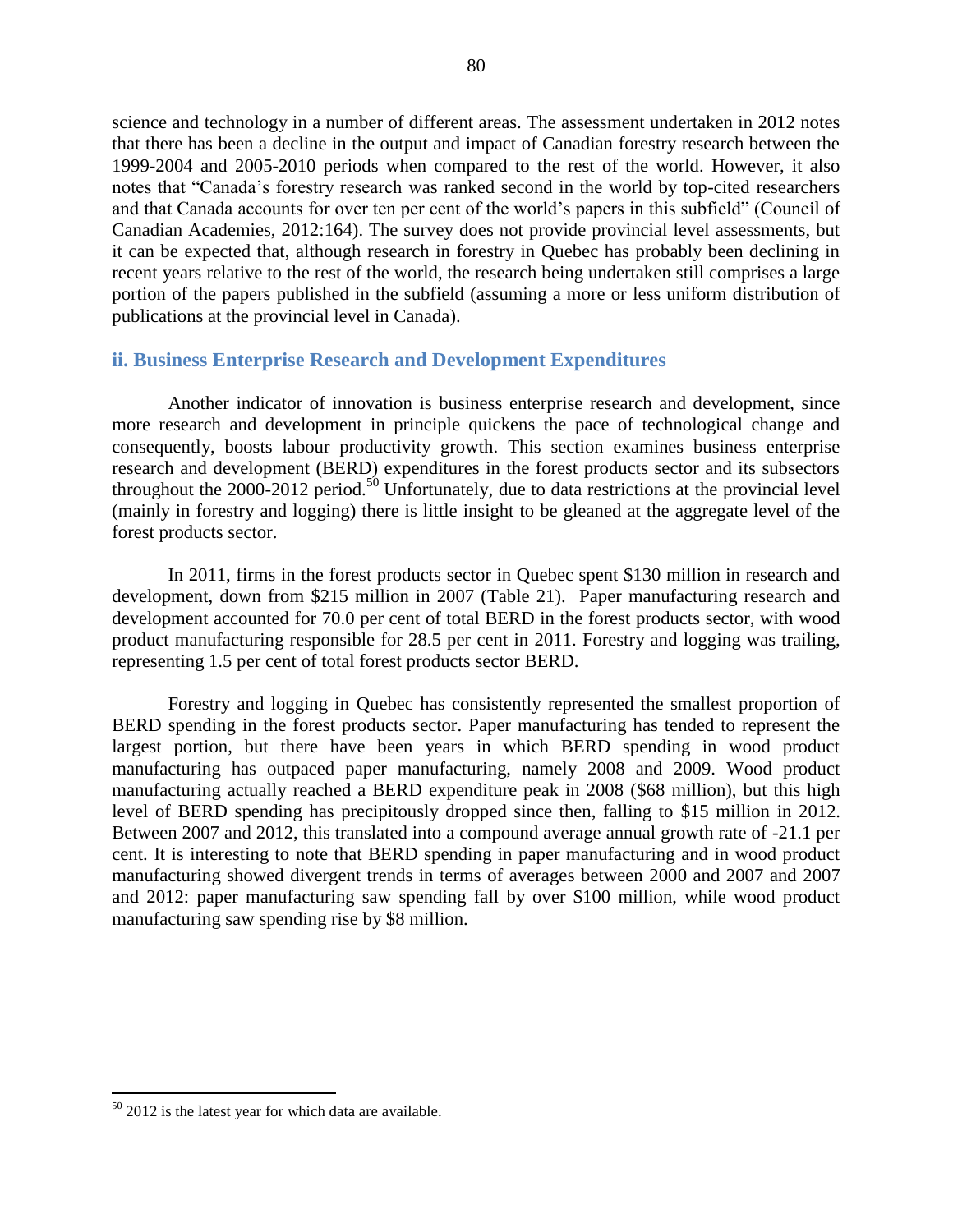science and technology in a number of different areas. The assessment undertaken in 2012 notes that there has been a decline in the output and impact of Canadian forestry research between the 1999-2004 and 2005-2010 periods when compared to the rest of the world. However, it also notes that "Canada's forestry research was ranked second in the world by top-cited researchers and that Canada accounts for over ten per cent of the world's papers in this subfield" (Council of Canadian Academies, 2012:164). The survey does not provide provincial level assessments, but it can be expected that, although research in forestry in Quebec has probably been declining in recent years relative to the rest of the world, the research being undertaken still comprises a large portion of the papers published in the subfield (assuming a more or less uniform distribution of publications at the provincial level in Canada).

### ii. Business Enterprise Research and Development Expenditures

Another indicator of innovation is business enterprise research and development, since more research and development in principle quickens the pace of technological change and consequently, boosts labour productivity growth. This section examines business enterprise research and development (BERD) expenditures in the forest products sector and its subsectors throughout the 2000-2012 period.[50] Unfortunately, due to data restrictions at the provincial level (mainly in forestry and logging) there is little insight to be gleaned at the aggregate level of the forest products sector.

In 2011, firms in the forest products sector in Quebec spent \$130 million in research and development, down from \$215 million in 2007 (Table 21). Paper manufacturing research and development accounted for 70.0 per cent of total BERD in the forest products sector, with wood product manufacturing responsible for 28.5 per cent in 2011. Forestry and logging was trailing, representing 1.5 per cent of total forest products sector BERD.

Forestry and logging in Quebec has consistently represented the smallest proportion of BERD spending in the forest products sector. Paper manufacturing has tended to represent the largest portion, but there have been years in which BERD spending in wood product manufacturing has outpaced paper manufacturing, namely 2008 and 2009. Wood product manufacturing actually reached a BERD expenditure peak in 2008 (\$68 million), but this high level of BERD spending has precipitously dropped since then, falling to \$15 million in 2012. Between 2007 and 2012, this translated into a compound average annual growth rate of -21.1 per cent. It is interesting to note that BERD spending in paper manufacturing and in wood product manufacturing showed divergent trends in terms of averages between 2000 and 2007 and 2007 and 2012: paper manufacturing saw spending fall by over \$100 million, while wood product manufacturing saw spending rise by \$8 million.

[50] 2012 is the latest year for which data are available.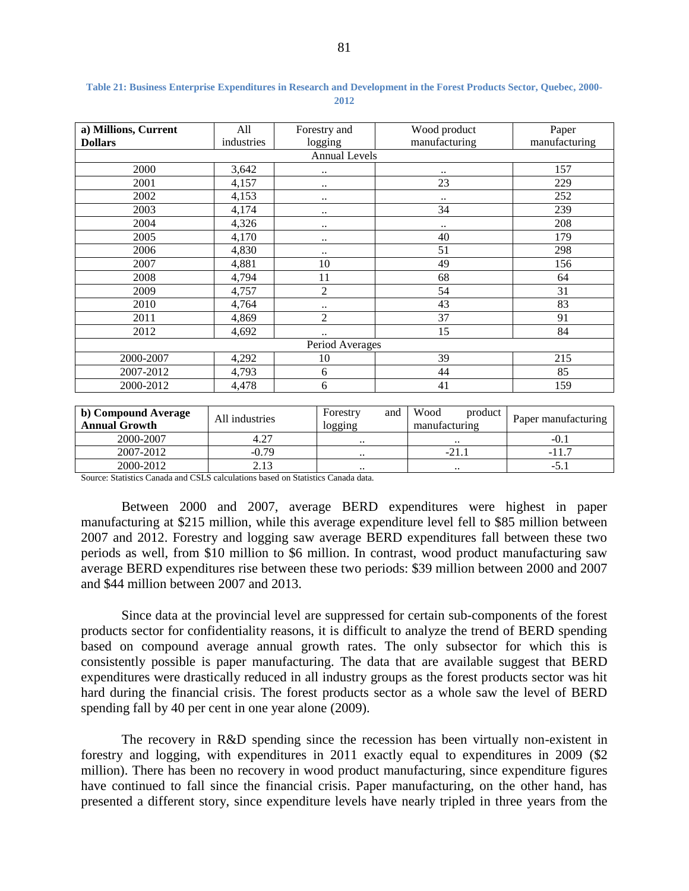**Table 21: Business Enterprise Expenditures in Research and Development in the Forest Products Sector, Quebec, 2000-2012**

| a) Millions, Current Dollars | All industries | Forestry and logging | Wood product manufacturing | Paper manufacturing |
|---|---|---|---|---|
| Annual Levels | | | | |
| 2000 | 3,642 | .. | .. | 157 |
| 2001 | 4,157 | .. | 23 | 229 |
| 2002 | 4,153 | .. | .. | 252 |
| 2003 | 4,174 | .. | 34 | 239 |
| 2004 | 4,326 | .. | .. | 208 |
| 2005 | 4,170 | .. | 40 | 179 |
| 2006 | 4,830 | .. | 51 | 298 |
| 2007 | 4,881 | 10 | 49 | 156 |
| 2008 | 4,794 | 11 | 68 | 64 |
| 2009 | 4,757 | 2 | 54 | 31 |
| 2010 | 4,764 | .. | 43 | 83 |
| 2011 | 4,869 | 2 | 37 | 91 |
| 2012 | 4,692 | .. | 15 | 84 |
| Period Averages | | | | |
| 2000-2007 | 4,292 | 10 | 39 | 215 |
| 2007-2012 | 4,793 | 6 | 44 | 85 |
| 2000-2012 | 4,478 | 6 | 41 | 159 |

| b) Compound Average Annual Growth | All industries | Forestry and logging | Wood product manufacturing | Paper manufacturing |
|---|---|---|---|---|
| 2000-2007 | 4.27 | .. | .. | -0.1 |
| 2007-2012 | -0.79 | .. | -21.1 | -11.7 |
| 2000-2012 | 2.13 | .. | .. | -5.1 |

Source: Statistics Canada and CSLS calculations based on Statistics Canada data.

Between 2000 and 2007, average BERD expenditures were highest in paper manufacturing at $215 million, while this average expenditure level fell to $85 million between 2007 and 2012. Forestry and logging saw average BERD expenditures fall between these two periods as well, from $10 million to $6 million. In contrast, wood product manufacturing saw average BERD expenditures rise between these two periods: $39 million between 2000 and 2007 and $44 million between 2007 and 2013.

Since data at the provincial level are suppressed for certain sub-components of the forest products sector for confidentiality reasons, it is difficult to analyze the trend of BERD spending based on compound average annual growth rates. The only subsector for which this is consistently possible is paper manufacturing. The data that are available suggest that BERD expenditures were drastically reduced in all industry groups as the forest products sector was hit hard during the financial crisis. The forest products sector as a whole saw the level of BERD spending fall by 40 per cent in one year alone (2009).

The recovery in R&D spending since the recession has been virtually non-existent in forestry and logging, with expenditures in 2011 exactly equal to expenditures in 2009 ($2 million). There has been no recovery in wood product manufacturing, since expenditure figures have continued to fall since the financial crisis. Paper manufacturing, on the other hand, has presented a different story, since expenditure levels have nearly tripled in three years from the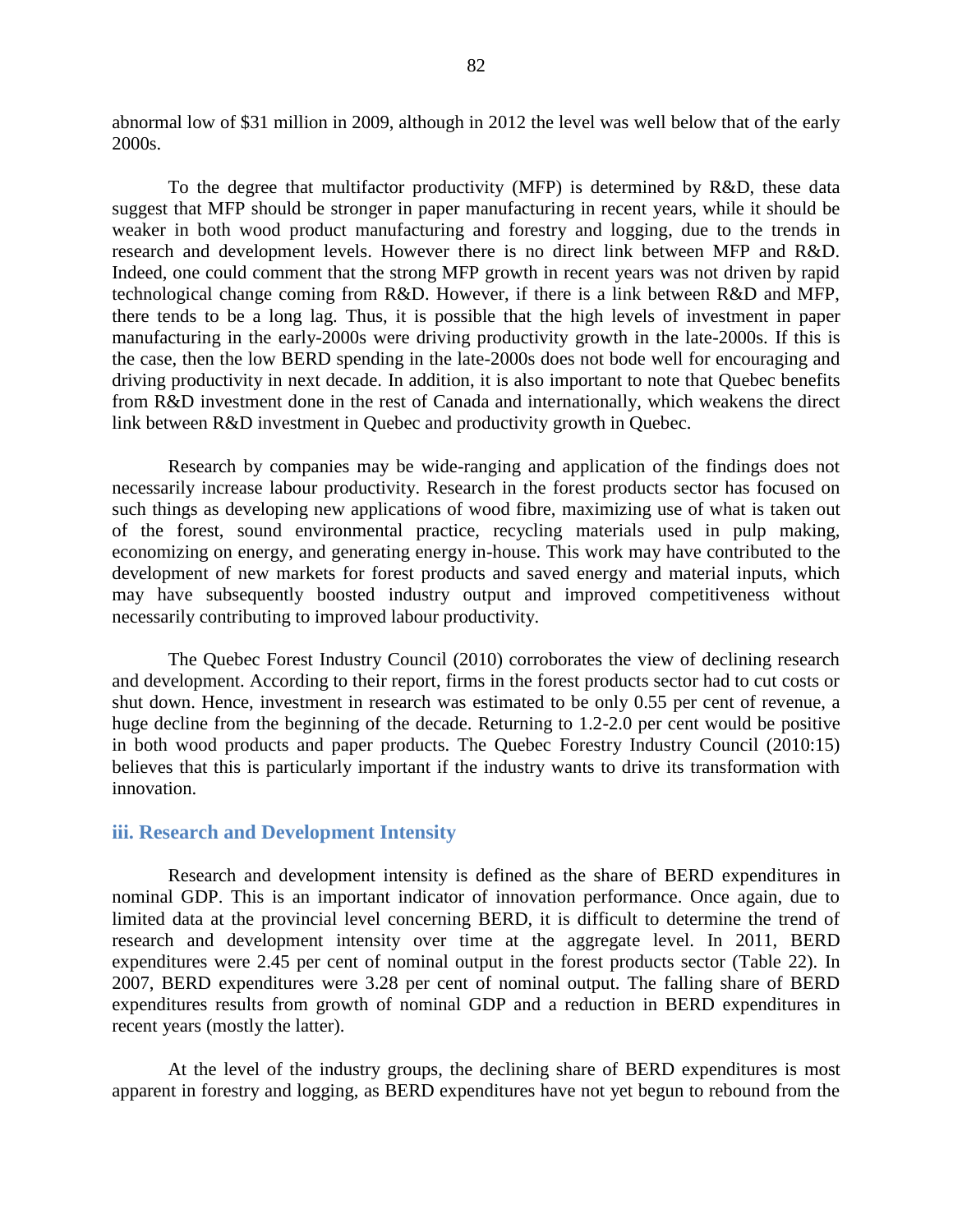abnormal low of $31 million in 2009, although in 2012 the level was well below that of the early 2000s.

To the degree that multifactor productivity (MFP) is determined by R&D, these data suggest that MFP should be stronger in paper manufacturing in recent years, while it should be weaker in both wood product manufacturing and forestry and logging, due to the trends in research and development levels. However there is no direct link between MFP and R&D. Indeed, one could comment that the strong MFP growth in recent years was not driven by rapid technological change coming from R&D. However, if there is a link between R&D and MFP, there tends to be a long lag. Thus, it is possible that the high levels of investment in paper manufacturing in the early-2000s were driving productivity growth in the late-2000s. If this is the case, then the low BERD spending in the late-2000s does not bode well for encouraging and driving productivity in next decade. In addition, it is also important to note that Quebec benefits from R&D investment done in the rest of Canada and internationally, which weakens the direct link between R&D investment in Quebec and productivity growth in Quebec.

Research by companies may be wide-ranging and application of the findings does not necessarily increase labour productivity. Research in the forest products sector has focused on such things as developing new applications of wood fibre, maximizing use of what is taken out of the forest, sound environmental practice, recycling materials used in pulp making, economizing on energy, and generating energy in-house. This work may have contributed to the development of new markets for forest products and saved energy and material inputs, which may have subsequently boosted industry output and improved competitiveness without necessarily contributing to improved labour productivity.

The Quebec Forest Industry Council (2010) corroborates the view of declining research and development. According to their report, firms in the forest products sector had to cut costs or shut down. Hence, investment in research was estimated to be only 0.55 per cent of revenue, a huge decline from the beginning of the decade. Returning to 1.2-2.0 per cent would be positive in both wood products and paper products. The Quebec Forestry Industry Council (2010:15) believes that this is particularly important if the industry wants to drive its transformation with innovation.

### iii. Research and Development Intensity

Research and development intensity is defined as the share of BERD expenditures in nominal GDP. This is an important indicator of innovation performance. Once again, due to limited data at the provincial level concerning BERD, it is difficult to determine the trend of research and development intensity over time at the aggregate level. In 2011, BERD expenditures were 2.45 per cent of nominal output in the forest products sector (Table 22). In 2007, BERD expenditures were 3.28 per cent of nominal output. The falling share of BERD expenditures results from growth of nominal GDP and a reduction in BERD expenditures in recent years (mostly the latter).

At the level of the industry groups, the declining share of BERD expenditures is most apparent in forestry and logging, as BERD expenditures have not yet begun to rebound from the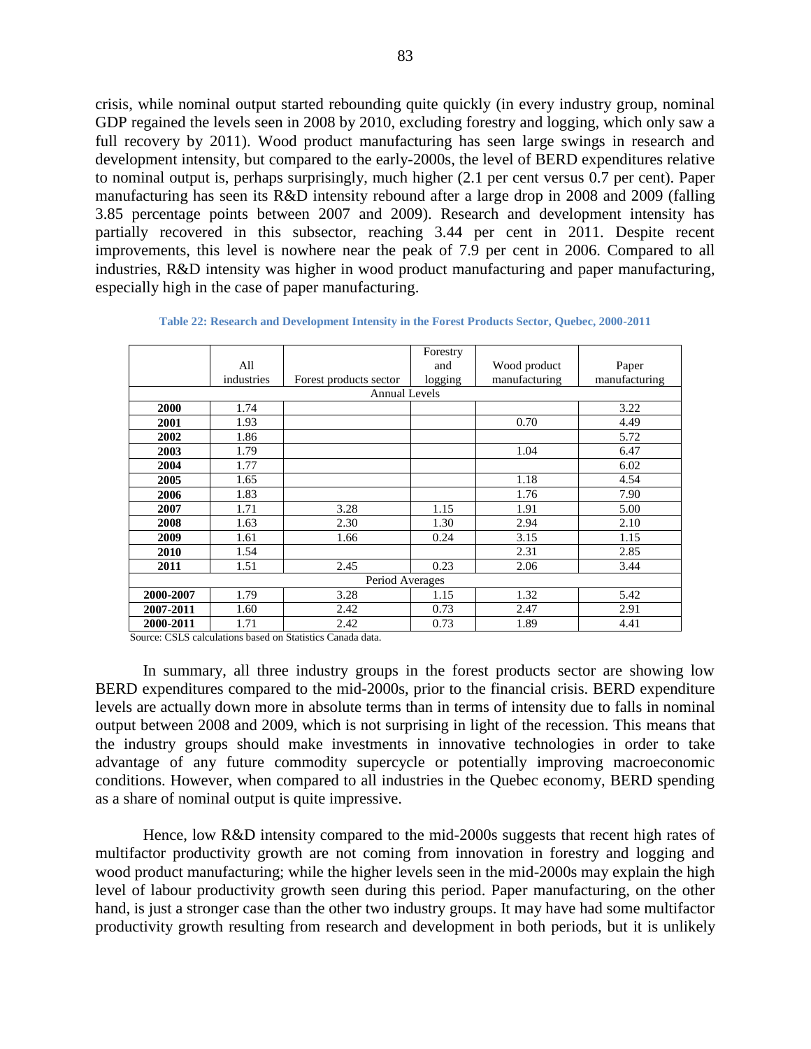crisis, while nominal output started rebounding quite quickly (in every industry group, nominal GDP regained the levels seen in 2008 by 2010, excluding forestry and logging, which only saw a full recovery by 2011). Wood product manufacturing has seen large swings in research and development intensity, but compared to the early-2000s, the level of BERD expenditures relative to nominal output is, perhaps surprisingly, much higher (2.1 per cent versus 0.7 per cent). Paper manufacturing has seen its R&D intensity rebound after a large drop in 2008 and 2009 (falling 3.85 percentage points between 2007 and 2009). Research and development intensity has partially recovered in this subsector, reaching 3.44 per cent in 2011. Despite recent improvements, this level is nowhere near the peak of 7.9 per cent in 2006. Compared to all industries, R&D intensity was higher in wood product manufacturing and paper manufacturing, especially high in the case of paper manufacturing.

**Table 22: Research and Development Intensity in the Forest Products Sector, Quebec, 2000-2011**

| | All industries | Forest products sector | Forestry and logging | Wood product manufacturing | Paper manufacturing |
|---|---|---|---|---|---|
| Annual Levels | | | | | |
| **2000** | 1.74 | | | | 3.22 |
| **2001** | 1.93 | | | 0.70 | 4.49 |
| **2002** | 1.86 | | | | 5.72 |
| **2003** | 1.79 | | | 1.04 | 6.47 |
| **2004** | 1.77 | | | | 6.02 |
| **2005** | 1.65 | | | 1.18 | 4.54 |
| **2006** | 1.83 | | | 1.76 | 7.90 |
| **2007** | 1.71 | 3.28 | 1.15 | 1.91 | 5.00 |
| **2008** | 1.63 | 2.30 | 1.30 | 2.94 | 2.10 |
| **2009** | 1.61 | 1.66 | 0.24 | 3.15 | 1.15 |
| **2010** | 1.54 | | | 2.31 | 2.85 |
| **2011** | 1.51 | 2.45 | 0.23 | 2.06 | 3.44 |
| Period Averages | | | | | |
| **2000-2007** | 1.79 | 3.28 | 1.15 | 1.32 | 5.42 |
| **2007-2011** | 1.60 | 2.42 | 0.73 | 2.47 | 2.91 |
| **2000-2011** | 1.71 | 2.42 | 0.73 | 1.89 | 4.41 |

Source: CSLS calculations based on Statistics Canada data.

In summary, all three industry groups in the forest products sector are showing low BERD expenditures compared to the mid-2000s, prior to the financial crisis. BERD expenditure levels are actually down more in absolute terms than in terms of intensity due to falls in nominal output between 2008 and 2009, which is not surprising in light of the recession. This means that the industry groups should make investments in innovative technologies in order to take advantage of any future commodity supercycle or potentially improving macroeconomic conditions. However, when compared to all industries in the Quebec economy, BERD spending as a share of nominal output is quite impressive.

Hence, low R&D intensity compared to the mid-2000s suggests that recent high rates of multifactor productivity growth are not coming from innovation in forestry and logging and wood product manufacturing; while the higher levels seen in the mid-2000s may explain the high level of labour productivity growth seen during this period. Paper manufacturing, on the other hand, is just a stronger case than the other two industry groups. It may have had some multifactor productivity growth resulting from research and development in both periods, but it is unlikely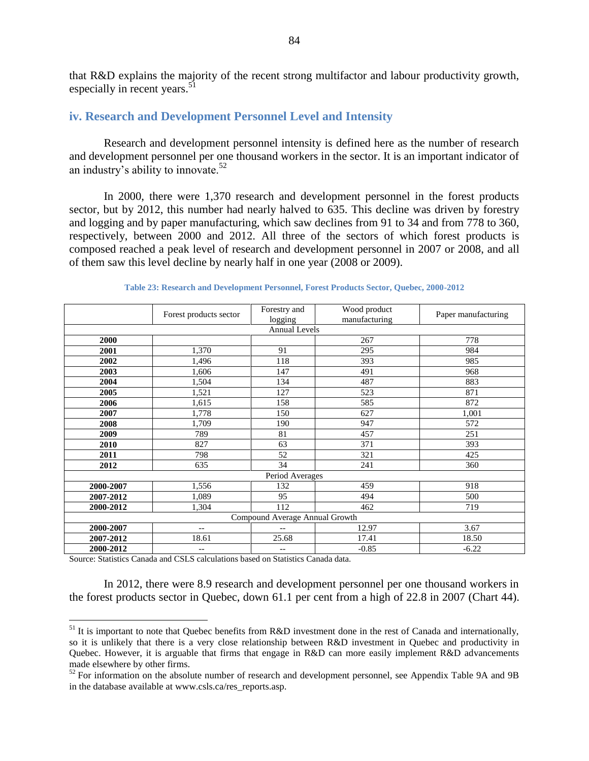that R&D explains the majority of the recent strong multifactor and labour productivity growth, especially in recent years.[51]

### iv. Research and Development Personnel Level and Intensity

Research and development personnel intensity is defined here as the number of research and development personnel per one thousand workers in the sector. It is an important indicator of an industry's ability to innovate.[52]

In 2000, there were 1,370 research and development personnel in the forest products sector, but by 2012, this number had nearly halved to 635. This decline was driven by forestry and logging and by paper manufacturing, which saw declines from 91 to 34 and from 778 to 360, respectively, between 2000 and 2012. All three of the sectors of which forest products is composed reached a peak level of research and development personnel in 2007 or 2008, and all of them saw this level decline by nearly half in one year (2008 or 2009).

**Table 23: Research and Development Personnel, Forest Products Sector, Quebec, 2000-2012**

| | Forest products sector | Forestry and logging | Wood product manufacturing | Paper manufacturing |
|---|---|---|---|---|
| Annual Levels | | | | |
| **2000** | | | 267 | 778 |
| **2001** | 1,370 | 91 | 295 | 984 |
| **2002** | 1,496 | 118 | 393 | 985 |
| **2003** | 1,606 | 147 | 491 | 968 |
| **2004** | 1,504 | 134 | 487 | 883 |
| **2005** | 1,521 | 127 | 523 | 871 |
| **2006** | 1,615 | 158 | 585 | 872 |
| **2007** | 1,778 | 150 | 627 | 1,001 |
| **2008** | 1,709 | 190 | 947 | 572 |
| **2009** | 789 | 81 | 457 | 251 |
| **2010** | 827 | 63 | 371 | 393 |
| **2011** | 798 | 52 | 321 | 425 |
| **2012** | 635 | 34 | 241 | 360 |
| Period Averages | | | | |
| **2000-2007** | 1,556 | 132 | 459 | 918 |
| **2007-2012** | 1,089 | 95 | 494 | 500 |
| **2000-2012** | 1,304 | 112 | 462 | 719 |
| Compound Average Annual Growth | | | | |
| **2000-2007** | -- | -- | 12.97 | 3.67 |
| **2007-2012** | 18.61 | 25.68 | 17.41 | 18.50 |
| **2000-2012** | -- | -- | -0.85 | -6.22 |

Source: Statistics Canada and CSLS calculations based on Statistics Canada data.

In 2012, there were 8.9 research and development personnel per one thousand workers in the forest products sector in Quebec, down 61.1 per cent from a high of 22.8 in 2007 (Chart 44).

[51] It is important to note that Quebec benefits from R&D investment done in the rest of Canada and internationally, so it is unlikely that there is a very close relationship between R&D investment in Quebec and productivity in Quebec. However, it is arguable that firms that engage in R&D can more easily implement R&D advancements made elsewhere by other firms.

[52] For information on the absolute number of research and development personnel, see Appendix Table 9A and 9B in the database available at www.csls.ca/res_reports.asp.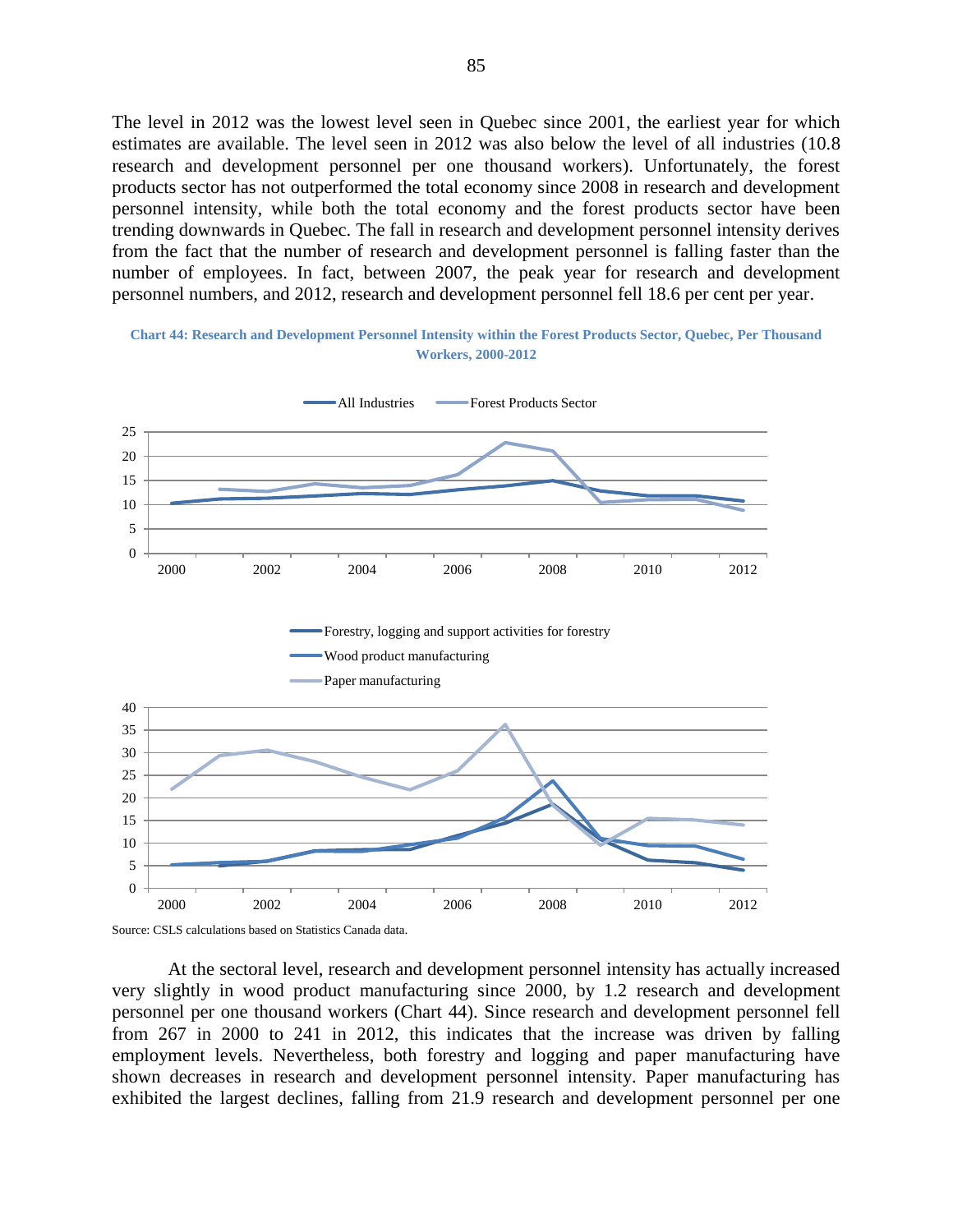The level in 2012 was the lowest level seen in Quebec since 2001, the earliest year for which estimates are available. The level seen in 2012 was also below the level of all industries (10.8 research and development personnel per one thousand workers). Unfortunately, the forest products sector has not outperformed the total economy since 2008 in research and development personnel intensity, while both the total economy and the forest products sector have been trending downwards in Quebec. The fall in research and development personnel intensity derives from the fact that the number of research and development personnel is falling faster than the number of employees. In fact, between 2007, the peak year for research and development personnel numbers, and 2012, research and development personnel fell 18.6 per cent per year.

**Chart 44: Research and Development Personnel Intensity within the Forest Products Sector, Quebec, Per Thousand Workers, 2000-2012**

Source: CSLS calculations based on Statistics Canada data.

At the sectoral level, research and development personnel intensity has actually increased very slightly in wood product manufacturing since 2000, by 1.2 research and development personnel per one thousand workers (Chart 44). Since research and development personnel fell from 267 in 2000 to 241 in 2012, this indicates that the increase was driven by falling employment levels. Nevertheless, both forestry and logging and paper manufacturing have shown decreases in research and development personnel intensity. Paper manufacturing has exhibited the largest declines, falling from 21.9 research and development personnel per one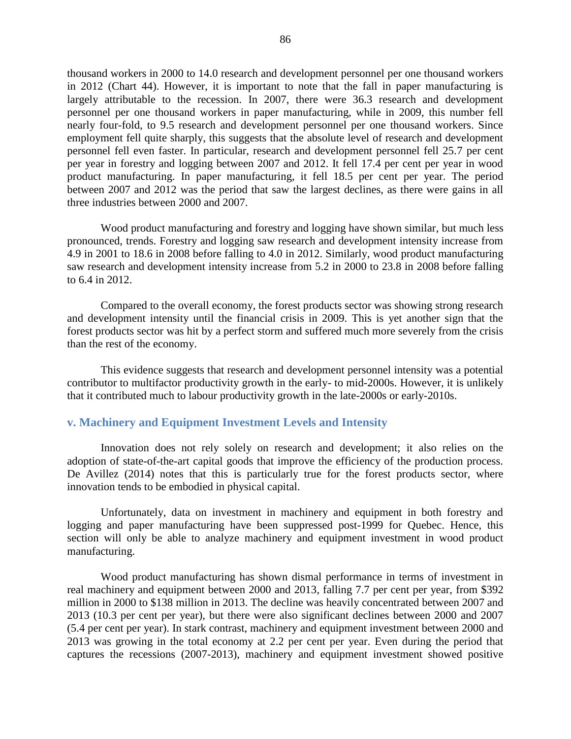thousand workers in 2000 to 14.0 research and development personnel per one thousand workers in 2012 (Chart 44). However, it is important to note that the fall in paper manufacturing is largely attributable to the recession. In 2007, there were 36.3 research and development personnel per one thousand workers in paper manufacturing, while in 2009, this number fell nearly four-fold, to 9.5 research and development personnel per one thousand workers. Since employment fell quite sharply, this suggests that the absolute level of research and development personnel fell even faster. In particular, research and development personnel fell 25.7 per cent per year in forestry and logging between 2007 and 2012. It fell 17.4 per cent per year in wood product manufacturing. In paper manufacturing, it fell 18.5 per cent per year. The period between 2007 and 2012 was the period that saw the largest declines, as there were gains in all three industries between 2000 and 2007.

Wood product manufacturing and forestry and logging have shown similar, but much less pronounced, trends. Forestry and logging saw research and development intensity increase from 4.9 in 2001 to 18.6 in 2008 before falling to 4.0 in 2012. Similarly, wood product manufacturing saw research and development intensity increase from 5.2 in 2000 to 23.8 in 2008 before falling to 6.4 in 2012.

Compared to the overall economy, the forest products sector was showing strong research and development intensity until the financial crisis in 2009. This is yet another sign that the forest products sector was hit by a perfect storm and suffered much more severely from the crisis than the rest of the economy.

This evidence suggests that research and development personnel intensity was a potential contributor to multifactor productivity growth in the early- to mid-2000s. However, it is unlikely that it contributed much to labour productivity growth in the late-2000s or early-2010s.

### v. Machinery and Equipment Investment Levels and Intensity

Innovation does not rely solely on research and development; it also relies on the adoption of state-of-the-art capital goods that improve the efficiency of the production process. De Avillez (2014) notes that this is particularly true for the forest products sector, where innovation tends to be embodied in physical capital.

Unfortunately, data on investment in machinery and equipment in both forestry and logging and paper manufacturing have been suppressed post-1999 for Quebec. Hence, this section will only be able to analyze machinery and equipment investment in wood product manufacturing.

Wood product manufacturing has shown dismal performance in terms of investment in real machinery and equipment between 2000 and 2013, falling 7.7 per cent per year, from $392 million in 2000 to $138 million in 2013. The decline was heavily concentrated between 2007 and 2013 (10.3 per cent per year), but there were also significant declines between 2000 and 2007 (5.4 per cent per year). In stark contrast, machinery and equipment investment between 2000 and 2013 was growing in the total economy at 2.2 per cent per year. Even during the period that captures the recessions (2007-2013), machinery and equipment investment showed positive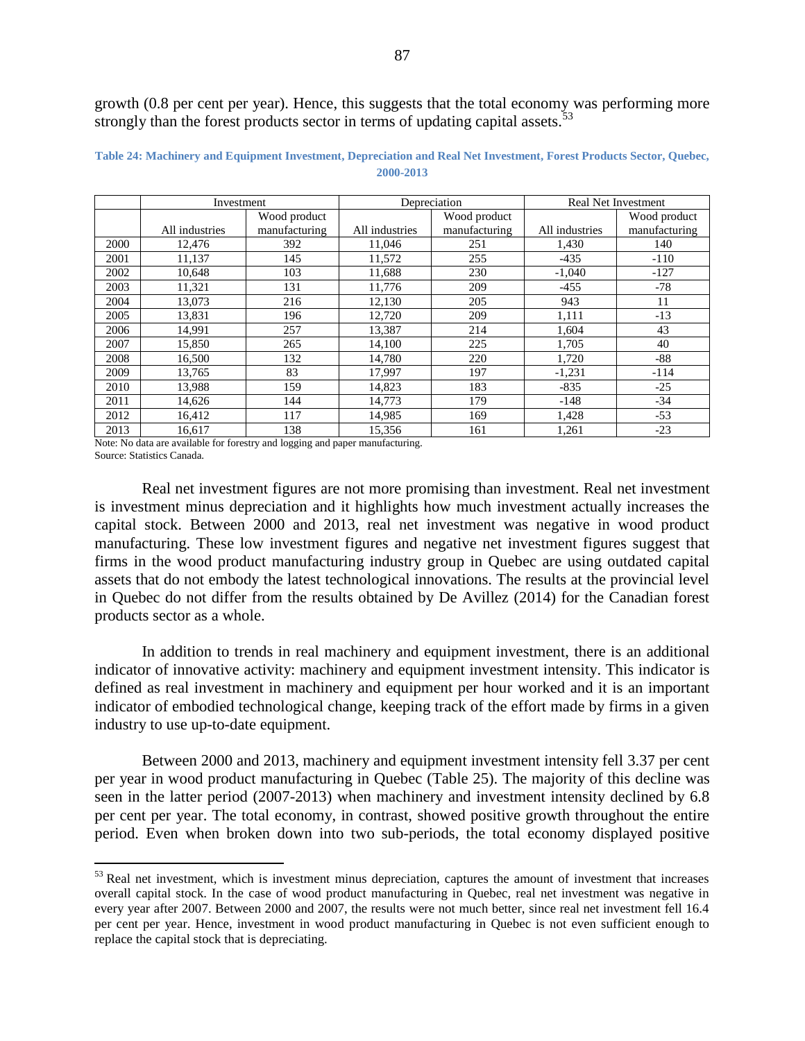growth (0.8 per cent per year). Hence, this suggests that the total economy was performing more strongly than the forest products sector in terms of updating capital assets.[53]

**Table 24: Machinery and Equipment Investment, Depreciation and Real Net Investment, Forest Products Sector, Quebec, 2000-2013**

| | Investment | | Depreciation | | Real Net Investment | |
|---|---|---|---|---|---|---|
| | All industries | Wood product manufacturing | All industries | Wood product manufacturing | All industries | Wood product manufacturing |
| 2000 | 12,476 | 392 | 11,046 | 251 | 1,430 | 140 |
| 2001 | 11,137 | 145 | 11,572 | 255 | -435 | -110 |
| 2002 | 10,648 | 103 | 11,688 | 230 | -1,040 | -127 |
| 2003 | 11,321 | 131 | 11,776 | 209 | -455 | -78 |
| 2004 | 13,073 | 216 | 12,130 | 205 | 943 | 11 |
| 2005 | 13,831 | 196 | 12,720 | 209 | 1,111 | -13 |
| 2006 | 14,991 | 257 | 13,387 | 214 | 1,604 | 43 |
| 2007 | 15,850 | 265 | 14,100 | 225 | 1,705 | 40 |
| 2008 | 16,500 | 132 | 14,780 | 220 | 1,720 | -88 |
| 2009 | 13,765 | 83 | 17,997 | 197 | -1,231 | -114 |
| 2010 | 13,988 | 159 | 14,823 | 183 | -835 | -25 |
| 2011 | 14,626 | 144 | 14,773 | 179 | -148 | -34 |
| 2012 | 16,412 | 117 | 14,985 | 169 | 1,428 | -53 |
| 2013 | 16,617 | 138 | 15,356 | 161 | 1,261 | -23 |

Note: No data are available for forestry and logging and paper manufacturing.
Source: Statistics Canada.

Real net investment figures are not more promising than investment. Real net investment is investment minus depreciation and it highlights how much investment actually increases the capital stock. Between 2000 and 2013, real net investment was negative in wood product manufacturing. These low investment figures and negative net investment figures suggest that firms in the wood product manufacturing industry group in Quebec are using outdated capital assets that do not embody the latest technological innovations. The results at the provincial level in Quebec do not differ from the results obtained by De Avillez (2014) for the Canadian forest products sector as a whole.

In addition to trends in real machinery and equipment investment, there is an additional indicator of innovative activity: machinery and equipment investment intensity. This indicator is defined as real investment in machinery and equipment per hour worked and it is an important indicator of embodied technological change, keeping track of the effort made by firms in a given industry to use up-to-date equipment.

Between 2000 and 2013, machinery and equipment investment intensity fell 3.37 per cent per year in wood product manufacturing in Quebec (Table 25). The majority of this decline was seen in the latter period (2007-2013) when machinery and investment intensity declined by 6.8 per cent per year. The total economy, in contrast, showed positive growth throughout the entire period. Even when broken down into two sub-periods, the total economy displayed positive

[53] Real net investment, which is investment minus depreciation, captures the amount of investment that increases overall capital stock. In the case of wood product manufacturing in Quebec, real net investment was negative in every year after 2007. Between 2000 and 2007, the results were not much better, since real net investment fell 16.4 per cent per year. Hence, investment in wood product manufacturing in Quebec is not even sufficient enough to replace the capital stock that is depreciating.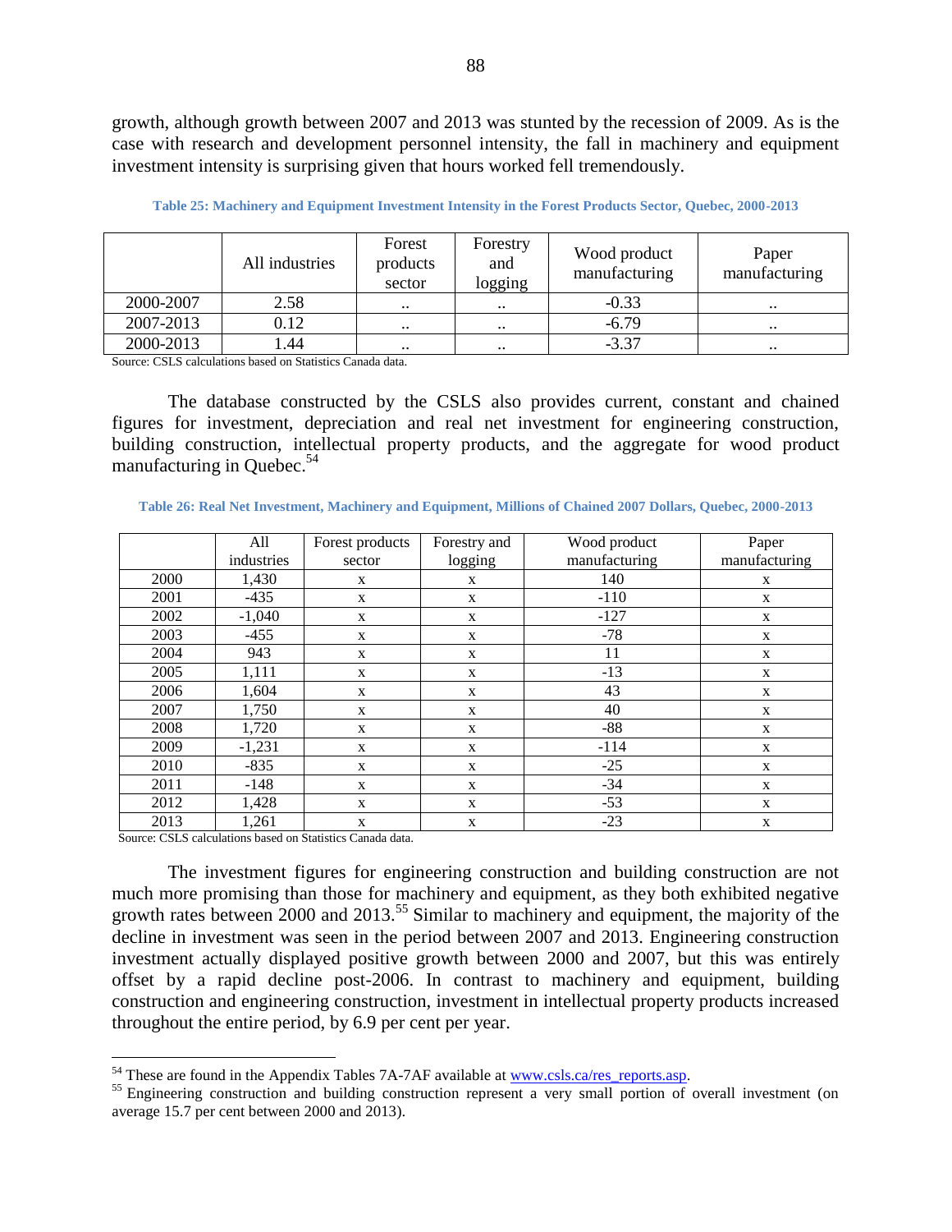growth, although growth between 2007 and 2013 was stunted by the recession of 2009. As is the case with research and development personnel intensity, the fall in machinery and equipment investment intensity is surprising given that hours worked fell tremendously.

**Table 25: Machinery and Equipment Investment Intensity in the Forest Products Sector, Quebec, 2000-2013**

| | All industries | Forest products sector | Forestry and logging | Wood product manufacturing | Paper manufacturing |
|---|---|---|---|---|---|
| 2000-2007 | 2.58 | .. | .. | -0.33 | .. |
| 2007-2013 | 0.12 | .. | .. | -6.79 | .. |
| 2000-2013 | 1.44 | .. | .. | -3.37 | .. |

Source: CSLS calculations based on Statistics Canada data.

The database constructed by the CSLS also provides current, constant and chained figures for investment, depreciation and real net investment for engineering construction, building construction, intellectual property products, and the aggregate for wood product manufacturing in Quebec.[54]

**Table 26: Real Net Investment, Machinery and Equipment, Millions of Chained 2007 Dollars, Quebec, 2000-2013**

| | All industries | Forest products sector | Forestry and logging | Wood product manufacturing | Paper manufacturing |
|---|---|---|---|---|---|
| 2000 | 1,430 | x | x | 140 | x |
| 2001 | -435 | x | x | -110 | x |
| 2002 | -1,040 | x | x | -127 | x |
| 2003 | -455 | x | x | -78 | x |
| 2004 | 943 | x | x | 11 | x |
| 2005 | 1,111 | x | x | -13 | x |
| 2006 | 1,604 | x | x | 43 | x |
| 2007 | 1,750 | x | x | 40 | x |
| 2008 | 1,720 | x | x | -88 | x |
| 2009 | -1,231 | x | x | -114 | x |
| 2010 | -835 | x | x | -25 | x |
| 2011 | -148 | x | x | -34 | x |
| 2012 | 1,428 | x | x | -53 | x |
| 2013 | 1,261 | x | x | -23 | x |

Source: CSLS calculations based on Statistics Canada data.

The investment figures for engineering construction and building construction are not much more promising than those for machinery and equipment, as they both exhibited negative growth rates between 2000 and 2013.[55] Similar to machinery and equipment, the majority of the decline in investment was seen in the period between 2007 and 2013. Engineering construction investment actually displayed positive growth between 2000 and 2007, but this was entirely offset by a rapid decline post-2006. In contrast to machinery and equipment, building construction and engineering construction, investment in intellectual property products increased throughout the entire period, by 6.9 per cent per year.

---

[54] These are found in the Appendix Tables 7A-7AF available at www.csls.ca/res_reports.asp.

[55] Engineering construction and building construction represent a very small portion of overall investment (on average 15.7 per cent between 2000 and 2013).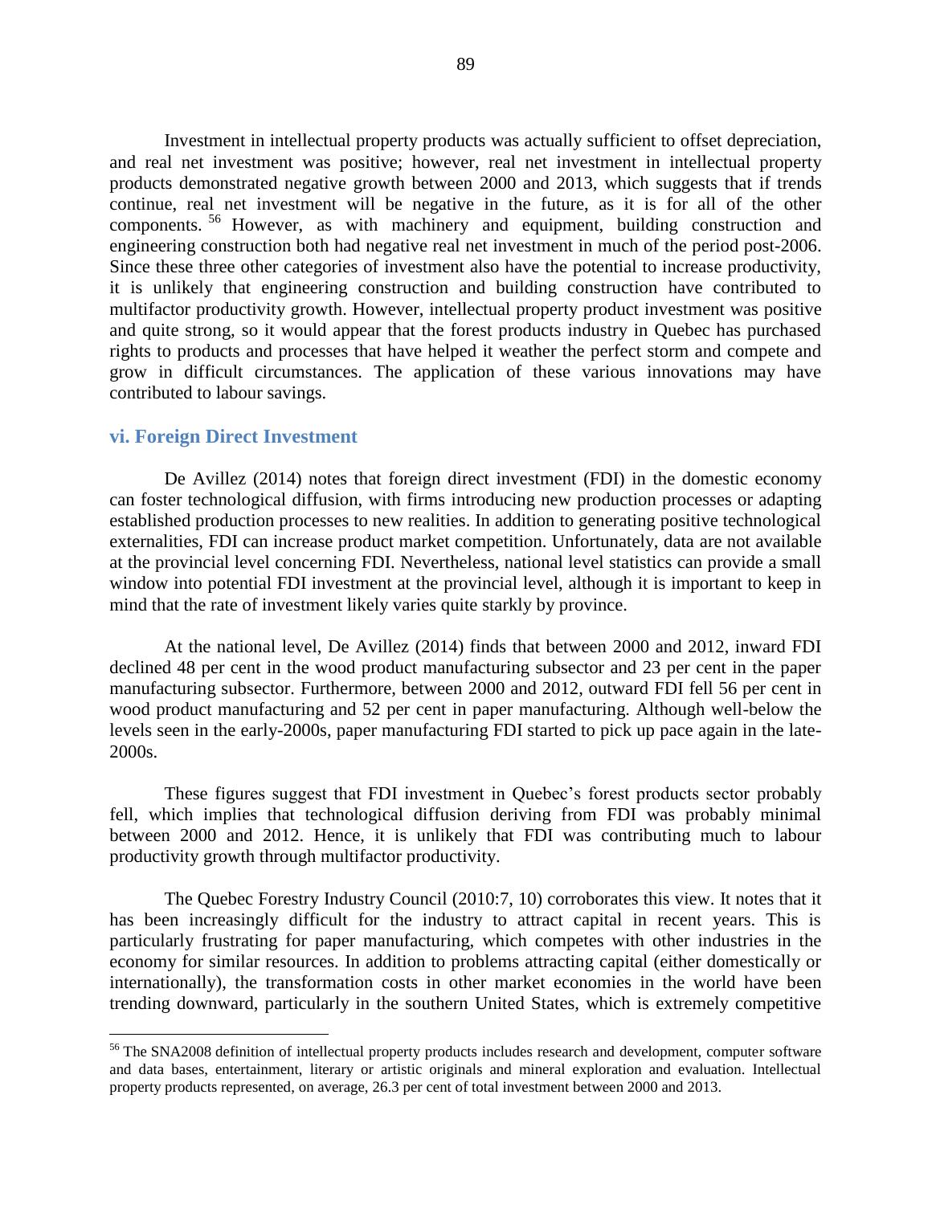Investment in intellectual property products was actually sufficient to offset depreciation, and real net investment was positive; however, real net investment in intellectual property products demonstrated negative growth between 2000 and 2013, which suggests that if trends continue, real net investment will be negative in the future, as it is for all of the other components.[56] However, as with machinery and equipment, building construction and engineering construction both had negative real net investment in much of the period post-2006. Since these three other categories of investment also have the potential to increase productivity, it is unlikely that engineering construction and building construction have contributed to multifactor productivity growth. However, intellectual property product investment was positive and quite strong, so it would appear that the forest products industry in Quebec has purchased rights to products and processes that have helped it weather the perfect storm and compete and grow in difficult circumstances. The application of these various innovations may have contributed to labour savings.

### vi. Foreign Direct Investment

De Avillez (2014) notes that foreign direct investment (FDI) in the domestic economy can foster technological diffusion, with firms introducing new production processes or adapting established production processes to new realities. In addition to generating positive technological externalities, FDI can increase product market competition. Unfortunately, data are not available at the provincial level concerning FDI. Nevertheless, national level statistics can provide a small window into potential FDI investment at the provincial level, although it is important to keep in mind that the rate of investment likely varies quite starkly by province.

At the national level, De Avillez (2014) finds that between 2000 and 2012, inward FDI declined 48 per cent in the wood product manufacturing subsector and 23 per cent in the paper manufacturing subsector. Furthermore, between 2000 and 2012, outward FDI fell 56 per cent in wood product manufacturing and 52 per cent in paper manufacturing. Although well-below the levels seen in the early-2000s, paper manufacturing FDI started to pick up pace again in the late-2000s.

These figures suggest that FDI investment in Quebec's forest products sector probably fell, which implies that technological diffusion deriving from FDI was probably minimal between 2000 and 2012. Hence, it is unlikely that FDI was contributing much to labour productivity growth through multifactor productivity.

The Quebec Forestry Industry Council (2010:7, 10) corroborates this view. It notes that it has been increasingly difficult for the industry to attract capital in recent years. This is particularly frustrating for paper manufacturing, which competes with other industries in the economy for similar resources. In addition to problems attracting capital (either domestically or internationally), the transformation costs in other market economies in the world have been trending downward, particularly in the southern United States, which is extremely competitive

---

[56] The SNA2008 definition of intellectual property products includes research and development, computer software and data bases, entertainment, literary or artistic originals and mineral exploration and evaluation. Intellectual property products represented, on average, 26.3 per cent of total investment between 2000 and 2013.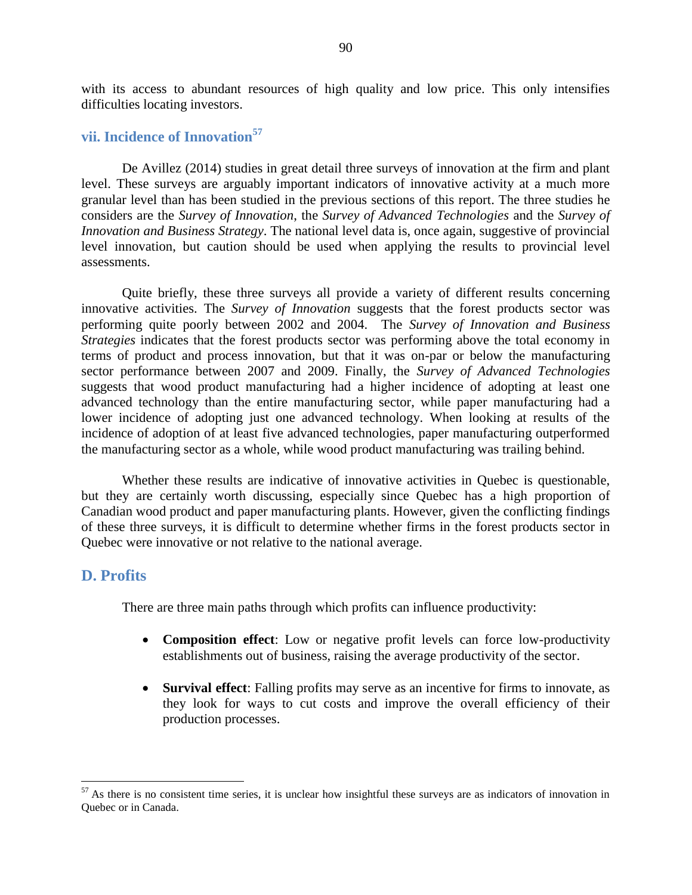with its access to abundant resources of high quality and low price. This only intensifies difficulties locating investors.

### vii. Incidence of Innovation[57]

De Avillez (2014) studies in great detail three surveys of innovation at the firm and plant level. These surveys are arguably important indicators of innovative activity at a much more granular level than has been studied in the previous sections of this report. The three studies he considers are the *Survey of Innovation*, the *Survey of Advanced Technologies* and the *Survey of Innovation and Business Strategy*. The national level data is, once again, suggestive of provincial level innovation, but caution should be used when applying the results to provincial level assessments.

Quite briefly, these three surveys all provide a variety of different results concerning innovative activities. The *Survey of Innovation* suggests that the forest products sector was performing quite poorly between 2002 and 2004. The *Survey of Innovation and Business Strategies* indicates that the forest products sector was performing above the total economy in terms of product and process innovation, but that it was on-par or below the manufacturing sector performance between 2007 and 2009. Finally, the *Survey of Advanced Technologies* suggests that wood product manufacturing had a higher incidence of adopting at least one advanced technology than the entire manufacturing sector, while paper manufacturing had a lower incidence of adopting just one advanced technology. When looking at results of the incidence of adoption of at least five advanced technologies, paper manufacturing outperformed the manufacturing sector as a whole, while wood product manufacturing was trailing behind.

Whether these results are indicative of innovative activities in Quebec is questionable, but they are certainly worth discussing, especially since Quebec has a high proportion of Canadian wood product and paper manufacturing plants. However, given the conflicting findings of these three surveys, it is difficult to determine whether firms in the forest products sector in Quebec were innovative or not relative to the national average.

## D. Profits

There are three main paths through which profits can influence productivity:

- **Composition effect**: Low or negative profit levels can force low-productivity establishments out of business, raising the average productivity of the sector.

- **Survival effect**: Falling profits may serve as an incentive for firms to innovate, as they look for ways to cut costs and improve the overall efficiency of their production processes.

---

[57] As there is no consistent time series, it is unclear how insightful these surveys are as indicators of innovation in Quebec or in Canada.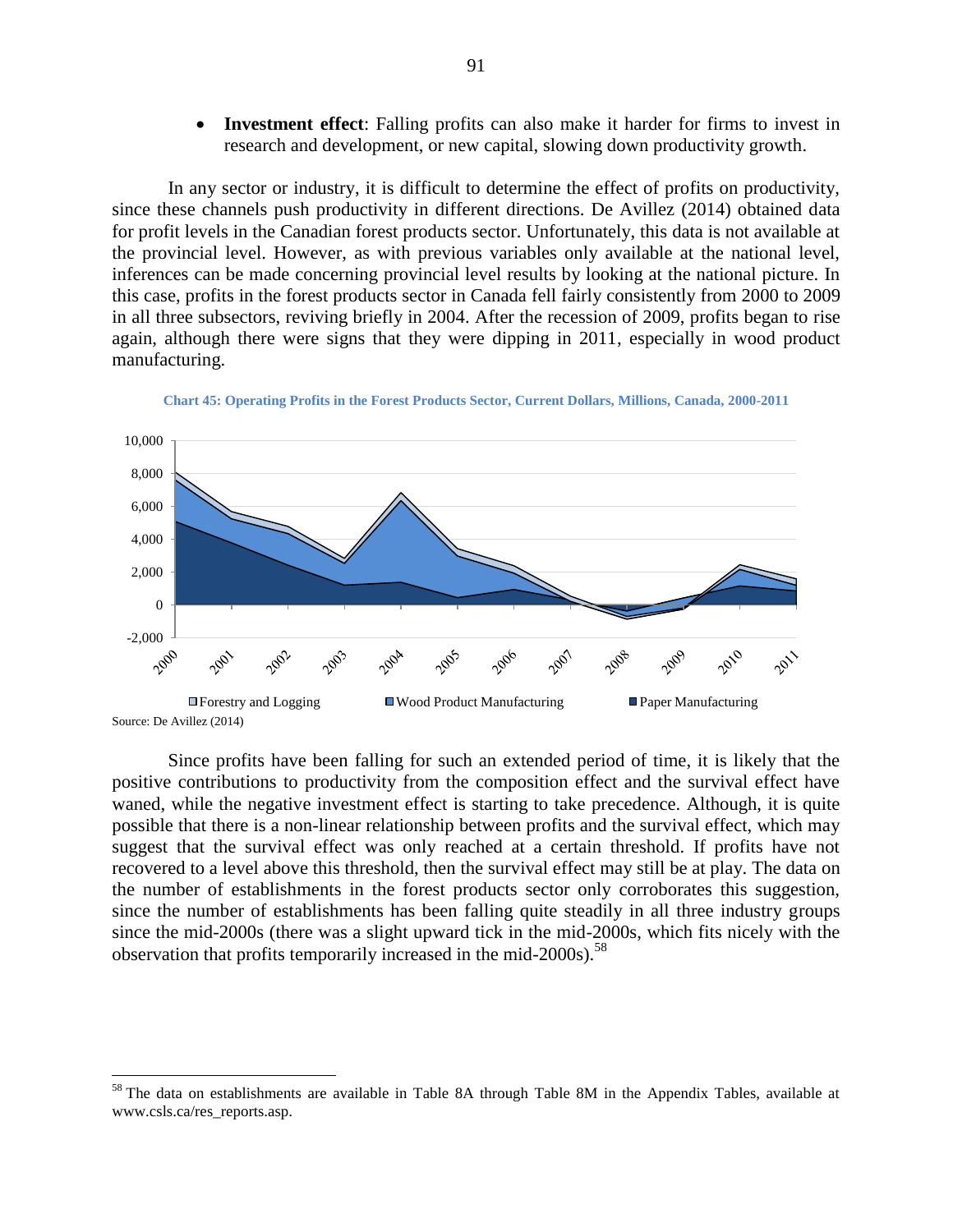- **Investment effect**: Falling profits can also make it harder for firms to invest in research and development, or new capital, slowing down productivity growth.

In any sector or industry, it is difficult to determine the effect of profits on productivity, since these channels push productivity in different directions. De Avillez (2014) obtained data for profit levels in the Canadian forest products sector. Unfortunately, this data is not available at the provincial level. However, as with previous variables only available at the national level, inferences can be made concerning provincial level results by looking at the national picture. In this case, profits in the forest products sector in Canada fell fairly consistently from 2000 to 2009 in all three subsectors, reviving briefly in 2004. After the recession of 2009, profits began to rise again, although there were signs that they were dipping in 2011, especially in wood product manufacturing.

**Chart 45: Operating Profits in the Forest Products Sector, Current Dollars, Millions, Canada, 2000-2011**

Source: De Avillez (2014)

Since profits have been falling for such an extended period of time, it is likely that the positive contributions to productivity from the composition effect and the survival effect have waned, while the negative investment effect is starting to take precedence. Although, it is quite possible that there is a non-linear relationship between profits and the survival effect, which may suggest that the survival effect was only reached at a certain threshold. If profits have not recovered to a level above this threshold, then the survival effect may still be at play. The data on the number of establishments in the forest products sector only corroborates this suggestion, since the number of establishments has been falling quite steadily in all three industry groups since the mid-2000s (there was a slight upward tick in the mid-2000s, which fits nicely with the observation that profits temporarily increased in the mid-2000s).[58]

[58] The data on establishments are available in Table 8A through Table 8M in the Appendix Tables, available at www.csls.ca/res_reports.asp.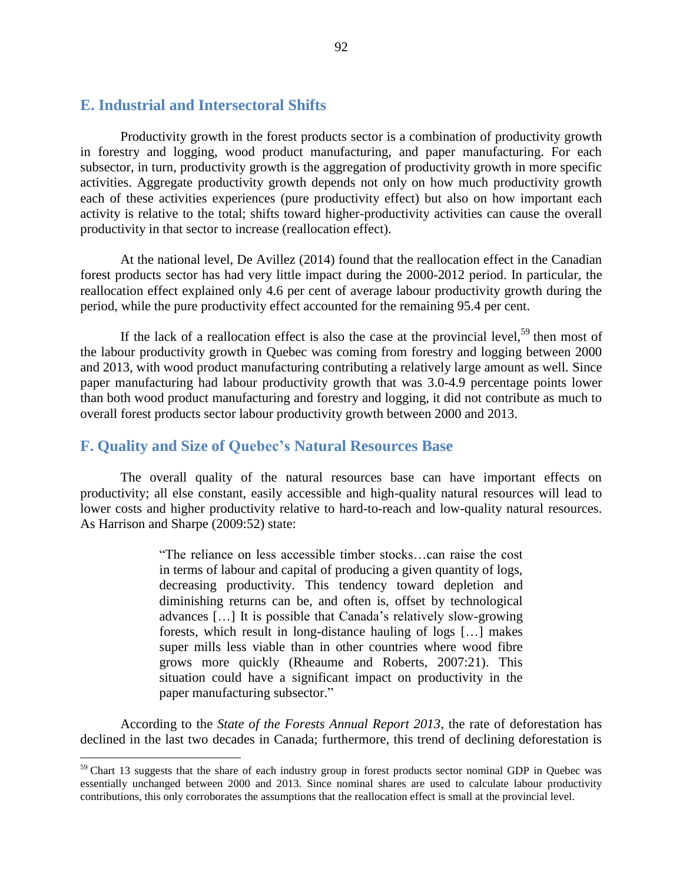## E. Industrial and Intersectoral Shifts

Productivity growth in the forest products sector is a combination of productivity growth in forestry and logging, wood product manufacturing, and paper manufacturing. For each subsector, in turn, productivity growth is the aggregation of productivity growth in more specific activities. Aggregate productivity growth depends not only on how much productivity growth each of these activities experiences (pure productivity effect) but also on how important each activity is relative to the total; shifts toward higher-productivity activities can cause the overall productivity in that sector to increase (reallocation effect).

At the national level, De Avillez (2014) found that the reallocation effect in the Canadian forest products sector has had very little impact during the 2000-2012 period. In particular, the reallocation effect explained only 4.6 per cent of average labour productivity growth during the period, while the pure productivity effect accounted for the remaining 95.4 per cent.

If the lack of a reallocation effect is also the case at the provincial level,[59] then most of the labour productivity growth in Quebec was coming from forestry and logging between 2000 and 2013, with wood product manufacturing contributing a relatively large amount as well. Since paper manufacturing had labour productivity growth that was 3.0-4.9 percentage points lower than both wood product manufacturing and forestry and logging, it did not contribute as much to overall forest products sector labour productivity growth between 2000 and 2013.

## F. Quality and Size of Quebec's Natural Resources Base

The overall quality of the natural resources base can have important effects on productivity; all else constant, easily accessible and high-quality natural resources will lead to lower costs and higher productivity relative to hard-to-reach and low-quality natural resources. As Harrison and Sharpe (2009:52) state:

> "The reliance on less accessible timber stocks…can raise the cost in terms of labour and capital of producing a given quantity of logs, decreasing productivity. This tendency toward depletion and diminishing returns can be, and often is, offset by technological advances […] It is possible that Canada's relatively slow-growing forests, which result in long-distance hauling of logs […] makes super mills less viable than in other countries where wood fibre grows more quickly (Rheaume and Roberts, 2007:21). This situation could have a significant impact on productivity in the paper manufacturing subsector."

According to the *State of the Forests Annual Report 2013*, the rate of deforestation has declined in the last two decades in Canada; furthermore, this trend of declining deforestation is

[59] Chart 13 suggests that the share of each industry group in forest products sector nominal GDP in Quebec was essentially unchanged between 2000 and 2013. Since nominal shares are used to calculate labour productivity contributions, this only corroborates the assumptions that the reallocation effect is small at the provincial level.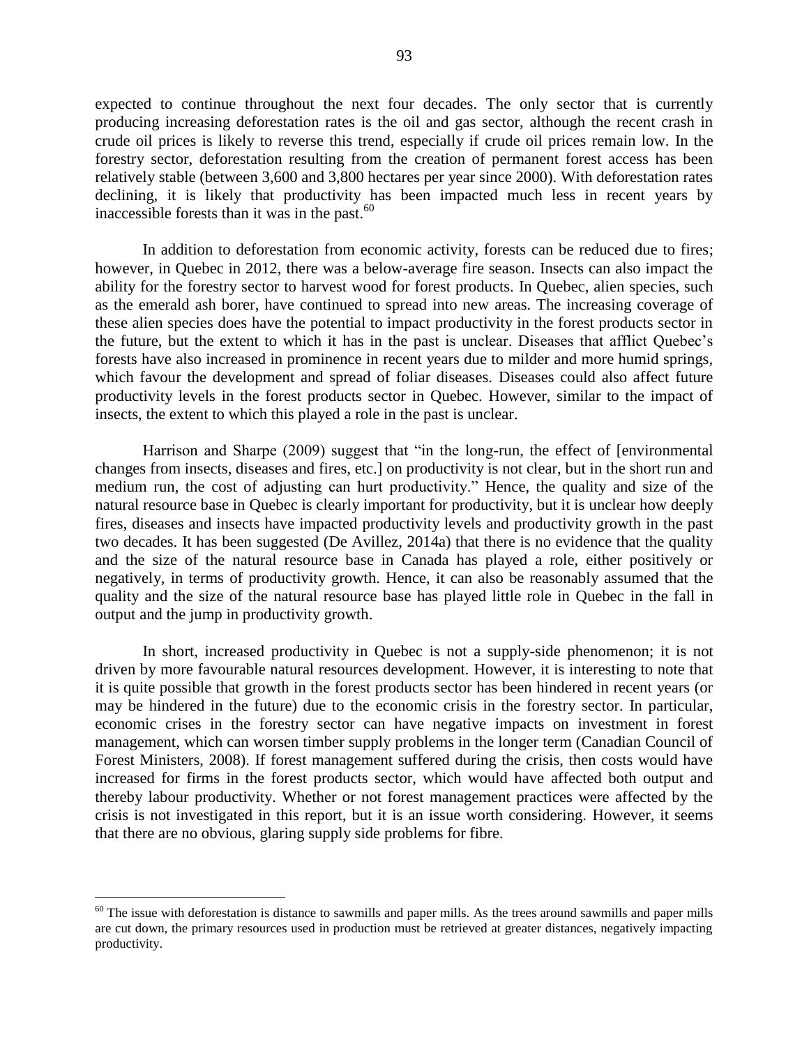expected to continue throughout the next four decades. The only sector that is currently producing increasing deforestation rates is the oil and gas sector, although the recent crash in crude oil prices is likely to reverse this trend, especially if crude oil prices remain low. In the forestry sector, deforestation resulting from the creation of permanent forest access has been relatively stable (between 3,600 and 3,800 hectares per year since 2000). With deforestation rates declining, it is likely that productivity has been impacted much less in recent years by inaccessible forests than it was in the past.[60]

In addition to deforestation from economic activity, forests can be reduced due to fires; however, in Quebec in 2012, there was a below-average fire season. Insects can also impact the ability for the forestry sector to harvest wood for forest products. In Quebec, alien species, such as the emerald ash borer, have continued to spread into new areas. The increasing coverage of these alien species does have the potential to impact productivity in the forest products sector in the future, but the extent to which it has in the past is unclear. Diseases that afflict Quebec's forests have also increased in prominence in recent years due to milder and more humid springs, which favour the development and spread of foliar diseases. Diseases could also affect future productivity levels in the forest products sector in Quebec. However, similar to the impact of insects, the extent to which this played a role in the past is unclear.

Harrison and Sharpe (2009) suggest that "in the long-run, the effect of [environmental changes from insects, diseases and fires, etc.] on productivity is not clear, but in the short run and medium run, the cost of adjusting can hurt productivity." Hence, the quality and size of the natural resource base in Quebec is clearly important for productivity, but it is unclear how deeply fires, diseases and insects have impacted productivity levels and productivity growth in the past two decades. It has been suggested (De Avillez, 2014a) that there is no evidence that the quality and the size of the natural resource base in Canada has played a role, either positively or negatively, in terms of productivity growth. Hence, it can also be reasonably assumed that the quality and the size of the natural resource base has played little role in Quebec in the fall in output and the jump in productivity growth.

In short, increased productivity in Quebec is not a supply-side phenomenon; it is not driven by more favourable natural resources development. However, it is interesting to note that it is quite possible that growth in the forest products sector has been hindered in recent years (or may be hindered in the future) due to the economic crisis in the forestry sector. In particular, economic crises in the forestry sector can have negative impacts on investment in forest management, which can worsen timber supply problems in the longer term (Canadian Council of Forest Ministers, 2008). If forest management suffered during the crisis, then costs would have increased for firms in the forest products sector, which would have affected both output and thereby labour productivity. Whether or not forest management practices were affected by the crisis is not investigated in this report, but it is an issue worth considering. However, it seems that there are no obvious, glaring supply side problems for fibre.

[60] The issue with deforestation is distance to sawmills and paper mills. As the trees around sawmills and paper mills are cut down, the primary resources used in production must be retrieved at greater distances, negatively impacting productivity.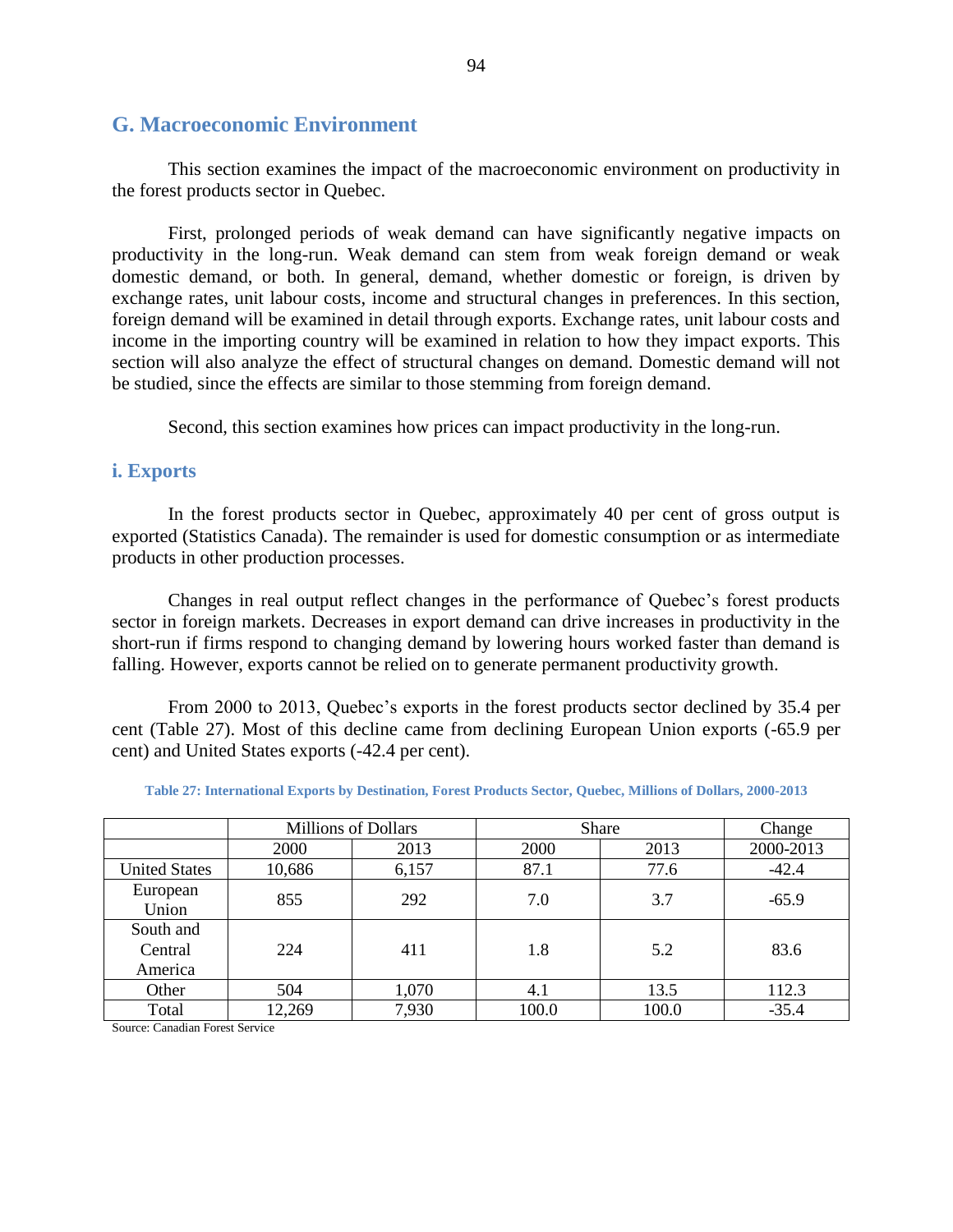## G. Macroeconomic Environment

This section examines the impact of the macroeconomic environment on productivity in the forest products sector in Quebec.

First, prolonged periods of weak demand can have significantly negative impacts on productivity in the long-run. Weak demand can stem from weak foreign demand or weak domestic demand, or both. In general, demand, whether domestic or foreign, is driven by exchange rates, unit labour costs, income and structural changes in preferences. In this section, foreign demand will be examined in detail through exports. Exchange rates, unit labour costs and income in the importing country will be examined in relation to how they impact exports. This section will also analyze the effect of structural changes on demand. Domestic demand will not be studied, since the effects are similar to those stemming from foreign demand.

Second, this section examines how prices can impact productivity in the long-run.

### i. Exports

In the forest products sector in Quebec, approximately 40 per cent of gross output is exported (Statistics Canada). The remainder is used for domestic consumption or as intermediate products in other production processes.

Changes in real output reflect changes in the performance of Quebec's forest products sector in foreign markets. Decreases in export demand can drive increases in productivity in the short-run if firms respond to changing demand by lowering hours worked faster than demand is falling. However, exports cannot be relied on to generate permanent productivity growth.

From 2000 to 2013, Quebec's exports in the forest products sector declined by 35.4 per cent (Table 27). Most of this decline came from declining European Union exports (-65.9 per cent) and United States exports (-42.4 per cent).

**Table 27: International Exports by Destination, Forest Products Sector, Quebec, Millions of Dollars, 2000-2013**

| | Millions of Dollars | | Share | | Change |
|---|---|---|---|---|---|
| | 2000 | 2013 | 2000 | 2013 | 2000-2013 |
| United States | 10,686 | 6,157 | 87.1 | 77.6 | -42.4 |
| European Union | 855 | 292 | 7.0 | 3.7 | -65.9 |
| South and Central America | 224 | 411 | 1.8 | 5.2 | 83.6 |
| Other | 504 | 1,070 | 4.1 | 13.5 | 112.3 |
| Total | 12,269 | 7,930 | 100.0 | 100.0 | -35.4 |

Source: Canadian Forest Service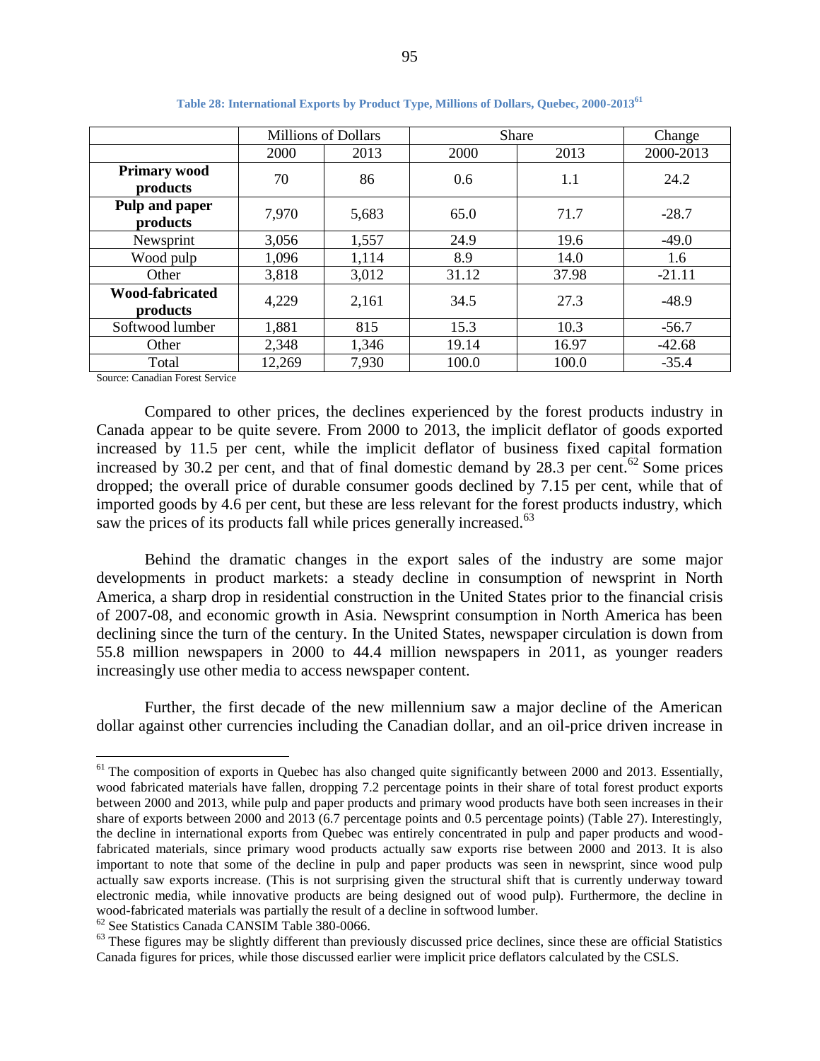**Table 28: International Exports by Product Type, Millions of Dollars, Quebec, 2000-2013[61]**

| | Millions of Dollars | | Share | | Change |
|---|---|---|---|---|---|
| | 2000 | 2013 | 2000 | 2013 | 2000-2013 |
| **Primary wood products** | 70 | 86 | 0.6 | 1.1 | 24.2 |
| **Pulp and paper products** | 7,970 | 5,683 | 65.0 | 71.7 | -28.7 |
| Newsprint | 3,056 | 1,557 | 24.9 | 19.6 | -49.0 |
| Wood pulp | 1,096 | 1,114 | 8.9 | 14.0 | 1.6 |
| Other | 3,818 | 3,012 | 31.12 | 37.98 | -21.11 |
| **Wood-fabricated products** | 4,229 | 2,161 | 34.5 | 27.3 | -48.9 |
| Softwood lumber | 1,881 | 815 | 15.3 | 10.3 | -56.7 |
| Other | 2,348 | 1,346 | 19.14 | 16.97 | -42.68 |
| Total | 12,269 | 7,930 | 100.0 | 100.0 | -35.4 |

Source: Canadian Forest Service

Compared to other prices, the declines experienced by the forest products industry in Canada appear to be quite severe. From 2000 to 2013, the implicit deflator of goods exported increased by 11.5 per cent, while the implicit deflator of business fixed capital formation increased by 30.2 per cent, and that of final domestic demand by 28.3 per cent.[62] Some prices dropped; the overall price of durable consumer goods declined by 7.15 per cent, while that of imported goods by 4.6 per cent, but these are less relevant for the forest products industry, which saw the prices of its products fall while prices generally increased.[63]

Behind the dramatic changes in the export sales of the industry are some major developments in product markets: a steady decline in consumption of newsprint in North America, a sharp drop in residential construction in the United States prior to the financial crisis of 2007-08, and economic growth in Asia. Newsprint consumption in North America has been declining since the turn of the century. In the United States, newspaper circulation is down from 55.8 million newspapers in 2000 to 44.4 million newspapers in 2011, as younger readers increasingly use other media to access newspaper content.

Further, the first decade of the new millennium saw a major decline of the American dollar against other currencies including the Canadian dollar, and an oil-price driven increase in

---

[61] The composition of exports in Quebec has also changed quite significantly between 2000 and 2013. Essentially, wood fabricated materials have fallen, dropping 7.2 percentage points in their share of total forest product exports between 2000 and 2013, while pulp and paper products and primary wood products have both seen increases in their share of exports between 2000 and 2013 (6.7 percentage points and 0.5 percentage points) (Table 27). Interestingly, the decline in international exports from Quebec was entirely concentrated in pulp and paper products and wood-fabricated materials, since primary wood products actually saw exports rise between 2000 and 2013. It is also important to note that some of the decline in pulp and paper products was seen in newsprint, since wood pulp actually saw exports increase. (This is not surprising given the structural shift that is currently underway toward electronic media, while innovative products are being designed out of wood pulp). Furthermore, the decline in wood-fabricated materials was partially the result of a decline in softwood lumber.

[62] See Statistics Canada CANSIM Table 380-0066.

[63] These figures may be slightly different than previously discussed price declines, since these are official Statistics Canada figures for prices, while those discussed earlier were implicit price deflators calculated by the CSLS.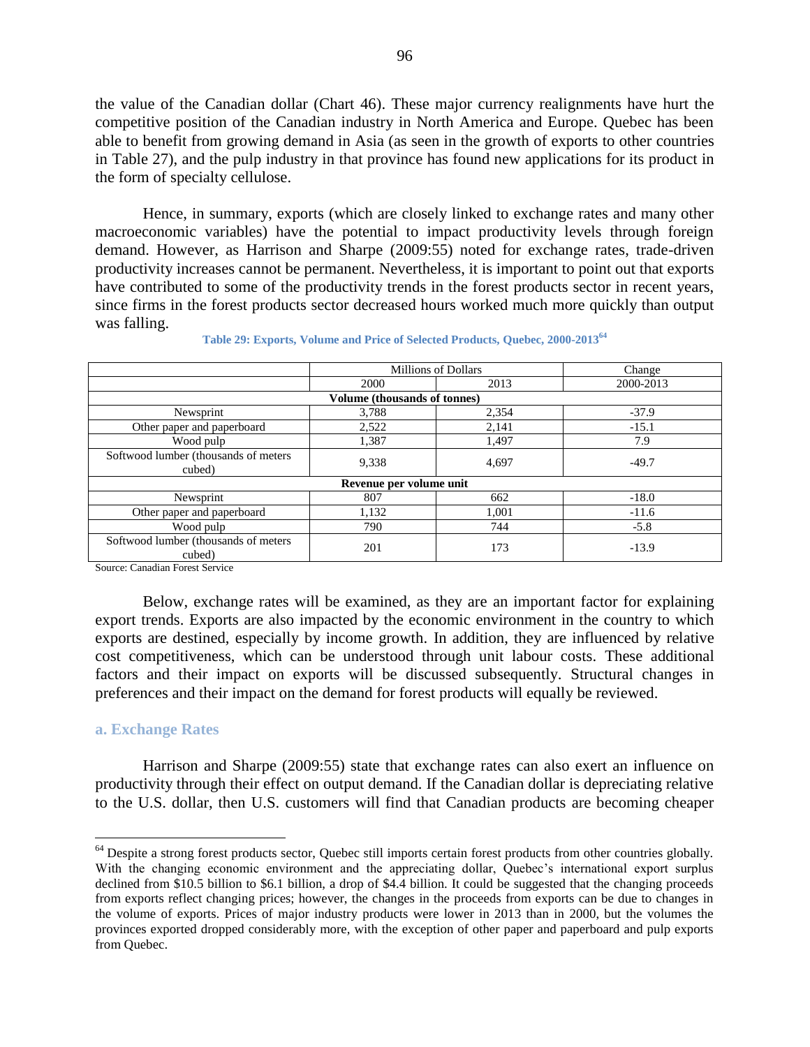the value of the Canadian dollar (Chart 46). These major currency realignments have hurt the competitive position of the Canadian industry in North America and Europe. Quebec has been able to benefit from growing demand in Asia (as seen in the growth of exports to other countries in Table 27), and the pulp industry in that province has found new applications for its product in the form of specialty cellulose.

Hence, in summary, exports (which are closely linked to exchange rates and many other macroeconomic variables) have the potential to impact productivity levels through foreign demand. However, as Harrison and Sharpe (2009:55) noted for exchange rates, trade-driven productivity increases cannot be permanent. Nevertheless, it is important to point out that exports have contributed to some of the productivity trends in the forest products sector in recent years, since firms in the forest products sector decreased hours worked much more quickly than output was falling.

**Table 29: Exports, Volume and Price of Selected Products, Quebec, 2000-2013[64]**

| | Millions of Dollars | | Change |
|---|---|---|---|
| | 2000 | 2013 | 2000-2013 |
| **Volume (thousands of tonnes)** | | | |
| Newsprint | 3,788 | 2,354 | -37.9 |
| Other paper and paperboard | 2,522 | 2,141 | -15.1 |
| Wood pulp | 1,387 | 1,497 | 7.9 |
| Softwood lumber (thousands of meters cubed) | 9,338 | 4,697 | -49.7 |
| **Revenue per volume unit** | | | |
| Newsprint | 807 | 662 | -18.0 |
| Other paper and paperboard | 1,132 | 1,001 | -11.6 |
| Wood pulp | 790 | 744 | -5.8 |
| Softwood lumber (thousands of meters cubed) | 201 | 173 | -13.9 |

Source: Canadian Forest Service

Below, exchange rates will be examined, as they are an important factor for explaining export trends. Exports are also impacted by the economic environment in the country to which exports are destined, especially by income growth. In addition, they are influenced by relative cost competitiveness, which can be understood through unit labour costs. These additional factors and their impact on exports will be discussed subsequently. Structural changes in preferences and their impact on the demand for forest products will equally be reviewed.

### a. Exchange Rates

Harrison and Sharpe (2009:55) state that exchange rates can also exert an influence on productivity through their effect on output demand. If the Canadian dollar is depreciating relative to the U.S. dollar, then U.S. customers will find that Canadian products are becoming cheaper

[64] Despite a strong forest products sector, Quebec still imports certain forest products from other countries globally. With the changing economic environment and the appreciating dollar, Quebec's international export surplus declined from $10.5 billion to $6.1 billion, a drop of $4.4 billion. It could be suggested that the changing proceeds from exports reflect changing prices; however, the changes in the proceeds from exports can be due to changes in the volume of exports. Prices of major industry products were lower in 2013 than in 2000, but the volumes the provinces exported dropped considerably more, with the exception of other paper and paperboard and pulp exports from Quebec.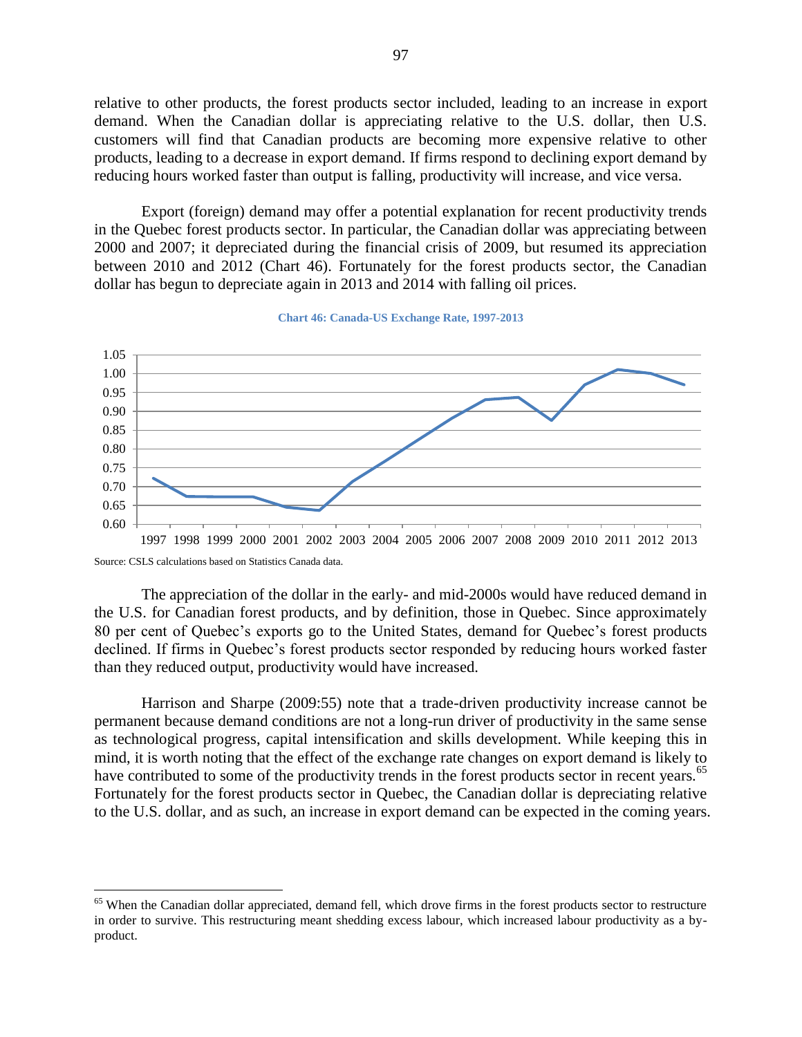relative to other products, the forest products sector included, leading to an increase in export demand. When the Canadian dollar is appreciating relative to the U.S. dollar, then U.S. customers will find that Canadian products are becoming more expensive relative to other products, leading to a decrease in export demand. If firms respond to declining export demand by reducing hours worked faster than output is falling, productivity will increase, and vice versa.

Export (foreign) demand may offer a potential explanation for recent productivity trends in the Quebec forest products sector. In particular, the Canadian dollar was appreciating between 2000 and 2007; it depreciated during the financial crisis of 2009, but resumed its appreciation between 2010 and 2012 (Chart 46). Fortunately for the forest products sector, the Canadian dollar has begun to depreciate again in 2013 and 2014 with falling oil prices.

**Chart 46: Canada-US Exchange Rate, 1997-2013**

Source: CSLS calculations based on Statistics Canada data.

The appreciation of the dollar in the early- and mid-2000s would have reduced demand in the U.S. for Canadian forest products, and by definition, those in Quebec. Since approximately 80 per cent of Quebec's exports go to the United States, demand for Quebec's forest products declined. If firms in Quebec's forest products sector responded by reducing hours worked faster than they reduced output, productivity would have increased.

Harrison and Sharpe (2009:55) note that a trade-driven productivity increase cannot be permanent because demand conditions are not a long-run driver of productivity in the same sense as technological progress, capital intensification and skills development. While keeping this in mind, it is worth noting that the effect of the exchange rate changes on export demand is likely to have contributed to some of the productivity trends in the forest products sector in recent years.[65] Fortunately for the forest products sector in Quebec, the Canadian dollar is depreciating relative to the U.S. dollar, and as such, an increase in export demand can be expected in the coming years.

[65] When the Canadian dollar appreciated, demand fell, which drove firms in the forest products sector to restructure in order to survive. This restructuring meant shedding excess labour, which increased labour productivity as a by-product.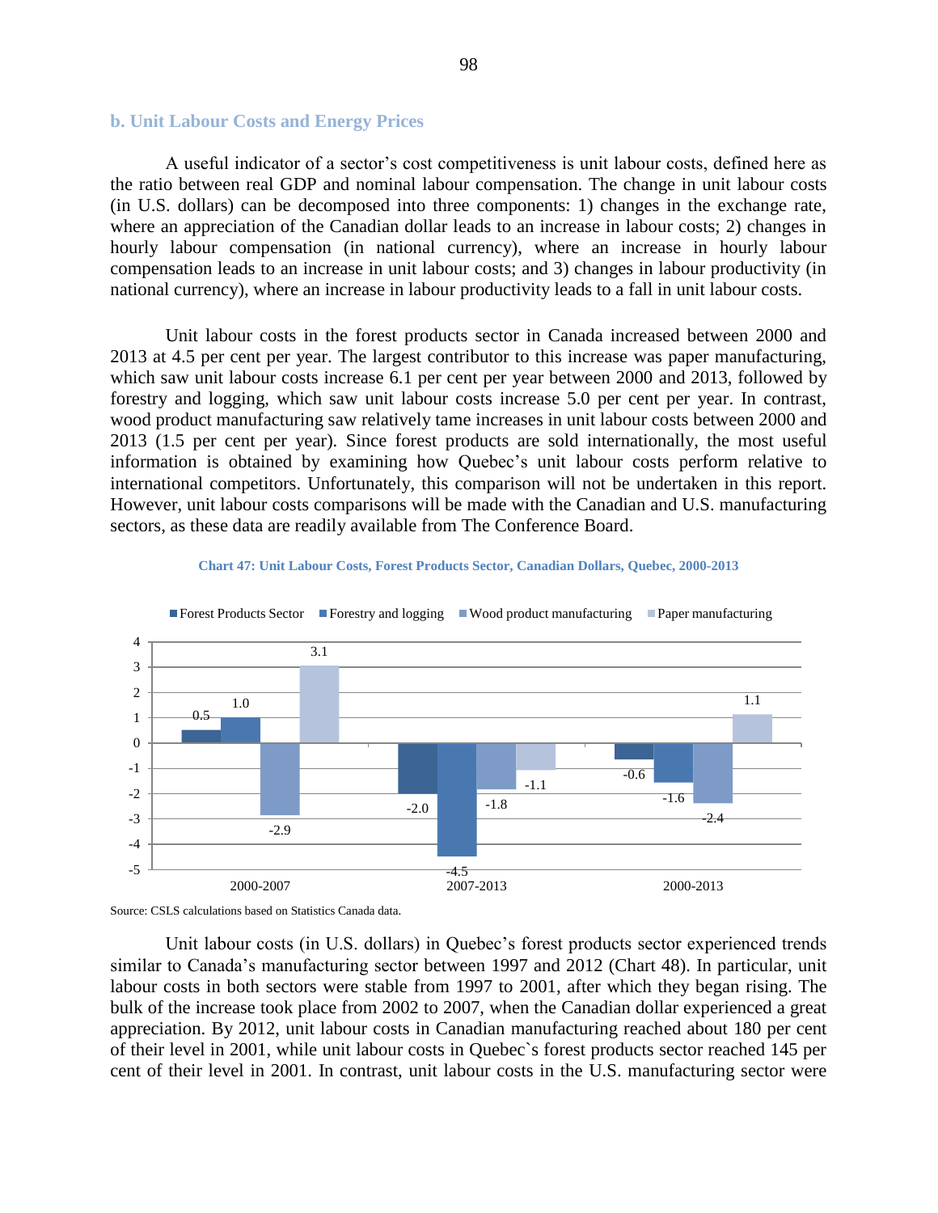## b. Unit Labour Costs and Energy Prices

A useful indicator of a sector's cost competitiveness is unit labour costs, defined here as the ratio between real GDP and nominal labour compensation. The change in unit labour costs (in U.S. dollars) can be decomposed into three components: 1) changes in the exchange rate, where an appreciation of the Canadian dollar leads to an increase in labour costs; 2) changes in hourly labour compensation (in national currency), where an increase in hourly labour compensation leads to an increase in unit labour costs; and 3) changes in labour productivity (in national currency), where an increase in labour productivity leads to a fall in unit labour costs.

Unit labour costs in the forest products sector in Canada increased between 2000 and 2013 at 4.5 per cent per year. The largest contributor to this increase was paper manufacturing, which saw unit labour costs increase 6.1 per cent per year between 2000 and 2013, followed by forestry and logging, which saw unit labour costs increase 5.0 per cent per year. In contrast, wood product manufacturing saw relatively tame increases in unit labour costs between 2000 and 2013 (1.5 per cent per year). Since forest products are sold internationally, the most useful information is obtained by examining how Quebec's unit labour costs perform relative to international competitors. Unfortunately, this comparison will not be undertaken in this report. However, unit labour costs comparisons will be made with the Canadian and U.S. manufacturing sectors, as these data are readily available from The Conference Board.

**Chart 47: Unit Labour Costs, Forest Products Sector, Canadian Dollars, Quebec, 2000-2013**

| | Forest Products Sector | Forestry and logging | Wood product manufacturing | Paper manufacturing |
|---|---|---|---|---|
| 2000-2007 | 0.5 | 1.0 | -2.9 | 3.1 |
| 2007-2013 | -2.0 | -4.5 | -1.8 | -1.1 |
| 2000-2013 | -0.6 | -1.6 | -2.4 | 1.1 |

Source: CSLS calculations based on Statistics Canada data.

Unit labour costs (in U.S. dollars) in Quebec's forest products sector experienced trends similar to Canada's manufacturing sector between 1997 and 2012 (Chart 48). In particular, unit labour costs in both sectors were stable from 1997 to 2001, after which they began rising. The bulk of the increase took place from 2002 to 2007, when the Canadian dollar experienced a great appreciation. By 2012, unit labour costs in Canadian manufacturing reached about 180 per cent of their level in 2001, while unit labour costs in Quebec`s forest products sector reached 145 per cent of their level in 2001. In contrast, unit labour costs in the U.S. manufacturing sector were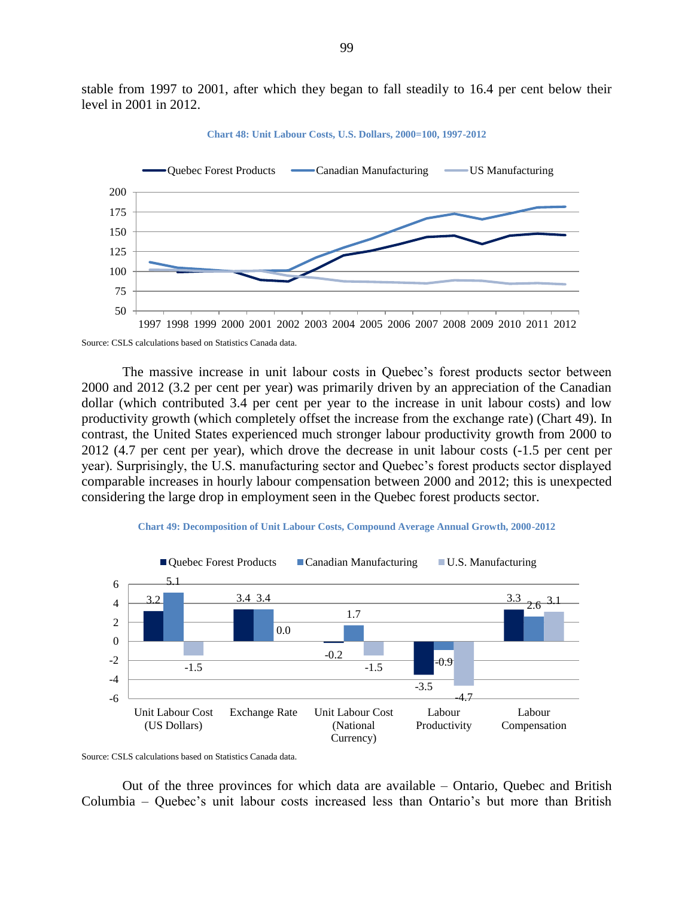stable from 1997 to 2001, after which they began to fall steadily to 16.4 per cent below their level in 2001 in 2012.

**Chart 48: Unit Labour Costs, U.S. Dollars, 2000=100, 1997-2012**

Source: CSLS calculations based on Statistics Canada data.

The massive increase in unit labour costs in Quebec's forest products sector between 2000 and 2012 (3.2 per cent per year) was primarily driven by an appreciation of the Canadian dollar (which contributed 3.4 per cent per year to the increase in unit labour costs) and low productivity growth (which completely offset the increase from the exchange rate) (Chart 49). In contrast, the United States experienced much stronger labour productivity growth from 2000 to 2012 (4.7 per cent per year), which drove the decrease in unit labour costs (-1.5 per cent per year). Surprisingly, the U.S. manufacturing sector and Quebec's forest products sector displayed comparable increases in hourly labour compensation between 2000 and 2012; this is unexpected considering the large drop in employment seen in the Quebec forest products sector.

**Chart 49: Decomposition of Unit Labour Costs, Compound Average Annual Growth, 2000-2012**

| | Quebec Forest Products | Canadian Manufacturing | U.S. Manufacturing |
|---|---|---|---|
| Unit Labour Cost (US Dollars) | 3.2 | 5.1 | -1.5 |
| Exchange Rate | 3.4 | 3.4 | 0.0 |
| Unit Labour Cost (National Currency) | -0.2 | 1.7 | -1.5 |
| Labour Productivity | -3.5 | -0.9 | -4.7 |
| Labour Compensation | 3.3 | 2.6 | 3.1 |

Source: CSLS calculations based on Statistics Canada data.

Out of the three provinces for which data are available – Ontario, Quebec and British Columbia – Quebec's unit labour costs increased less than Ontario's but more than British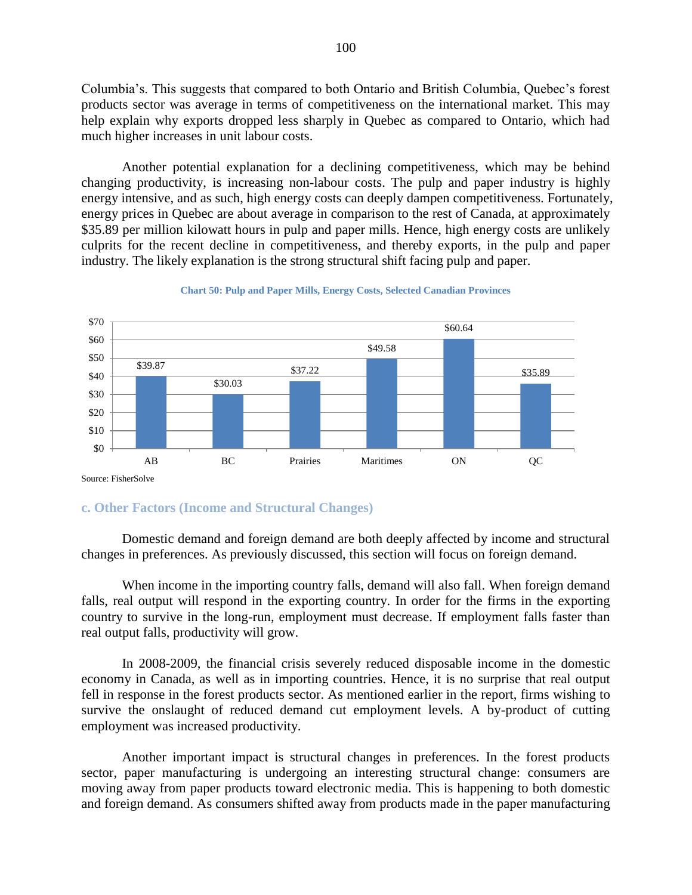Columbia's. This suggests that compared to both Ontario and British Columbia, Quebec's forest products sector was average in terms of competitiveness on the international market. This may help explain why exports dropped less sharply in Quebec as compared to Ontario, which had much higher increases in unit labour costs.

Another potential explanation for a declining competitiveness, which may be behind changing productivity, is increasing non-labour costs. The pulp and paper industry is highly energy intensive, and as such, high energy costs can deeply dampen competitiveness. Fortunately, energy prices in Quebec are about average in comparison to the rest of Canada, at approximately $35.89 per million kilowatt hours in pulp and paper mills. Hence, high energy costs are unlikely culprits for the recent decline in competitiveness, and thereby exports, in the pulp and paper industry. The likely explanation is the strong structural shift facing pulp and paper.

**Chart 50: Pulp and Paper Mills, Energy Costs, Selected Canadian Provinces**

| Province | Energy Cost |
|---|---|
| AB | $39.87 |
| BC | $30.03 |
| Prairies | $37.22 |
| Maritimes | $49.58 |
| ON | $60.64 |
| QC | $35.89 |

Source: FisherSolve

### c. Other Factors (Income and Structural Changes)

Domestic demand and foreign demand are both deeply affected by income and structural changes in preferences. As previously discussed, this section will focus on foreign demand.

When income in the importing country falls, demand will also fall. When foreign demand falls, real output will respond in the exporting country. In order for the firms in the exporting country to survive in the long-run, employment must decrease. If employment falls faster than real output falls, productivity will grow.

In 2008-2009, the financial crisis severely reduced disposable income in the domestic economy in Canada, as well as in importing countries. Hence, it is no surprise that real output fell in response in the forest products sector. As mentioned earlier in the report, firms wishing to survive the onslaught of reduced demand cut employment levels. A by-product of cutting employment was increased productivity.

Another important impact is structural changes in preferences. In the forest products sector, paper manufacturing is undergoing an interesting structural change: consumers are moving away from paper products toward electronic media. This is happening to both domestic and foreign demand. As consumers shifted away from products made in the paper manufacturing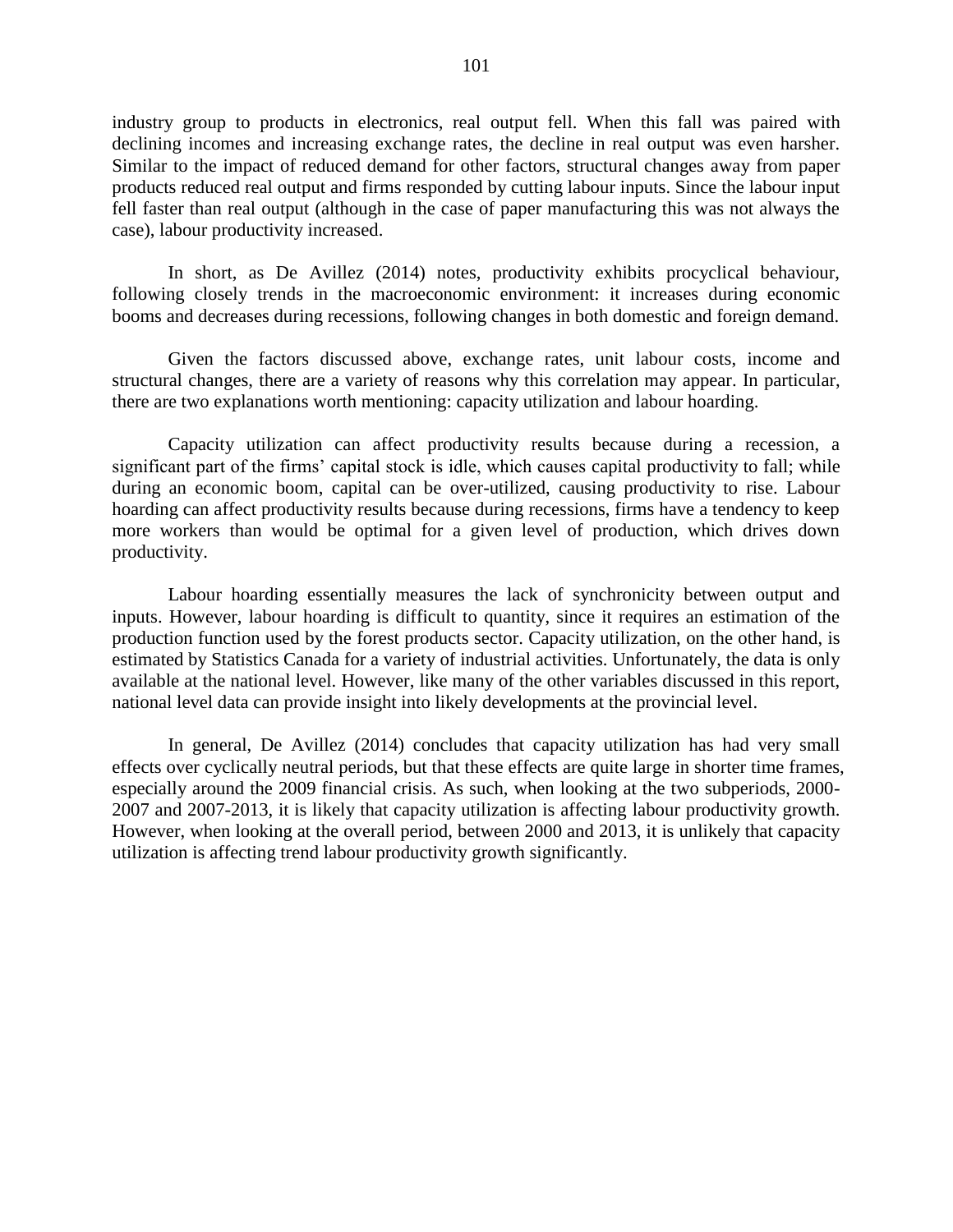industry group to products in electronics, real output fell. When this fall was paired with declining incomes and increasing exchange rates, the decline in real output was even harsher. Similar to the impact of reduced demand for other factors, structural changes away from paper products reduced real output and firms responded by cutting labour inputs. Since the labour input fell faster than real output (although in the case of paper manufacturing this was not always the case), labour productivity increased.

In short, as De Avillez (2014) notes, productivity exhibits procyclical behaviour, following closely trends in the macroeconomic environment: it increases during economic booms and decreases during recessions, following changes in both domestic and foreign demand.

Given the factors discussed above, exchange rates, unit labour costs, income and structural changes, there are a variety of reasons why this correlation may appear. In particular, there are two explanations worth mentioning: capacity utilization and labour hoarding.

Capacity utilization can affect productivity results because during a recession, a significant part of the firms' capital stock is idle, which causes capital productivity to fall; while during an economic boom, capital can be over-utilized, causing productivity to rise. Labour hoarding can affect productivity results because during recessions, firms have a tendency to keep more workers than would be optimal for a given level of production, which drives down productivity.

Labour hoarding essentially measures the lack of synchronicity between output and inputs. However, labour hoarding is difficult to quantity, since it requires an estimation of the production function used by the forest products sector. Capacity utilization, on the other hand, is estimated by Statistics Canada for a variety of industrial activities. Unfortunately, the data is only available at the national level. However, like many of the other variables discussed in this report, national level data can provide insight into likely developments at the provincial level.

In general, De Avillez (2014) concludes that capacity utilization has had very small effects over cyclically neutral periods, but that these effects are quite large in shorter time frames, especially around the 2009 financial crisis. As such, when looking at the two subperiods, 2000-2007 and 2007-2013, it is likely that capacity utilization is affecting labour productivity growth. However, when looking at the overall period, between 2000 and 2013, it is unlikely that capacity utilization is affecting trend labour productivity growth significantly.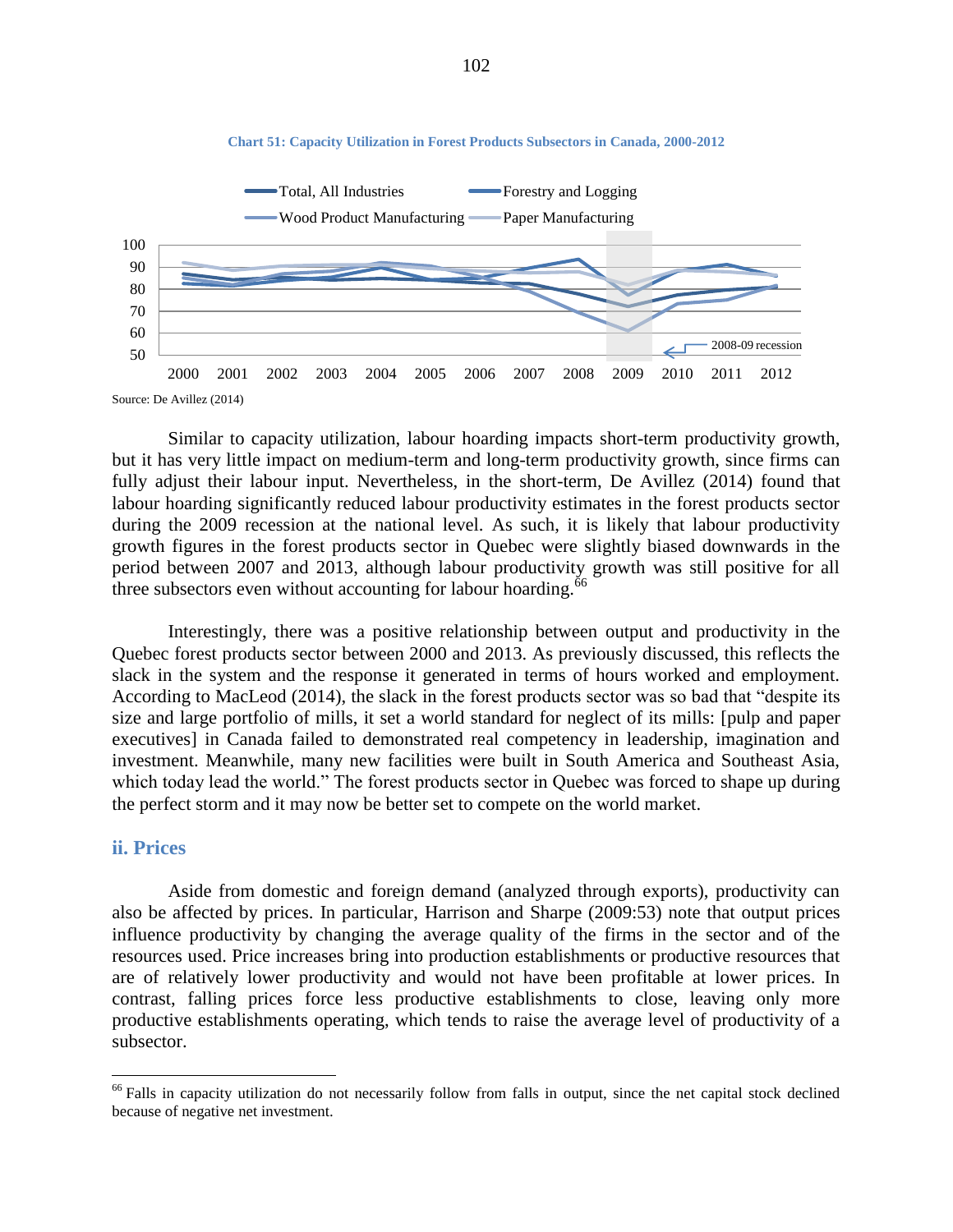**Chart 51: Capacity Utilization in Forest Products Subsectors in Canada, 2000-2012**

Source: De Avillez (2014)

Similar to capacity utilization, labour hoarding impacts short-term productivity growth, but it has very little impact on medium-term and long-term productivity growth, since firms can fully adjust their labour input. Nevertheless, in the short-term, De Avillez (2014) found that labour hoarding significantly reduced labour productivity estimates in the forest products sector during the 2009 recession at the national level. As such, it is likely that labour productivity growth figures in the forest products sector in Quebec were slightly biased downwards in the period between 2007 and 2013, although labour productivity growth was still positive for all three subsectors even without accounting for labour hoarding.[66]

Interestingly, there was a positive relationship between output and productivity in the Quebec forest products sector between 2000 and 2013. As previously discussed, this reflects the slack in the system and the response it generated in terms of hours worked and employment. According to MacLeod (2014), the slack in the forest products sector was so bad that "despite its size and large portfolio of mills, it set a world standard for neglect of its mills: [pulp and paper executives] in Canada failed to demonstrated real competency in leadership, imagination and investment. Meanwhile, many new facilities were built in South America and Southeast Asia, which today lead the world." The forest products sector in Quebec was forced to shape up during the perfect storm and it may now be better set to compete on the world market.

### ii. Prices

Aside from domestic and foreign demand (analyzed through exports), productivity can also be affected by prices. In particular, Harrison and Sharpe (2009:53) note that output prices influence productivity by changing the average quality of the firms in the sector and of the resources used. Price increases bring into production establishments or productive resources that are of relatively lower productivity and would not have been profitable at lower prices. In contrast, falling prices force less productive establishments to close, leaving only more productive establishments operating, which tends to raise the average level of productivity of a subsector.

[66] Falls in capacity utilization do not necessarily follow from falls in output, since the net capital stock declined because of negative net investment.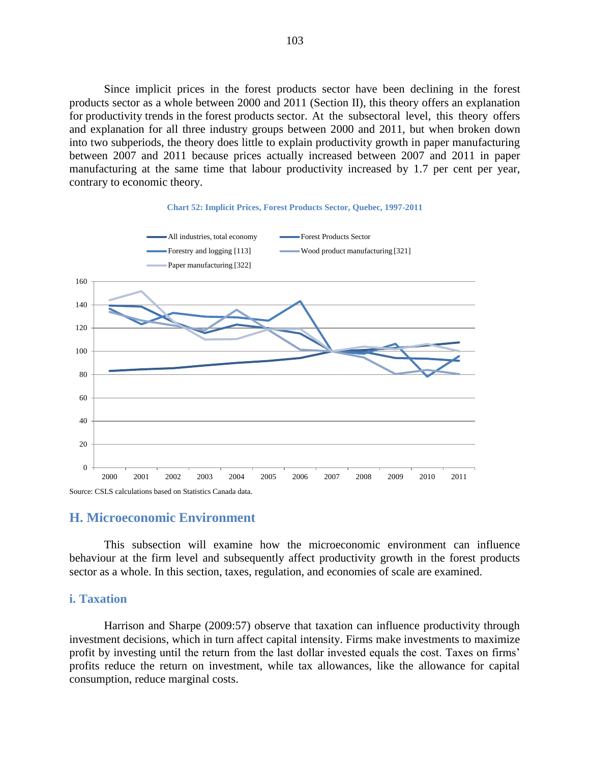Since implicit prices in the forest products sector have been declining in the forest products sector as a whole between 2000 and 2011 (Section II), this theory offers an explanation for productivity trends in the forest products sector. At the subsectoral level, this theory offers and explanation for all three industry groups between 2000 and 2011, but when broken down into two subperiods, the theory does little to explain productivity growth in paper manufacturing between 2007 and 2011 because prices actually increased between 2007 and 2011 in paper manufacturing at the same time that labour productivity increased by 1.7 per cent per year, contrary to economic theory.

**Chart 52: Implicit Prices, Forest Products Sector, Quebec, 1997-2011**

Source: CSLS calculations based on Statistics Canada data.

## H. Microeconomic Environment

This subsection will examine how the microeconomic environment can influence behaviour at the firm level and subsequently affect productivity growth in the forest products sector as a whole. In this section, taxes, regulation, and economies of scale are examined.

### i. Taxation

Harrison and Sharpe (2009:57) observe that taxation can influence productivity through investment decisions, which in turn affect capital intensity. Firms make investments to maximize profit by investing until the return from the last dollar invested equals the cost. Taxes on firms' profits reduce the return on investment, while tax allowances, like the allowance for capital consumption, reduce marginal costs.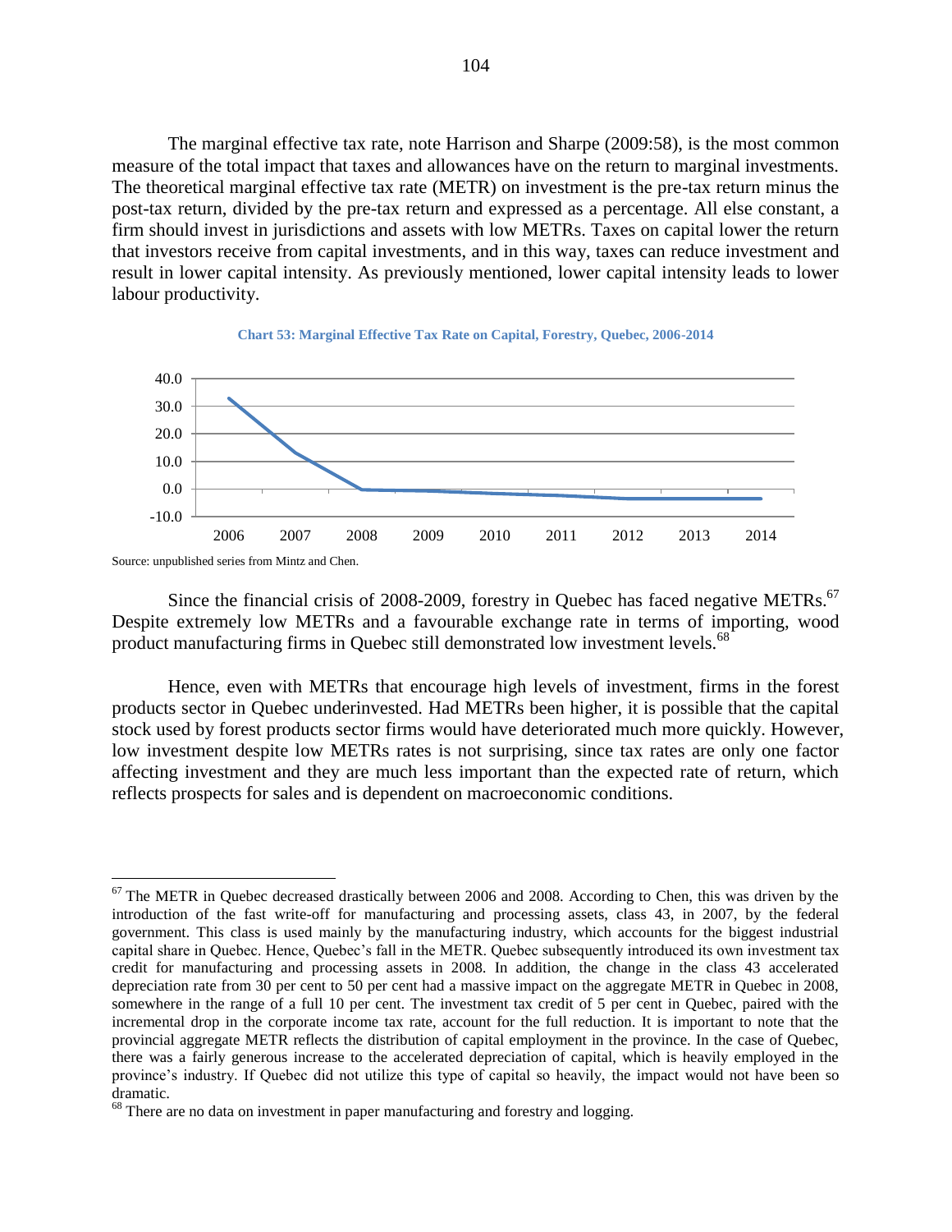The marginal effective tax rate, note Harrison and Sharpe (2009:58), is the most common measure of the total impact that taxes and allowances have on the return to marginal investments. The theoretical marginal effective tax rate (METR) on investment is the pre-tax return minus the post-tax return, divided by the pre-tax return and expressed as a percentage. All else constant, a firm should invest in jurisdictions and assets with low METRs. Taxes on capital lower the return that investors receive from capital investments, and in this way, taxes can reduce investment and result in lower capital intensity. As previously mentioned, lower capital intensity leads to lower labour productivity.

**Chart 53: Marginal Effective Tax Rate on Capital, Forestry, Quebec, 2006-2014**

Source: unpublished series from Mintz and Chen.

Since the financial crisis of 2008-2009, forestry in Quebec has faced negative METRs.[67] Despite extremely low METRs and a favourable exchange rate in terms of importing, wood product manufacturing firms in Quebec still demonstrated low investment levels.[68]

Hence, even with METRs that encourage high levels of investment, firms in the forest products sector in Quebec underinvested. Had METRs been higher, it is possible that the capital stock used by forest products sector firms would have deteriorated much more quickly. However, low investment despite low METRs rates is not surprising, since tax rates are only one factor affecting investment and they are much less important than the expected rate of return, which reflects prospects for sales and is dependent on macroeconomic conditions.

---

[67] The METR in Quebec decreased drastically between 2006 and 2008. According to Chen, this was driven by the introduction of the fast write-off for manufacturing and processing assets, class 43, in 2007, by the federal government. This class is used mainly by the manufacturing industry, which accounts for the biggest industrial capital share in Quebec. Hence, Quebec's fall in the METR. Quebec subsequently introduced its own investment tax credit for manufacturing and processing assets in 2008. In addition, the change in the class 43 accelerated depreciation rate from 30 per cent to 50 per cent had a massive impact on the aggregate METR in Quebec in 2008, somewhere in the range of a full 10 per cent. The investment tax credit of 5 per cent in Quebec, paired with the incremental drop in the corporate income tax rate, account for the full reduction. It is important to note that the provincial aggregate METR reflects the distribution of capital employment in the province. In the case of Quebec, there was a fairly generous increase to the accelerated depreciation of capital, which is heavily employed in the province's industry. If Quebec did not utilize this type of capital so heavily, the impact would not have been so dramatic.

[68] There are no data on investment in paper manufacturing and forestry and logging.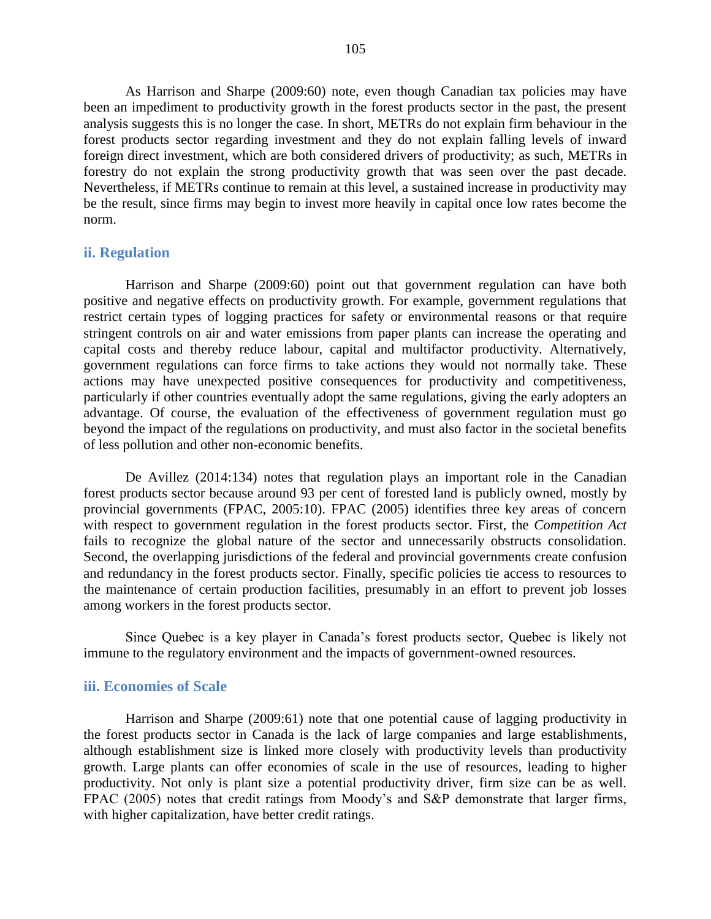As Harrison and Sharpe (2009:60) note, even though Canadian tax policies may have been an impediment to productivity growth in the forest products sector in the past, the present analysis suggests this is no longer the case. In short, METRs do not explain firm behaviour in the forest products sector regarding investment and they do not explain falling levels of inward foreign direct investment, which are both considered drivers of productivity; as such, METRs in forestry do not explain the strong productivity growth that was seen over the past decade. Nevertheless, if METRs continue to remain at this level, a sustained increase in productivity may be the result, since firms may begin to invest more heavily in capital once low rates become the norm.

### ii. Regulation

Harrison and Sharpe (2009:60) point out that government regulation can have both positive and negative effects on productivity growth. For example, government regulations that restrict certain types of logging practices for safety or environmental reasons or that require stringent controls on air and water emissions from paper plants can increase the operating and capital costs and thereby reduce labour, capital and multifactor productivity. Alternatively, government regulations can force firms to take actions they would not normally take. These actions may have unexpected positive consequences for productivity and competitiveness, particularly if other countries eventually adopt the same regulations, giving the early adopters an advantage. Of course, the evaluation of the effectiveness of government regulation must go beyond the impact of the regulations on productivity, and must also factor in the societal benefits of less pollution and other non-economic benefits.

De Avillez (2014:134) notes that regulation plays an important role in the Canadian forest products sector because around 93 per cent of forested land is publicly owned, mostly by provincial governments (FPAC, 2005:10). FPAC (2005) identifies three key areas of concern with respect to government regulation in the forest products sector. First, the *Competition Act* fails to recognize the global nature of the sector and unnecessarily obstructs consolidation. Second, the overlapping jurisdictions of the federal and provincial governments create confusion and redundancy in the forest products sector. Finally, specific policies tie access to resources to the maintenance of certain production facilities, presumably in an effort to prevent job losses among workers in the forest products sector.

Since Quebec is a key player in Canada's forest products sector, Quebec is likely not immune to the regulatory environment and the impacts of government-owned resources.

### iii. Economies of Scale

Harrison and Sharpe (2009:61) note that one potential cause of lagging productivity in the forest products sector in Canada is the lack of large companies and large establishments, although establishment size is linked more closely with productivity levels than productivity growth. Large plants can offer economies of scale in the use of resources, leading to higher productivity. Not only is plant size a potential productivity driver, firm size can be as well. FPAC (2005) notes that credit ratings from Moody's and S&P demonstrate that larger firms, with higher capitalization, have better credit ratings.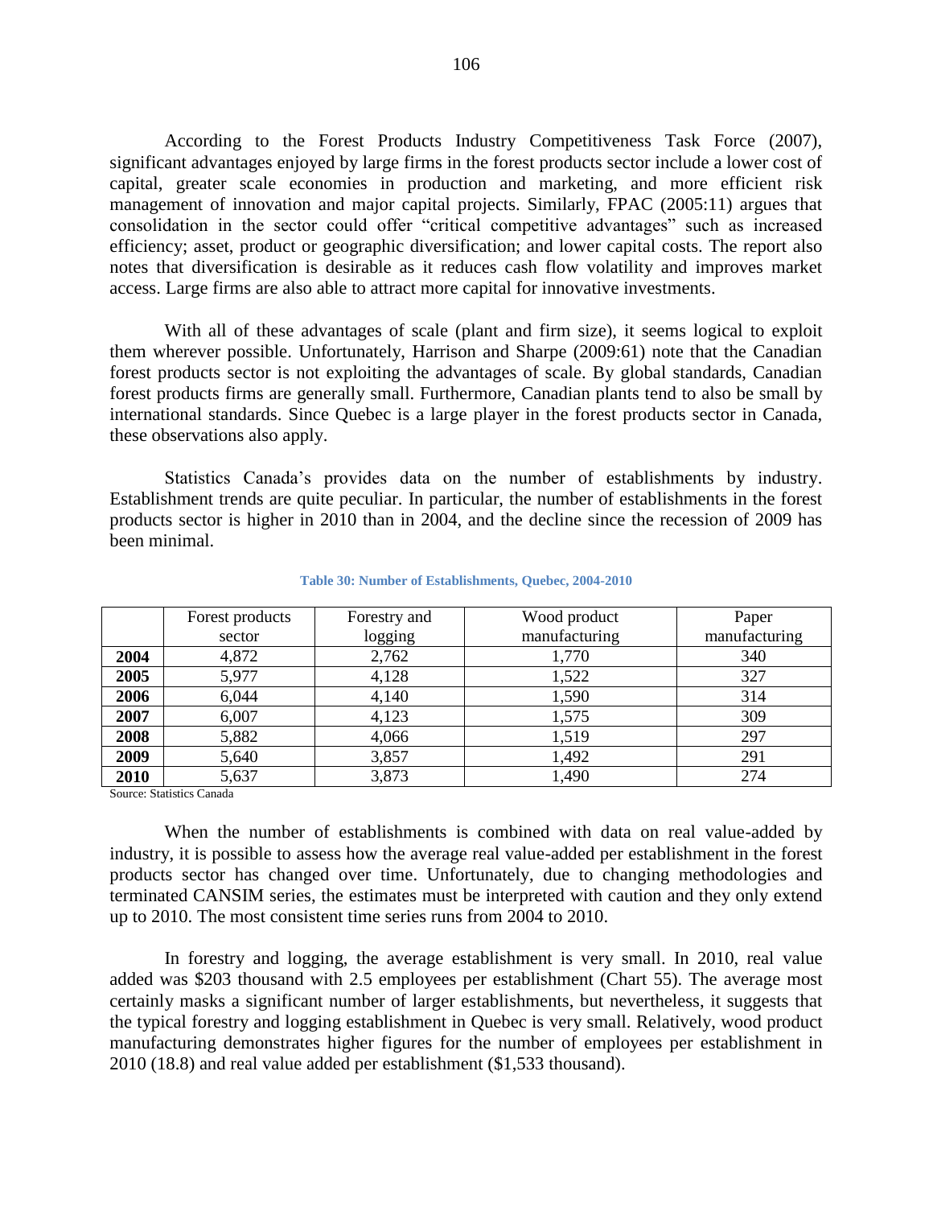According to the Forest Products Industry Competitiveness Task Force (2007), significant advantages enjoyed by large firms in the forest products sector include a lower cost of capital, greater scale economies in production and marketing, and more efficient risk management of innovation and major capital projects. Similarly, FPAC (2005:11) argues that consolidation in the sector could offer "critical competitive advantages" such as increased efficiency; asset, product or geographic diversification; and lower capital costs. The report also notes that diversification is desirable as it reduces cash flow volatility and improves market access. Large firms are also able to attract more capital for innovative investments.

With all of these advantages of scale (plant and firm size), it seems logical to exploit them wherever possible. Unfortunately, Harrison and Sharpe (2009:61) note that the Canadian forest products sector is not exploiting the advantages of scale. By global standards, Canadian forest products firms are generally small. Furthermore, Canadian plants tend to also be small by international standards. Since Quebec is a large player in the forest products sector in Canada, these observations also apply.

Statistics Canada's provides data on the number of establishments by industry. Establishment trends are quite peculiar. In particular, the number of establishments in the forest products sector is higher in 2010 than in 2004, and the decline since the recession of 2009 has been minimal.

**Table 30: Number of Establishments, Quebec, 2004-2010**

| | Forest products sector | Forestry and logging | Wood product manufacturing | Paper manufacturing |
|---|---|---|---|---|
| **2004** | 4,872 | 2,762 | 1,770 | 340 |
| **2005** | 5,977 | 4,128 | 1,522 | 327 |
| **2006** | 6,044 | 4,140 | 1,590 | 314 |
| **2007** | 6,007 | 4,123 | 1,575 | 309 |
| **2008** | 5,882 | 4,066 | 1,519 | 297 |
| **2009** | 5,640 | 3,857 | 1,492 | 291 |
| **2010** | 5,637 | 3,873 | 1,490 | 274 |

Source: Statistics Canada

When the number of establishments is combined with data on real value-added by industry, it is possible to assess how the average real value-added per establishment in the forest products sector has changed over time. Unfortunately, due to changing methodologies and terminated CANSIM series, the estimates must be interpreted with caution and they only extend up to 2010. The most consistent time series runs from 2004 to 2010.

In forestry and logging, the average establishment is very small. In 2010, real value added was $203 thousand with 2.5 employees per establishment (Chart 55). The average most certainly masks a significant number of larger establishments, but nevertheless, it suggests that the typical forestry and logging establishment in Quebec is very small. Relatively, wood product manufacturing demonstrates higher figures for the number of employees per establishment in 2010 (18.8) and real value added per establishment ($1,533 thousand).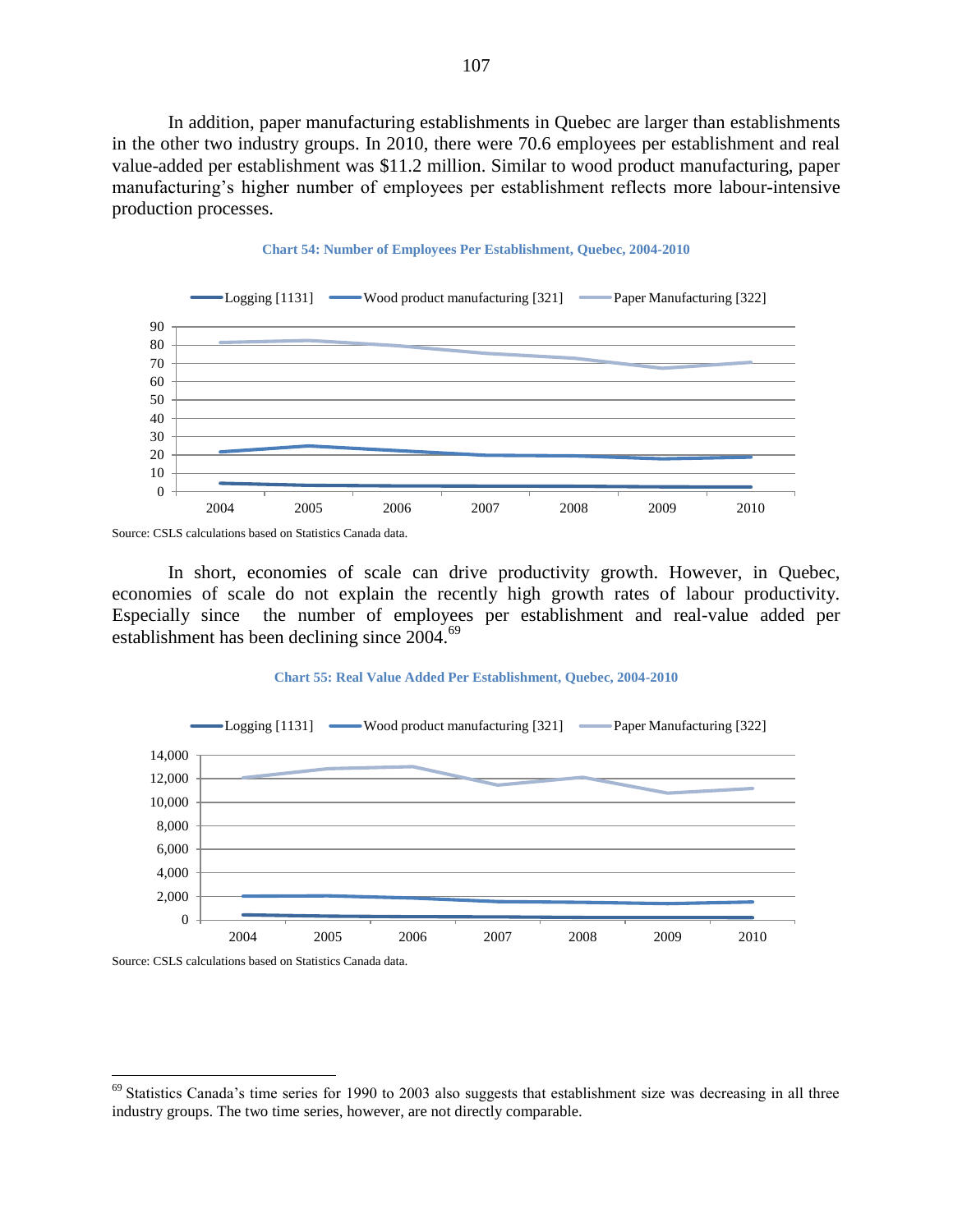In addition, paper manufacturing establishments in Quebec are larger than establishments in the other two industry groups. In 2010, there were 70.6 employees per establishment and real value-added per establishment was $11.2 million. Similar to wood product manufacturing, paper manufacturing's higher number of employees per establishment reflects more labour-intensive production processes.

**Chart 54: Number of Employees Per Establishment, Quebec, 2004-2010**

Source: CSLS calculations based on Statistics Canada data.

In short, economies of scale can drive productivity growth. However, in Quebec, economies of scale do not explain the recently high growth rates of labour productivity. Especially since the number of employees per establishment and real-value added per establishment has been declining since 2004.[69]

**Chart 55: Real Value Added Per Establishment, Quebec, 2004-2010**

Source: CSLS calculations based on Statistics Canada data.

[69] Statistics Canada's time series for 1990 to 2003 also suggests that establishment size was decreasing in all three industry groups. The two time series, however, are not directly comparable.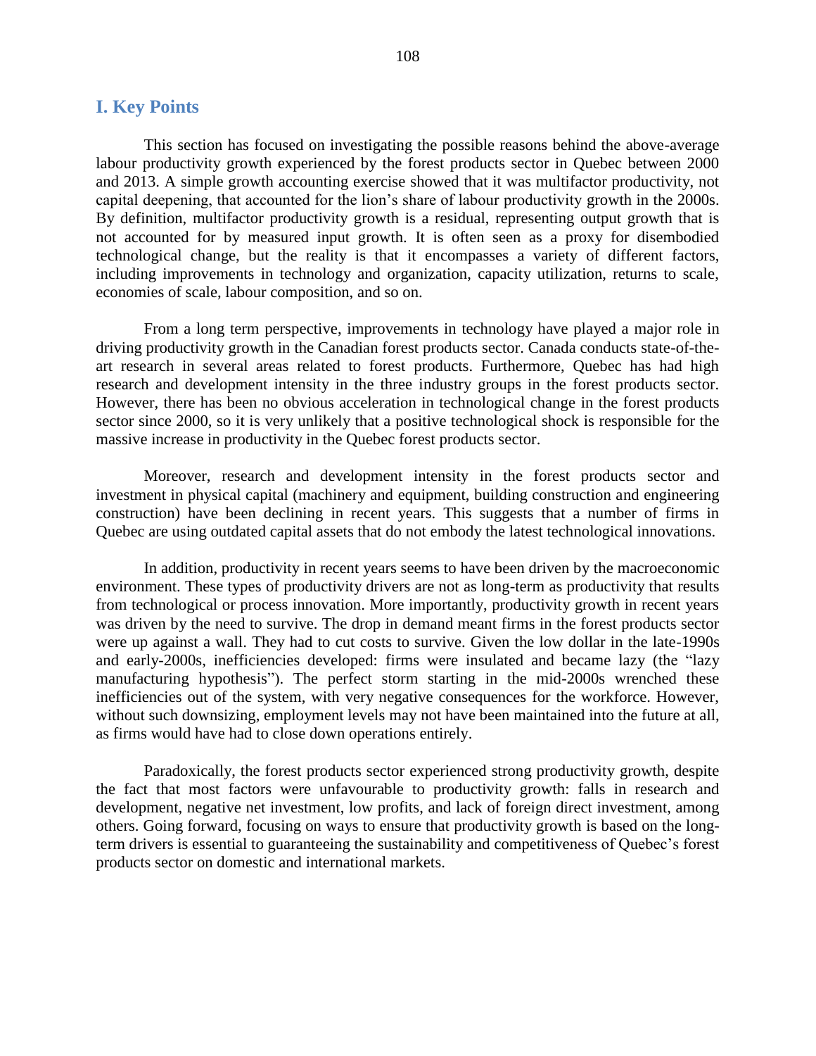## I. Key Points

This section has focused on investigating the possible reasons behind the above-average labour productivity growth experienced by the forest products sector in Quebec between 2000 and 2013. A simple growth accounting exercise showed that it was multifactor productivity, not capital deepening, that accounted for the lion's share of labour productivity growth in the 2000s. By definition, multifactor productivity growth is a residual, representing output growth that is not accounted for by measured input growth. It is often seen as a proxy for disembodied technological change, but the reality is that it encompasses a variety of different factors, including improvements in technology and organization, capacity utilization, returns to scale, economies of scale, labour composition, and so on.

From a long term perspective, improvements in technology have played a major role in driving productivity growth in the Canadian forest products sector. Canada conducts state-of-the-art research in several areas related to forest products. Furthermore, Quebec has had high research and development intensity in the three industry groups in the forest products sector. However, there has been no obvious acceleration in technological change in the forest products sector since 2000, so it is very unlikely that a positive technological shock is responsible for the massive increase in productivity in the Quebec forest products sector.

Moreover, research and development intensity in the forest products sector and investment in physical capital (machinery and equipment, building construction and engineering construction) have been declining in recent years. This suggests that a number of firms in Quebec are using outdated capital assets that do not embody the latest technological innovations.

In addition, productivity in recent years seems to have been driven by the macroeconomic environment. These types of productivity drivers are not as long-term as productivity that results from technological or process innovation. More importantly, productivity growth in recent years was driven by the need to survive. The drop in demand meant firms in the forest products sector were up against a wall. They had to cut costs to survive. Given the low dollar in the late-1990s and early-2000s, inefficiencies developed: firms were insulated and became lazy (the "lazy manufacturing hypothesis"). The perfect storm starting in the mid-2000s wrenched these inefficiencies out of the system, with very negative consequences for the workforce. However, without such downsizing, employment levels may not have been maintained into the future at all, as firms would have had to close down operations entirely.

Paradoxically, the forest products sector experienced strong productivity growth, despite the fact that most factors were unfavourable to productivity growth: falls in research and development, negative net investment, low profits, and lack of foreign direct investment, among others. Going forward, focusing on ways to ensure that productivity growth is based on the long-term drivers is essential to guaranteeing the sustainability and competitiveness of Quebec's forest products sector on domestic and international markets.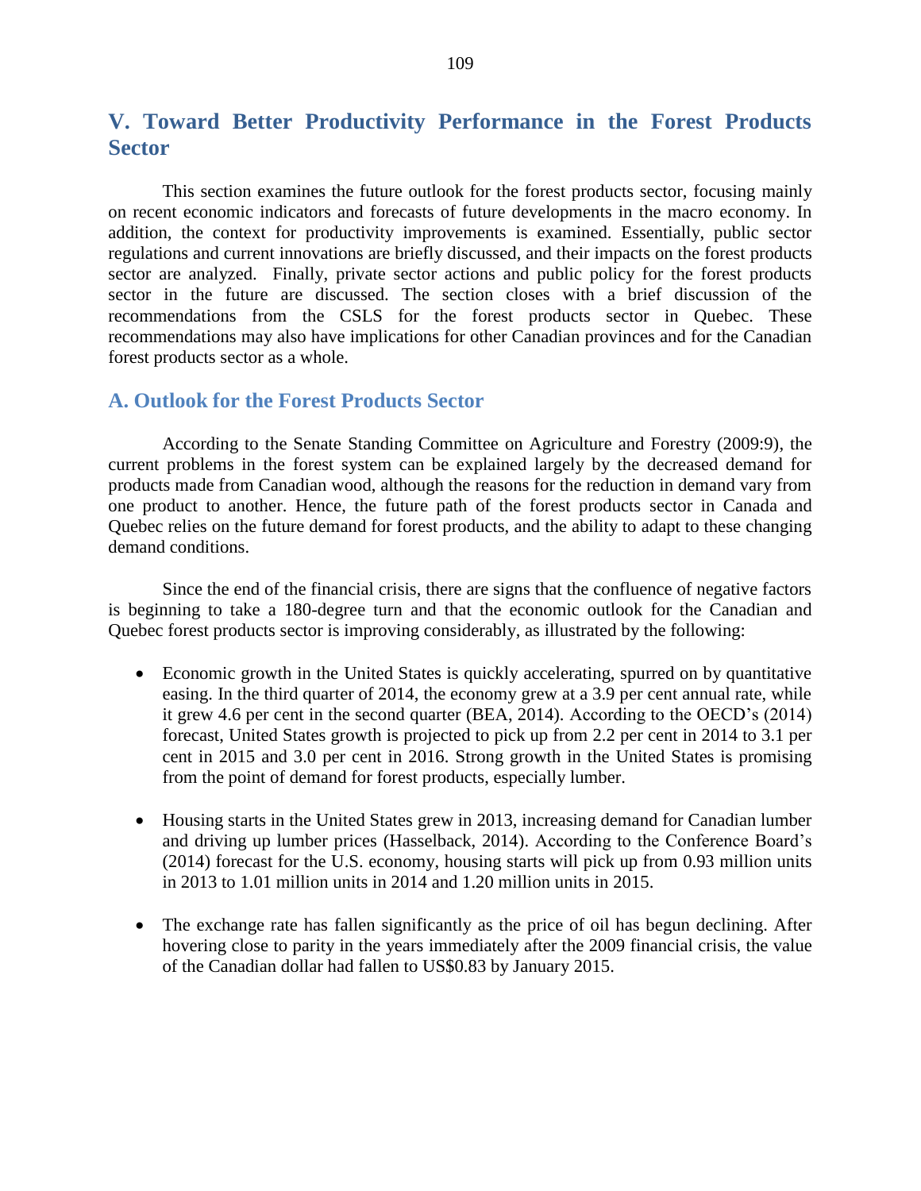# V. Toward Better Productivity Performance in the Forest Products Sector

This section examines the future outlook for the forest products sector, focusing mainly on recent economic indicators and forecasts of future developments in the macro economy. In addition, the context for productivity improvements is examined. Essentially, public sector regulations and current innovations are briefly discussed, and their impacts on the forest products sector are analyzed. Finally, private sector actions and public policy for the forest products sector in the future are discussed. The section closes with a brief discussion of the recommendations from the CSLS for the forest products sector in Quebec. These recommendations may also have implications for other Canadian provinces and for the Canadian forest products sector as a whole.

## A. Outlook for the Forest Products Sector

According to the Senate Standing Committee on Agriculture and Forestry (2009:9), the current problems in the forest system can be explained largely by the decreased demand for products made from Canadian wood, although the reasons for the reduction in demand vary from one product to another. Hence, the future path of the forest products sector in Canada and Quebec relies on the future demand for forest products, and the ability to adapt to these changing demand conditions.

Since the end of the financial crisis, there are signs that the confluence of negative factors is beginning to take a 180-degree turn and that the economic outlook for the Canadian and Quebec forest products sector is improving considerably, as illustrated by the following:

- Economic growth in the United States is quickly accelerating, spurred on by quantitative easing. In the third quarter of 2014, the economy grew at a 3.9 per cent annual rate, while it grew 4.6 per cent in the second quarter (BEA, 2014). According to the OECD's (2014) forecast, United States growth is projected to pick up from 2.2 per cent in 2014 to 3.1 per cent in 2015 and 3.0 per cent in 2016. Strong growth in the United States is promising from the point of demand for forest products, especially lumber.

- Housing starts in the United States grew in 2013, increasing demand for Canadian lumber and driving up lumber prices (Hasselback, 2014). According to the Conference Board's (2014) forecast for the U.S. economy, housing starts will pick up from 0.93 million units in 2013 to 1.01 million units in 2014 and 1.20 million units in 2015.

- The exchange rate has fallen significantly as the price of oil has begun declining. After hovering close to parity in the years immediately after the 2009 financial crisis, the value of the Canadian dollar had fallen to US$0.83 by January 2015.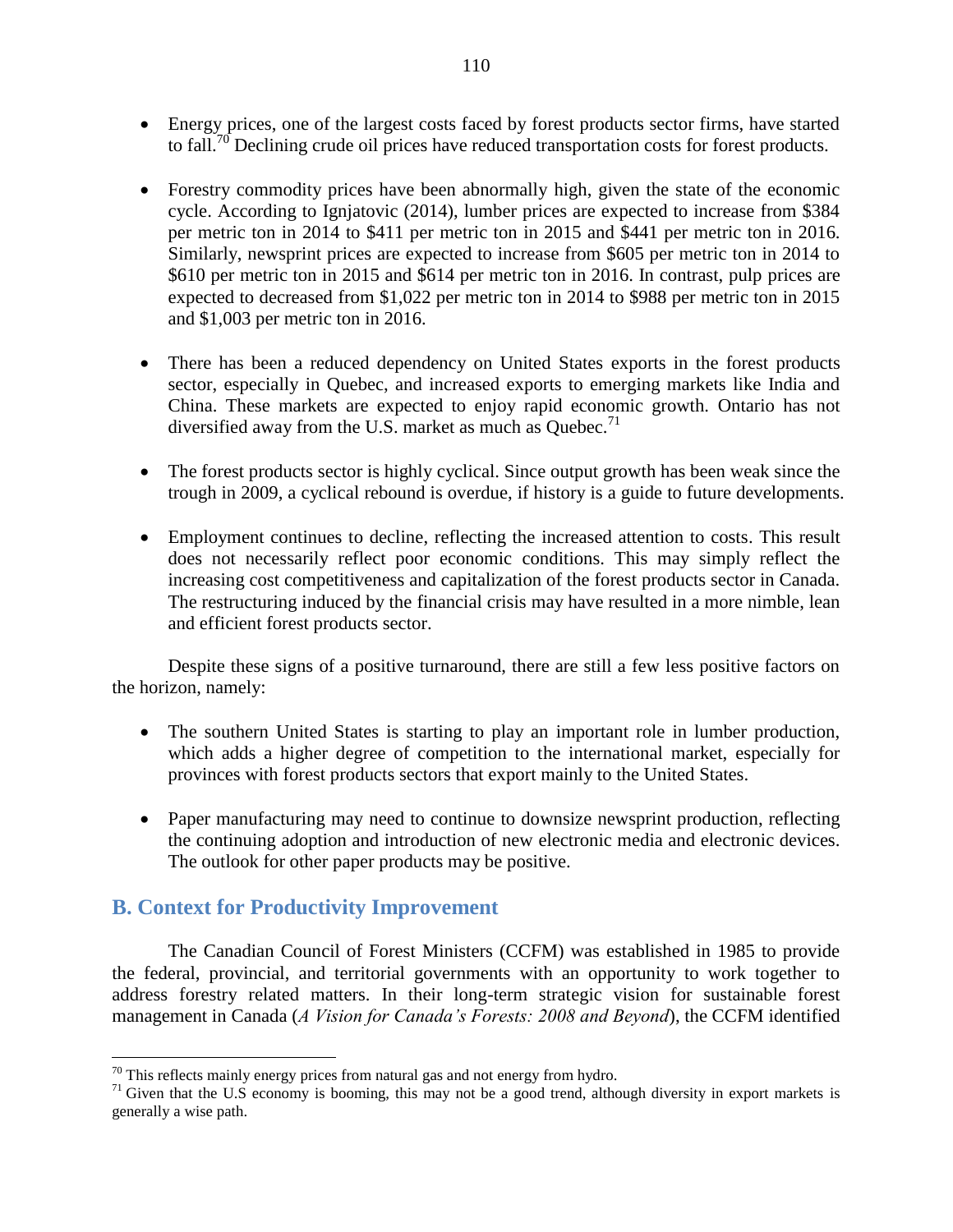- Energy prices, one of the largest costs faced by forest products sector firms, have started to fall.[70] Declining crude oil prices have reduced transportation costs for forest products.

- Forestry commodity prices have been abnormally high, given the state of the economic cycle. According to Ignjatovic (2014), lumber prices are expected to increase from $384 per metric ton in 2014 to $411 per metric ton in 2015 and $441 per metric ton in 2016. Similarly, newsprint prices are expected to increase from $605 per metric ton in 2014 to $610 per metric ton in 2015 and $614 per metric ton in 2016. In contrast, pulp prices are expected to decreased from $1,022 per metric ton in 2014 to $988 per metric ton in 2015 and $1,003 per metric ton in 2016.

- There has been a reduced dependency on United States exports in the forest products sector, especially in Quebec, and increased exports to emerging markets like India and China. These markets are expected to enjoy rapid economic growth. Ontario has not diversified away from the U.S. market as much as Quebec.[71]

- The forest products sector is highly cyclical. Since output growth has been weak since the trough in 2009, a cyclical rebound is overdue, if history is a guide to future developments.

- Employment continues to decline, reflecting the increased attention to costs. This result does not necessarily reflect poor economic conditions. This may simply reflect the increasing cost competitiveness and capitalization of the forest products sector in Canada. The restructuring induced by the financial crisis may have resulted in a more nimble, lean and efficient forest products sector.

Despite these signs of a positive turnaround, there are still a few less positive factors on the horizon, namely:

- The southern United States is starting to play an important role in lumber production, which adds a higher degree of competition to the international market, especially for provinces with forest products sectors that export mainly to the United States.

- Paper manufacturing may need to continue to downsize newsprint production, reflecting the continuing adoption and introduction of new electronic media and electronic devices. The outlook for other paper products may be positive.

## B. Context for Productivity Improvement

The Canadian Council of Forest Ministers (CCFM) was established in 1985 to provide the federal, provincial, and territorial governments with an opportunity to work together to address forestry related matters. In their long-term strategic vision for sustainable forest management in Canada (*A Vision for Canada's Forests: 2008 and Beyond*), the CCFM identified

---

[70] This reflects mainly energy prices from natural gas and not energy from hydro.

[71] Given that the U.S economy is booming, this may not be a good trend, although diversity in export markets is generally a wise path.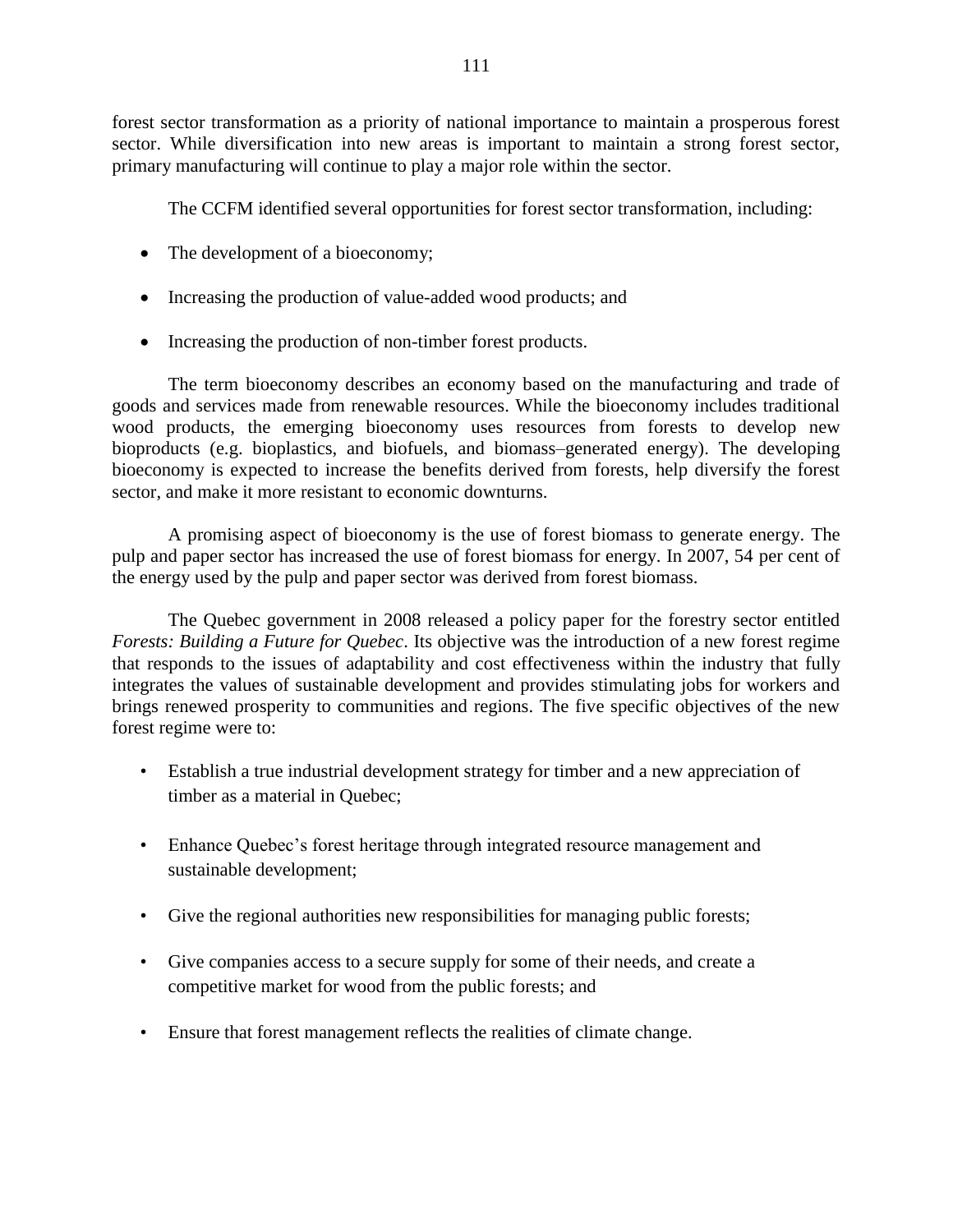forest sector transformation as a priority of national importance to maintain a prosperous forest sector. While diversification into new areas is important to maintain a strong forest sector, primary manufacturing will continue to play a major role within the sector.

The CCFM identified several opportunities for forest sector transformation, including:

- The development of a bioeconomy;
- Increasing the production of value-added wood products; and
- Increasing the production of non-timber forest products.

The term bioeconomy describes an economy based on the manufacturing and trade of goods and services made from renewable resources. While the bioeconomy includes traditional wood products, the emerging bioeconomy uses resources from forests to develop new bioproducts (e.g. bioplastics, and biofuels, and biomass–generated energy). The developing bioeconomy is expected to increase the benefits derived from forests, help diversify the forest sector, and make it more resistant to economic downturns.

A promising aspect of bioeconomy is the use of forest biomass to generate energy. The pulp and paper sector has increased the use of forest biomass for energy. In 2007, 54 per cent of the energy used by the pulp and paper sector was derived from forest biomass.

The Quebec government in 2008 released a policy paper for the forestry sector entitled *Forests: Building a Future for Quebec*. Its objective was the introduction of a new forest regime that responds to the issues of adaptability and cost effectiveness within the industry that fully integrates the values of sustainable development and provides stimulating jobs for workers and brings renewed prosperity to communities and regions. The five specific objectives of the new forest regime were to:

- Establish a true industrial development strategy for timber and a new appreciation of timber as a material in Quebec;
- Enhance Quebec's forest heritage through integrated resource management and sustainable development;
- Give the regional authorities new responsibilities for managing public forests;
- Give companies access to a secure supply for some of their needs, and create a competitive market for wood from the public forests; and
- Ensure that forest management reflects the realities of climate change.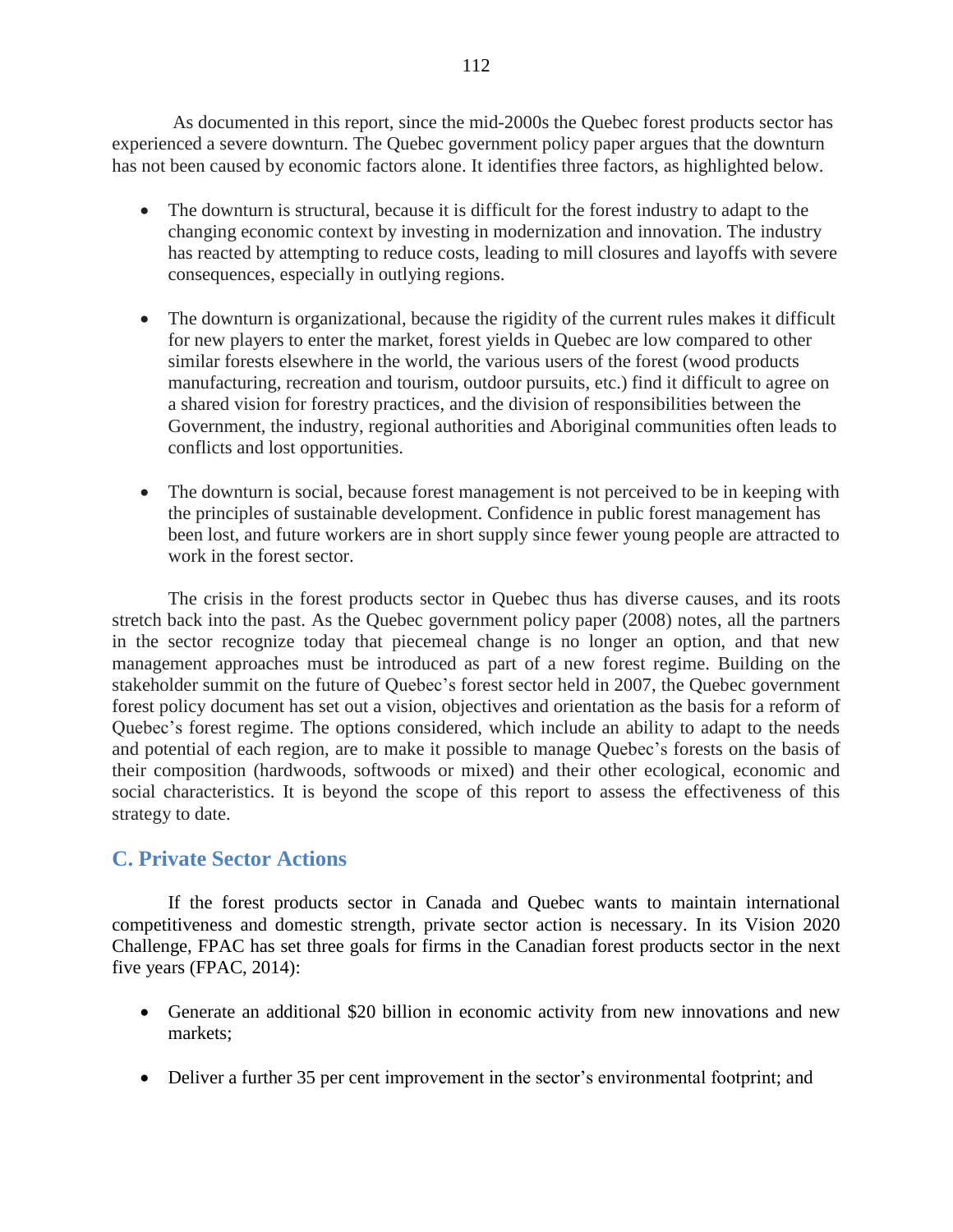As documented in this report, since the mid-2000s the Quebec forest products sector has experienced a severe downturn. The Quebec government policy paper argues that the downturn has not been caused by economic factors alone. It identifies three factors, as highlighted below.

- The downturn is structural, because it is difficult for the forest industry to adapt to the changing economic context by investing in modernization and innovation. The industry has reacted by attempting to reduce costs, leading to mill closures and layoffs with severe consequences, especially in outlying regions.

- The downturn is organizational, because the rigidity of the current rules makes it difficult for new players to enter the market, forest yields in Quebec are low compared to other similar forests elsewhere in the world, the various users of the forest (wood products manufacturing, recreation and tourism, outdoor pursuits, etc.) find it difficult to agree on a shared vision for forestry practices, and the division of responsibilities between the Government, the industry, regional authorities and Aboriginal communities often leads to conflicts and lost opportunities.

- The downturn is social, because forest management is not perceived to be in keeping with the principles of sustainable development. Confidence in public forest management has been lost, and future workers are in short supply since fewer young people are attracted to work in the forest sector.

The crisis in the forest products sector in Quebec thus has diverse causes, and its roots stretch back into the past. As the Quebec government policy paper (2008) notes, all the partners in the sector recognize today that piecemeal change is no longer an option, and that new management approaches must be introduced as part of a new forest regime. Building on the stakeholder summit on the future of Quebec's forest sector held in 2007, the Quebec government forest policy document has set out a vision, objectives and orientation as the basis for a reform of Quebec's forest regime. The options considered, which include an ability to adapt to the needs and potential of each region, are to make it possible to manage Quebec's forests on the basis of their composition (hardwoods, softwoods or mixed) and their other ecological, economic and social characteristics. It is beyond the scope of this report to assess the effectiveness of this strategy to date.

## C. Private Sector Actions

If the forest products sector in Canada and Quebec wants to maintain international competitiveness and domestic strength, private sector action is necessary. In its Vision 2020 Challenge, FPAC has set three goals for firms in the Canadian forest products sector in the next five years (FPAC, 2014):

- Generate an additional $20 billion in economic activity from new innovations and new markets;

- Deliver a further 35 per cent improvement in the sector's environmental footprint; and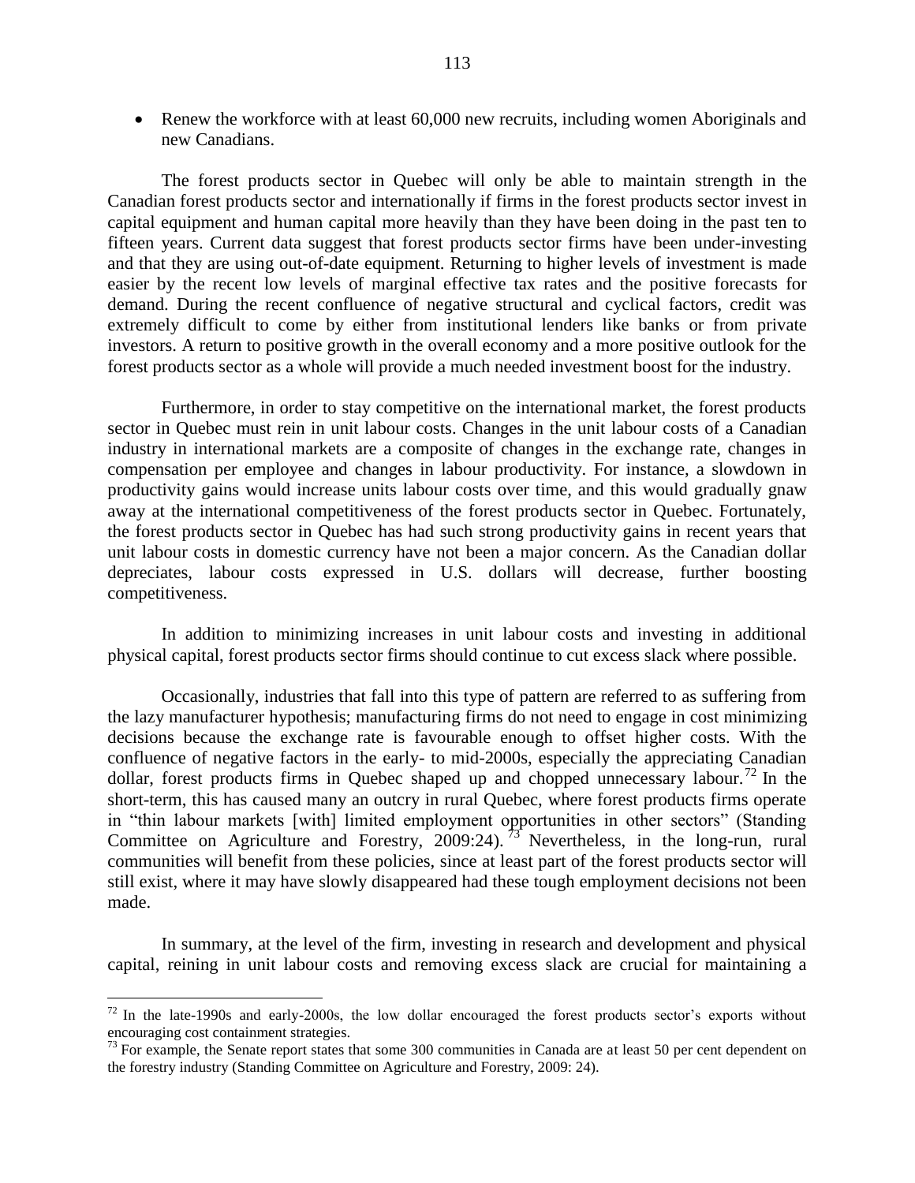- Renew the workforce with at least 60,000 new recruits, including women Aboriginals and new Canadians.

The forest products sector in Quebec will only be able to maintain strength in the Canadian forest products sector and internationally if firms in the forest products sector invest in capital equipment and human capital more heavily than they have been doing in the past ten to fifteen years. Current data suggest that forest products sector firms have been under-investing and that they are using out-of-date equipment. Returning to higher levels of investment is made easier by the recent low levels of marginal effective tax rates and the positive forecasts for demand. During the recent confluence of negative structural and cyclical factors, credit was extremely difficult to come by either from institutional lenders like banks or from private investors. A return to positive growth in the overall economy and a more positive outlook for the forest products sector as a whole will provide a much needed investment boost for the industry.

Furthermore, in order to stay competitive on the international market, the forest products sector in Quebec must rein in unit labour costs. Changes in the unit labour costs of a Canadian industry in international markets are a composite of changes in the exchange rate, changes in compensation per employee and changes in labour productivity. For instance, a slowdown in productivity gains would increase units labour costs over time, and this would gradually gnaw away at the international competitiveness of the forest products sector in Quebec. Fortunately, the forest products sector in Quebec has had such strong productivity gains in recent years that unit labour costs in domestic currency have not been a major concern. As the Canadian dollar depreciates, labour costs expressed in U.S. dollars will decrease, further boosting competitiveness.

In addition to minimizing increases in unit labour costs and investing in additional physical capital, forest products sector firms should continue to cut excess slack where possible.

Occasionally, industries that fall into this type of pattern are referred to as suffering from the lazy manufacturer hypothesis; manufacturing firms do not need to engage in cost minimizing decisions because the exchange rate is favourable enough to offset higher costs. With the confluence of negative factors in the early- to mid-2000s, especially the appreciating Canadian dollar, forest products firms in Quebec shaped up and chopped unnecessary labour.[72] In the short-term, this has caused many an outcry in rural Quebec, where forest products firms operate in "thin labour markets [with] limited employment opportunities in other sectors" (Standing Committee on Agriculture and Forestry, 2009:24).[73] Nevertheless, in the long-run, rural communities will benefit from these policies, since at least part of the forest products sector will still exist, where it may have slowly disappeared had these tough employment decisions not been made.

In summary, at the level of the firm, investing in research and development and physical capital, reining in unit labour costs and removing excess slack are crucial for maintaining a

[72] In the late-1990s and early-2000s, the low dollar encouraged the forest products sector's exports without encouraging cost containment strategies.

[73] For example, the Senate report states that some 300 communities in Canada are at least 50 per cent dependent on the forestry industry (Standing Committee on Agriculture and Forestry, 2009: 24).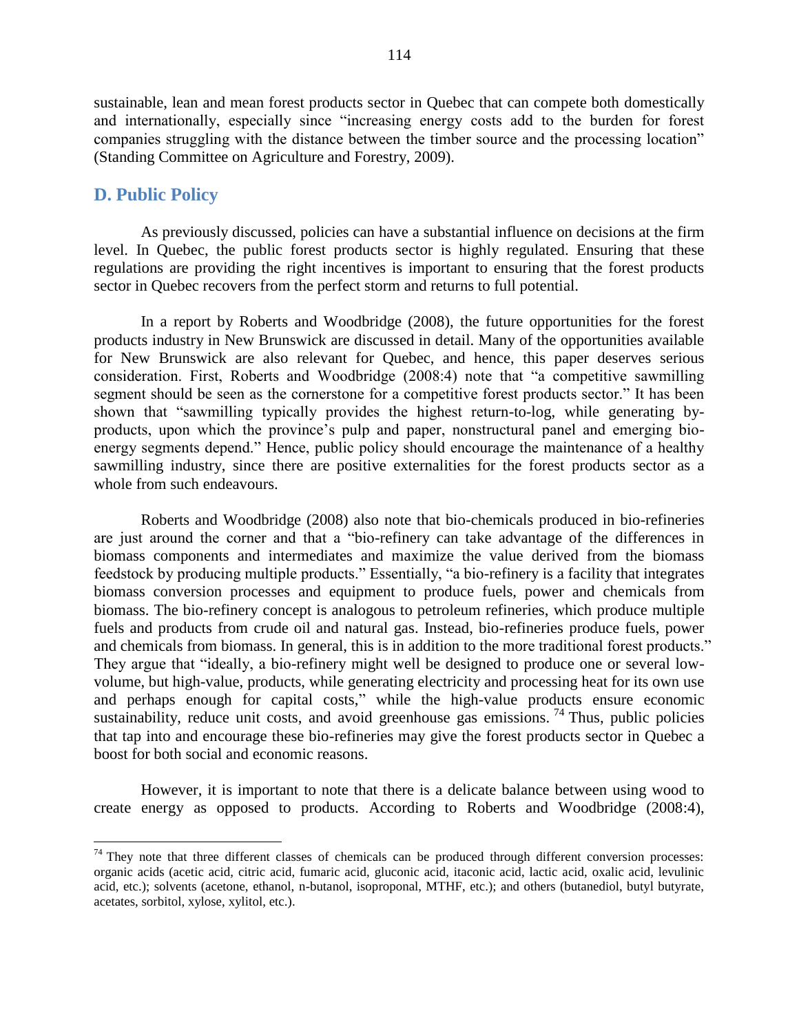sustainable, lean and mean forest products sector in Quebec that can compete both domestically and internationally, especially since "increasing energy costs add to the burden for forest companies struggling with the distance between the timber source and the processing location" (Standing Committee on Agriculture and Forestry, 2009).

## D. Public Policy

As previously discussed, policies can have a substantial influence on decisions at the firm level. In Quebec, the public forest products sector is highly regulated. Ensuring that these regulations are providing the right incentives is important to ensuring that the forest products sector in Quebec recovers from the perfect storm and returns to full potential.

In a report by Roberts and Woodbridge (2008), the future opportunities for the forest products industry in New Brunswick are discussed in detail. Many of the opportunities available for New Brunswick are also relevant for Quebec, and hence, this paper deserves serious consideration. First, Roberts and Woodbridge (2008:4) note that "a competitive sawmilling segment should be seen as the cornerstone for a competitive forest products sector." It has been shown that "sawmilling typically provides the highest return-to-log, while generating by-products, upon which the province's pulp and paper, nonstructural panel and emerging bio-energy segments depend." Hence, public policy should encourage the maintenance of a healthy sawmilling industry, since there are positive externalities for the forest products sector as a whole from such endeavours.

Roberts and Woodbridge (2008) also note that bio-chemicals produced in bio-refineries are just around the corner and that a "bio-refinery can take advantage of the differences in biomass components and intermediates and maximize the value derived from the biomass feedstock by producing multiple products." Essentially, "a bio-refinery is a facility that integrates biomass conversion processes and equipment to produce fuels, power and chemicals from biomass. The bio-refinery concept is analogous to petroleum refineries, which produce multiple fuels and products from crude oil and natural gas. Instead, bio-refineries produce fuels, power and chemicals from biomass. In general, this is in addition to the more traditional forest products." They argue that "ideally, a bio-refinery might well be designed to produce one or several low-volume, but high-value, products, while generating electricity and processing heat for its own use and perhaps enough for capital costs," while the high-value products ensure economic sustainability, reduce unit costs, and avoid greenhouse gas emissions. [74] Thus, public policies that tap into and encourage these bio-refineries may give the forest products sector in Quebec a boost for both social and economic reasons.

However, it is important to note that there is a delicate balance between using wood to create energy as opposed to products. According to Roberts and Woodbridge (2008:4),

---

[74] They note that three different classes of chemicals can be produced through different conversion processes: organic acids (acetic acid, citric acid, fumaric acid, gluconic acid, itaconic acid, lactic acid, oxalic acid, levulinic acid, etc.); solvents (acetone, ethanol, n-butanol, isoproponal, MTHF, etc.); and others (butanediol, butyl butyrate, acetates, sorbitol, xylose, xylitol, etc.).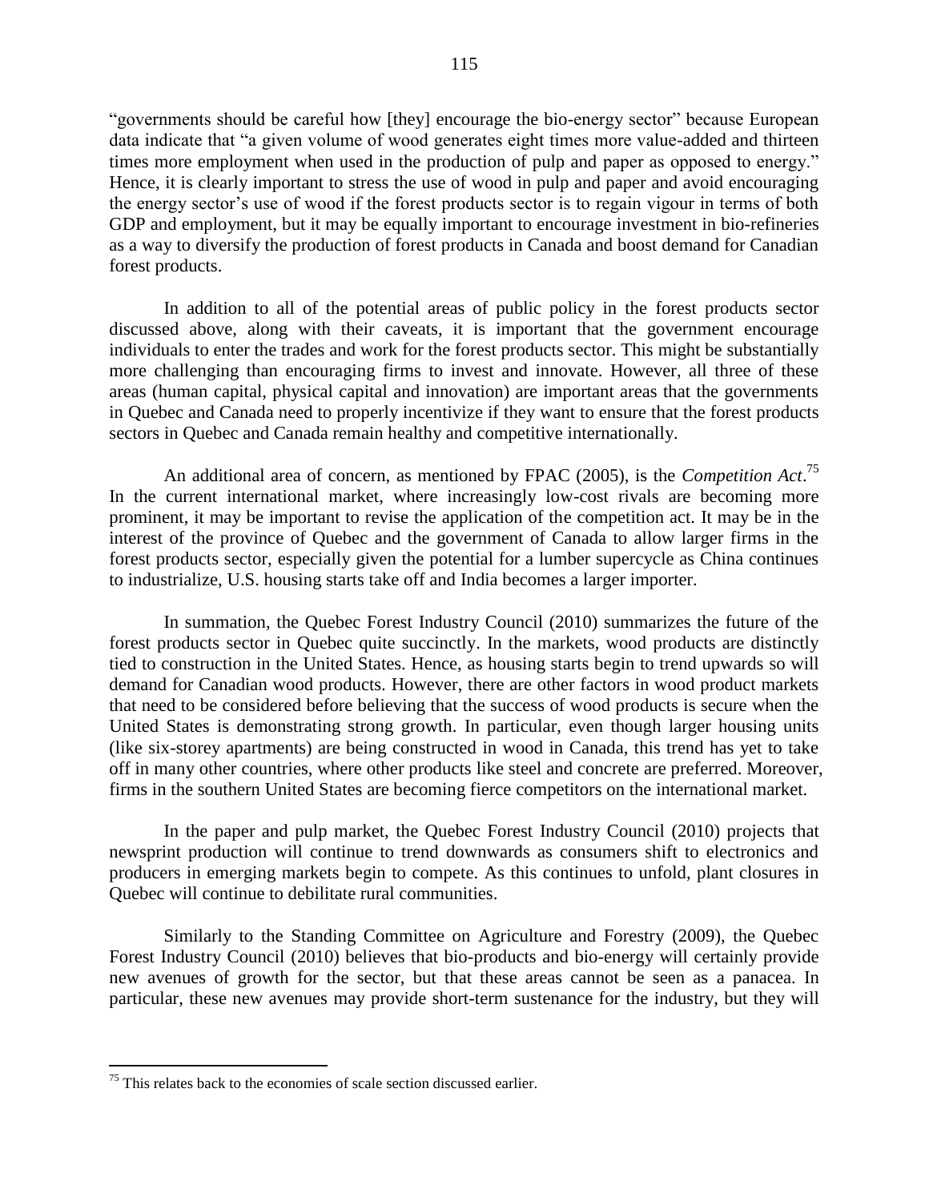"governments should be careful how [they] encourage the bio-energy sector" because European data indicate that "a given volume of wood generates eight times more value-added and thirteen times more employment when used in the production of pulp and paper as opposed to energy." Hence, it is clearly important to stress the use of wood in pulp and paper and avoid encouraging the energy sector's use of wood if the forest products sector is to regain vigour in terms of both GDP and employment, but it may be equally important to encourage investment in bio-refineries as a way to diversify the production of forest products in Canada and boost demand for Canadian forest products.

In addition to all of the potential areas of public policy in the forest products sector discussed above, along with their caveats, it is important that the government encourage individuals to enter the trades and work for the forest products sector. This might be substantially more challenging than encouraging firms to invest and innovate. However, all three of these areas (human capital, physical capital and innovation) are important areas that the governments in Quebec and Canada need to properly incentivize if they want to ensure that the forest products sectors in Quebec and Canada remain healthy and competitive internationally.

An additional area of concern, as mentioned by FPAC (2005), is the *Competition Act*.[75] In the current international market, where increasingly low-cost rivals are becoming more prominent, it may be important to revise the application of the competition act. It may be in the interest of the province of Quebec and the government of Canada to allow larger firms in the forest products sector, especially given the potential for a lumber supercycle as China continues to industrialize, U.S. housing starts take off and India becomes a larger importer.

In summation, the Quebec Forest Industry Council (2010) summarizes the future of the forest products sector in Quebec quite succinctly. In the markets, wood products are distinctly tied to construction in the United States. Hence, as housing starts begin to trend upwards so will demand for Canadian wood products. However, there are other factors in wood product markets that need to be considered before believing that the success of wood products is secure when the United States is demonstrating strong growth. In particular, even though larger housing units (like six-storey apartments) are being constructed in wood in Canada, this trend has yet to take off in many other countries, where other products like steel and concrete are preferred. Moreover, firms in the southern United States are becoming fierce competitors on the international market.

In the paper and pulp market, the Quebec Forest Industry Council (2010) projects that newsprint production will continue to trend downwards as consumers shift to electronics and producers in emerging markets begin to compete. As this continues to unfold, plant closures in Quebec will continue to debilitate rural communities.

Similarly to the Standing Committee on Agriculture and Forestry (2009), the Quebec Forest Industry Council (2010) believes that bio-products and bio-energy will certainly provide new avenues of growth for the sector, but that these areas cannot be seen as a panacea. In particular, these new avenues may provide short-term sustenance for the industry, but they will

[75] This relates back to the economies of scale section discussed earlier.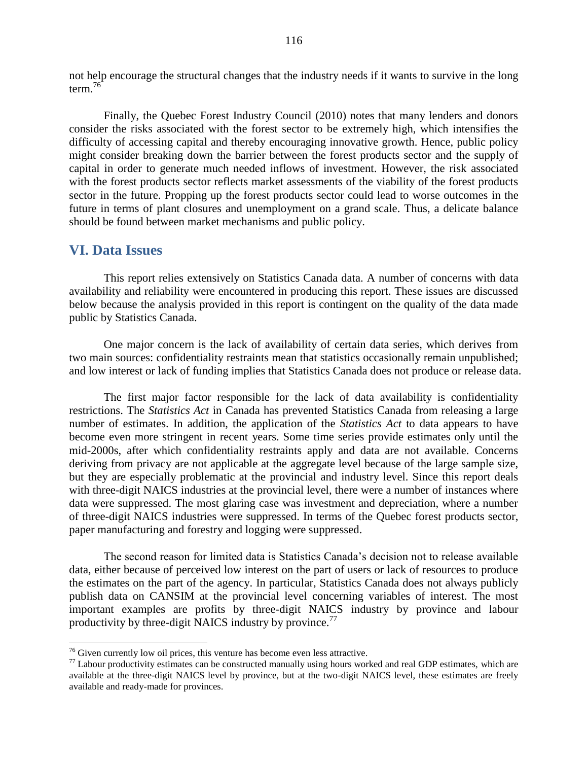not help encourage the structural changes that the industry needs if it wants to survive in the long term.[76]

Finally, the Quebec Forest Industry Council (2010) notes that many lenders and donors consider the risks associated with the forest sector to be extremely high, which intensifies the difficulty of accessing capital and thereby encouraging innovative growth. Hence, public policy might consider breaking down the barrier between the forest products sector and the supply of capital in order to generate much needed inflows of investment. However, the risk associated with the forest products sector reflects market assessments of the viability of the forest products sector in the future. Propping up the forest products sector could lead to worse outcomes in the future in terms of plant closures and unemployment on a grand scale. Thus, a delicate balance should be found between market mechanisms and public policy.

## VI. Data Issues

This report relies extensively on Statistics Canada data. A number of concerns with data availability and reliability were encountered in producing this report. These issues are discussed below because the analysis provided in this report is contingent on the quality of the data made public by Statistics Canada.

One major concern is the lack of availability of certain data series, which derives from two main sources: confidentiality restraints mean that statistics occasionally remain unpublished; and low interest or lack of funding implies that Statistics Canada does not produce or release data.

The first major factor responsible for the lack of data availability is confidentiality restrictions. The *Statistics Act* in Canada has prevented Statistics Canada from releasing a large number of estimates. In addition, the application of the *Statistics Act* to data appears to have become even more stringent in recent years. Some time series provide estimates only until the mid-2000s, after which confidentiality restraints apply and data are not available. Concerns deriving from privacy are not applicable at the aggregate level because of the large sample size, but they are especially problematic at the provincial and industry level. Since this report deals with three-digit NAICS industries at the provincial level, there were a number of instances where data were suppressed. The most glaring case was investment and depreciation, where a number of three-digit NAICS industries were suppressed. In terms of the Quebec forest products sector, paper manufacturing and forestry and logging were suppressed.

The second reason for limited data is Statistics Canada's decision not to release available data, either because of perceived low interest on the part of users or lack of resources to produce the estimates on the part of the agency. In particular, Statistics Canada does not always publicly publish data on CANSIM at the provincial level concerning variables of interest. The most important examples are profits by three-digit NAICS industry by province and labour productivity by three-digit NAICS industry by province.[77]

---

[76] Given currently low oil prices, this venture has become even less attractive.

[77] Labour productivity estimates can be constructed manually using hours worked and real GDP estimates, which are available at the three-digit NAICS level by province, but at the two-digit NAICS level, these estimates are freely available and ready-made for provinces.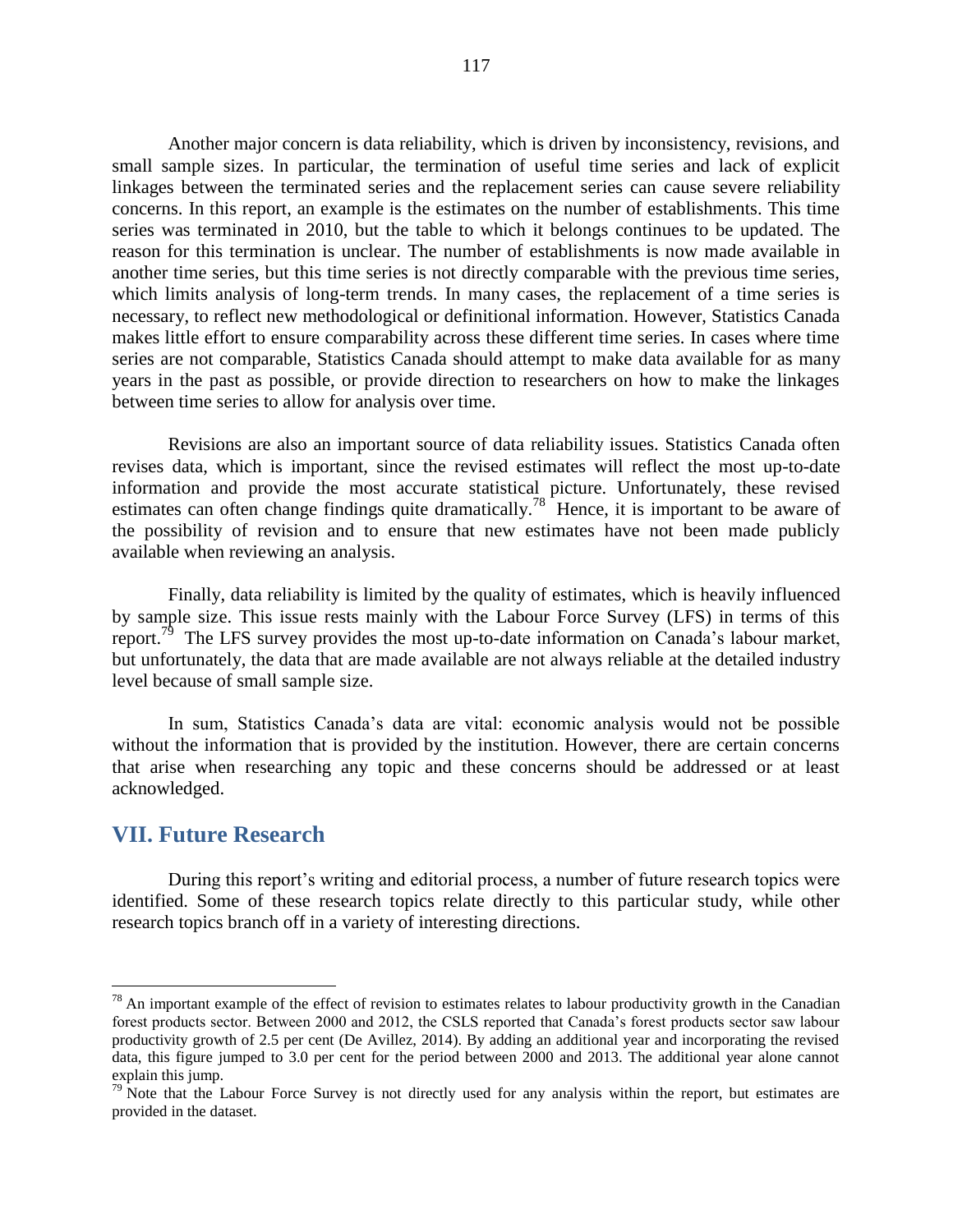Another major concern is data reliability, which is driven by inconsistency, revisions, and small sample sizes. In particular, the termination of useful time series and lack of explicit linkages between the terminated series and the replacement series can cause severe reliability concerns. In this report, an example is the estimates on the number of establishments. This time series was terminated in 2010, but the table to which it belongs continues to be updated. The reason for this termination is unclear. The number of establishments is now made available in another time series, but this time series is not directly comparable with the previous time series, which limits analysis of long-term trends. In many cases, the replacement of a time series is necessary, to reflect new methodological or definitional information. However, Statistics Canada makes little effort to ensure comparability across these different time series. In cases where time series are not comparable, Statistics Canada should attempt to make data available for as many years in the past as possible, or provide direction to researchers on how to make the linkages between time series to allow for analysis over time.

Revisions are also an important source of data reliability issues. Statistics Canada often revises data, which is important, since the revised estimates will reflect the most up-to-date information and provide the most accurate statistical picture. Unfortunately, these revised estimates can often change findings quite dramatically.[78] Hence, it is important to be aware of the possibility of revision and to ensure that new estimates have not been made publicly available when reviewing an analysis.

Finally, data reliability is limited by the quality of estimates, which is heavily influenced by sample size. This issue rests mainly with the Labour Force Survey (LFS) in terms of this report.[79] The LFS survey provides the most up-to-date information on Canada's labour market, but unfortunately, the data that are made available are not always reliable at the detailed industry level because of small sample size.

In sum, Statistics Canada's data are vital: economic analysis would not be possible without the information that is provided by the institution. However, there are certain concerns that arise when researching any topic and these concerns should be addressed or at least acknowledged.

## VII. Future Research

During this report's writing and editorial process, a number of future research topics were identified. Some of these research topics relate directly to this particular study, while other research topics branch off in a variety of interesting directions.

---

[78] An important example of the effect of revision to estimates relates to labour productivity growth in the Canadian forest products sector. Between 2000 and 2012, the CSLS reported that Canada's forest products sector saw labour productivity growth of 2.5 per cent (De Avillez, 2014). By adding an additional year and incorporating the revised data, this figure jumped to 3.0 per cent for the period between 2000 and 2013. The additional year alone cannot explain this jump.

[79] Note that the Labour Force Survey is not directly used for any analysis within the report, but estimates are provided in the dataset.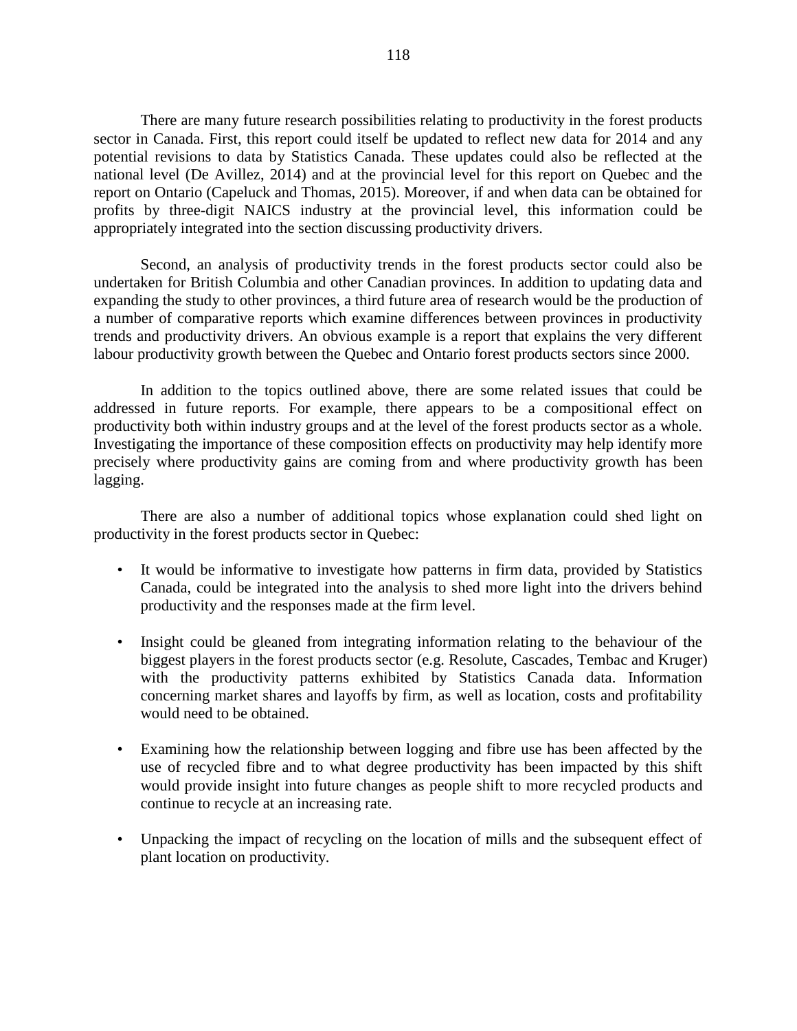There are many future research possibilities relating to productivity in the forest products sector in Canada. First, this report could itself be updated to reflect new data for 2014 and any potential revisions to data by Statistics Canada. These updates could also be reflected at the national level (De Avillez, 2014) and at the provincial level for this report on Quebec and the report on Ontario (Capeluck and Thomas, 2015). Moreover, if and when data can be obtained for profits by three-digit NAICS industry at the provincial level, this information could be appropriately integrated into the section discussing productivity drivers.

Second, an analysis of productivity trends in the forest products sector could also be undertaken for British Columbia and other Canadian provinces. In addition to updating data and expanding the study to other provinces, a third future area of research would be the production of a number of comparative reports which examine differences between provinces in productivity trends and productivity drivers. An obvious example is a report that explains the very different labour productivity growth between the Quebec and Ontario forest products sectors since 2000.

In addition to the topics outlined above, there are some related issues that could be addressed in future reports. For example, there appears to be a compositional effect on productivity both within industry groups and at the level of the forest products sector as a whole. Investigating the importance of these composition effects on productivity may help identify more precisely where productivity gains are coming from and where productivity growth has been lagging.

There are also a number of additional topics whose explanation could shed light on productivity in the forest products sector in Quebec:

- It would be informative to investigate how patterns in firm data, provided by Statistics Canada, could be integrated into the analysis to shed more light into the drivers behind productivity and the responses made at the firm level.

- Insight could be gleaned from integrating information relating to the behaviour of the biggest players in the forest products sector (e.g. Resolute, Cascades, Tembac and Kruger) with the productivity patterns exhibited by Statistics Canada data. Information concerning market shares and layoffs by firm, as well as location, costs and profitability would need to be obtained.

- Examining how the relationship between logging and fibre use has been affected by the use of recycled fibre and to what degree productivity has been impacted by this shift would provide insight into future changes as people shift to more recycled products and continue to recycle at an increasing rate.

- Unpacking the impact of recycling on the location of mills and the subsequent effect of plant location on productivity.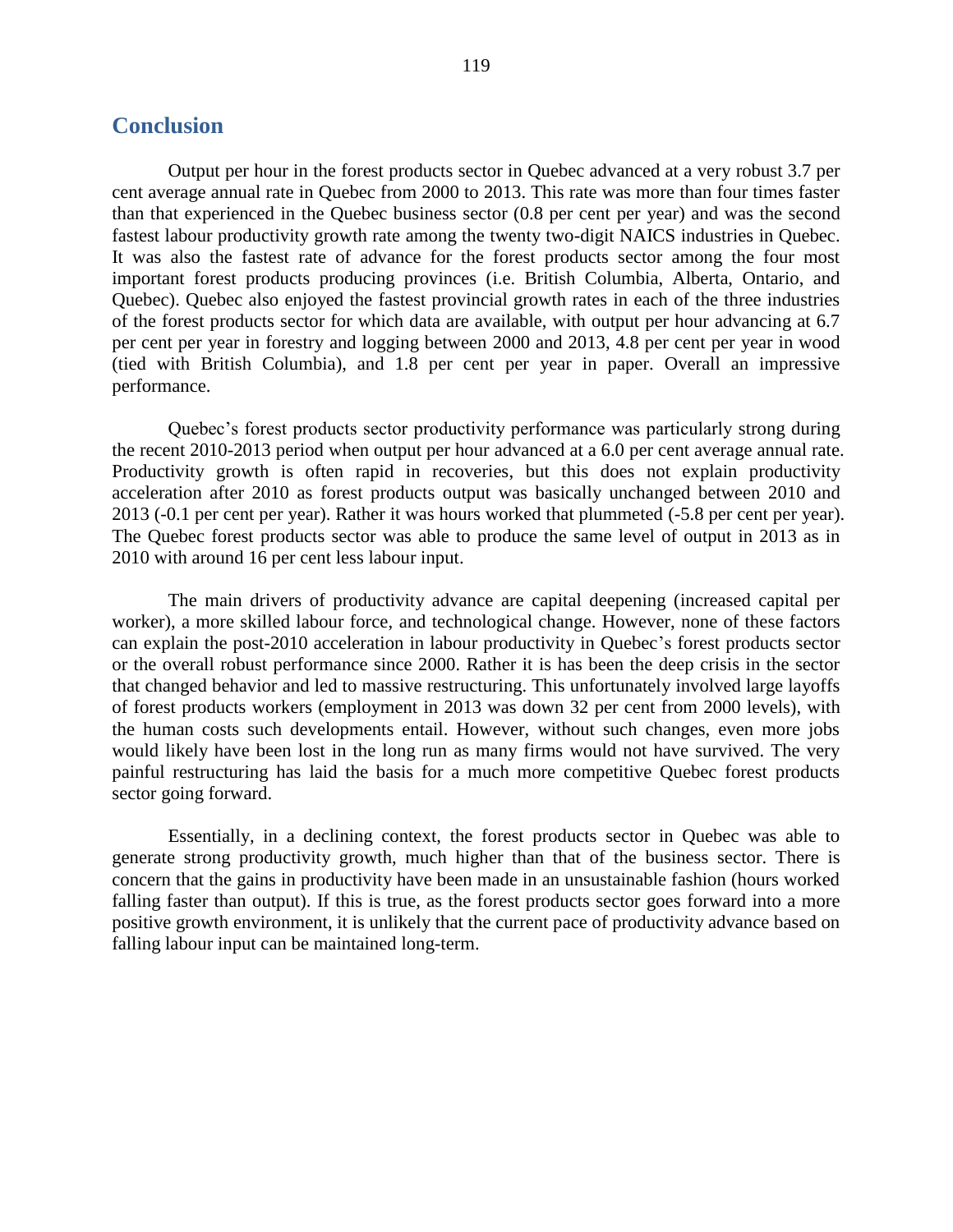## Conclusion

Output per hour in the forest products sector in Quebec advanced at a very robust 3.7 per cent average annual rate in Quebec from 2000 to 2013. This rate was more than four times faster than that experienced in the Quebec business sector (0.8 per cent per year) and was the second fastest labour productivity growth rate among the twenty two-digit NAICS industries in Quebec. It was also the fastest rate of advance for the forest products sector among the four most important forest products producing provinces (i.e. British Columbia, Alberta, Ontario, and Quebec). Quebec also enjoyed the fastest provincial growth rates in each of the three industries of the forest products sector for which data are available, with output per hour advancing at 6.7 per cent per year in forestry and logging between 2000 and 2013, 4.8 per cent per year in wood (tied with British Columbia), and 1.8 per cent per year in paper. Overall an impressive performance.

Quebec's forest products sector productivity performance was particularly strong during the recent 2010-2013 period when output per hour advanced at a 6.0 per cent average annual rate. Productivity growth is often rapid in recoveries, but this does not explain productivity acceleration after 2010 as forest products output was basically unchanged between 2010 and 2013 (-0.1 per cent per year). Rather it was hours worked that plummeted (-5.8 per cent per year). The Quebec forest products sector was able to produce the same level of output in 2013 as in 2010 with around 16 per cent less labour input.

The main drivers of productivity advance are capital deepening (increased capital per worker), a more skilled labour force, and technological change. However, none of these factors can explain the post-2010 acceleration in labour productivity in Quebec's forest products sector or the overall robust performance since 2000. Rather it is has been the deep crisis in the sector that changed behavior and led to massive restructuring. This unfortunately involved large layoffs of forest products workers (employment in 2013 was down 32 per cent from 2000 levels), with the human costs such developments entail. However, without such changes, even more jobs would likely have been lost in the long run as many firms would not have survived. The very painful restructuring has laid the basis for a much more competitive Quebec forest products sector going forward.

Essentially, in a declining context, the forest products sector in Quebec was able to generate strong productivity growth, much higher than that of the business sector. There is concern that the gains in productivity have been made in an unsustainable fashion (hours worked falling faster than output). If this is true, as the forest products sector goes forward into a more positive growth environment, it is unlikely that the current pace of productivity advance based on falling labour input can be maintained long-term.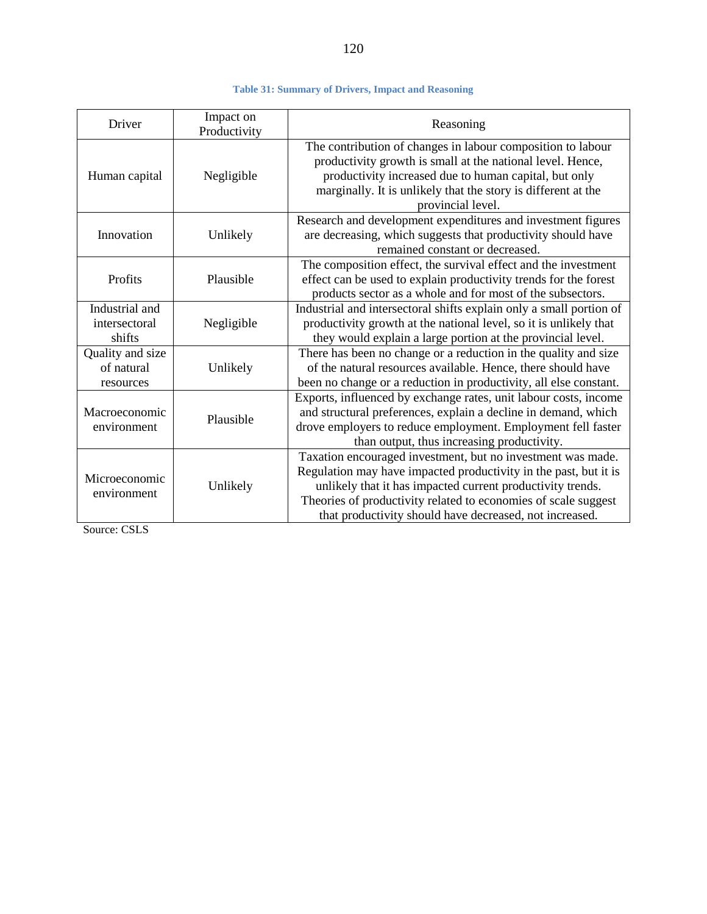**Table 31: Summary of Drivers, Impact and Reasoning**

| Driver | Impact on Productivity | Reasoning |
|---|---|---|
| Human capital | Negligible | The contribution of changes in labour composition to labour productivity growth is small at the national level. Hence, productivity increased due to human capital, but only marginally. It is unlikely that the story is different at the provincial level. |
| Innovation | Unlikely | Research and development expenditures and investment figures are decreasing, which suggests that productivity should have remained constant or decreased. |
| Profits | Plausible | The composition effect, the survival effect and the investment effect can be used to explain productivity trends for the forest products sector as a whole and for most of the subsectors. |
| Industrial and intersectoral shifts | Negligible | Industrial and intersectoral shifts explain only a small portion of productivity growth at the national level, so it is unlikely that they would explain a large portion at the provincial level. |
| Quality and size of natural resources | Unlikely | There has been no change or a reduction in the quality and size of the natural resources available. Hence, there should have been no change or a reduction in productivity, all else constant. |
| Macroeconomic environment | Plausible | Exports, influenced by exchange rates, unit labour costs, income and structural preferences, explain a decline in demand, which drove employers to reduce employment. Employment fell faster than output, thus increasing productivity. |
| Microeconomic environment | Unlikely | Taxation encouraged investment, but no investment was made. Regulation may have impacted productivity in the past, but it is unlikely that it has impacted current productivity trends. Theories of productivity related to economies of scale suggest that productivity should have decreased, not increased. |

Source: CSLS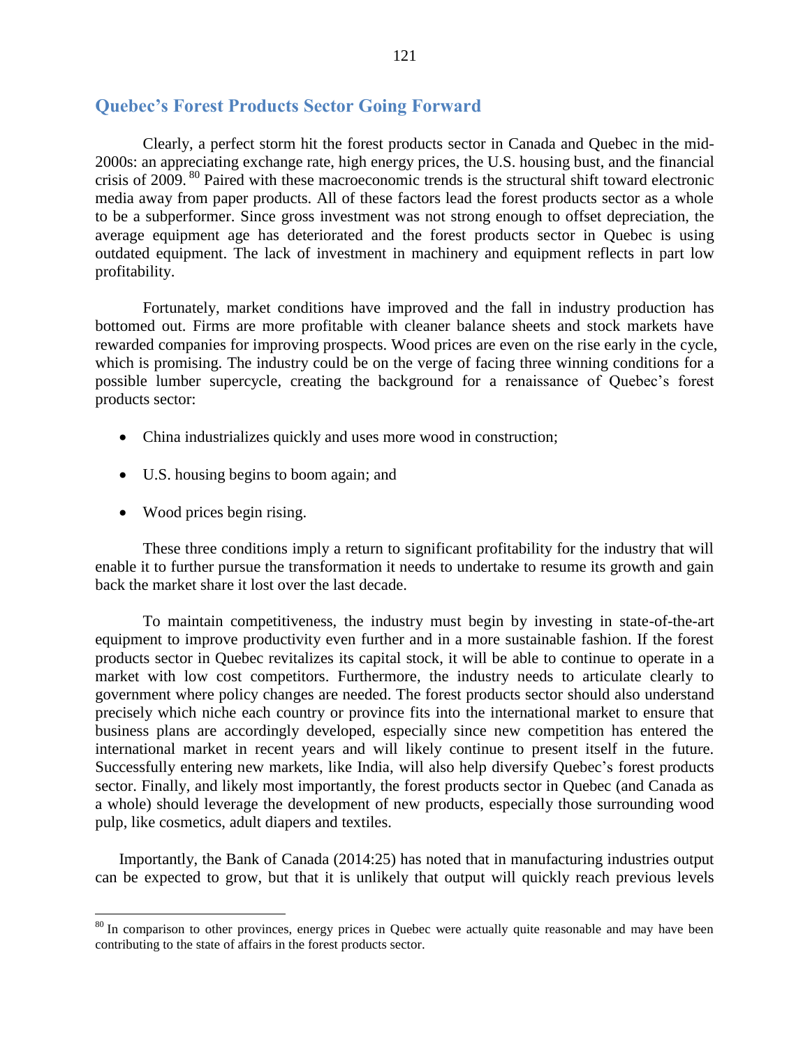## Quebec's Forest Products Sector Going Forward

Clearly, a perfect storm hit the forest products sector in Canada and Quebec in the mid-2000s: an appreciating exchange rate, high energy prices, the U.S. housing bust, and the financial crisis of 2009.[80] Paired with these macroeconomic trends is the structural shift toward electronic media away from paper products. All of these factors lead the forest products sector as a whole to be a subperformer. Since gross investment was not strong enough to offset depreciation, the average equipment age has deteriorated and the forest products sector in Quebec is using outdated equipment. The lack of investment in machinery and equipment reflects in part low profitability.

Fortunately, market conditions have improved and the fall in industry production has bottomed out. Firms are more profitable with cleaner balance sheets and stock markets have rewarded companies for improving prospects. Wood prices are even on the rise early in the cycle, which is promising. The industry could be on the verge of facing three winning conditions for a possible lumber supercycle, creating the background for a renaissance of Quebec's forest products sector:

- China industrializes quickly and uses more wood in construction;
- U.S. housing begins to boom again; and
- Wood prices begin rising.

These three conditions imply a return to significant profitability for the industry that will enable it to further pursue the transformation it needs to undertake to resume its growth and gain back the market share it lost over the last decade.

To maintain competitiveness, the industry must begin by investing in state-of-the-art equipment to improve productivity even further and in a more sustainable fashion. If the forest products sector in Quebec revitalizes its capital stock, it will be able to continue to operate in a market with low cost competitors. Furthermore, the industry needs to articulate clearly to government where policy changes are needed. The forest products sector should also understand precisely which niche each country or province fits into the international market to ensure that business plans are accordingly developed, especially since new competition has entered the international market in recent years and will likely continue to present itself in the future. Successfully entering new markets, like India, will also help diversify Quebec's forest products sector. Finally, and likely most importantly, the forest products sector in Quebec (and Canada as a whole) should leverage the development of new products, especially those surrounding wood pulp, like cosmetics, adult diapers and textiles.

Importantly, the Bank of Canada (2014:25) has noted that in manufacturing industries output can be expected to grow, but that it is unlikely that output will quickly reach previous levels

---

[80] In comparison to other provinces, energy prices in Quebec were actually quite reasonable and may have been contributing to the state of affairs in the forest products sector.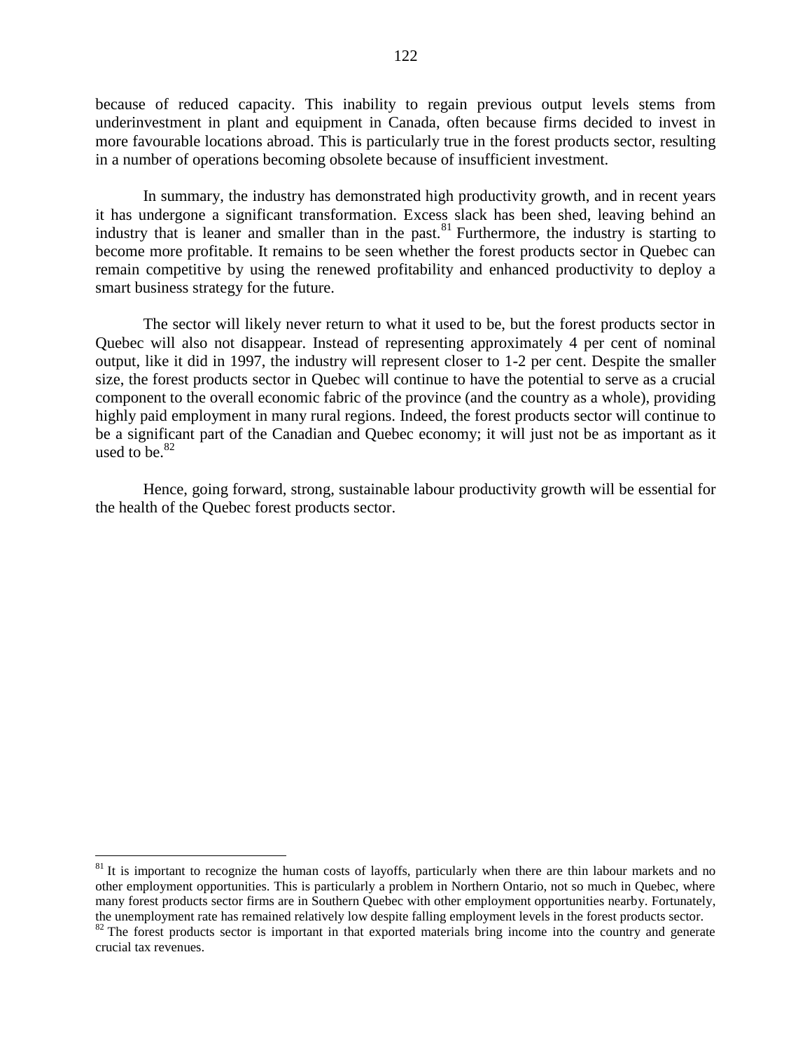because of reduced capacity. This inability to regain previous output levels stems from underinvestment in plant and equipment in Canada, often because firms decided to invest in more favourable locations abroad. This is particularly true in the forest products sector, resulting in a number of operations becoming obsolete because of insufficient investment.

In summary, the industry has demonstrated high productivity growth, and in recent years it has undergone a significant transformation. Excess slack has been shed, leaving behind an industry that is leaner and smaller than in the past.[81] Furthermore, the industry is starting to become more profitable. It remains to be seen whether the forest products sector in Quebec can remain competitive by using the renewed profitability and enhanced productivity to deploy a smart business strategy for the future.

The sector will likely never return to what it used to be, but the forest products sector in Quebec will also not disappear. Instead of representing approximately 4 per cent of nominal output, like it did in 1997, the industry will represent closer to 1-2 per cent. Despite the smaller size, the forest products sector in Quebec will continue to have the potential to serve as a crucial component to the overall economic fabric of the province (and the country as a whole), providing highly paid employment in many rural regions. Indeed, the forest products sector will continue to be a significant part of the Canadian and Quebec economy; it will just not be as important as it used to be.[82]

Hence, going forward, strong, sustainable labour productivity growth will be essential for the health of the Quebec forest products sector.

---

[81] It is important to recognize the human costs of layoffs, particularly when there are thin labour markets and no other employment opportunities. This is particularly a problem in Northern Ontario, not so much in Quebec, where many forest products sector firms are in Southern Quebec with other employment opportunities nearby. Fortunately, the unemployment rate has remained relatively low despite falling employment levels in the forest products sector.

[82] The forest products sector is important in that exported materials bring income into the country and generate crucial tax revenues.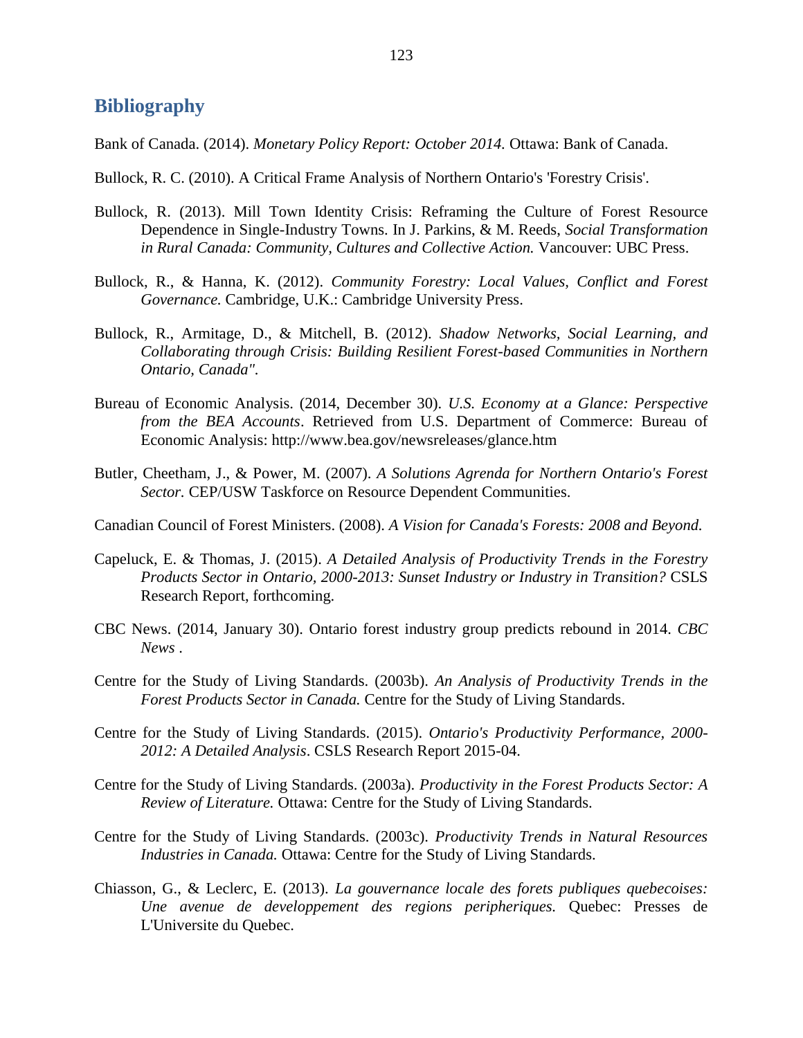## Bibliography

Bank of Canada. (2014). *Monetary Policy Report: October 2014.* Ottawa: Bank of Canada.

Bullock, R. C. (2010). A Critical Frame Analysis of Northern Ontario's 'Forestry Crisis'.

Bullock, R. (2013). Mill Town Identity Crisis: Reframing the Culture of Forest Resource Dependence in Single-Industry Towns. In J. Parkins, & M. Reeds, *Social Transformation in Rural Canada: Community, Cultures and Collective Action.* Vancouver: UBC Press.

Bullock, R., & Hanna, K. (2012). *Community Forestry: Local Values, Conflict and Forest Governance.* Cambridge, U.K.: Cambridge University Press.

Bullock, R., Armitage, D., & Mitchell, B. (2012). *Shadow Networks, Social Learning, and Collaborating through Crisis: Building Resilient Forest-based Communities in Northern Ontario, Canada".*

Bureau of Economic Analysis. (2014, December 30). *U.S. Economy at a Glance: Perspective from the BEA Accounts*. Retrieved from U.S. Department of Commerce: Bureau of Economic Analysis: http://www.bea.gov/newsreleases/glance.htm

Butler, Cheetham, J., & Power, M. (2007). *A Solutions Agrenda for Northern Ontario's Forest Sector.* CEP/USW Taskforce on Resource Dependent Communities.

Canadian Council of Forest Ministers. (2008). *A Vision for Canada's Forests: 2008 and Beyond.*

Capeluck, E. & Thomas, J. (2015). *A Detailed Analysis of Productivity Trends in the Forestry Products Sector in Ontario, 2000-2013: Sunset Industry or Industry in Transition?* CSLS Research Report, forthcoming.

CBC News. (2014, January 30). Ontario forest industry group predicts rebound in 2014. *CBC News* .

Centre for the Study of Living Standards. (2003b). *An Analysis of Productivity Trends in the Forest Products Sector in Canada.* Centre for the Study of Living Standards.

Centre for the Study of Living Standards. (2015). *Ontario's Productivity Performance, 2000-2012: A Detailed Analysis*. CSLS Research Report 2015-04.

Centre for the Study of Living Standards. (2003a). *Productivity in the Forest Products Sector: A Review of Literature.* Ottawa: Centre for the Study of Living Standards.

Centre for the Study of Living Standards. (2003c). *Productivity Trends in Natural Resources Industries in Canada.* Ottawa: Centre for the Study of Living Standards.

Chiasson, G., & Leclerc, E. (2013). *La gouvernance locale des forets publiques quebecoises: Une avenue de developpement des regions peripheriques.* Quebec: Presses de L'Universite du Quebec.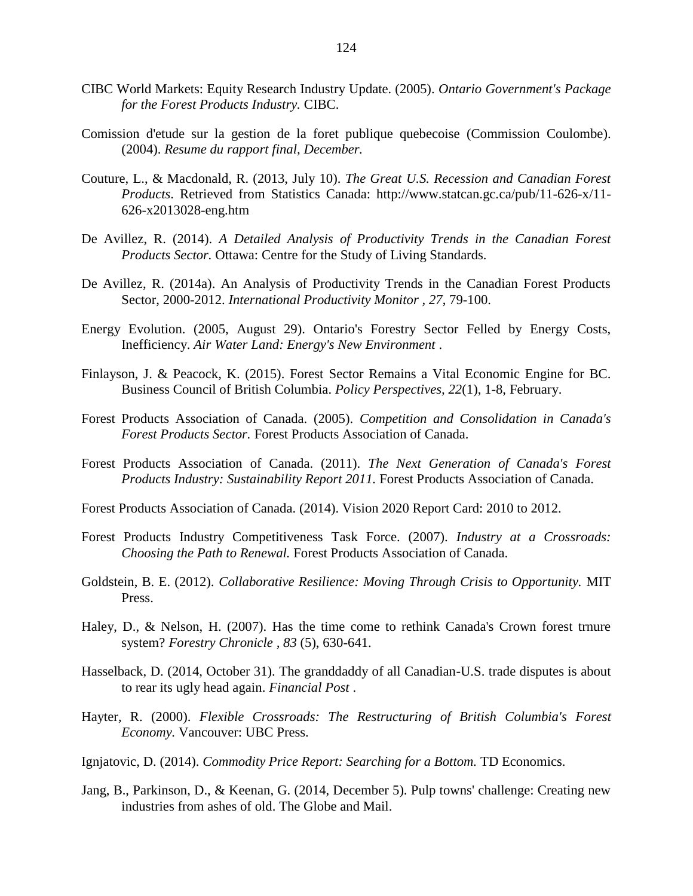CIBC World Markets: Equity Research Industry Update. (2005). *Ontario Government's Package for the Forest Products Industry.* CIBC.

Comission d'etude sur la gestion de la foret publique quebecoise (Commission Coulombe). (2004). *Resume du rapport final, December.*

Couture, L., & Macdonald, R. (2013, July 10). *The Great U.S. Recession and Canadian Forest Products*. Retrieved from Statistics Canada: http://www.statcan.gc.ca/pub/11-626-x/11-626-x2013028-eng.htm

De Avillez, R. (2014). *A Detailed Analysis of Productivity Trends in the Canadian Forest Products Sector.* Ottawa: Centre for the Study of Living Standards.

De Avillez, R. (2014a). An Analysis of Productivity Trends in the Canadian Forest Products Sector, 2000-2012. *International Productivity Monitor , 27*, 79-100.

Energy Evolution. (2005, August 29). Ontario's Forestry Sector Felled by Energy Costs, Inefficiency. *Air Water Land: Energy's New Environment* .

Finlayson, J. & Peacock, K. (2015). Forest Sector Remains a Vital Economic Engine for BC. Business Council of British Columbia. *Policy Perspectives, 22*(1), 1-8, February.

Forest Products Association of Canada. (2005). *Competition and Consolidation in Canada's Forest Products Sector.* Forest Products Association of Canada.

Forest Products Association of Canada. (2011). *The Next Generation of Canada's Forest Products Industry: Sustainability Report 2011.* Forest Products Association of Canada.

Forest Products Association of Canada. (2014). Vision 2020 Report Card: 2010 to 2012.

Forest Products Industry Competitiveness Task Force. (2007). *Industry at a Crossroads: Choosing the Path to Renewal.* Forest Products Association of Canada.

Goldstein, B. E. (2012). *Collaborative Resilience: Moving Through Crisis to Opportunity.* MIT Press.

Haley, D., & Nelson, H. (2007). Has the time come to rethink Canada's Crown forest trnure system? *Forestry Chronicle , 83* (5), 630-641.

Hasselback, D. (2014, October 31). The granddaddy of all Canadian-U.S. trade disputes is about to rear its ugly head again. *Financial Post* .

Hayter, R. (2000). *Flexible Crossroads: The Restructuring of British Columbia's Forest Economy.* Vancouver: UBC Press.

Ignjatovic, D. (2014). *Commodity Price Report: Searching for a Bottom.* TD Economics.

Jang, B., Parkinson, D., & Keenan, G. (2014, December 5). Pulp towns' challenge: Creating new industries from ashes of old. The Globe and Mail.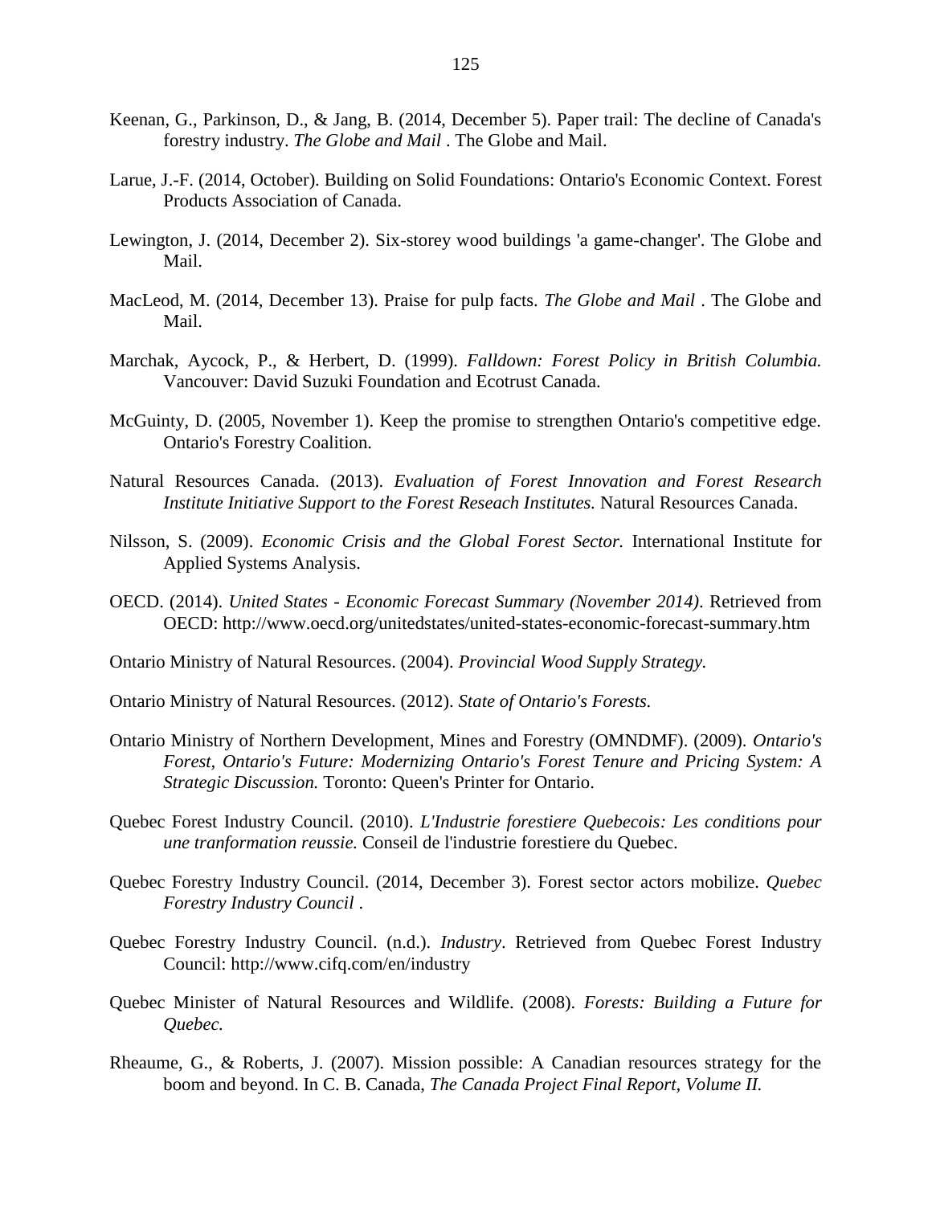Keenan, G., Parkinson, D., & Jang, B. (2014, December 5). Paper trail: The decline of Canada's forestry industry. *The Globe and Mail* . The Globe and Mail.

Larue, J.-F. (2014, October). Building on Solid Foundations: Ontario's Economic Context. Forest Products Association of Canada.

Lewington, J. (2014, December 2). Six-storey wood buildings 'a game-changer'. The Globe and Mail.

MacLeod, M. (2014, December 13). Praise for pulp facts. *The Globe and Mail* . The Globe and Mail.

Marchak, Aycock, P., & Herbert, D. (1999). *Falldown: Forest Policy in British Columbia.* Vancouver: David Suzuki Foundation and Ecotrust Canada.

McGuinty, D. (2005, November 1). Keep the promise to strengthen Ontario's competitive edge. Ontario's Forestry Coalition.

Natural Resources Canada. (2013). *Evaluation of Forest Innovation and Forest Research Institute Initiative Support to the Forest Reseach Institutes.* Natural Resources Canada.

Nilsson, S. (2009). *Economic Crisis and the Global Forest Sector.* International Institute for Applied Systems Analysis.

OECD. (2014). *United States - Economic Forecast Summary (November 2014)*. Retrieved from OECD: http://www.oecd.org/unitedstates/united-states-economic-forecast-summary.htm

Ontario Ministry of Natural Resources. (2004). *Provincial Wood Supply Strategy.*

Ontario Ministry of Natural Resources. (2012). *State of Ontario's Forests.*

Ontario Ministry of Northern Development, Mines and Forestry (OMNDMF). (2009). *Ontario's Forest, Ontario's Future: Modernizing Ontario's Forest Tenure and Pricing System: A Strategic Discussion.* Toronto: Queen's Printer for Ontario.

Quebec Forest Industry Council. (2010). *L'Industrie forestiere Quebecois: Les conditions pour une tranformation reussie.* Conseil de l'industrie forestiere du Quebec.

Quebec Forestry Industry Council. (2014, December 3). Forest sector actors mobilize. *Quebec Forestry Industry Council* .

Quebec Forestry Industry Council. (n.d.). *Industry*. Retrieved from Quebec Forest Industry Council: http://www.cifq.com/en/industry

Quebec Minister of Natural Resources and Wildlife. (2008). *Forests: Building a Future for Quebec.*

Rheaume, G., & Roberts, J. (2007). Mission possible: A Canadian resources strategy for the boom and beyond. In C. B. Canada, *The Canada Project Final Report, Volume II.*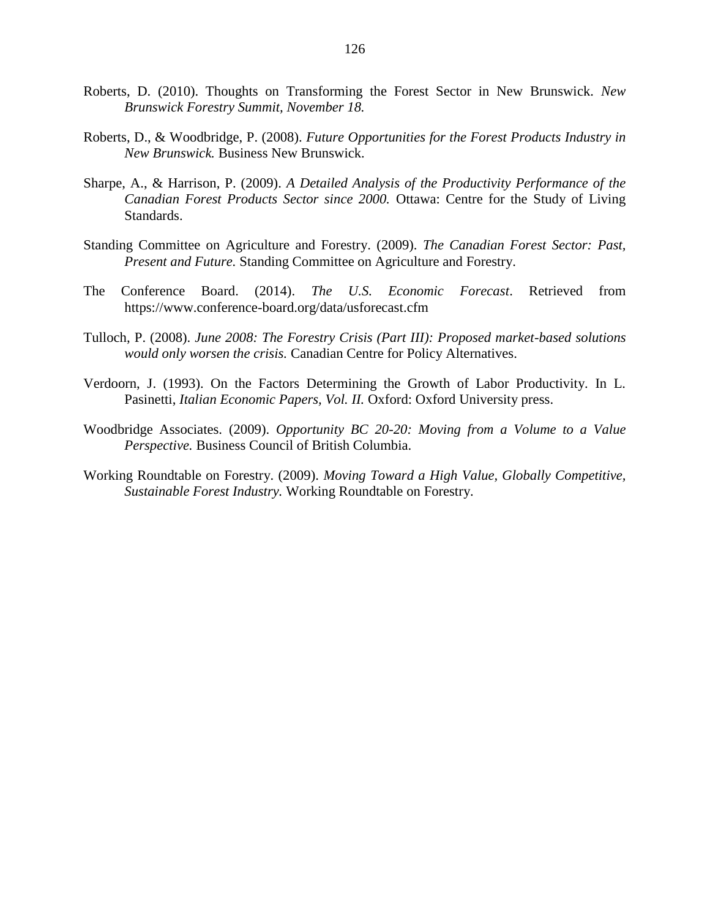Roberts, D. (2010). Thoughts on Transforming the Forest Sector in New Brunswick. *New Brunswick Forestry Summit, November 18.*

Roberts, D., & Woodbridge, P. (2008). *Future Opportunities for the Forest Products Industry in New Brunswick.* Business New Brunswick.

Sharpe, A., & Harrison, P. (2009). *A Detailed Analysis of the Productivity Performance of the Canadian Forest Products Sector since 2000.* Ottawa: Centre for the Study of Living Standards.

Standing Committee on Agriculture and Forestry. (2009). *The Canadian Forest Sector: Past, Present and Future.* Standing Committee on Agriculture and Forestry.

The Conference Board. (2014). *The U.S. Economic Forecast*. Retrieved from https://www.conference-board.org/data/usforecast.cfm

Tulloch, P. (2008). *June 2008: The Forestry Crisis (Part III): Proposed market-based solutions would only worsen the crisis.* Canadian Centre for Policy Alternatives.

Verdoorn, J. (1993). On the Factors Determining the Growth of Labor Productivity. In L. Pasinetti, *Italian Economic Papers, Vol. II.* Oxford: Oxford University press.

Woodbridge Associates. (2009). *Opportunity BC 20-20: Moving from a Volume to a Value Perspective.* Business Council of British Columbia.

Working Roundtable on Forestry. (2009). *Moving Toward a High Value, Globally Competitive, Sustainable Forest Industry.* Working Roundtable on Forestry.